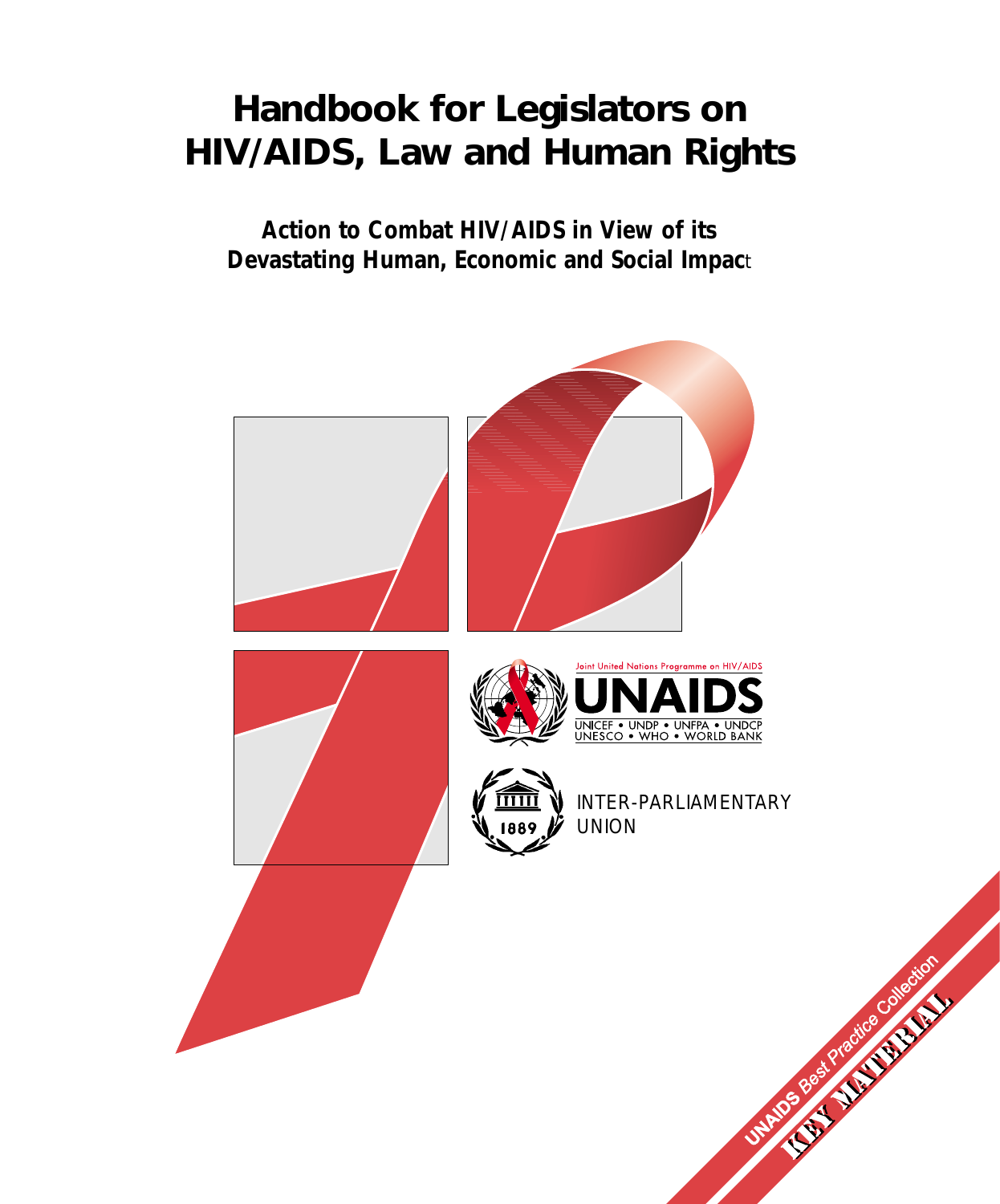# Handbook for Legislators on HIV/AIDS, Law and Human Rights

## Action to Combat HIV/AIDS in View of its Devastating Human, Economic and Social Impact

Joint United Nations Programme on HIV/AIDS

UNAIDS

UNICEF • UNDP • UNFPA • UNDCP
UNESCO • WHO • WORLD BANK

INTER-PARLIAMENTARY UNION

UNAIDS Best Practice Collection

KEY MATERIAL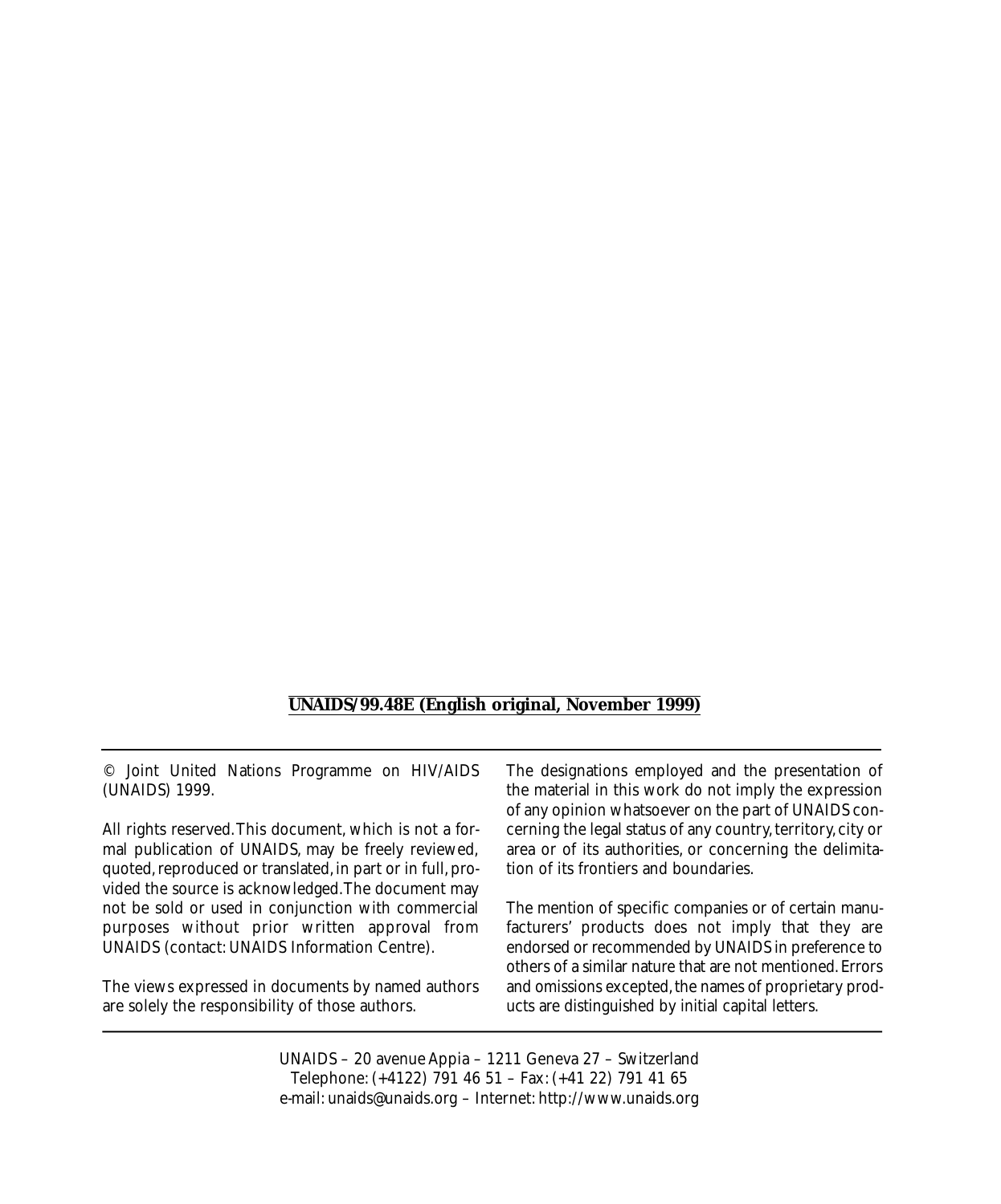**UNAIDS/99.48E (English original, November 1999)**

© Joint United Nations Programme on HIV/AIDS (UNAIDS) 1999.

All rights reserved. This document, which is not a formal publication of UNAIDS, may be freely reviewed, quoted, reproduced or translated, in part or in full, provided the source is acknowledged. The document may not be sold or used in conjunction with commercial purposes without prior written approval from UNAIDS (contact: UNAIDS Information Centre).

The views expressed in documents by named authors are solely the responsibility of those authors.

The designations employed and the presentation of the material in this work do not imply the expression of any opinion whatsoever on the part of UNAIDS concerning the legal status of any country, territory, city or area or of its authorities, or concerning the delimitation of its frontiers and boundaries.

The mention of specific companies or of certain manufacturers' products does not imply that they are endorsed or recommended by UNAIDS in preference to others of a similar nature that are not mentioned. Errors and omissions excepted, the names of proprietary products are distinguished by initial capital letters.

UNAIDS – 20 avenue Appia – 1211 Geneva 27 – Switzerland
Telephone: (+4122) 791 46 51 – Fax: (+41 22) 791 41 65
e-mail: unaids@unaids.org – Internet: http://www.unaids.org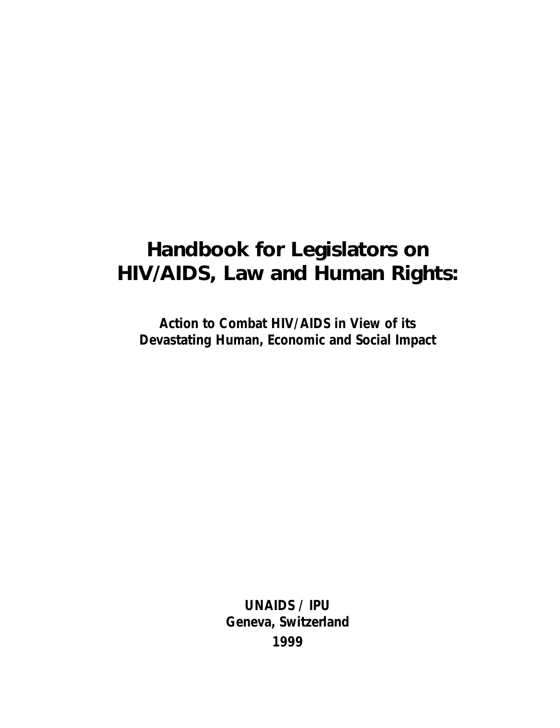# Handbook for Legislators on HIV/AIDS, Law and Human Rights:

**Action to Combat HIV/AIDS in View of its Devastating Human, Economic and Social Impact**

**UNAIDS / IPU**
**Geneva, Switzerland**
**1999**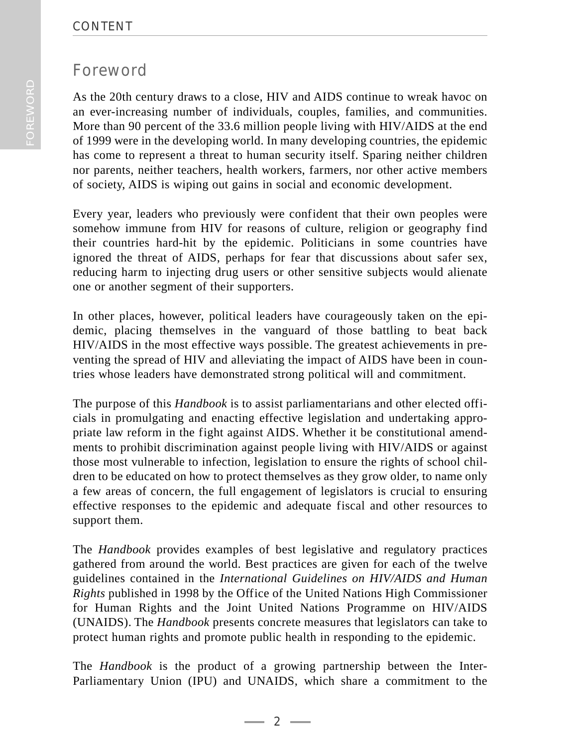# Foreword

As the 20th century draws to a close, HIV and AIDS continue to wreak havoc on an ever-increasing number of individuals, couples, families, and communities. More than 90 percent of the 33.6 million people living with HIV/AIDS at the end of 1999 were in the developing world. In many developing countries, the epidemic has come to represent a threat to human security itself. Sparing neither children nor parents, neither teachers, health workers, farmers, nor other active members of society, AIDS is wiping out gains in social and economic development.

Every year, leaders who previously were confident that their own peoples were somehow immune from HIV for reasons of culture, religion or geography find their countries hard-hit by the epidemic. Politicians in some countries have ignored the threat of AIDS, perhaps for fear that discussions about safer sex, reducing harm to injecting drug users or other sensitive subjects would alienate one or another segment of their supporters.

In other places, however, political leaders have courageously taken on the epidemic, placing themselves in the vanguard of those battling to beat back HIV/AIDS in the most effective ways possible. The greatest achievements in preventing the spread of HIV and alleviating the impact of AIDS have been in countries whose leaders have demonstrated strong political will and commitment.

The purpose of this *Handbook* is to assist parliamentarians and other elected officials in promulgating and enacting effective legislation and undertaking appropriate law reform in the fight against AIDS. Whether it be constitutional amendments to prohibit discrimination against people living with HIV/AIDS or against those most vulnerable to infection, legislation to ensure the rights of school children to be educated on how to protect themselves as they grow older, to name only a few areas of concern, the full engagement of legislators is crucial to ensuring effective responses to the epidemic and adequate fiscal and other resources to support them.

The *Handbook* provides examples of best legislative and regulatory practices gathered from around the world. Best practices are given for each of the twelve guidelines contained in the *International Guidelines on HIV/AIDS and Human Rights* published in 1998 by the Office of the United Nations High Commissioner for Human Rights and the Joint United Nations Programme on HIV/AIDS (UNAIDS). The *Handbook* presents concrete measures that legislators can take to protect human rights and promote public health in responding to the epidemic.

The *Handbook* is the product of a growing partnership between the Inter-Parliamentary Union (IPU) and UNAIDS, which share a commitment to the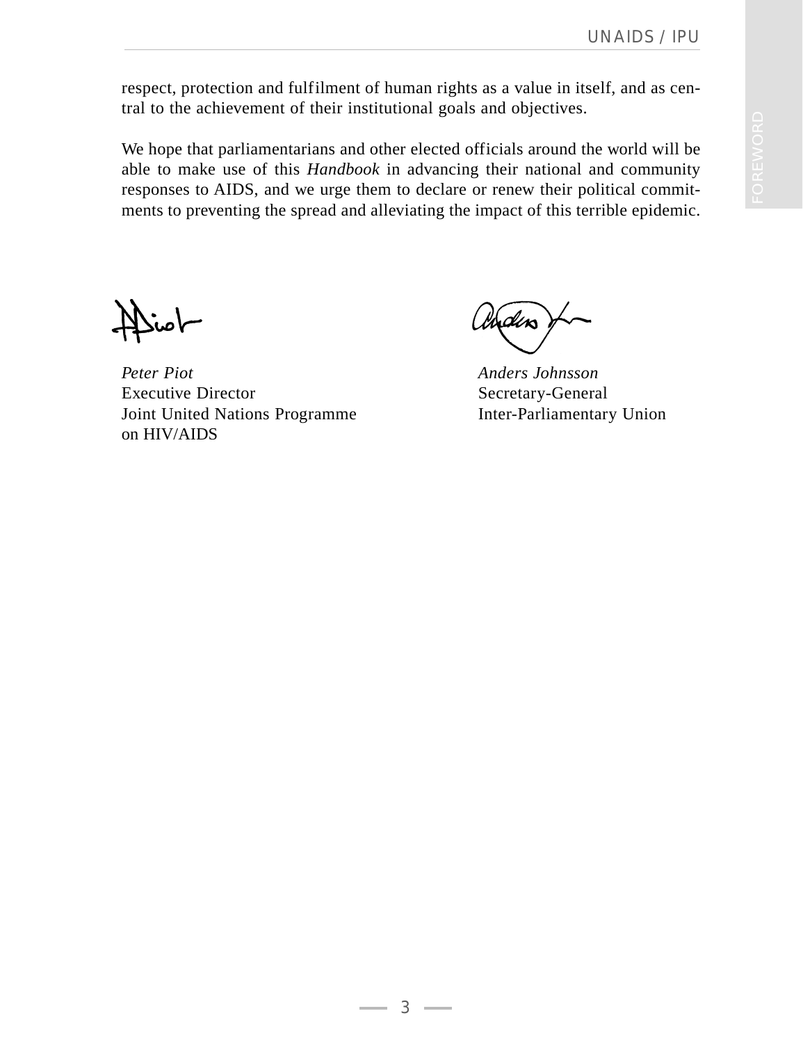respect, protection and fulfilment of human rights as a value in itself, and as central to the achievement of their institutional goals and objectives.

We hope that parliamentarians and other elected officials around the world will be able to make use of this *Handbook* in advancing their national and community responses to AIDS, and we urge them to declare or renew their political commitments to preventing the spread and alleviating the impact of this terrible epidemic.

*Peter Piot*
Executive Director
Joint United Nations Programme on HIV/AIDS

*Anders Johnsson*
Secretary-General
Inter-Parliamentary Union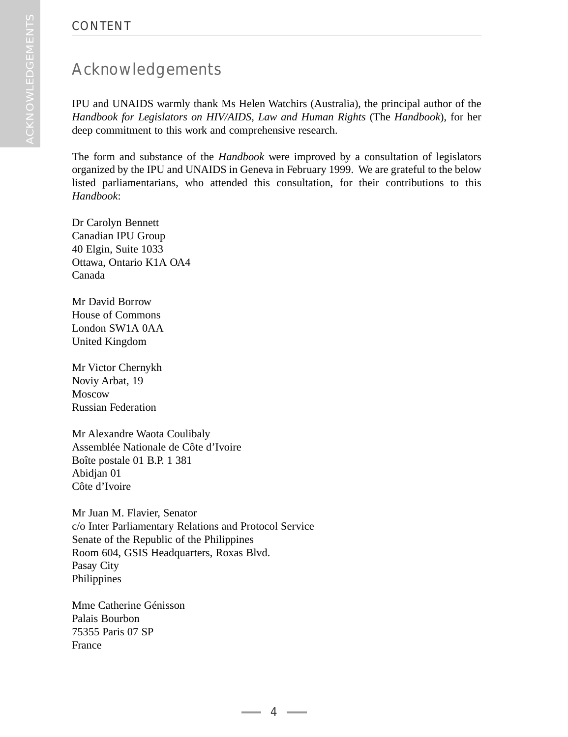## Acknowledgements

IPU and UNAIDS warmly thank Ms Helen Watchirs (Australia), the principal author of the *Handbook for Legislators on HIV/AIDS, Law and Human Rights* (The *Handbook*), for her deep commitment to this work and comprehensive research.

The form and substance of the *Handbook* were improved by a consultation of legislators organized by the IPU and UNAIDS in Geneva in February 1999. We are grateful to the below listed parliamentarians, who attended this consultation, for their contributions to this *Handbook*:

Dr Carolyn Bennett
Canadian IPU Group
40 Elgin, Suite 1033
Ottawa, Ontario K1A OA4
Canada

Mr David Borrow
House of Commons
London SW1A 0AA
United Kingdom

Mr Victor Chernykh
Noviy Arbat, 19
Moscow
Russian Federation

Mr Alexandre Waota Coulibaly
Assemblée Nationale de Côte d'Ivoire
Boîte postale 01 B.P. 1 381
Abidjan 01
Côte d'Ivoire

Mr Juan M. Flavier, Senator
c/o Inter Parliamentary Relations and Protocol Service
Senate of the Republic of the Philippines
Room 604, GSIS Headquarters, Roxas Blvd.
Pasay City
Philippines

Mme Catherine Génisson
Palais Bourbon
75355 Paris 07 SP
France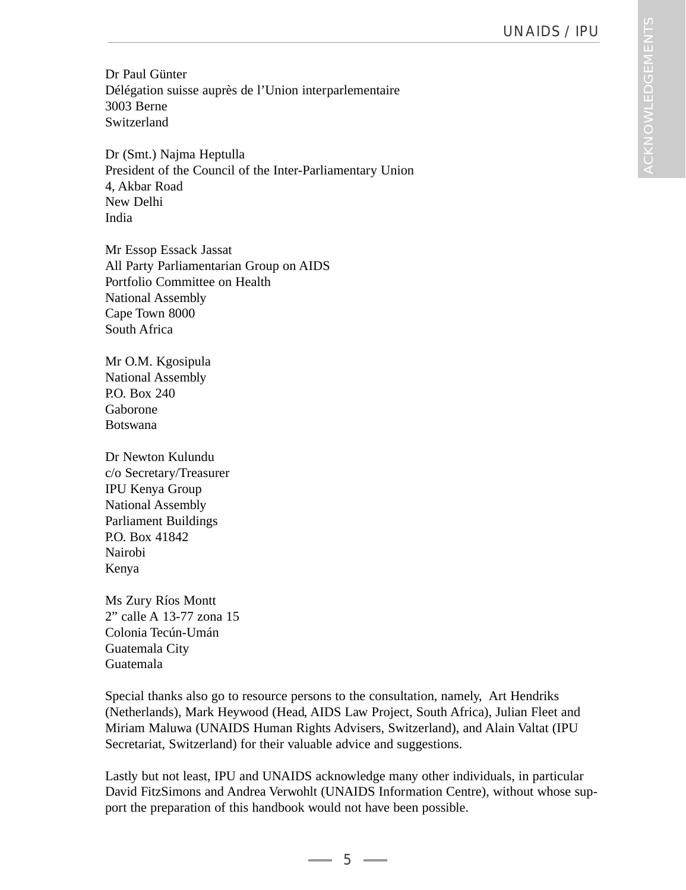Dr Paul Günter
Délégation suisse auprès de l'Union interparlementaire
3003 Berne
Switzerland

Dr (Smt.) Najma Heptulla
President of the Council of the Inter-Parliamentary Union
4, Akbar Road
New Delhi
India

Mr Essop Essack Jassat
All Party Parliamentarian Group on AIDS
Portfolio Committee on Health
National Assembly
Cape Town 8000
South Africa

Mr O.M. Kgosipula
National Assembly
P.O. Box 240
Gaborone
Botswana

Dr Newton Kulundu
c/o Secretary/Treasurer
IPU Kenya Group
National Assembly
Parliament Buildings
P.O. Box 41842
Nairobi
Kenya

Ms Zury Ríos Montt
2" calle A 13-77 zona 15
Colonia Tecún-Umán
Guatemala City
Guatemala

Special thanks also go to resource persons to the consultation, namely, Art Hendriks (Netherlands), Mark Heywood (Head, AIDS Law Project, South Africa), Julian Fleet and Miriam Maluwa (UNAIDS Human Rights Advisers, Switzerland), and Alain Valtat (IPU Secretariat, Switzerland) for their valuable advice and suggestions.

Lastly but not least, IPU and UNAIDS acknowledge many other individuals, in particular David FitzSimons and Andrea Verwohlt (UNAIDS Information Centre), without whose support the preparation of this handbook would not have been possible.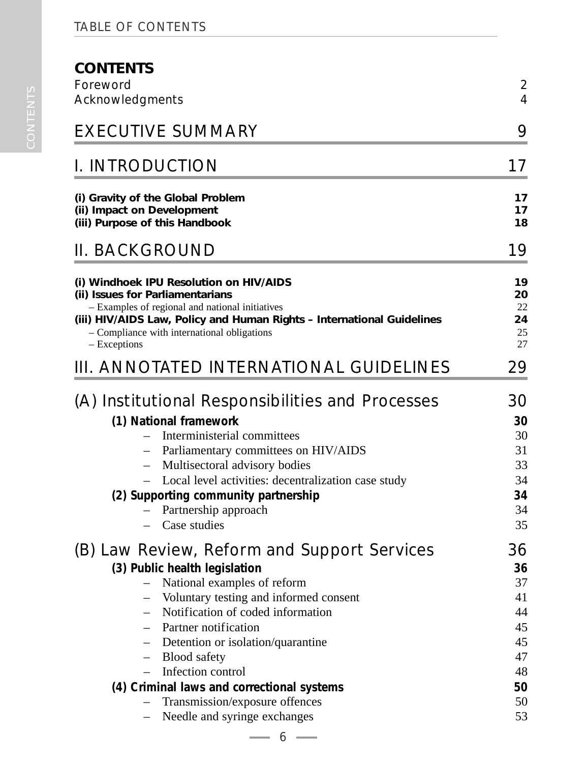# CONTENTS

Foreword 2

Acknowledgments 4

## EXECUTIVE SUMMARY 9

## I. INTRODUCTION 17

**(i) Gravity of the Global Problem** **17**

**(ii) Impact on Development** **17**

**(iii) Purpose of this Handbook** **18**

## II. BACKGROUND 19

**(i) Windhoek IPU Resolution on HIV/AIDS** **19**

**(ii) Issues for Parliamentarians** **20**

– Examples of regional and national initiatives 22

**(iii) HIV/AIDS Law, Policy and Human Rights – International Guidelines** **24**

– Compliance with international obligations 25

– Exceptions 27

## III. ANNOTATED INTERNATIONAL GUIDELINES 29

### (A) Institutional Responsibilities and Processes 30

**(1) National framework** **30**

– Interministerial committees 30

– Parliamentary committees on HIV/AIDS 31

– Multisectoral advisory bodies 33

– Local level activities: decentralization case study 34

**(2) Supporting community partnership** **34**

– Partnership approach 34

– Case studies 35

### (B) Law Review, Reform and Support Services 36

**(3) Public health legislation** **36**

– National examples of reform 37

– Voluntary testing and informed consent 41

– Notification of coded information 44

– Partner notification 45

– Detention or isolation/quarantine 45

– Blood safety 47

– Infection control 48

**(4) Criminal laws and correctional systems** **50**

– Transmission/exposure offences 50

– Needle and syringe exchanges 53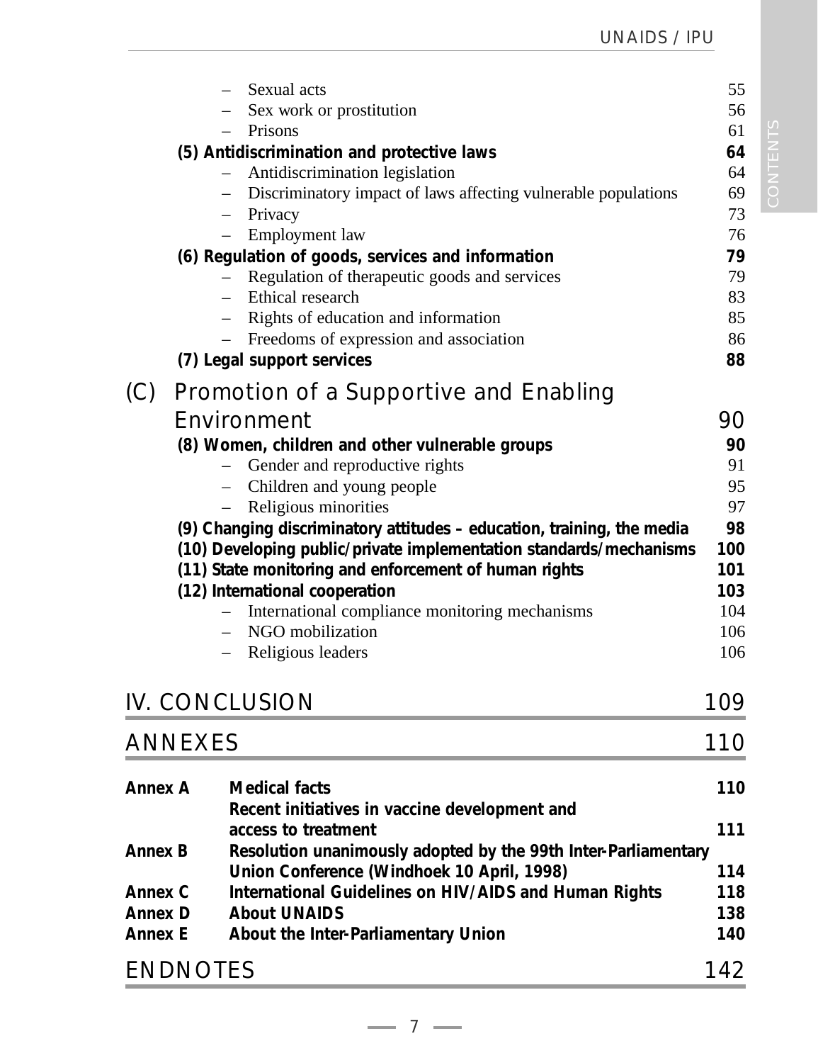- Sexual acts 55
- Sex work or prostitution 56
- Prisons 61

**(5) Antidiscrimination and protective laws** **64**

- Antidiscrimination legislation 64
- Discriminatory impact of laws affecting vulnerable populations 69
- Privacy 73
- Employment law 76

**(6) Regulation of goods, services and information** **79**

- Regulation of therapeutic goods and services 79
- Ethical research 83
- Rights of education and information 85
- Freedoms of expression and association 86

**(7) Legal support services** **88**

## (C) Promotion of a Supportive and Enabling Environment 90

**(8) Women, children and other vulnerable groups** **90**

- Gender and reproductive rights 91
- Children and young people 95
- Religious minorities 97

**(9) Changing discriminatory attitudes – education, training, the media** **98**

**(10) Developing public/private implementation standards/mechanisms** **100**

**(11) State monitoring and enforcement of human rights** **101**

**(12) International cooperation** **103**

- International compliance monitoring mechanisms 104
- NGO mobilization 106
- Religious leaders 106

## IV. CONCLUSION 109

## ANNEXES 110

| | | |
|---|---|---|
| **Annex A** | **Medical facts** | **110** |
| | **Recent initiatives in vaccine development and access to treatment** | **111** |
| **Annex B** | **Resolution unanimously adopted by the 99th Inter-Parliamentary Union Conference (Windhoek 10 April, 1998)** | **114** |
| **Annex C** | **International Guidelines on HIV/AIDS and Human Rights** | **118** |
| **Annex D** | **About UNAIDS** | **138** |
| **Annex E** | **About the Inter-Parliamentary Union** | **140** |

## ENDNOTES 142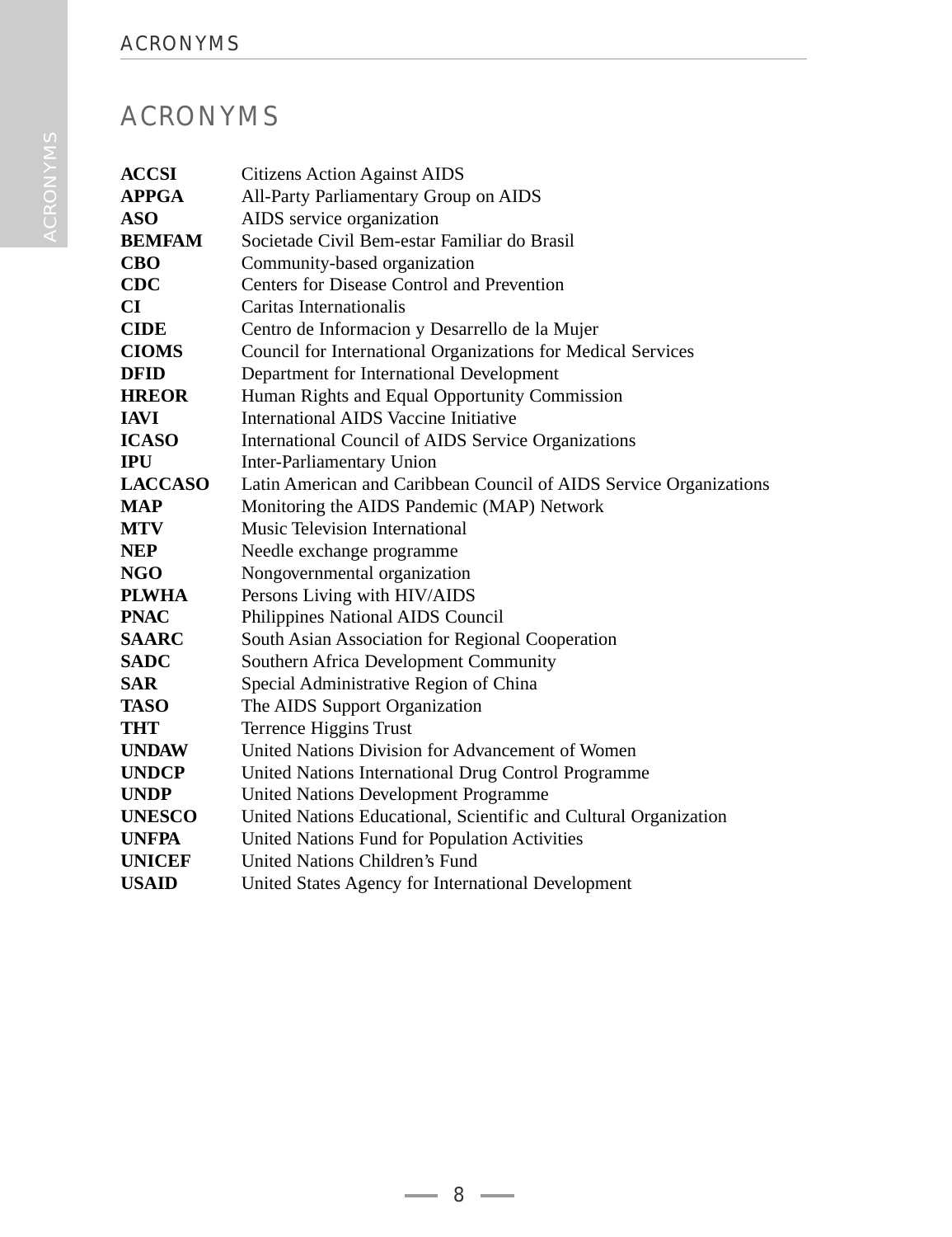# ACRONYMS

| | |
|---|---|
| **ACCSI** | Citizens Action Against AIDS |
| **APPGA** | All-Party Parliamentary Group on AIDS |
| **ASO** | AIDS service organization |
| **BEMFAM** | Societade Civil Bem-estar Familiar do Brasil |
| **CBO** | Community-based organization |
| **CDC** | Centers for Disease Control and Prevention |
| **CI** | Caritas Internationalis |
| **CIDE** | Centro de Informacion y Desarrello de la Mujer |
| **CIOMS** | Council for International Organizations for Medical Services |
| **DFID** | Department for International Development |
| **HREOR** | Human Rights and Equal Opportunity Commission |
| **IAVI** | International AIDS Vaccine Initiative |
| **ICASO** | International Council of AIDS Service Organizations |
| **IPU** | Inter-Parliamentary Union |
| **LACCASO** | Latin American and Caribbean Council of AIDS Service Organizations |
| **MAP** | Monitoring the AIDS Pandemic (MAP) Network |
| **MTV** | Music Television International |
| **NEP** | Needle exchange programme |
| **NGO** | Nongovernmental organization |
| **PLWHA** | Persons Living with HIV/AIDS |
| **PNAC** | Philippines National AIDS Council |
| **SAARC** | South Asian Association for Regional Cooperation |
| **SADC** | Southern Africa Development Community |
| **SAR** | Special Administrative Region of China |
| **TASO** | The AIDS Support Organization |
| **THT** | Terrence Higgins Trust |
| **UNDAW** | United Nations Division for Advancement of Women |
| **UNDCP** | United Nations International Drug Control Programme |
| **UNDP** | United Nations Development Programme |
| **UNESCO** | United Nations Educational, Scientific and Cultural Organization |
| **UNFPA** | United Nations Fund for Population Activities |
| **UNICEF** | United Nations Children's Fund |
| **USAID** | United States Agency for International Development |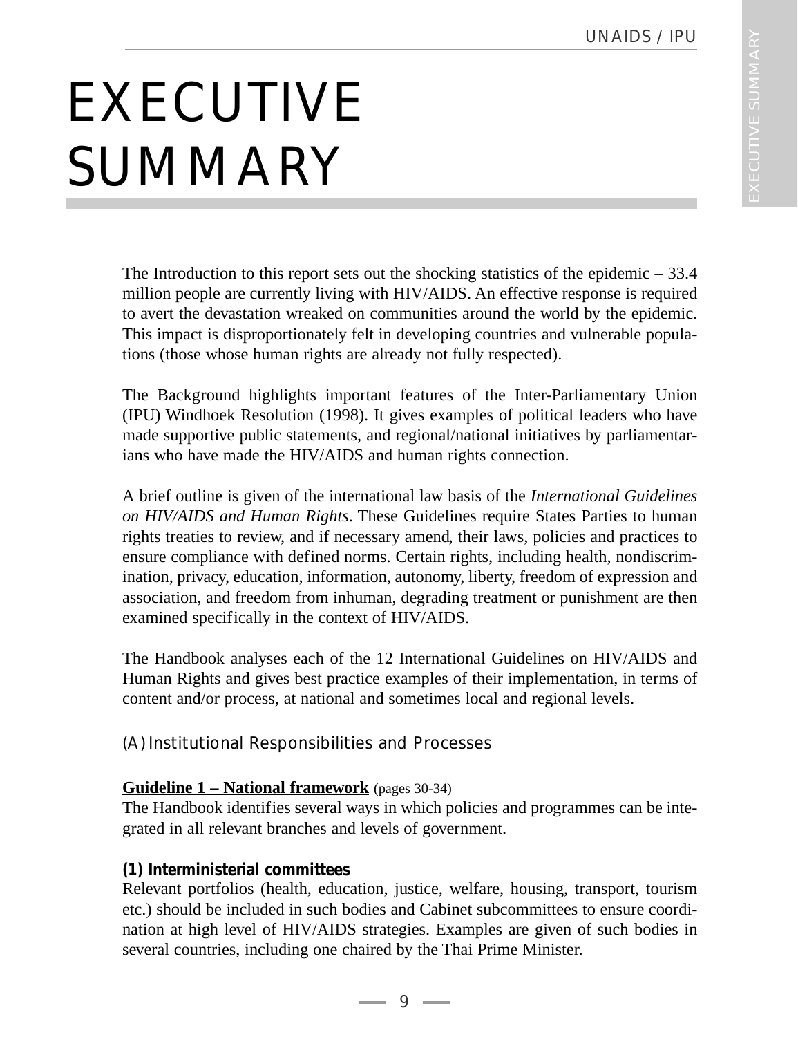# EXECUTIVE SUMMARY

The Introduction to this report sets out the shocking statistics of the epidemic – 33.4 million people are currently living with HIV/AIDS. An effective response is required to avert the devastation wreaked on communities around the world by the epidemic. This impact is disproportionately felt in developing countries and vulnerable populations (those whose human rights are already not fully respected).

The Background highlights important features of the Inter-Parliamentary Union (IPU) Windhoek Resolution (1998). It gives examples of political leaders who have made supportive public statements, and regional/national initiatives by parliamentarians who have made the HIV/AIDS and human rights connection.

A brief outline is given of the international law basis of the *International Guidelines on HIV/AIDS and Human Rights*. These Guidelines require States Parties to human rights treaties to review, and if necessary amend, their laws, policies and practices to ensure compliance with defined norms. Certain rights, including health, nondiscrimination, privacy, education, information, autonomy, liberty, freedom of expression and association, and freedom from inhuman, degrading treatment or punishment are then examined specifically in the context of HIV/AIDS.

The Handbook analyses each of the 12 International Guidelines on HIV/AIDS and Human Rights and gives best practice examples of their implementation, in terms of content and/or process, at national and sometimes local and regional levels.

## (A) Institutional Responsibilities and Processes

**Guideline 1 – National framework** (pages 30-34)
The Handbook identifies several ways in which policies and programmes can be integrated in all relevant branches and levels of government.

**(1) Interministerial committees**
Relevant portfolios (health, education, justice, welfare, housing, transport, tourism etc.) should be included in such bodies and Cabinet subcommittees to ensure coordination at high level of HIV/AIDS strategies. Examples are given of such bodies in several countries, including one chaired by the Thai Prime Minister.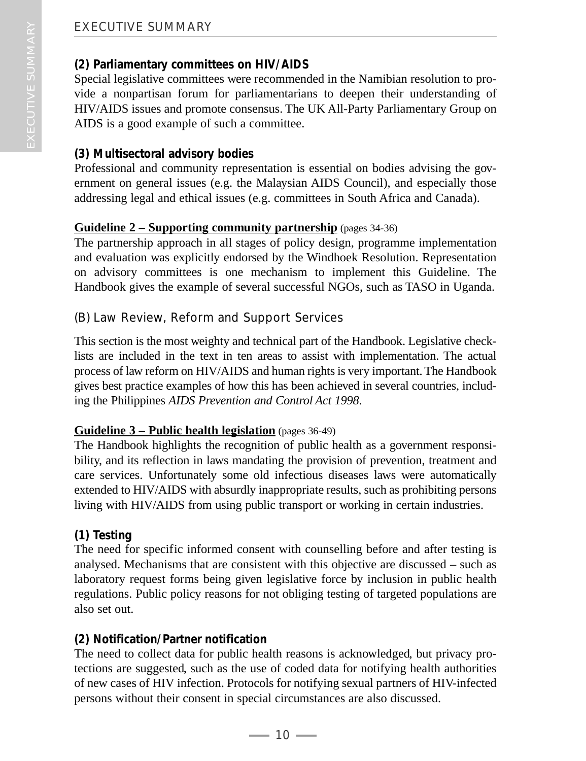**(2) Parliamentary committees on HIV/AIDS**

Special legislative committees were recommended in the Namibian resolution to provide a nonpartisan forum for parliamentarians to deepen their understanding of HIV/AIDS issues and promote consensus. The UK All-Party Parliamentary Group on AIDS is a good example of such a committee.

**(3) Multisectoral advisory bodies**

Professional and community representation is essential on bodies advising the government on general issues (e.g. the Malaysian AIDS Council), and especially those addressing legal and ethical issues (e.g. committees in South Africa and Canada).

**Guideline 2 – Supporting community partnership** (pages 34-36)

The partnership approach in all stages of policy design, programme implementation and evaluation was explicitly endorsed by the Windhoek Resolution. Representation on advisory committees is one mechanism to implement this Guideline. The Handbook gives the example of several successful NGOs, such as TASO in Uganda.

## (B) Law Review, Reform and Support Services

This section is the most weighty and technical part of the Handbook. Legislative checklists are included in the text in ten areas to assist with implementation. The actual process of law reform on HIV/AIDS and human rights is very important. The Handbook gives best practice examples of how this has been achieved in several countries, including the Philippines *AIDS Prevention and Control Act 1998*.

**Guideline 3 – Public health legislation** (pages 36-49)

The Handbook highlights the recognition of public health as a government responsibility, and its reflection in laws mandating the provision of prevention, treatment and care services. Unfortunately some old infectious diseases laws were automatically extended to HIV/AIDS with absurdly inappropriate results, such as prohibiting persons living with HIV/AIDS from using public transport or working in certain industries.

**(1) Testing**

The need for specific informed consent with counselling before and after testing is analysed. Mechanisms that are consistent with this objective are discussed – such as laboratory request forms being given legislative force by inclusion in public health regulations. Public policy reasons for not obliging testing of targeted populations are also set out.

**(2) Notification/Partner notification**

The need to collect data for public health reasons is acknowledged, but privacy protections are suggested, such as the use of coded data for notifying health authorities of new cases of HIV infection. Protocols for notifying sexual partners of HIV-infected persons without their consent in special circumstances are also discussed.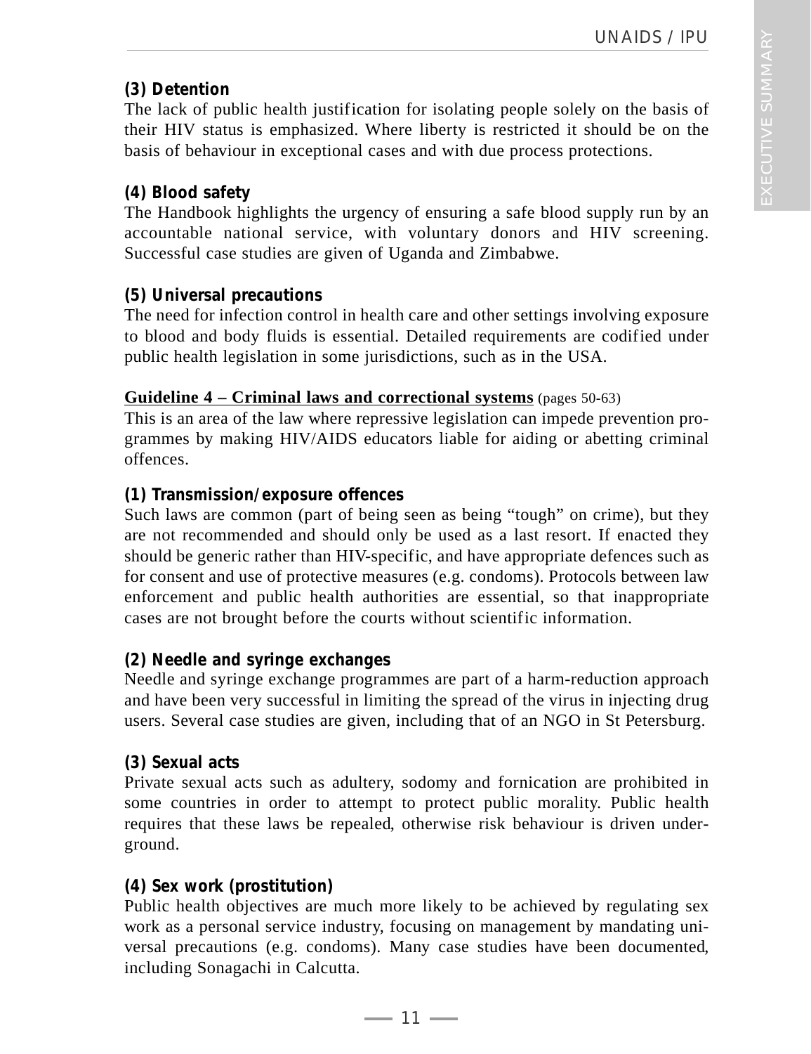**(3) Detention**

The lack of public health justification for isolating people solely on the basis of their HIV status is emphasized. Where liberty is restricted it should be on the basis of behaviour in exceptional cases and with due process protections.

**(4) Blood safety**

The Handbook highlights the urgency of ensuring a safe blood supply run by an accountable national service, with voluntary donors and HIV screening. Successful case studies are given of Uganda and Zimbabwe.

**(5) Universal precautions**

The need for infection control in health care and other settings involving exposure to blood and body fluids is essential. Detailed requirements are codified under public health legislation in some jurisdictions, such as in the USA.

**Guideline 4 – Criminal laws and correctional systems** (pages 50-63)

This is an area of the law where repressive legislation can impede prevention programmes by making HIV/AIDS educators liable for aiding or abetting criminal offences.

**(1) Transmission/exposure offences**

Such laws are common (part of being seen as being "tough" on crime), but they are not recommended and should only be used as a last resort. If enacted they should be generic rather than HIV-specific, and have appropriate defences such as for consent and use of protective measures (e.g. condoms). Protocols between law enforcement and public health authorities are essential, so that inappropriate cases are not brought before the courts without scientific information.

**(2) Needle and syringe exchanges**

Needle and syringe exchange programmes are part of a harm-reduction approach and have been very successful in limiting the spread of the virus in injecting drug users. Several case studies are given, including that of an NGO in St Petersburg.

**(3) Sexual acts**

Private sexual acts such as adultery, sodomy and fornication are prohibited in some countries in order to attempt to protect public morality. Public health requires that these laws be repealed, otherwise risk behaviour is driven underground.

**(4) Sex work (prostitution)**

Public health objectives are much more likely to be achieved by regulating sex work as a personal service industry, focusing on management by mandating universal precautions (e.g. condoms). Many case studies have been documented, including Sonagachi in Calcutta.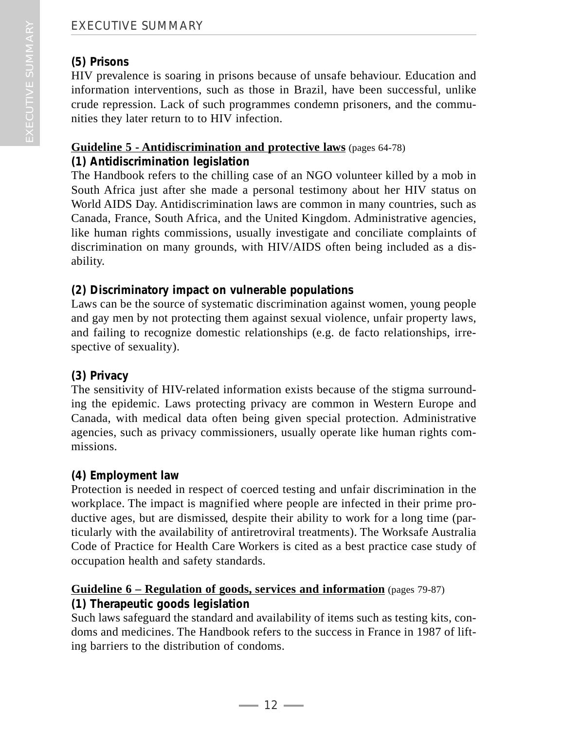**(5) Prisons**

HIV prevalence is soaring in prisons because of unsafe behaviour. Education and information interventions, such as those in Brazil, have been successful, unlike crude repression. Lack of such programmes condemn prisoners, and the communities they later return to to HIV infection.

**Guideline 5 - Antidiscrimination and protective laws** (pages 64-78)

**(1) Antidiscrimination legislation**

The Handbook refers to the chilling case of an NGO volunteer killed by a mob in South Africa just after she made a personal testimony about her HIV status on World AIDS Day. Antidiscrimination laws are common in many countries, such as Canada, France, South Africa, and the United Kingdom. Administrative agencies, like human rights commissions, usually investigate and conciliate complaints of discrimination on many grounds, with HIV/AIDS often being included as a disability.

**(2) Discriminatory impact on vulnerable populations**

Laws can be the source of systematic discrimination against women, young people and gay men by not protecting them against sexual violence, unfair property laws, and failing to recognize domestic relationships (e.g. de facto relationships, irrespective of sexuality).

**(3) Privacy**

The sensitivity of HIV-related information exists because of the stigma surrounding the epidemic. Laws protecting privacy are common in Western Europe and Canada, with medical data often being given special protection. Administrative agencies, such as privacy commissioners, usually operate like human rights commissions.

**(4) Employment law**

Protection is needed in respect of coerced testing and unfair discrimination in the workplace. The impact is magnified where people are infected in their prime productive ages, but are dismissed, despite their ability to work for a long time (particularly with the availability of antiretroviral treatments). The Worksafe Australia Code of Practice for Health Care Workers is cited as a best practice case study of occupation health and safety standards.

**Guideline 6 – Regulation of goods, services and information** (pages 79-87)

**(1) Therapeutic goods legislation**

Such laws safeguard the standard and availability of items such as testing kits, condoms and medicines. The Handbook refers to the success in France in 1987 of lifting barriers to the distribution of condoms.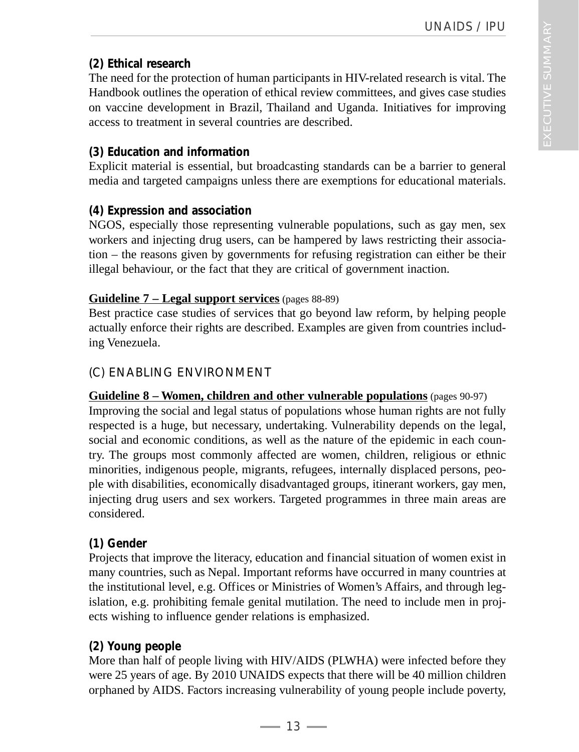**(2) Ethical research**

The need for the protection of human participants in HIV-related research is vital. The Handbook outlines the operation of ethical review committees, and gives case studies on vaccine development in Brazil, Thailand and Uganda. Initiatives for improving access to treatment in several countries are described.

**(3) Education and information**

Explicit material is essential, but broadcasting standards can be a barrier to general media and targeted campaigns unless there are exemptions for educational materials.

**(4) Expression and association**

NGOS, especially those representing vulnerable populations, such as gay men, sex workers and injecting drug users, can be hampered by laws restricting their association – the reasons given by governments for refusing registration can either be their illegal behaviour, or the fact that they are critical of government inaction.

**Guideline 7 – Legal support services** (pages 88-89)

Best practice case studies of services that go beyond law reform, by helping people actually enforce their rights are described. Examples are given from countries including Venezuela.

## (C) ENABLING ENVIRONMENT

**Guideline 8 – Women, children and other vulnerable populations** (pages 90-97)

Improving the social and legal status of populations whose human rights are not fully respected is a huge, but necessary, undertaking. Vulnerability depends on the legal, social and economic conditions, as well as the nature of the epidemic in each country. The groups most commonly affected are women, children, religious or ethnic minorities, indigenous people, migrants, refugees, internally displaced persons, people with disabilities, economically disadvantaged groups, itinerant workers, gay men, injecting drug users and sex workers. Targeted programmes in three main areas are considered.

**(1) Gender**

Projects that improve the literacy, education and financial situation of women exist in many countries, such as Nepal. Important reforms have occurred in many countries at the institutional level, e.g. Offices or Ministries of Women's Affairs, and through legislation, e.g. prohibiting female genital mutilation. The need to include men in projects wishing to influence gender relations is emphasized.

**(2) Young people**

More than half of people living with HIV/AIDS (PLWHA) were infected before they were 25 years of age. By 2010 UNAIDS expects that there will be 40 million children orphaned by AIDS. Factors increasing vulnerability of young people include poverty,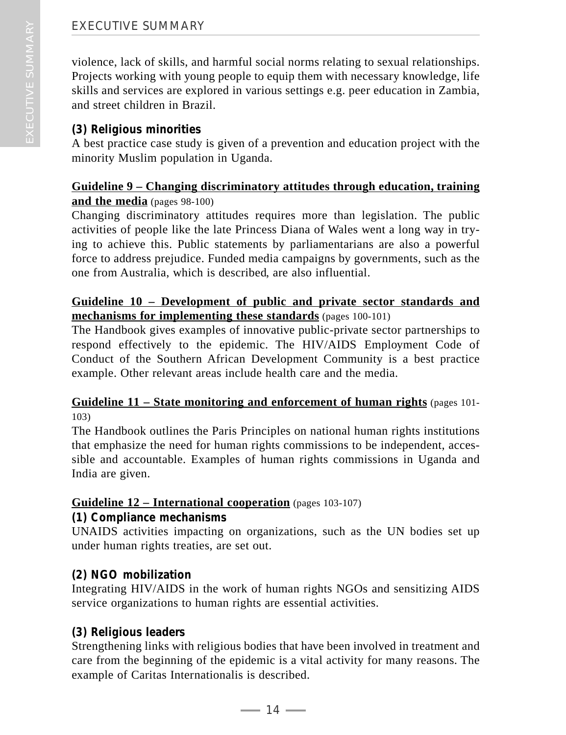violence, lack of skills, and harmful social norms relating to sexual relationships. Projects working with young people to equip them with necessary knowledge, life skills and services are explored in various settings e.g. peer education in Zambia, and street children in Brazil.

**(3) Religious minorities**

A best practice case study is given of a prevention and education project with the minority Muslim population in Uganda.

**Guideline 9 – Changing discriminatory attitudes through education, training and the media** (pages 98-100)

Changing discriminatory attitudes requires more than legislation. The public activities of people like the late Princess Diana of Wales went a long way in trying to achieve this. Public statements by parliamentarians are also a powerful force to address prejudice. Funded media campaigns by governments, such as the one from Australia, which is described, are also influential.

**Guideline 10 – Development of public and private sector standards and mechanisms for implementing these standards** (pages 100-101)

The Handbook gives examples of innovative public-private sector partnerships to respond effectively to the epidemic. The HIV/AIDS Employment Code of Conduct of the Southern African Development Community is a best practice example. Other relevant areas include health care and the media.

**Guideline 11 – State monitoring and enforcement of human rights** (pages 101-103)

The Handbook outlines the Paris Principles on national human rights institutions that emphasize the need for human rights commissions to be independent, accessible and accountable. Examples of human rights commissions in Uganda and India are given.

**Guideline 12 – International cooperation** (pages 103-107)

**(1) Compliance mechanisms**

UNAIDS activities impacting on organizations, such as the UN bodies set up under human rights treaties, are set out.

**(2) NGO mobilization**

Integrating HIV/AIDS in the work of human rights NGOs and sensitizing AIDS service organizations to human rights are essential activities.

**(3) Religious leaders**

Strengthening links with religious bodies that have been involved in treatment and care from the beginning of the epidemic is a vital activity for many reasons. The example of Caritas Internationalis is described.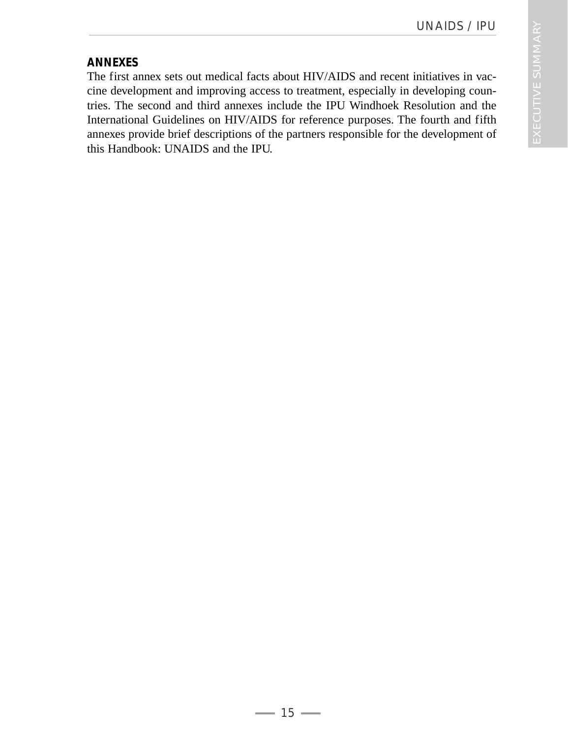## ANNEXES

The first annex sets out medical facts about HIV/AIDS and recent initiatives in vaccine development and improving access to treatment, especially in developing countries. The second and third annexes include the IPU Windhoek Resolution and the International Guidelines on HIV/AIDS for reference purposes. The fourth and fifth annexes provide brief descriptions of the partners responsible for the development of this Handbook: UNAIDS and the IPU.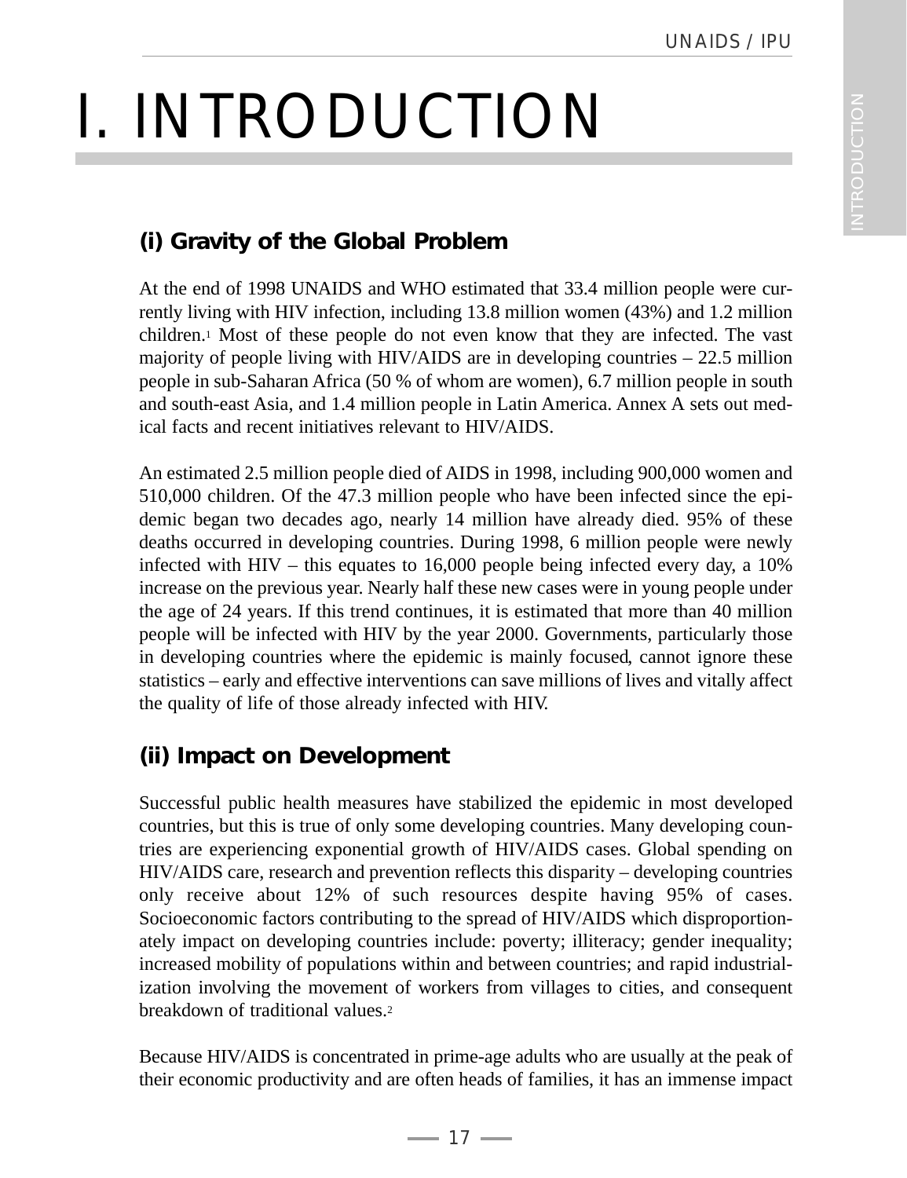# I. INTRODUCTION

## (i) Gravity of the Global Problem

At the end of 1998 UNAIDS and WHO estimated that 33.4 million people were currently living with HIV infection, including 13.8 million women (43%) and 1.2 million children.[1] Most of these people do not even know that they are infected. The vast majority of people living with HIV/AIDS are in developing countries – 22.5 million people in sub-Saharan Africa (50 % of whom are women), 6.7 million people in south and south-east Asia, and 1.4 million people in Latin America. Annex A sets out medical facts and recent initiatives relevant to HIV/AIDS.

An estimated 2.5 million people died of AIDS in 1998, including 900,000 women and 510,000 children. Of the 47.3 million people who have been infected since the epidemic began two decades ago, nearly 14 million have already died. 95% of these deaths occurred in developing countries. During 1998, 6 million people were newly infected with HIV – this equates to 16,000 people being infected every day, a 10% increase on the previous year. Nearly half these new cases were in young people under the age of 24 years. If this trend continues, it is estimated that more than 40 million people will be infected with HIV by the year 2000. Governments, particularly those in developing countries where the epidemic is mainly focused, cannot ignore these statistics – early and effective interventions can save millions of lives and vitally affect the quality of life of those already infected with HIV.

## (ii) Impact on Development

Successful public health measures have stabilized the epidemic in most developed countries, but this is true of only some developing countries. Many developing countries are experiencing exponential growth of HIV/AIDS cases. Global spending on HIV/AIDS care, research and prevention reflects this disparity – developing countries only receive about 12% of such resources despite having 95% of cases. Socioeconomic factors contributing to the spread of HIV/AIDS which disproportionately impact on developing countries include: poverty; illiteracy; gender inequality; increased mobility of populations within and between countries; and rapid industrialization involving the movement of workers from villages to cities, and consequent breakdown of traditional values.[2]

Because HIV/AIDS is concentrated in prime-age adults who are usually at the peak of their economic productivity and are often heads of families, it has an immense impact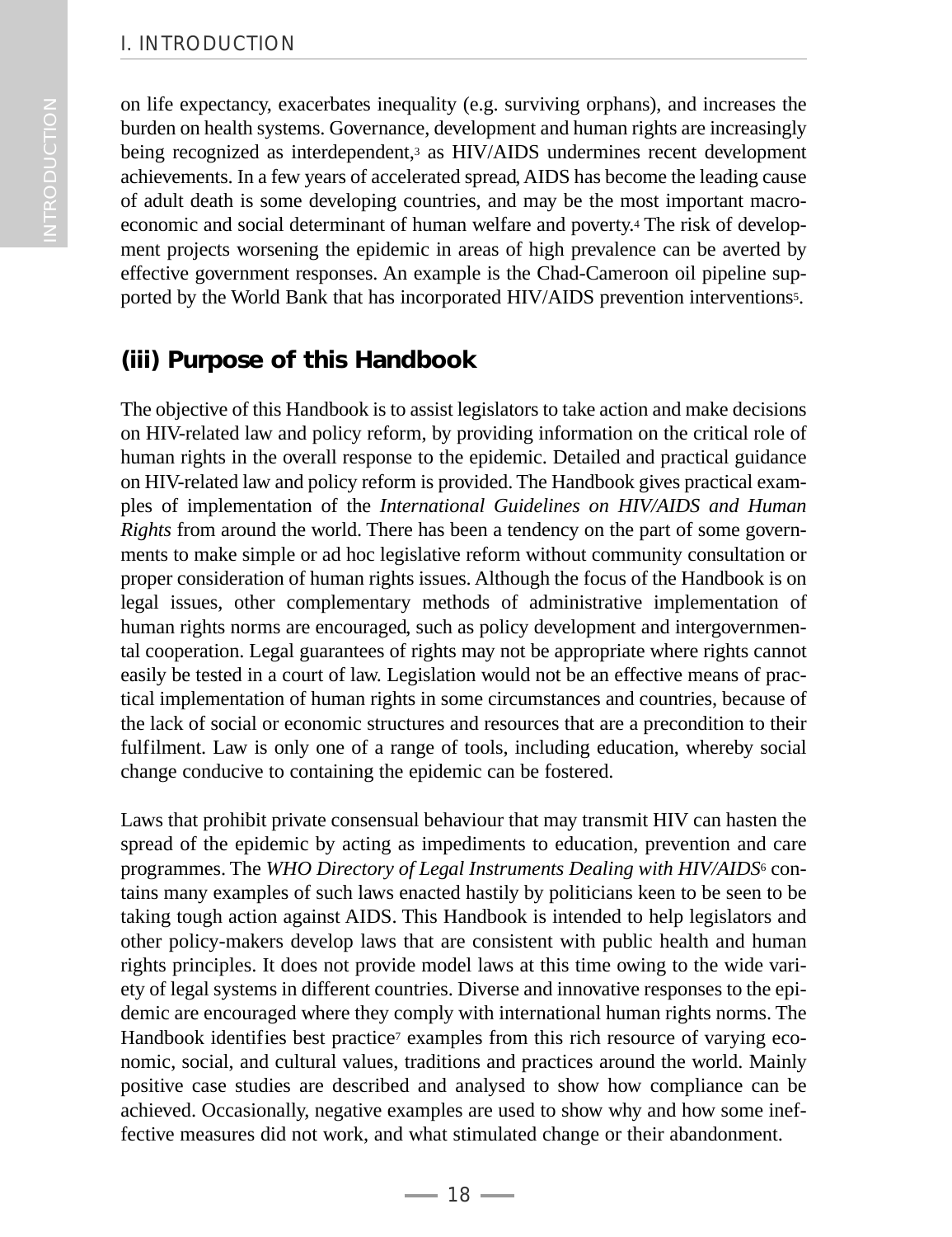on life expectancy, exacerbates inequality (e.g. surviving orphans), and increases the burden on health systems. Governance, development and human rights are increasingly being recognized as interdependent,[3] as HIV/AIDS undermines recent development achievements. In a few years of accelerated spread, AIDS has become the leading cause of adult death is some developing countries, and may be the most important macro-economic and social determinant of human welfare and poverty.[4] The risk of development projects worsening the epidemic in areas of high prevalence can be averted by effective government responses. An example is the Chad-Cameroon oil pipeline supported by the World Bank that has incorporated HIV/AIDS prevention interventions[5].

## (iii) Purpose of this Handbook

The objective of this Handbook is to assist legislators to take action and make decisions on HIV-related law and policy reform, by providing information on the critical role of human rights in the overall response to the epidemic. Detailed and practical guidance on HIV-related law and policy reform is provided. The Handbook gives practical examples of implementation of the *International Guidelines on HIV/AIDS and Human Rights* from around the world. There has been a tendency on the part of some governments to make simple or ad hoc legislative reform without community consultation or proper consideration of human rights issues. Although the focus of the Handbook is on legal issues, other complementary methods of administrative implementation of human rights norms are encouraged, such as policy development and intergovernmental cooperation. Legal guarantees of rights may not be appropriate where rights cannot easily be tested in a court of law. Legislation would not be an effective means of practical implementation of human rights in some circumstances and countries, because of the lack of social or economic structures and resources that are a precondition to their fulfilment. Law is only one of a range of tools, including education, whereby social change conducive to containing the epidemic can be fostered.

Laws that prohibit private consensual behaviour that may transmit HIV can hasten the spread of the epidemic by acting as impediments to education, prevention and care programmes. The *WHO Directory of Legal Instruments Dealing with HIV/AIDS*[6] contains many examples of such laws enacted hastily by politicians keen to be seen to be taking tough action against AIDS. This Handbook is intended to help legislators and other policy-makers develop laws that are consistent with public health and human rights principles. It does not provide model laws at this time owing to the wide variety of legal systems in different countries. Diverse and innovative responses to the epidemic are encouraged where they comply with international human rights norms. The Handbook identifies best practice[7] examples from this rich resource of varying economic, social, and cultural values, traditions and practices around the world. Mainly positive case studies are described and analysed to show how compliance can be achieved. Occasionally, negative examples are used to show why and how some ineffective measures did not work, and what stimulated change or their abandonment.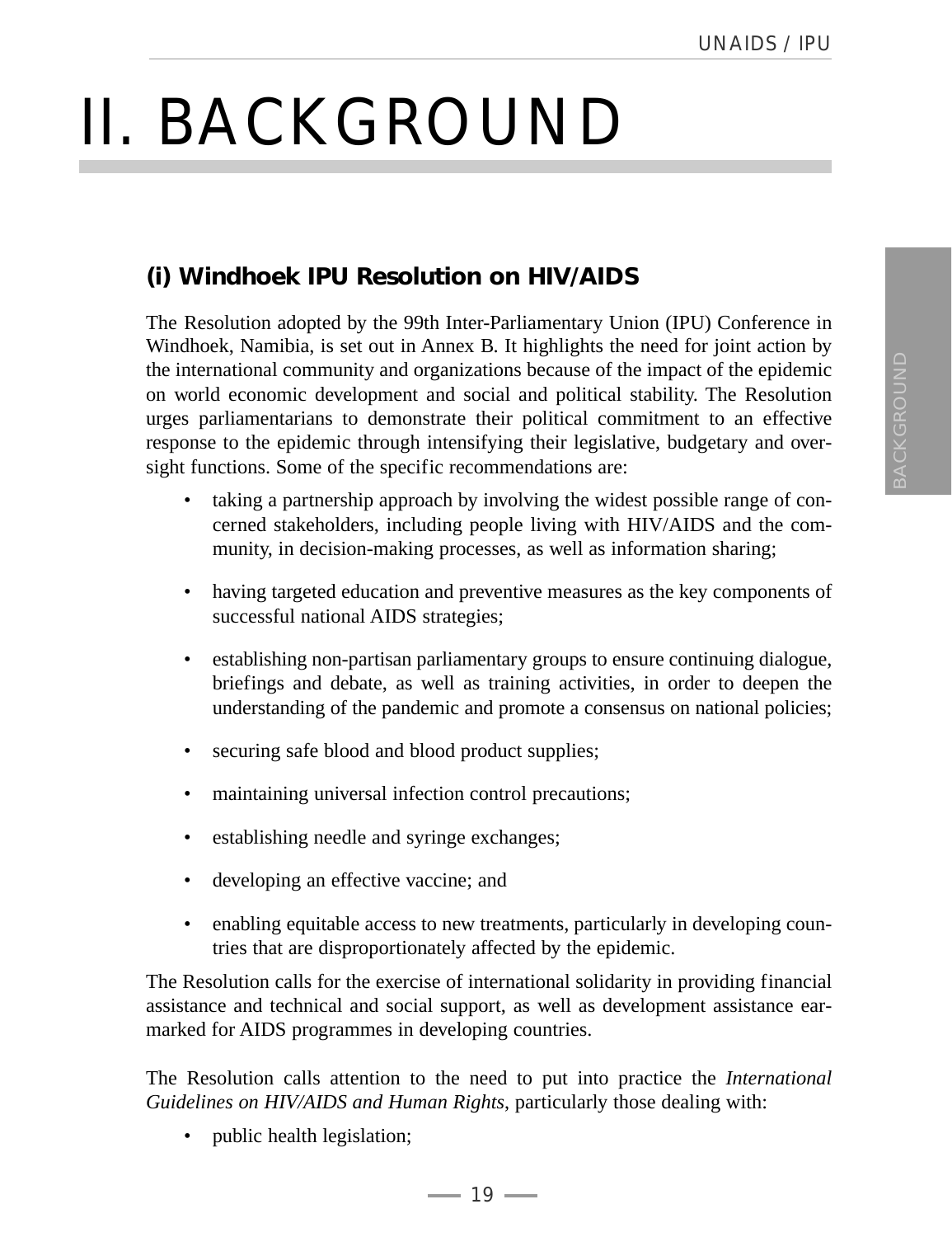# II. BACKGROUND

## (i) Windhoek IPU Resolution on HIV/AIDS

The Resolution adopted by the 99th Inter-Parliamentary Union (IPU) Conference in Windhoek, Namibia, is set out in Annex B. It highlights the need for joint action by the international community and organizations because of the impact of the epidemic on world economic development and social and political stability. The Resolution urges parliamentarians to demonstrate their political commitment to an effective response to the epidemic through intensifying their legislative, budgetary and oversight functions. Some of the specific recommendations are:

- taking a partnership approach by involving the widest possible range of concerned stakeholders, including people living with HIV/AIDS and the community, in decision-making processes, as well as information sharing;
- having targeted education and preventive measures as the key components of successful national AIDS strategies;
- establishing non-partisan parliamentary groups to ensure continuing dialogue, briefings and debate, as well as training activities, in order to deepen the understanding of the pandemic and promote a consensus on national policies;
- securing safe blood and blood product supplies;
- maintaining universal infection control precautions;
- establishing needle and syringe exchanges;
- developing an effective vaccine; and
- enabling equitable access to new treatments, particularly in developing countries that are disproportionately affected by the epidemic.

The Resolution calls for the exercise of international solidarity in providing financial assistance and technical and social support, as well as development assistance earmarked for AIDS programmes in developing countries.

The Resolution calls attention to the need to put into practice the *International Guidelines on HIV/AIDS and Human Rights*, particularly those dealing with:

- public health legislation;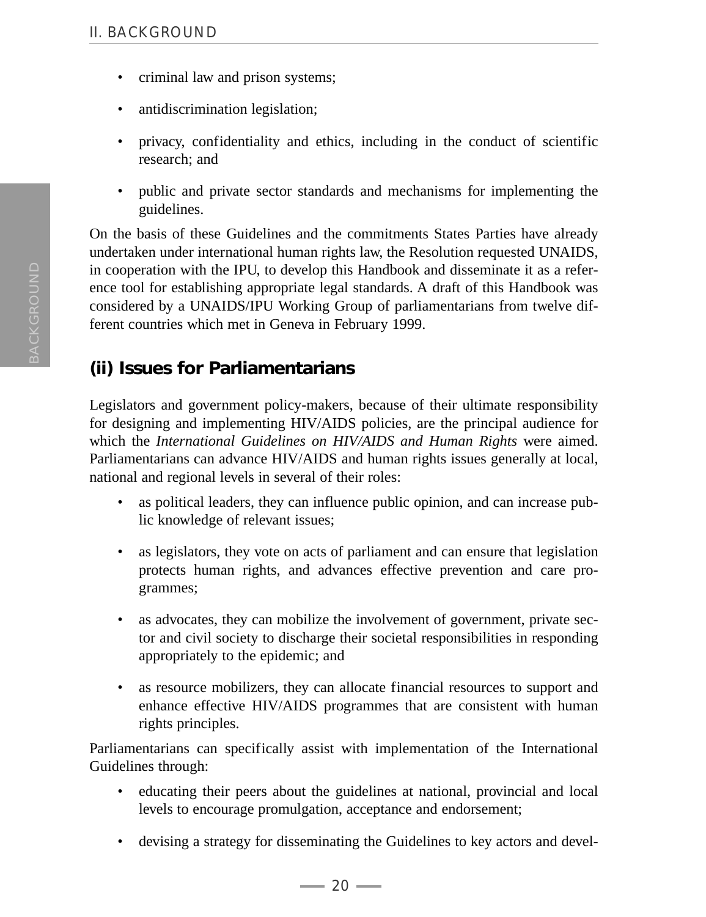- criminal law and prison systems;
- antidiscrimination legislation;
- privacy, confidentiality and ethics, including in the conduct of scientific research; and
- public and private sector standards and mechanisms for implementing the guidelines.

On the basis of these Guidelines and the commitments States Parties have already undertaken under international human rights law, the Resolution requested UNAIDS, in cooperation with the IPU, to develop this Handbook and disseminate it as a reference tool for establishing appropriate legal standards. A draft of this Handbook was considered by a UNAIDS/IPU Working Group of parliamentarians from twelve different countries which met in Geneva in February 1999.

## (ii) Issues for Parliamentarians

Legislators and government policy-makers, because of their ultimate responsibility for designing and implementing HIV/AIDS policies, are the principal audience for which the *International Guidelines on HIV/AIDS and Human Rights* were aimed. Parliamentarians can advance HIV/AIDS and human rights issues generally at local, national and regional levels in several of their roles:

- as political leaders, they can influence public opinion, and can increase public knowledge of relevant issues;
- as legislators, they vote on acts of parliament and can ensure that legislation protects human rights, and advances effective prevention and care programmes;
- as advocates, they can mobilize the involvement of government, private sector and civil society to discharge their societal responsibilities in responding appropriately to the epidemic; and
- as resource mobilizers, they can allocate financial resources to support and enhance effective HIV/AIDS programmes that are consistent with human rights principles.

Parliamentarians can specifically assist with implementation of the International Guidelines through:

- educating their peers about the guidelines at national, provincial and local levels to encourage promulgation, acceptance and endorsement;
- devising a strategy for disseminating the Guidelines to key actors and devel-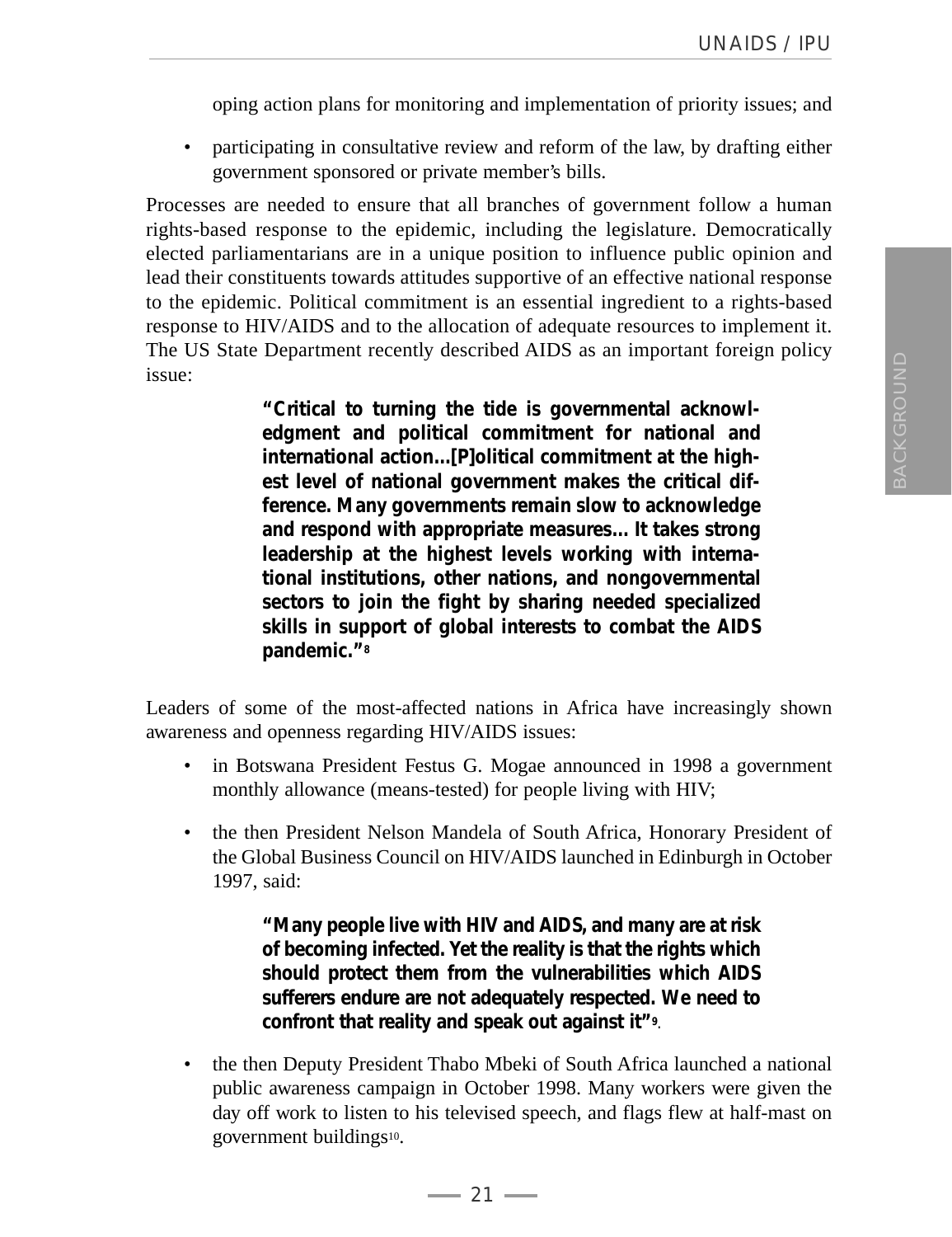oping action plans for monitoring and implementation of priority issues; and

- participating in consultative review and reform of the law, by drafting either government sponsored or private member's bills.

Processes are needed to ensure that all branches of government follow a human rights-based response to the epidemic, including the legislature. Democratically elected parliamentarians are in a unique position to influence public opinion and lead their constituents towards attitudes supportive of an effective national response to the epidemic. Political commitment is an essential ingredient to a rights-based response to HIV/AIDS and to the allocation of adequate resources to implement it. The US State Department recently described AIDS as an important foreign policy issue:

> **"Critical to turning the tide is governmental acknowledgment and political commitment for national and international action...[P]olitical commitment at the highest level of national government makes the critical difference. Many governments remain slow to acknowledge and respond with appropriate measures... It takes strong leadership at the highest levels working with international institutions, other nations, and nongovernmental sectors to join the fight by sharing needed specialized skills in support of global interests to combat the AIDS pandemic."[8]**

Leaders of some of the most-affected nations in Africa have increasingly shown awareness and openness regarding HIV/AIDS issues:

- in Botswana President Festus G. Mogae announced in 1998 a government monthly allowance (means-tested) for people living with HIV;
- the then President Nelson Mandela of South Africa, Honorary President of the Global Business Council on HIV/AIDS launched in Edinburgh in October 1997, said:

  > **"Many people live with HIV and AIDS, and many are at risk of becoming infected. Yet the reality is that the rights which should protect them from the vulnerabilities which AIDS sufferers endure are not adequately respected. We need to confront that reality and speak out against it"[9].**

- the then Deputy President Thabo Mbeki of South Africa launched a national public awareness campaign in October 1998. Many workers were given the day off work to listen to his televised speech, and flags flew at half-mast on government buildings[10].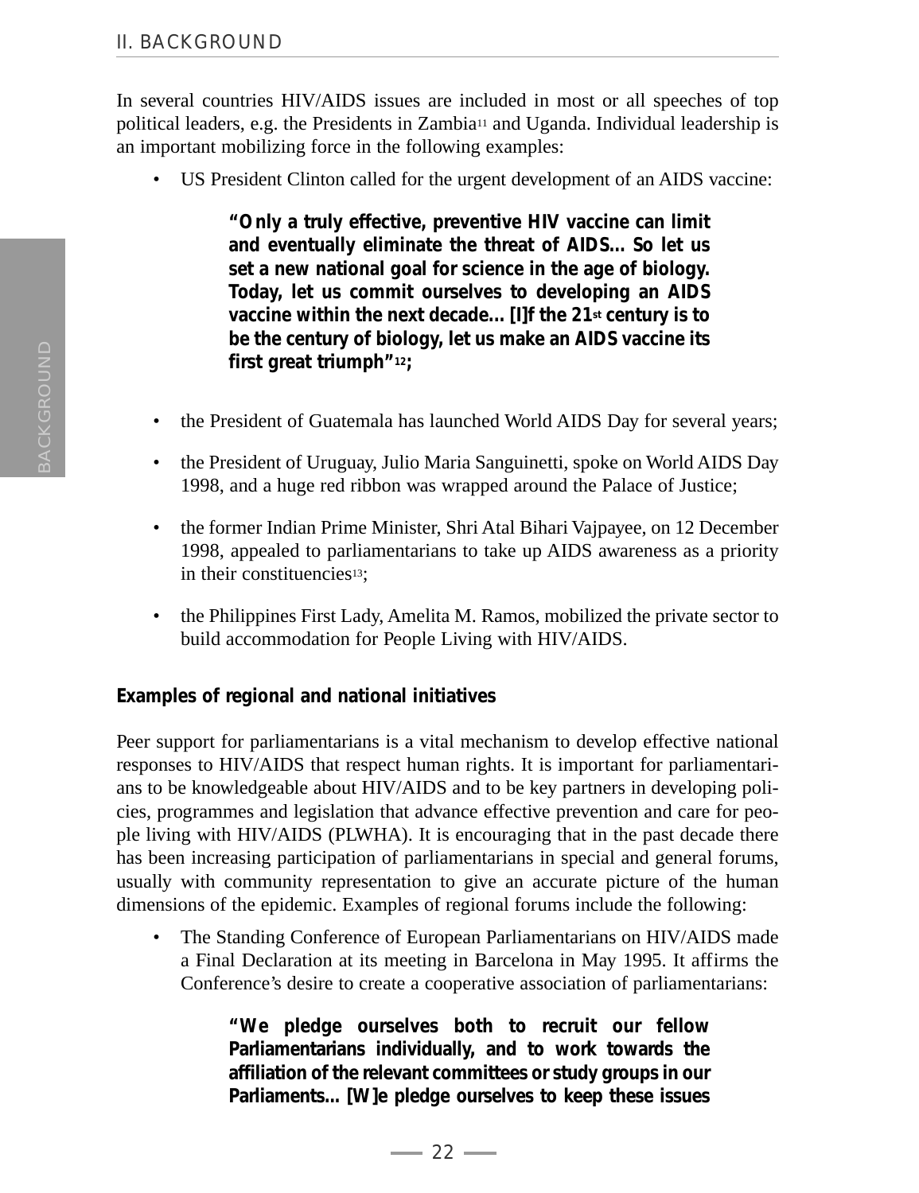In several countries HIV/AIDS issues are included in most or all speeches of top political leaders, e.g. the Presidents in Zambia[11] and Uganda. Individual leadership is an important mobilizing force in the following examples:

- US President Clinton called for the urgent development of an AIDS vaccine:

  > **"Only a truly effective, preventive HIV vaccine can limit and eventually eliminate the threat of AIDS... So let us set a new national goal for science in the age of biology. Today, let us commit ourselves to developing an AIDS vaccine within the next decade... [I]f the 21st century is to be the century of biology, let us make an AIDS vaccine its first great triumph"[12];**

- the President of Guatemala has launched World AIDS Day for several years;

- the President of Uruguay, Julio Maria Sanguinetti, spoke on World AIDS Day 1998, and a huge red ribbon was wrapped around the Palace of Justice;

- the former Indian Prime Minister, Shri Atal Bihari Vajpayee, on 12 December 1998, appealed to parliamentarians to take up AIDS awareness as a priority in their constituencies[13];

- the Philippines First Lady, Amelita M. Ramos, mobilized the private sector to build accommodation for People Living with HIV/AIDS.

**Examples of regional and national initiatives**

Peer support for parliamentarians is a vital mechanism to develop effective national responses to HIV/AIDS that respect human rights. It is important for parliamentarians to be knowledgeable about HIV/AIDS and to be key partners in developing policies, programmes and legislation that advance effective prevention and care for people living with HIV/AIDS (PLWHA). It is encouraging that in the past decade there has been increasing participation of parliamentarians in special and general forums, usually with community representation to give an accurate picture of the human dimensions of the epidemic. Examples of regional forums include the following:

- The Standing Conference of European Parliamentarians on HIV/AIDS made a Final Declaration at its meeting in Barcelona in May 1995. It affirms the Conference's desire to create a cooperative association of parliamentarians:

  > **"We pledge ourselves both to recruit our fellow Parliamentarians individually, and to work towards the affiliation of the relevant committees or study groups in our Parliaments... [W]e pledge ourselves to keep these issues**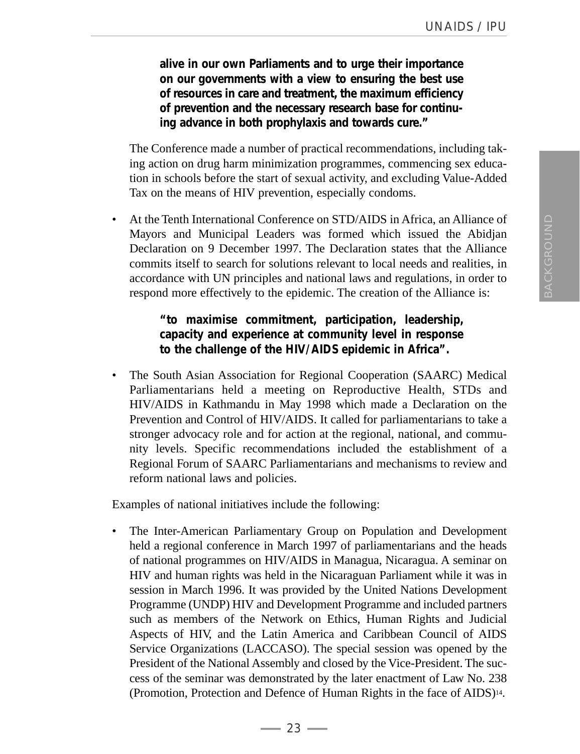**alive in our own Parliaments and to urge their importance on our governments with a view to ensuring the best use of resources in care and treatment, the maximum efficiency of prevention and the necessary research base for continuing advance in both prophylaxis and towards cure."**

The Conference made a number of practical recommendations, including taking action on drug harm minimization programmes, commencing sex education in schools before the start of sexual activity, and excluding Value-Added Tax on the means of HIV prevention, especially condoms.

- At the Tenth International Conference on STD/AIDS in Africa, an Alliance of Mayors and Municipal Leaders was formed which issued the Abidjan Declaration on 9 December 1997. The Declaration states that the Alliance commits itself to search for solutions relevant to local needs and realities, in accordance with UN principles and national laws and regulations, in order to respond more effectively to the epidemic. The creation of the Alliance is:

  **"to maximise commitment, participation, leadership, capacity and experience at community level in response to the challenge of the HIV/AIDS epidemic in Africa".**

- The South Asian Association for Regional Cooperation (SAARC) Medical Parliamentarians held a meeting on Reproductive Health, STDs and HIV/AIDS in Kathmandu in May 1998 which made a Declaration on the Prevention and Control of HIV/AIDS. It called for parliamentarians to take a stronger advocacy role and for action at the regional, national, and community levels. Specific recommendations included the establishment of a Regional Forum of SAARC Parliamentarians and mechanisms to review and reform national laws and policies.

Examples of national initiatives include the following:

- The Inter-American Parliamentary Group on Population and Development held a regional conference in March 1997 of parliamentarians and the heads of national programmes on HIV/AIDS in Managua, Nicaragua. A seminar on HIV and human rights was held in the Nicaraguan Parliament while it was in session in March 1996. It was provided by the United Nations Development Programme (UNDP) HIV and Development Programme and included partners such as members of the Network on Ethics, Human Rights and Judicial Aspects of HIV, and the Latin America and Caribbean Council of AIDS Service Organizations (LACCASO). The special session was opened by the President of the National Assembly and closed by the Vice-President. The success of the seminar was demonstrated by the later enactment of Law No. 238 (Promotion, Protection and Defence of Human Rights in the face of AIDS)[14].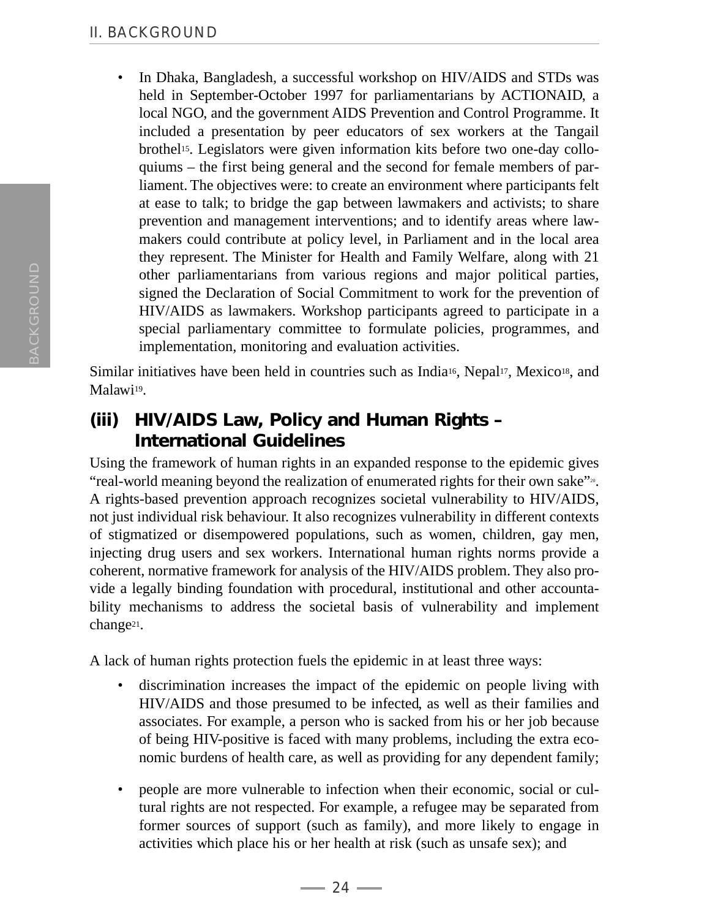- In Dhaka, Bangladesh, a successful workshop on HIV/AIDS and STDs was held in September-October 1997 for parliamentarians by ACTIONAID, a local NGO, and the government AIDS Prevention and Control Programme. It included a presentation by peer educators of sex workers at the Tangail brothel[15]. Legislators were given information kits before two one-day colloquiums – the first being general and the second for female members of parliament. The objectives were: to create an environment where participants felt at ease to talk; to bridge the gap between lawmakers and activists; to share prevention and management interventions; and to identify areas where lawmakers could contribute at policy level, in Parliament and in the local area they represent. The Minister for Health and Family Welfare, along with 21 other parliamentarians from various regions and major political parties, signed the Declaration of Social Commitment to work for the prevention of HIV/AIDS as lawmakers. Workshop participants agreed to participate in a special parliamentary committee to formulate policies, programmes, and implementation, monitoring and evaluation activities.

Similar initiatives have been held in countries such as India[16], Nepal[17], Mexico[18], and Malawi[19].

## (iii) HIV/AIDS Law, Policy and Human Rights – International Guidelines

Using the framework of human rights in an expanded response to the epidemic gives "real-world meaning beyond the realization of enumerated rights for their own sake"[20]. A rights-based prevention approach recognizes societal vulnerability to HIV/AIDS, not just individual risk behaviour. It also recognizes vulnerability in different contexts of stigmatized or disempowered populations, such as women, children, gay men, injecting drug users and sex workers. International human rights norms provide a coherent, normative framework for analysis of the HIV/AIDS problem. They also provide a legally binding foundation with procedural, institutional and other accountability mechanisms to address the societal basis of vulnerability and implement change[21].

A lack of human rights protection fuels the epidemic in at least three ways:

- discrimination increases the impact of the epidemic on people living with HIV/AIDS and those presumed to be infected, as well as their families and associates. For example, a person who is sacked from his or her job because of being HIV-positive is faced with many problems, including the extra economic burdens of health care, as well as providing for any dependent family;

- people are more vulnerable to infection when their economic, social or cultural rights are not respected. For example, a refugee may be separated from former sources of support (such as family), and more likely to engage in activities which place his or her health at risk (such as unsafe sex); and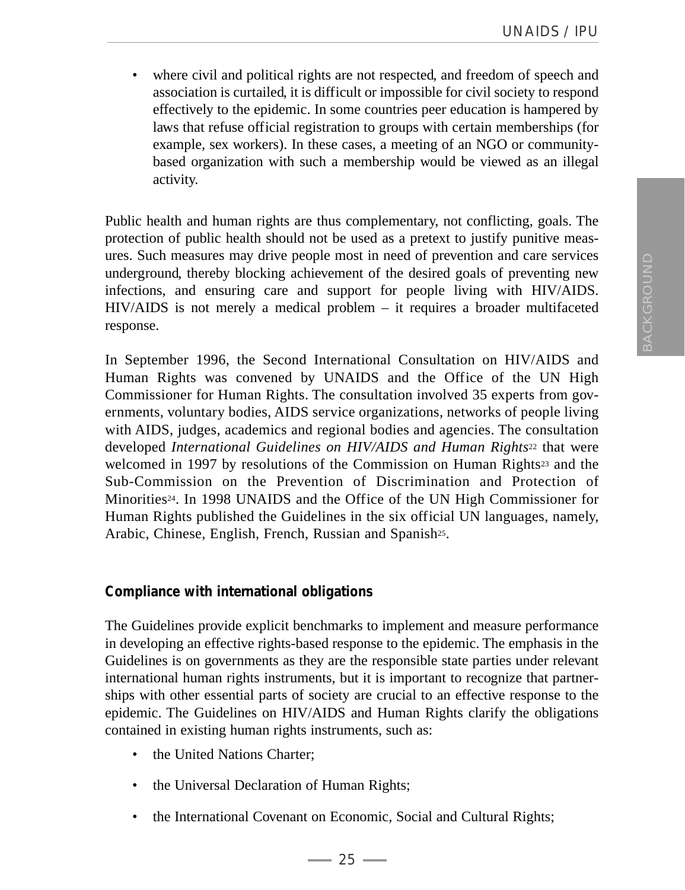- where civil and political rights are not respected, and freedom of speech and association is curtailed, it is difficult or impossible for civil society to respond effectively to the epidemic. In some countries peer education is hampered by laws that refuse official registration to groups with certain memberships (for example, sex workers). In these cases, a meeting of an NGO or community-based organization with such a membership would be viewed as an illegal activity.

Public health and human rights are thus complementary, not conflicting, goals. The protection of public health should not be used as a pretext to justify punitive measures. Such measures may drive people most in need of prevention and care services underground, thereby blocking achievement of the desired goals of preventing new infections, and ensuring care and support for people living with HIV/AIDS. HIV/AIDS is not merely a medical problem – it requires a broader multifaceted response.

In September 1996, the Second International Consultation on HIV/AIDS and Human Rights was convened by UNAIDS and the Office of the UN High Commissioner for Human Rights. The consultation involved 35 experts from governments, voluntary bodies, AIDS service organizations, networks of people living with AIDS, judges, academics and regional bodies and agencies. The consultation developed *International Guidelines on HIV/AIDS and Human Rights*[22] that were welcomed in 1997 by resolutions of the Commission on Human Rights[23] and the Sub-Commission on the Prevention of Discrimination and Protection of Minorities[24]. In 1998 UNAIDS and the Office of the UN High Commissioner for Human Rights published the Guidelines in the six official UN languages, namely, Arabic, Chinese, English, French, Russian and Spanish[25].

### Compliance with international obligations

The Guidelines provide explicit benchmarks to implement and measure performance in developing an effective rights-based response to the epidemic. The emphasis in the Guidelines is on governments as they are the responsible state parties under relevant international human rights instruments, but it is important to recognize that partnerships with other essential parts of society are crucial to an effective response to the epidemic. The Guidelines on HIV/AIDS and Human Rights clarify the obligations contained in existing human rights instruments, such as:

- the United Nations Charter;
- the Universal Declaration of Human Rights;
- the International Covenant on Economic, Social and Cultural Rights;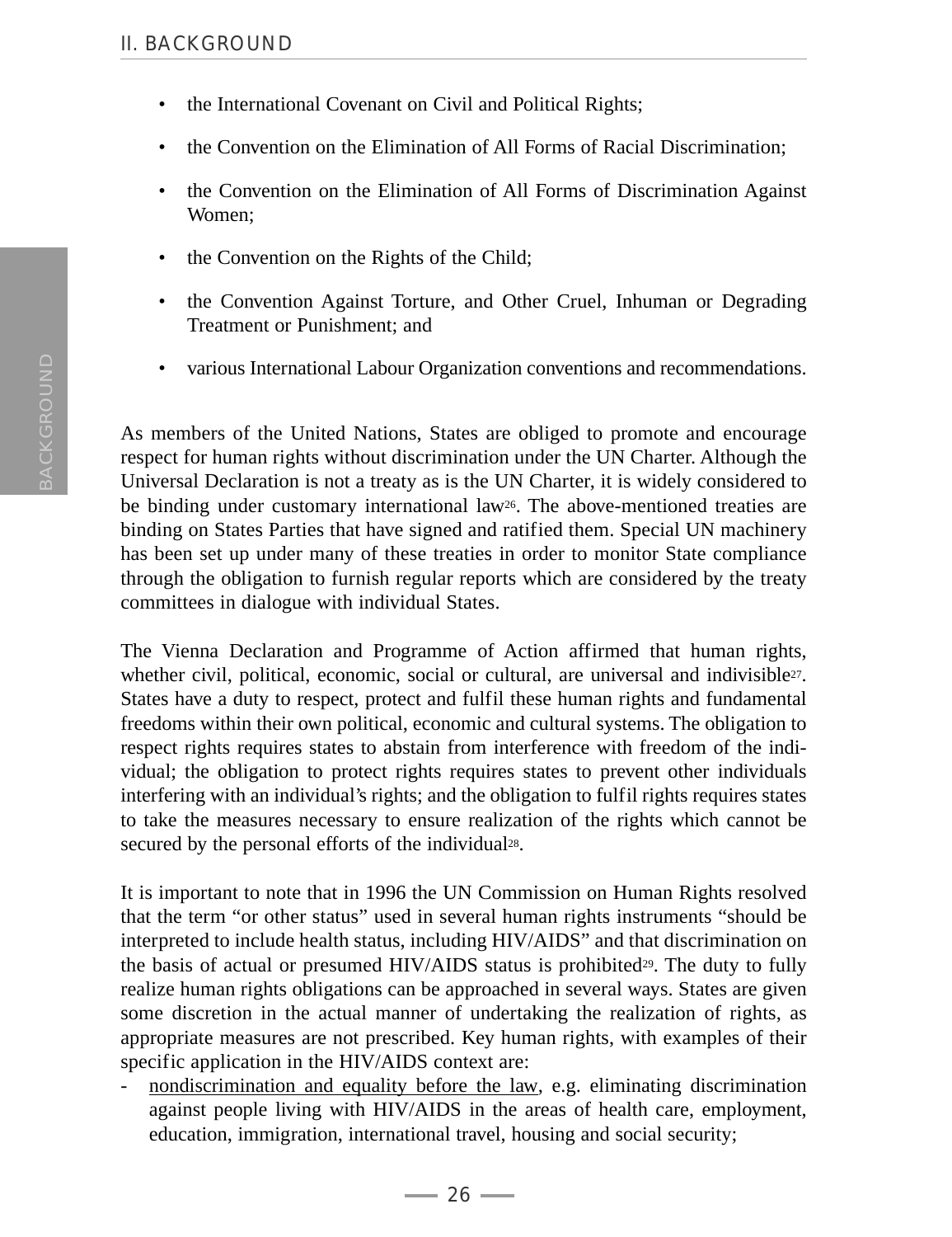- the International Covenant on Civil and Political Rights;
- the Convention on the Elimination of All Forms of Racial Discrimination;
- the Convention on the Elimination of All Forms of Discrimination Against Women;
- the Convention on the Rights of the Child;
- the Convention Against Torture, and Other Cruel, Inhuman or Degrading Treatment or Punishment; and
- various International Labour Organization conventions and recommendations.

As members of the United Nations, States are obliged to promote and encourage respect for human rights without discrimination under the UN Charter. Although the Universal Declaration is not a treaty as is the UN Charter, it is widely considered to be binding under customary international law[26]. The above-mentioned treaties are binding on States Parties that have signed and ratified them. Special UN machinery has been set up under many of these treaties in order to monitor State compliance through the obligation to furnish regular reports which are considered by the treaty committees in dialogue with individual States.

The Vienna Declaration and Programme of Action affirmed that human rights, whether civil, political, economic, social or cultural, are universal and indivisible[27]. States have a duty to respect, protect and fulfil these human rights and fundamental freedoms within their own political, economic and cultural systems. The obligation to respect rights requires states to abstain from interference with freedom of the individual; the obligation to protect rights requires states to prevent other individuals interfering with an individual's rights; and the obligation to fulfil rights requires states to take the measures necessary to ensure realization of the rights which cannot be secured by the personal efforts of the individual[28].

It is important to note that in 1996 the UN Commission on Human Rights resolved that the term "or other status" used in several human rights instruments "should be interpreted to include health status, including HIV/AIDS" and that discrimination on the basis of actual or presumed HIV/AIDS status is prohibited[29]. The duty to fully realize human rights obligations can be approached in several ways. States are given some discretion in the actual manner of undertaking the realization of rights, as appropriate measures are not prescribed. Key human rights, with examples of their specific application in the HIV/AIDS context are:

- <u>nondiscrimination and equality before the law</u>, e.g. eliminating discrimination against people living with HIV/AIDS in the areas of health care, employment, education, immigration, international travel, housing and social security;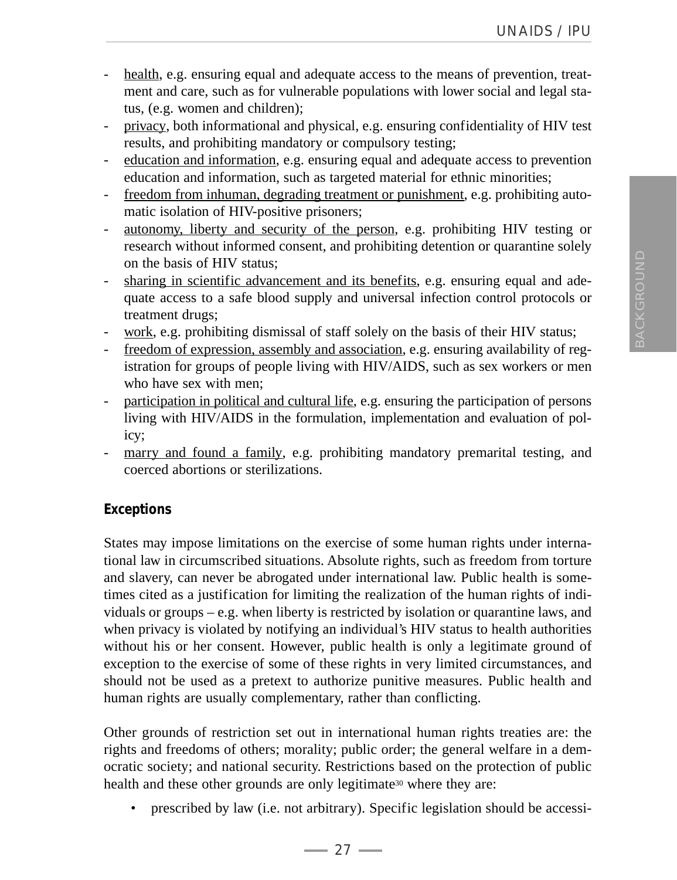- health, e.g. ensuring equal and adequate access to the means of prevention, treatment and care, such as for vulnerable populations with lower social and legal status, (e.g. women and children);
- privacy, both informational and physical, e.g. ensuring confidentiality of HIV test results, and prohibiting mandatory or compulsory testing;
- education and information, e.g. ensuring equal and adequate access to prevention education and information, such as targeted material for ethnic minorities;
- freedom from inhuman, degrading treatment or punishment, e.g. prohibiting automatic isolation of HIV-positive prisoners;
- autonomy, liberty and security of the person, e.g. prohibiting HIV testing or research without informed consent, and prohibiting detention or quarantine solely on the basis of HIV status;
- sharing in scientific advancement and its benefits, e.g. ensuring equal and adequate access to a safe blood supply and universal infection control protocols or treatment drugs;
- work, e.g. prohibiting dismissal of staff solely on the basis of their HIV status;
- freedom of expression, assembly and association, e.g. ensuring availability of registration for groups of people living with HIV/AIDS, such as sex workers or men who have sex with men;
- participation in political and cultural life, e.g. ensuring the participation of persons living with HIV/AIDS in the formulation, implementation and evaluation of policy;
- marry and found a family, e.g. prohibiting mandatory premarital testing, and coerced abortions or sterilizations.

**Exceptions**

States may impose limitations on the exercise of some human rights under international law in circumscribed situations. Absolute rights, such as freedom from torture and slavery, can never be abrogated under international law. Public health is sometimes cited as a justification for limiting the realization of the human rights of individuals or groups – e.g. when liberty is restricted by isolation or quarantine laws, and when privacy is violated by notifying an individual's HIV status to health authorities without his or her consent. However, public health is only a legitimate ground of exception to the exercise of some of these rights in very limited circumstances, and should not be used as a pretext to authorize punitive measures. Public health and human rights are usually complementary, rather than conflicting.

Other grounds of restriction set out in international human rights treaties are: the rights and freedoms of others; morality; public order; the general welfare in a democratic society; and national security. Restrictions based on the protection of public health and these other grounds are only legitimate[30] where they are:

- prescribed by law (i.e. not arbitrary). Specific legislation should be accessi-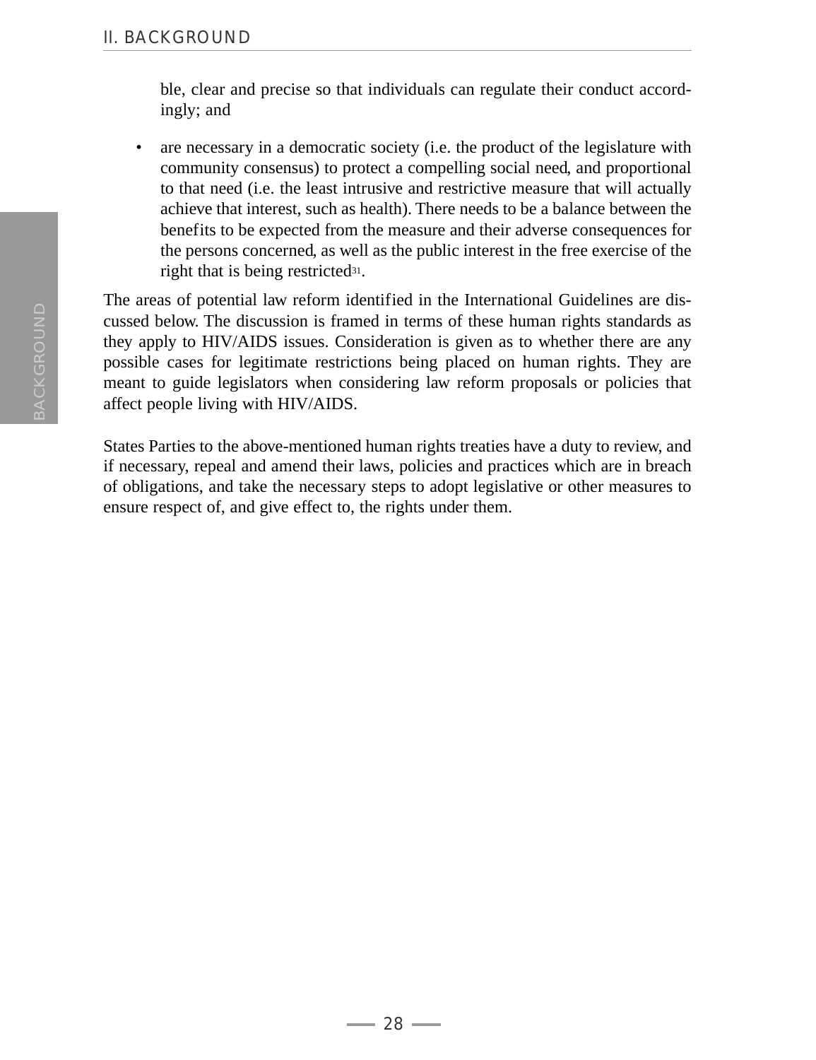ble, clear and precise so that individuals can regulate their conduct accordingly; and

- are necessary in a democratic society (i.e. the product of the legislature with community consensus) to protect a compelling social need, and proportional to that need (i.e. the least intrusive and restrictive measure that will actually achieve that interest, such as health). There needs to be a balance between the benefits to be expected from the measure and their adverse consequences for the persons concerned, as well as the public interest in the free exercise of the right that is being restricted[31].

The areas of potential law reform identified in the International Guidelines are discussed below. The discussion is framed in terms of these human rights standards as they apply to HIV/AIDS issues. Consideration is given as to whether there are any possible cases for legitimate restrictions being placed on human rights. They are meant to guide legislators when considering law reform proposals or policies that affect people living with HIV/AIDS.

States Parties to the above-mentioned human rights treaties have a duty to review, and if necessary, repeal and amend their laws, policies and practices which are in breach of obligations, and take the necessary steps to adopt legislative or other measures to ensure respect of, and give effect to, the rights under them.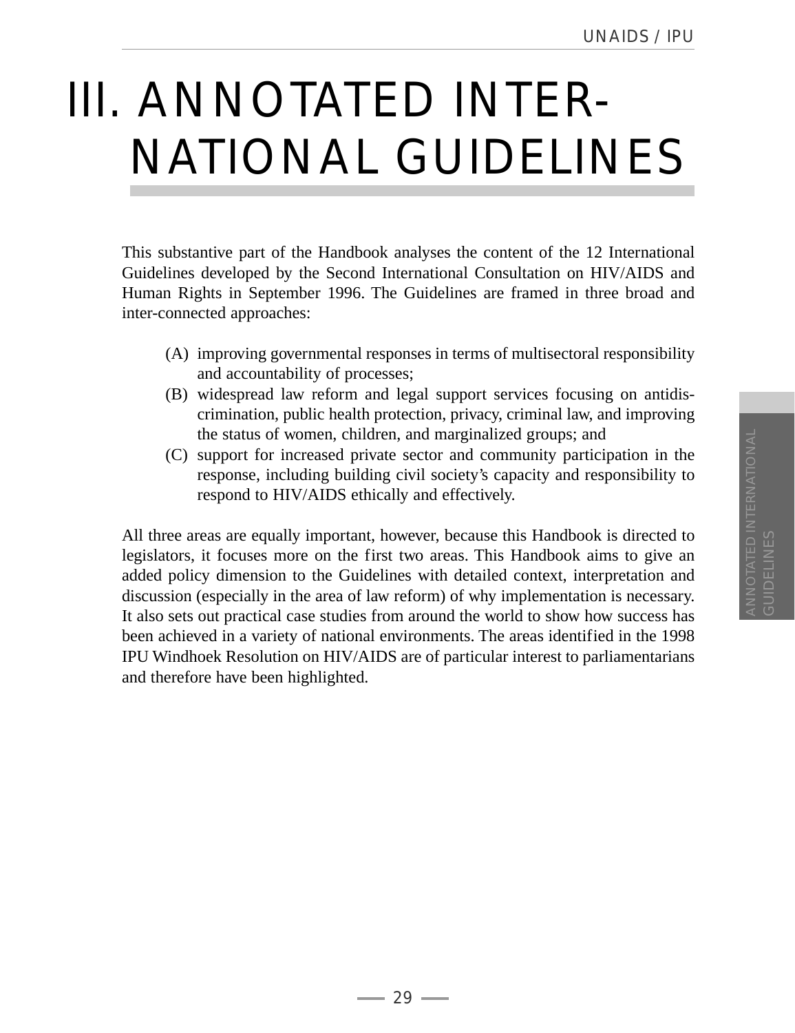# III. ANNOTATED INTERNATIONAL GUIDELINES

This substantive part of the Handbook analyses the content of the 12 International Guidelines developed by the Second International Consultation on HIV/AIDS and Human Rights in September 1996. The Guidelines are framed in three broad and inter-connected approaches:

(A) improving governmental responses in terms of multisectoral responsibility and accountability of processes;

(B) widespread law reform and legal support services focusing on antidiscrimination, public health protection, privacy, criminal law, and improving the status of women, children, and marginalized groups; and

(C) support for increased private sector and community participation in the response, including building civil society's capacity and responsibility to respond to HIV/AIDS ethically and effectively.

All three areas are equally important, however, because this Handbook is directed to legislators, it focuses more on the first two areas. This Handbook aims to give an added policy dimension to the Guidelines with detailed context, interpretation and discussion (especially in the area of law reform) of why implementation is necessary. It also sets out practical case studies from around the world to show how success has been achieved in a variety of national environments. The areas identified in the 1998 IPU Windhoek Resolution on HIV/AIDS are of particular interest to parliamentarians and therefore have been highlighted.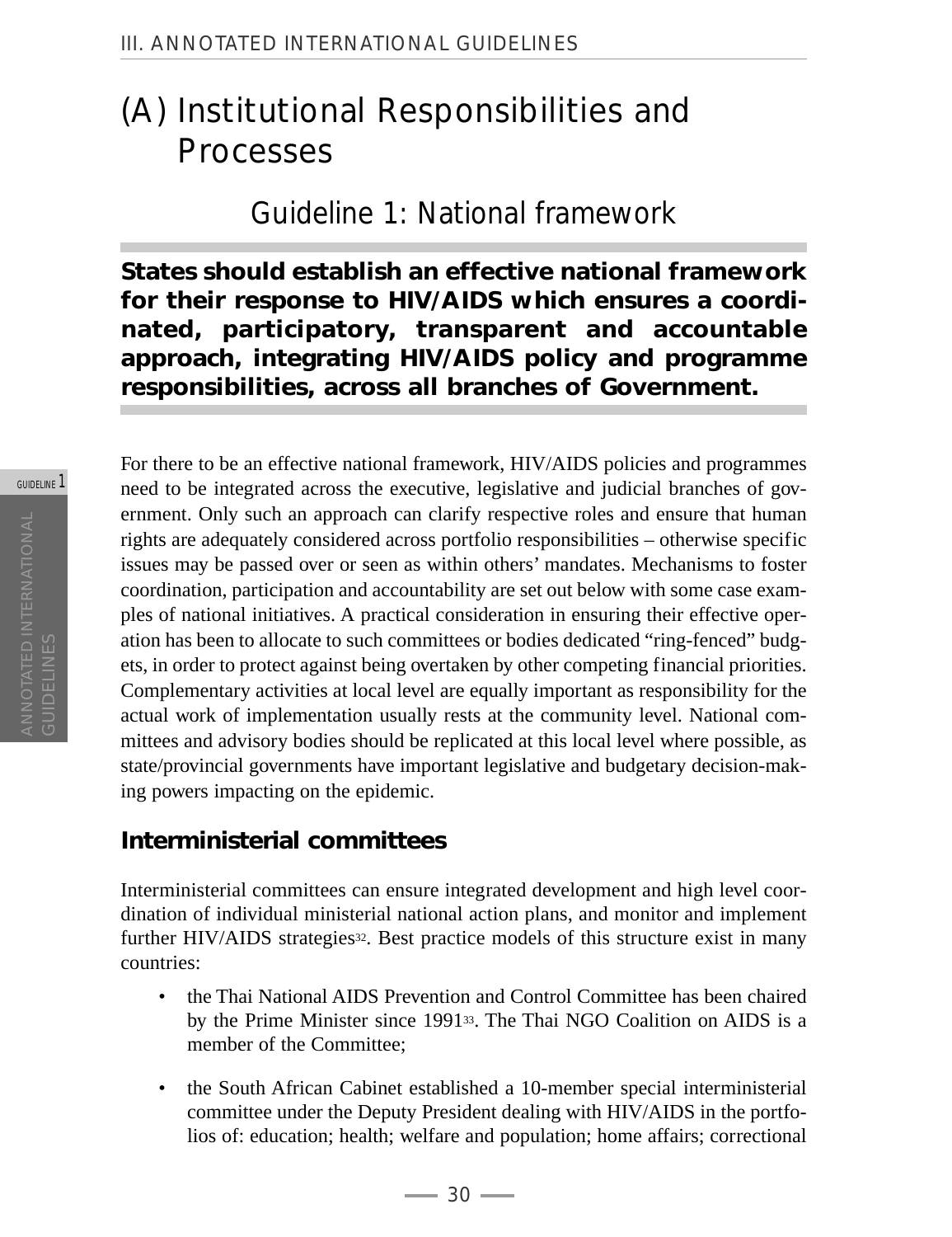# (A) Institutional Responsibilities and Processes

## Guideline 1: National framework

**States should establish an effective national framework for their response to HIV/AIDS which ensures a coordinated, participatory, transparent and accountable approach, integrating HIV/AIDS policy and programme responsibilities, across all branches of Government.**

For there to be an effective national framework, HIV/AIDS policies and programmes need to be integrated across the executive, legislative and judicial branches of government. Only such an approach can clarify respective roles and ensure that human rights are adequately considered across portfolio responsibilities – otherwise specific issues may be passed over or seen as within others' mandates. Mechanisms to foster coordination, participation and accountability are set out below with some case examples of national initiatives. A practical consideration in ensuring their effective operation has been to allocate to such committees or bodies dedicated "ring-fenced" budgets, in order to protect against being overtaken by other competing financial priorities. Complementary activities at local level are equally important as responsibility for the actual work of implementation usually rests at the community level. National committees and advisory bodies should be replicated at this local level where possible, as state/provincial governments have important legislative and budgetary decision-making powers impacting on the epidemic.

### Interministerial committees

Interministerial committees can ensure integrated development and high level coordination of individual ministerial national action plans, and monitor and implement further HIV/AIDS strategies[32]. Best practice models of this structure exist in many countries:

- the Thai National AIDS Prevention and Control Committee has been chaired by the Prime Minister since 1991[33]. The Thai NGO Coalition on AIDS is a member of the Committee;
- the South African Cabinet established a 10-member special interministerial committee under the Deputy President dealing with HIV/AIDS in the portfolios of: education; health; welfare and population; home affairs; correctional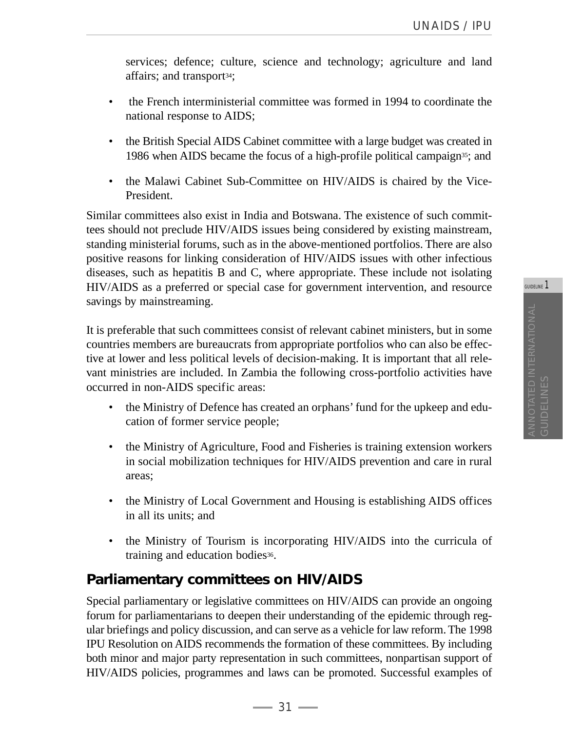services; defence; culture, science and technology; agriculture and land affairs; and transport[34];

- the French interministerial committee was formed in 1994 to coordinate the national response to AIDS;
- the British Special AIDS Cabinet committee with a large budget was created in 1986 when AIDS became the focus of a high-profile political campaign[35]; and
- the Malawi Cabinet Sub-Committee on HIV/AIDS is chaired by the Vice-President.

Similar committees also exist in India and Botswana. The existence of such committees should not preclude HIV/AIDS issues being considered by existing mainstream, standing ministerial forums, such as in the above-mentioned portfolios. There are also positive reasons for linking consideration of HIV/AIDS issues with other infectious diseases, such as hepatitis B and C, where appropriate. These include not isolating HIV/AIDS as a preferred or special case for government intervention, and resource savings by mainstreaming.

It is preferable that such committees consist of relevant cabinet ministers, but in some countries members are bureaucrats from appropriate portfolios who can also be effective at lower and less political levels of decision-making. It is important that all relevant ministries are included. In Zambia the following cross-portfolio activities have occurred in non-AIDS specific areas:

- the Ministry of Defence has created an orphans' fund for the upkeep and education of former service people;
- the Ministry of Agriculture, Food and Fisheries is training extension workers in social mobilization techniques for HIV/AIDS prevention and care in rural areas;
- the Ministry of Local Government and Housing is establishing AIDS offices in all its units; and
- the Ministry of Tourism is incorporating HIV/AIDS into the curricula of training and education bodies[36].

## Parliamentary committees on HIV/AIDS

Special parliamentary or legislative committees on HIV/AIDS can provide an ongoing forum for parliamentarians to deepen their understanding of the epidemic through regular briefings and policy discussion, and can serve as a vehicle for law reform. The 1998 IPU Resolution on AIDS recommends the formation of these committees. By including both minor and major party representation in such committees, nonpartisan support of HIV/AIDS policies, programmes and laws can be promoted. Successful examples of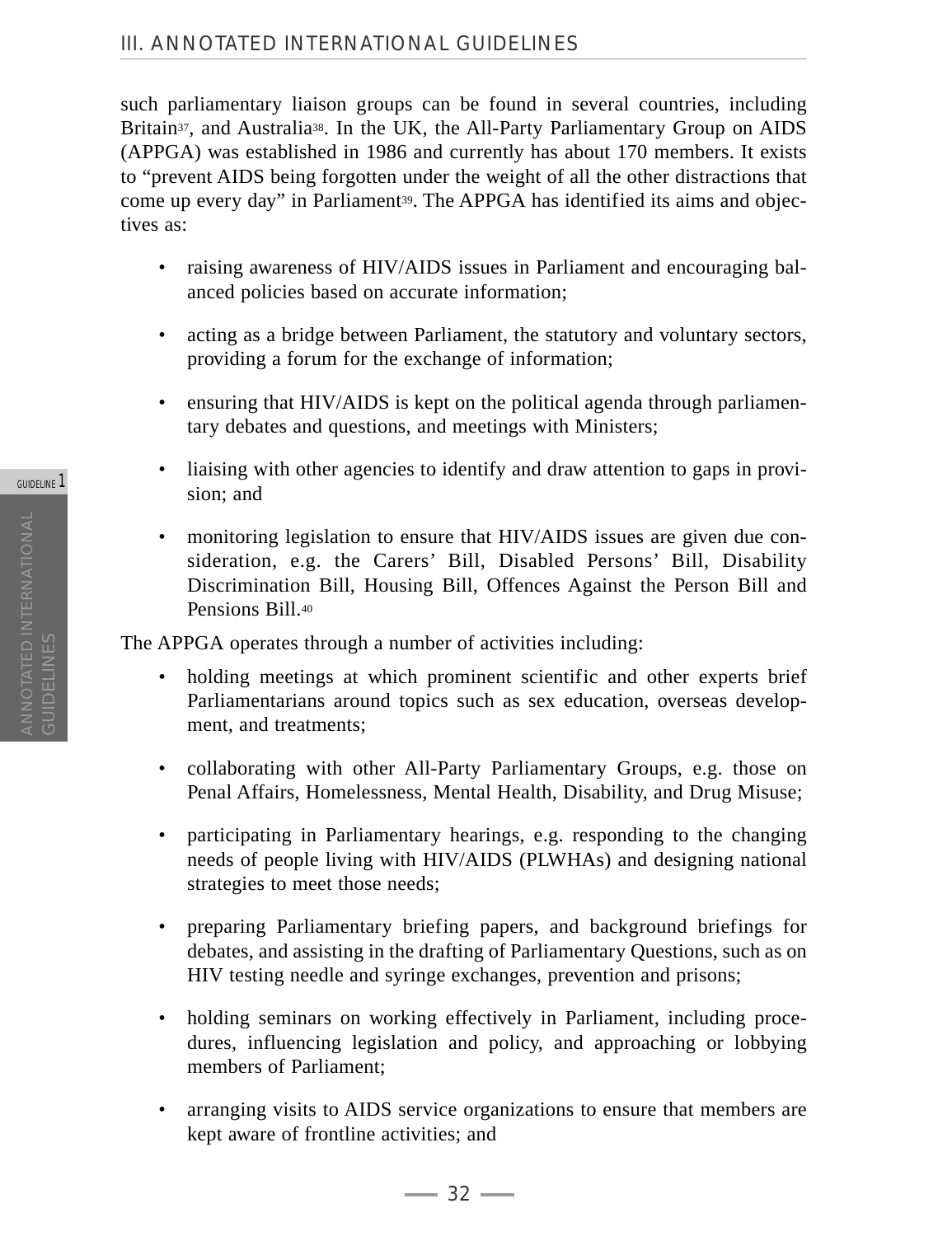such parliamentary liaison groups can be found in several countries, including Britain[37], and Australia[38]. In the UK, the All-Party Parliamentary Group on AIDS (APPGA) was established in 1986 and currently has about 170 members. It exists to "prevent AIDS being forgotten under the weight of all the other distractions that come up every day" in Parliament[39]. The APPGA has identified its aims and objectives as:

- raising awareness of HIV/AIDS issues in Parliament and encouraging balanced policies based on accurate information;
- acting as a bridge between Parliament, the statutory and voluntary sectors, providing a forum for the exchange of information;
- ensuring that HIV/AIDS is kept on the political agenda through parliamentary debates and questions, and meetings with Ministers;
- liaising with other agencies to identify and draw attention to gaps in provision; and
- monitoring legislation to ensure that HIV/AIDS issues are given due consideration, e.g. the Carers' Bill, Disabled Persons' Bill, Disability Discrimination Bill, Housing Bill, Offences Against the Person Bill and Pensions Bill.[40]

The APPGA operates through a number of activities including:

- holding meetings at which prominent scientific and other experts brief Parliamentarians around topics such as sex education, overseas development, and treatments;
- collaborating with other All-Party Parliamentary Groups, e.g. those on Penal Affairs, Homelessness, Mental Health, Disability, and Drug Misuse;
- participating in Parliamentary hearings, e.g. responding to the changing needs of people living with HIV/AIDS (PLWHAs) and designing national strategies to meet those needs;
- preparing Parliamentary briefing papers, and background briefings for debates, and assisting in the drafting of Parliamentary Questions, such as on HIV testing needle and syringe exchanges, prevention and prisons;
- holding seminars on working effectively in Parliament, including procedures, influencing legislation and policy, and approaching or lobbying members of Parliament;
- arranging visits to AIDS service organizations to ensure that members are kept aware of frontline activities; and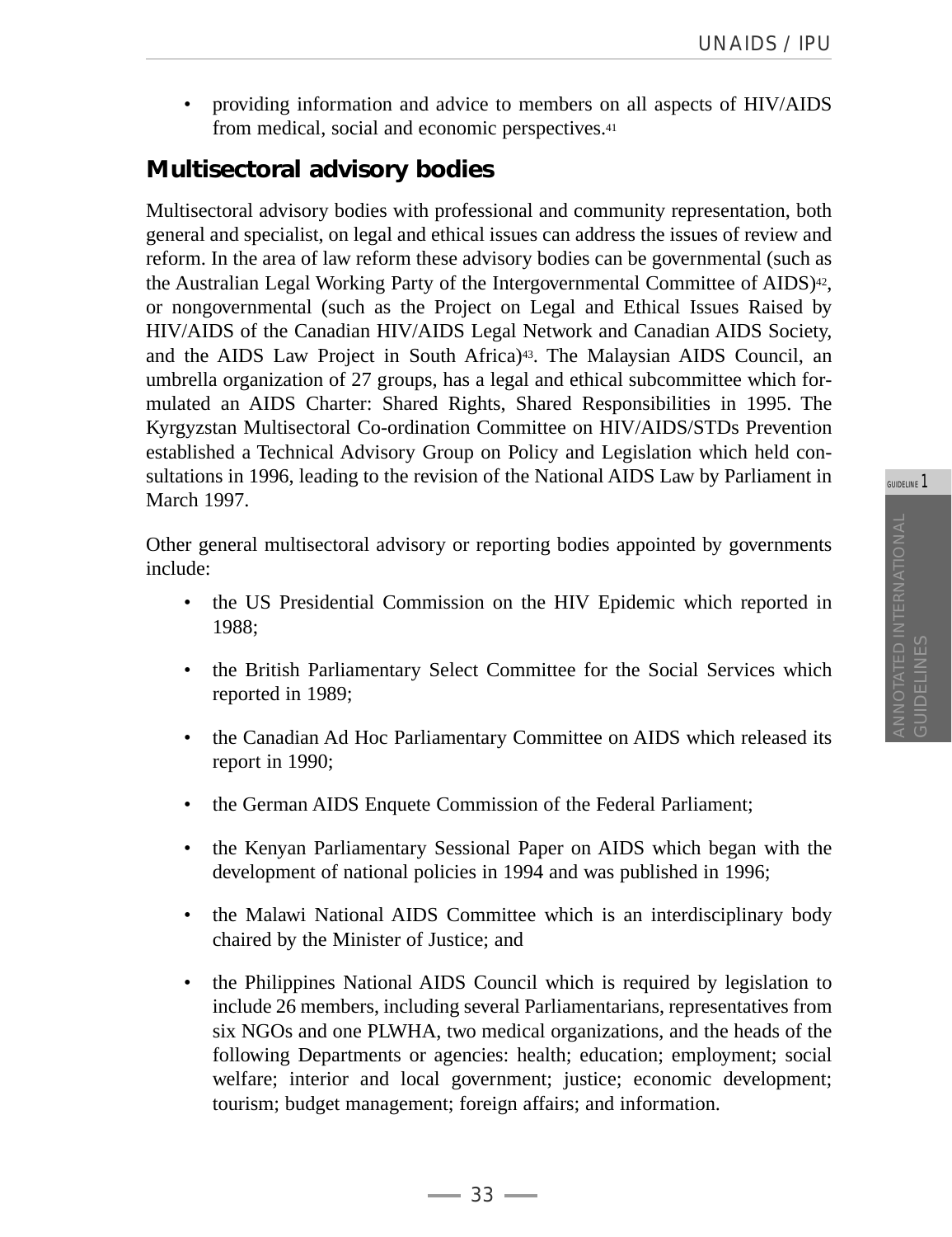- providing information and advice to members on all aspects of HIV/AIDS from medical, social and economic perspectives.[41]

## Multisectoral advisory bodies

Multisectoral advisory bodies with professional and community representation, both general and specialist, on legal and ethical issues can address the issues of review and reform. In the area of law reform these advisory bodies can be governmental (such as the Australian Legal Working Party of the Intergovernmental Committee of AIDS)[42], or nongovernmental (such as the Project on Legal and Ethical Issues Raised by HIV/AIDS of the Canadian HIV/AIDS Legal Network and Canadian AIDS Society, and the AIDS Law Project in South Africa)[43]. The Malaysian AIDS Council, an umbrella organization of 27 groups, has a legal and ethical subcommittee which formulated an AIDS Charter: Shared Rights, Shared Responsibilities in 1995. The Kyrgyzstan Multisectoral Co-ordination Committee on HIV/AIDS/STDs Prevention established a Technical Advisory Group on Policy and Legislation which held consultations in 1996, leading to the revision of the National AIDS Law by Parliament in March 1997.

Other general multisectoral advisory or reporting bodies appointed by governments include:

- the US Presidential Commission on the HIV Epidemic which reported in 1988;
- the British Parliamentary Select Committee for the Social Services which reported in 1989;
- the Canadian Ad Hoc Parliamentary Committee on AIDS which released its report in 1990;
- the German AIDS Enquete Commission of the Federal Parliament;
- the Kenyan Parliamentary Sessional Paper on AIDS which began with the development of national policies in 1994 and was published in 1996;
- the Malawi National AIDS Committee which is an interdisciplinary body chaired by the Minister of Justice; and
- the Philippines National AIDS Council which is required by legislation to include 26 members, including several Parliamentarians, representatives from six NGOs and one PLWHA, two medical organizations, and the heads of the following Departments or agencies: health; education; employment; social welfare; interior and local government; justice; economic development; tourism; budget management; foreign affairs; and information.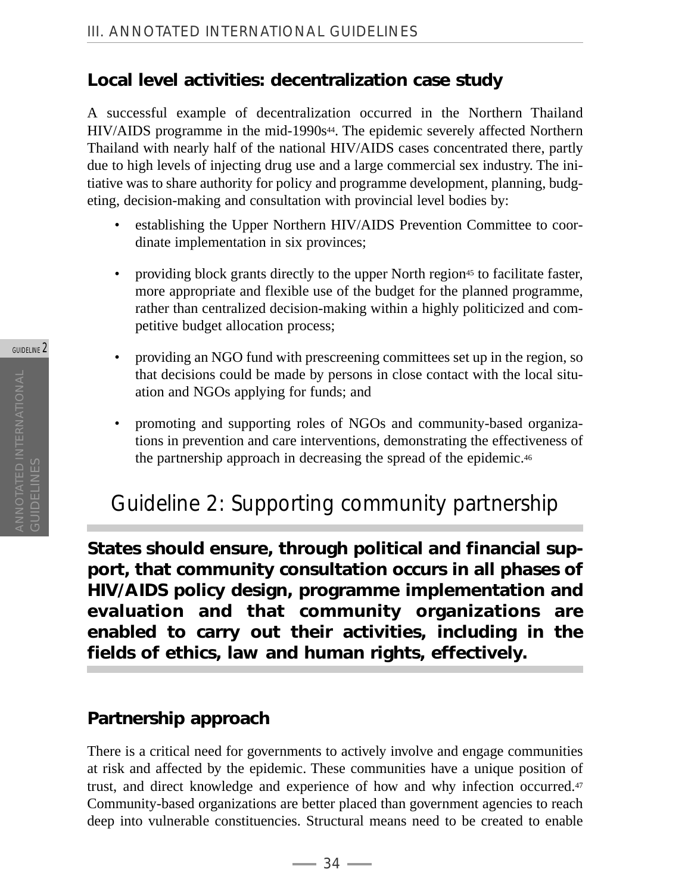## Local level activities: decentralization case study

A successful example of decentralization occurred in the Northern Thailand HIV/AIDS programme in the mid-1990s[44]. The epidemic severely affected Northern Thailand with nearly half of the national HIV/AIDS cases concentrated there, partly due to high levels of injecting drug use and a large commercial sex industry. The initiative was to share authority for policy and programme development, planning, budgeting, decision-making and consultation with provincial level bodies by:

- establishing the Upper Northern HIV/AIDS Prevention Committee to coordinate implementation in six provinces;
- providing block grants directly to the upper North region[45] to facilitate faster, more appropriate and flexible use of the budget for the planned programme, rather than centralized decision-making within a highly politicized and competitive budget allocation process;
- providing an NGO fund with prescreening committees set up in the region, so that decisions could be made by persons in close contact with the local situation and NGOs applying for funds; and
- promoting and supporting roles of NGOs and community-based organizations in prevention and care interventions, demonstrating the effectiveness of the partnership approach in decreasing the spread of the epidemic.[46]

# Guideline 2: Supporting community partnership

**States should ensure, through political and financial support, that community consultation occurs in all phases of HIV/AIDS policy design, programme implementation and evaluation and that community organizations are enabled to carry out their activities, including in the fields of ethics, law and human rights, effectively.**

## Partnership approach

There is a critical need for governments to actively involve and engage communities at risk and affected by the epidemic. These communities have a unique position of trust, and direct knowledge and experience of how and why infection occurred.[47] Community-based organizations are better placed than government agencies to reach deep into vulnerable constituencies. Structural means need to be created to enable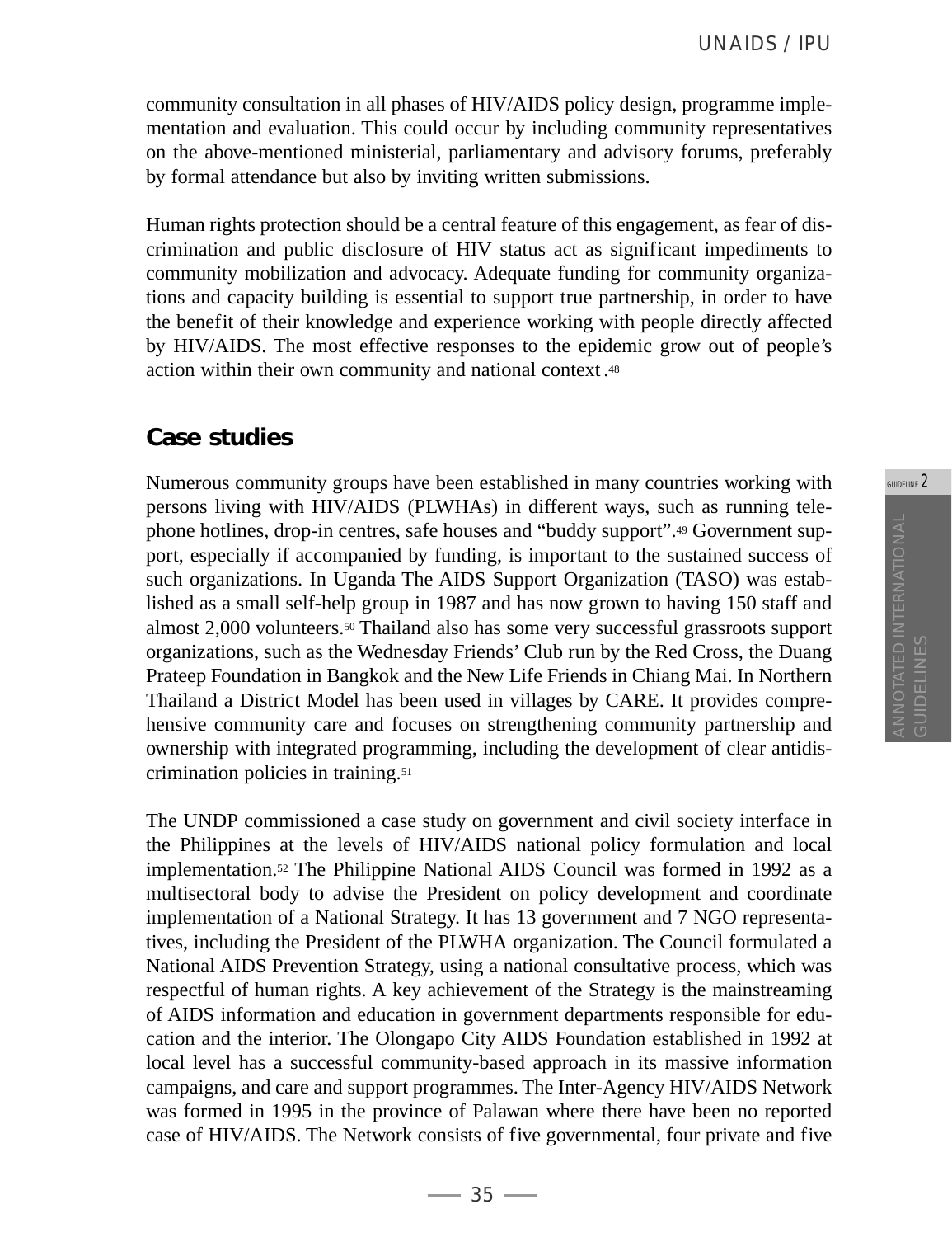community consultation in all phases of HIV/AIDS policy design, programme implementation and evaluation. This could occur by including community representatives on the above-mentioned ministerial, parliamentary and advisory forums, preferably by formal attendance but also by inviting written submissions.

Human rights protection should be a central feature of this engagement, as fear of discrimination and public disclosure of HIV status act as significant impediments to community mobilization and advocacy. Adequate funding for community organizations and capacity building is essential to support true partnership, in order to have the benefit of their knowledge and experience working with people directly affected by HIV/AIDS. The most effective responses to the epidemic grow out of people's action within their own community and national context.[48]

## Case studies

Numerous community groups have been established in many countries working with persons living with HIV/AIDS (PLWHAs) in different ways, such as running telephone hotlines, drop-in centres, safe houses and "buddy support".[49] Government support, especially if accompanied by funding, is important to the sustained success of such organizations. In Uganda The AIDS Support Organization (TASO) was established as a small self-help group in 1987 and has now grown to having 150 staff and almost 2,000 volunteers.[50] Thailand also has some very successful grassroots support organizations, such as the Wednesday Friends' Club run by the Red Cross, the Duang Prateep Foundation in Bangkok and the New Life Friends in Chiang Mai. In Northern Thailand a District Model has been used in villages by CARE. It provides comprehensive community care and focuses on strengthening community partnership and ownership with integrated programming, including the development of clear antidiscrimination policies in training.[51]

The UNDP commissioned a case study on government and civil society interface in the Philippines at the levels of HIV/AIDS national policy formulation and local implementation.[52] The Philippine National AIDS Council was formed in 1992 as a multisectoral body to advise the President on policy development and coordinate implementation of a National Strategy. It has 13 government and 7 NGO representatives, including the President of the PLWHA organization. The Council formulated a National AIDS Prevention Strategy, using a national consultative process, which was respectful of human rights. A key achievement of the Strategy is the mainstreaming of AIDS information and education in government departments responsible for education and the interior. The Olongapo City AIDS Foundation established in 1992 at local level has a successful community-based approach in its massive information campaigns, and care and support programmes. The Inter-Agency HIV/AIDS Network was formed in 1995 in the province of Palawan where there have been no reported case of HIV/AIDS. The Network consists of five governmental, four private and five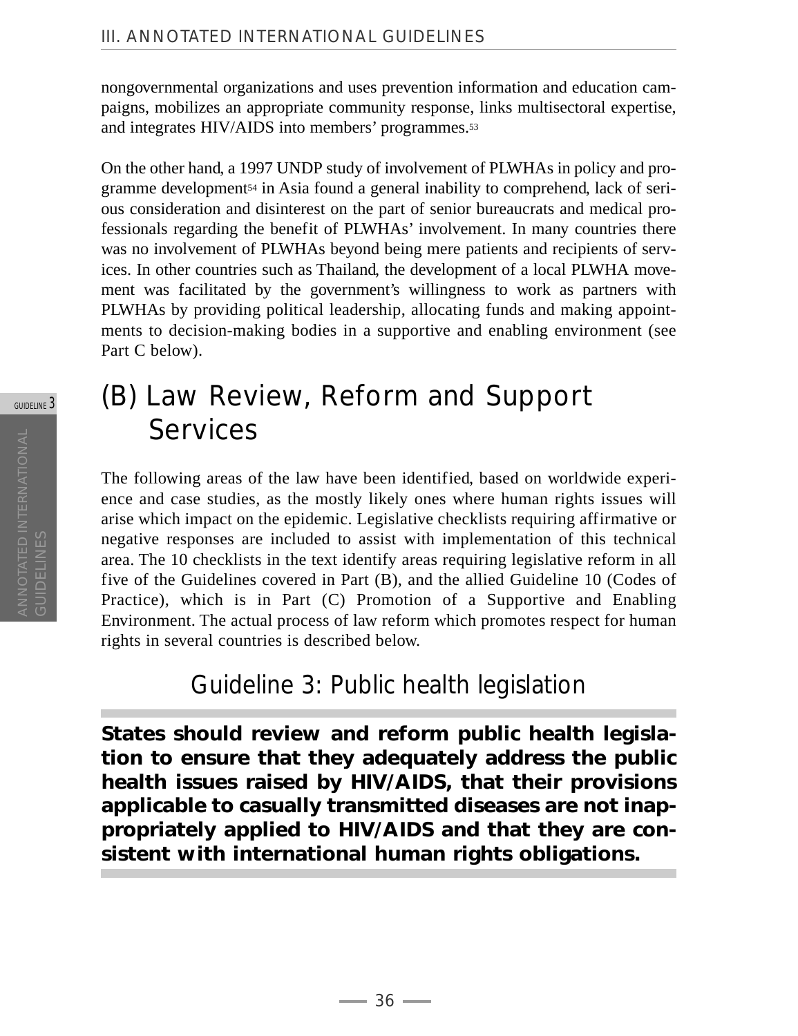nongovernmental organizations and uses prevention information and education campaigns, mobilizes an appropriate community response, links multisectoral expertise, and integrates HIV/AIDS into members' programmes.[53]

On the other hand, a 1997 UNDP study of involvement of PLWHAs in policy and programme development[54] in Asia found a general inability to comprehend, lack of serious consideration and disinterest on the part of senior bureaucrats and medical professionals regarding the benefit of PLWHAs' involvement. In many countries there was no involvement of PLWHAs beyond being mere patients and recipients of services. In other countries such as Thailand, the development of a local PLWHA movement was facilitated by the government's willingness to work as partners with PLWHAs by providing political leadership, allocating funds and making appointments to decision-making bodies in a supportive and enabling environment (see Part C below).

## (B) Law Review, Reform and Support Services

The following areas of the law have been identified, based on worldwide experience and case studies, as the mostly likely ones where human rights issues will arise which impact on the epidemic. Legislative checklists requiring affirmative or negative responses are included to assist with implementation of this technical area. The 10 checklists in the text identify areas requiring legislative reform in all five of the Guidelines covered in Part (B), and the allied Guideline 10 (Codes of Practice), which is in Part (C) Promotion of a Supportive and Enabling Environment. The actual process of law reform which promotes respect for human rights in several countries is described below.

### Guideline 3: Public health legislation

**States should review and reform public health legislation to ensure that they adequately address the public health issues raised by HIV/AIDS, that their provisions applicable to casually transmitted diseases are not inappropriately applied to HIV/AIDS and that they are consistent with international human rights obligations.**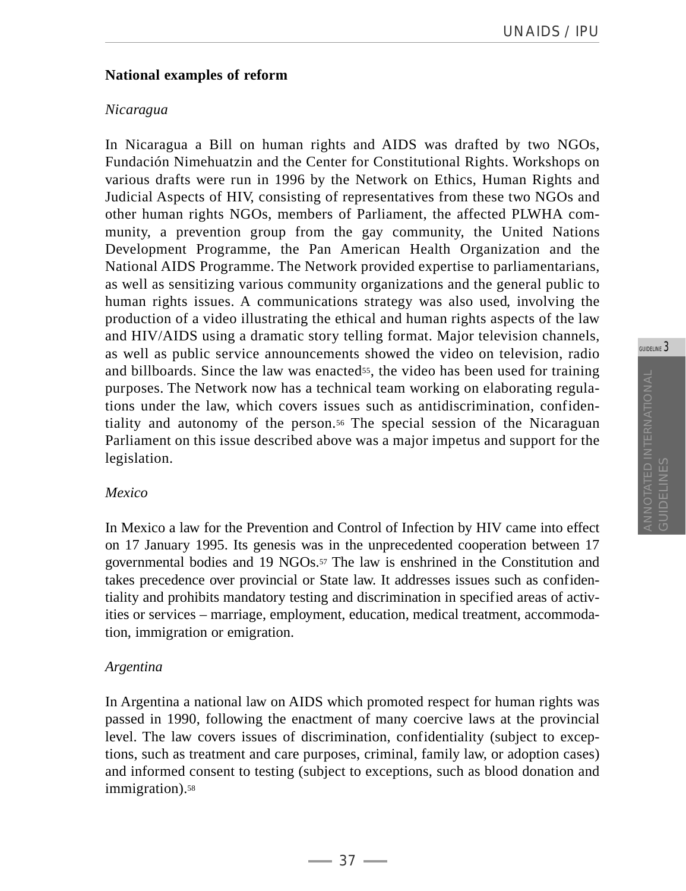**National examples of reform**

*Nicaragua*

In Nicaragua a Bill on human rights and AIDS was drafted by two NGOs, Fundación Nimehuatzin and the Center for Constitutional Rights. Workshops on various drafts were run in 1996 by the Network on Ethics, Human Rights and Judicial Aspects of HIV, consisting of representatives from these two NGOs and other human rights NGOs, members of Parliament, the affected PLWHA community, a prevention group from the gay community, the United Nations Development Programme, the Pan American Health Organization and the National AIDS Programme. The Network provided expertise to parliamentarians, as well as sensitizing various community organizations and the general public to human rights issues. A communications strategy was also used, involving the production of a video illustrating the ethical and human rights aspects of the law and HIV/AIDS using a dramatic story telling format. Major television channels, as well as public service announcements showed the video on television, radio and billboards. Since the law was enacted[55], the video has been used for training purposes. The Network now has a technical team working on elaborating regulations under the law, which covers issues such as antidiscrimination, confidentiality and autonomy of the person.[56] The special session of the Nicaraguan Parliament on this issue described above was a major impetus and support for the legislation.

*Mexico*

In Mexico a law for the Prevention and Control of Infection by HIV came into effect on 17 January 1995. Its genesis was in the unprecedented cooperation between 17 governmental bodies and 19 NGOs.[57] The law is enshrined in the Constitution and takes precedence over provincial or State law. It addresses issues such as confidentiality and prohibits mandatory testing and discrimination in specified areas of activities or services – marriage, employment, education, medical treatment, accommodation, immigration or emigration.

*Argentina*

In Argentina a national law on AIDS which promoted respect for human rights was passed in 1990, following the enactment of many coercive laws at the provincial level. The law covers issues of discrimination, confidentiality (subject to exceptions, such as treatment and care purposes, criminal, family law, or adoption cases) and informed consent to testing (subject to exceptions, such as blood donation and immigration).[58]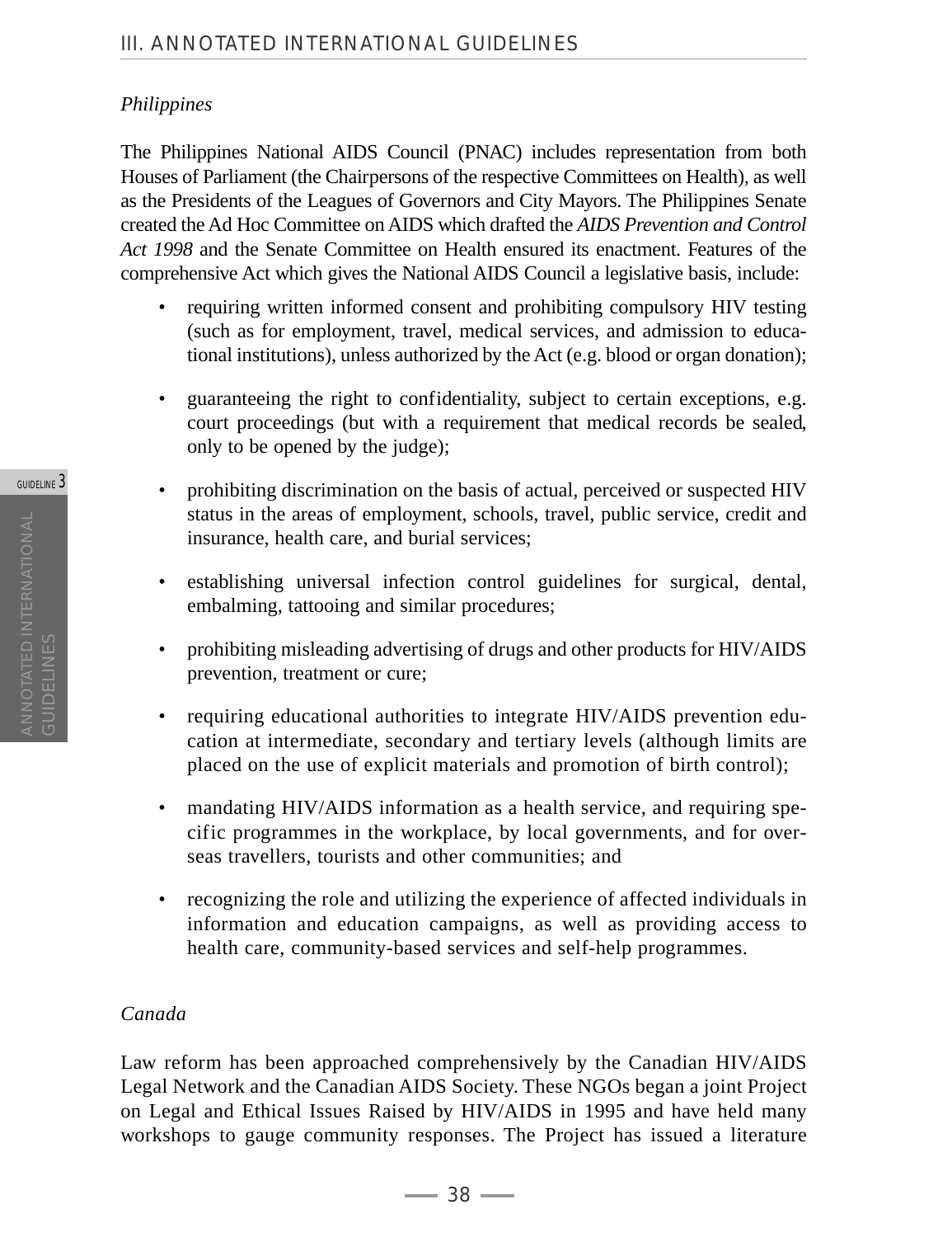*Philippines*

The Philippines National AIDS Council (PNAC) includes representation from both Houses of Parliament (the Chairpersons of the respective Committees on Health), as well as the Presidents of the Leagues of Governors and City Mayors. The Philippines Senate created the Ad Hoc Committee on AIDS which drafted the *AIDS Prevention and Control Act 1998* and the Senate Committee on Health ensured its enactment. Features of the comprehensive Act which gives the National AIDS Council a legislative basis, include:

- requiring written informed consent and prohibiting compulsory HIV testing (such as for employment, travel, medical services, and admission to educational institutions), unless authorized by the Act (e.g. blood or organ donation);
- guaranteeing the right to confidentiality, subject to certain exceptions, e.g. court proceedings (but with a requirement that medical records be sealed, only to be opened by the judge);
- prohibiting discrimination on the basis of actual, perceived or suspected HIV status in the areas of employment, schools, travel, public service, credit and insurance, health care, and burial services;
- establishing universal infection control guidelines for surgical, dental, embalming, tattooing and similar procedures;
- prohibiting misleading advertising of drugs and other products for HIV/AIDS prevention, treatment or cure;
- requiring educational authorities to integrate HIV/AIDS prevention education at intermediate, secondary and tertiary levels (although limits are placed on the use of explicit materials and promotion of birth control);
- mandating HIV/AIDS information as a health service, and requiring specific programmes in the workplace, by local governments, and for overseas travellers, tourists and other communities; and
- recognizing the role and utilizing the experience of affected individuals in information and education campaigns, as well as providing access to health care, community-based services and self-help programmes.

*Canada*

Law reform has been approached comprehensively by the Canadian HIV/AIDS Legal Network and the Canadian AIDS Society. These NGOs began a joint Project on Legal and Ethical Issues Raised by HIV/AIDS in 1995 and have held many workshops to gauge community responses. The Project has issued a literature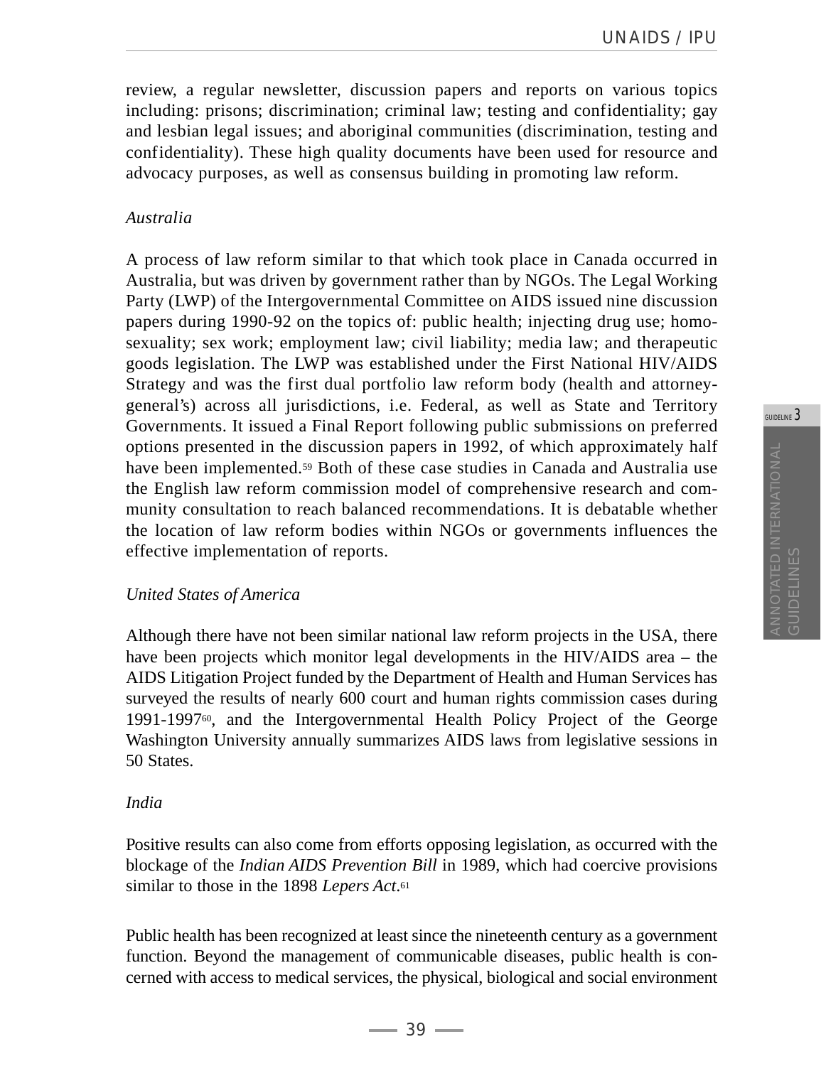review, a regular newsletter, discussion papers and reports on various topics including: prisons; discrimination; criminal law; testing and confidentiality; gay and lesbian legal issues; and aboriginal communities (discrimination, testing and confidentiality). These high quality documents have been used for resource and advocacy purposes, as well as consensus building in promoting law reform.

*Australia*

A process of law reform similar to that which took place in Canada occurred in Australia, but was driven by government rather than by NGOs. The Legal Working Party (LWP) of the Intergovernmental Committee on AIDS issued nine discussion papers during 1990-92 on the topics of: public health; injecting drug use; homosexuality; sex work; employment law; civil liability; media law; and therapeutic goods legislation. The LWP was established under the First National HIV/AIDS Strategy and was the first dual portfolio law reform body (health and attorney-general's) across all jurisdictions, i.e. Federal, as well as State and Territory Governments. It issued a Final Report following public submissions on preferred options presented in the discussion papers in 1992, of which approximately half have been implemented.[59] Both of these case studies in Canada and Australia use the English law reform commission model of comprehensive research and community consultation to reach balanced recommendations. It is debatable whether the location of law reform bodies within NGOs or governments influences the effective implementation of reports.

*United States of America*

Although there have not been similar national law reform projects in the USA, there have been projects which monitor legal developments in the HIV/AIDS area – the AIDS Litigation Project funded by the Department of Health and Human Services has surveyed the results of nearly 600 court and human rights commission cases during 1991-1997[60], and the Intergovernmental Health Policy Project of the George Washington University annually summarizes AIDS laws from legislative sessions in 50 States.

*India*

Positive results can also come from efforts opposing legislation, as occurred with the blockage of the *Indian AIDS Prevention Bill* in 1989, which had coercive provisions similar to those in the 1898 *Lepers Act*.[61]

Public health has been recognized at least since the nineteenth century as a government function. Beyond the management of communicable diseases, public health is concerned with access to medical services, the physical, biological and social environment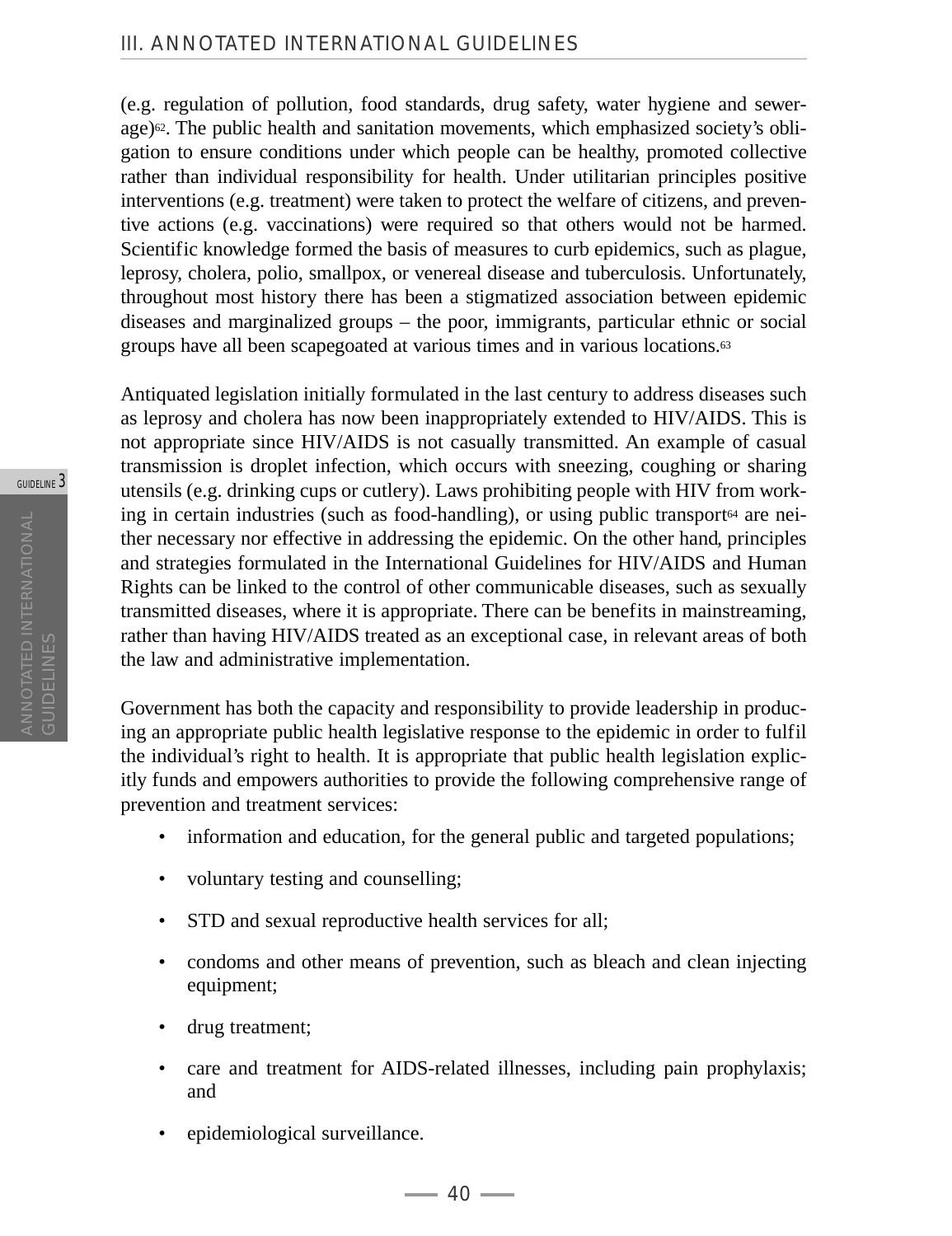(e.g. regulation of pollution, food standards, drug safety, water hygiene and sewerage)[62]. The public health and sanitation movements, which emphasized society's obligation to ensure conditions under which people can be healthy, promoted collective rather than individual responsibility for health. Under utilitarian principles positive interventions (e.g. treatment) were taken to protect the welfare of citizens, and preventive actions (e.g. vaccinations) were required so that others would not be harmed. Scientific knowledge formed the basis of measures to curb epidemics, such as plague, leprosy, cholera, polio, smallpox, or venereal disease and tuberculosis. Unfortunately, throughout most history there has been a stigmatized association between epidemic diseases and marginalized groups – the poor, immigrants, particular ethnic or social groups have all been scapegoated at various times and in various locations.[63]

Antiquated legislation initially formulated in the last century to address diseases such as leprosy and cholera has now been inappropriately extended to HIV/AIDS. This is not appropriate since HIV/AIDS is not casually transmitted. An example of casual transmission is droplet infection, which occurs with sneezing, coughing or sharing utensils (e.g. drinking cups or cutlery). Laws prohibiting people with HIV from working in certain industries (such as food-handling), or using public transport[64] are neither necessary nor effective in addressing the epidemic. On the other hand, principles and strategies formulated in the International Guidelines for HIV/AIDS and Human Rights can be linked to the control of other communicable diseases, such as sexually transmitted diseases, where it is appropriate. There can be benefits in mainstreaming, rather than having HIV/AIDS treated as an exceptional case, in relevant areas of both the law and administrative implementation.

Government has both the capacity and responsibility to provide leadership in producing an appropriate public health legislative response to the epidemic in order to fulfil the individual's right to health. It is appropriate that public health legislation explicitly funds and empowers authorities to provide the following comprehensive range of prevention and treatment services:

- information and education, for the general public and targeted populations;
- voluntary testing and counselling;
- STD and sexual reproductive health services for all;
- condoms and other means of prevention, such as bleach and clean injecting equipment;
- drug treatment;
- care and treatment for AIDS-related illnesses, including pain prophylaxis; and
- epidemiological surveillance.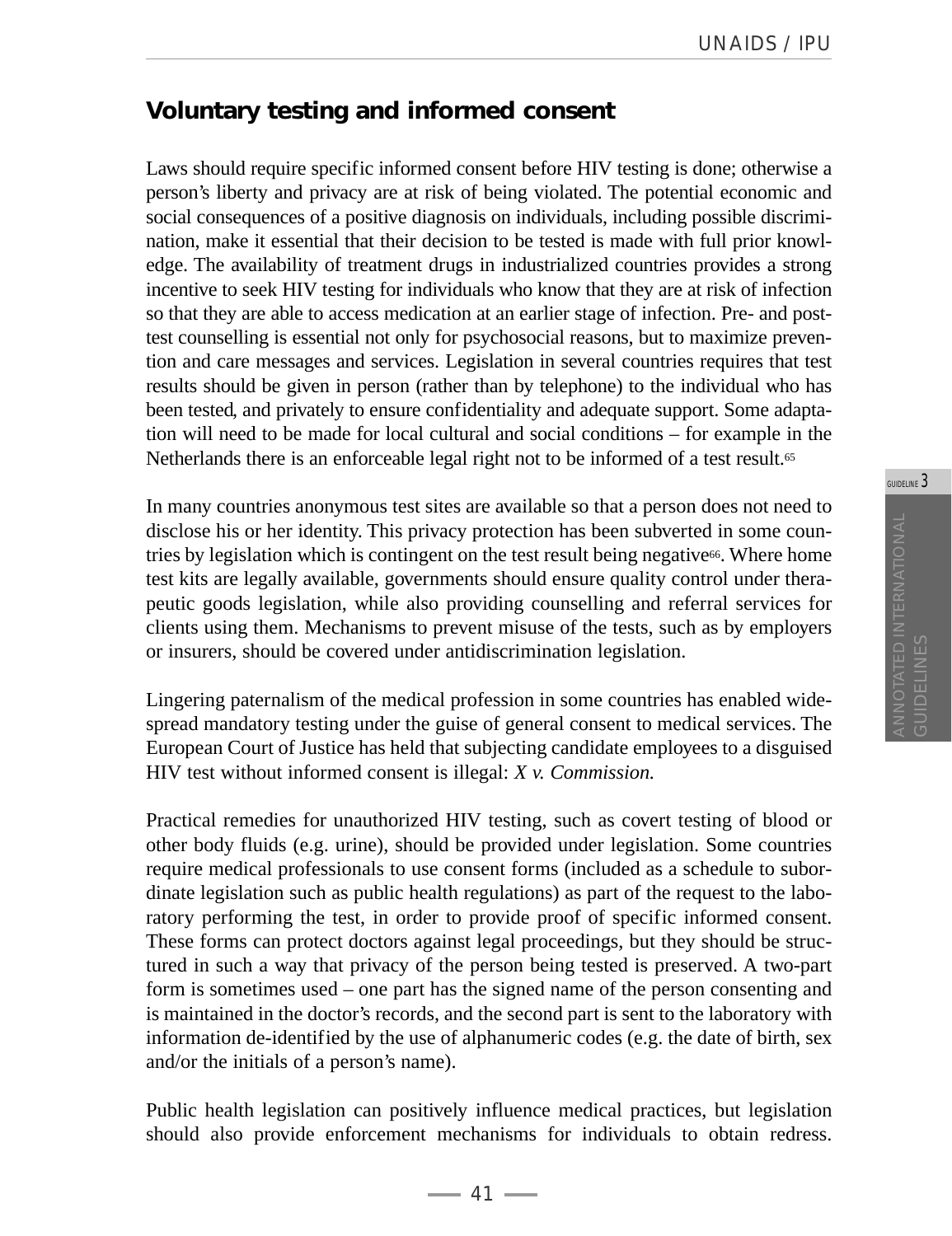## Voluntary testing and informed consent

Laws should require specific informed consent before HIV testing is done; otherwise a person's liberty and privacy are at risk of being violated. The potential economic and social consequences of a positive diagnosis on individuals, including possible discrimination, make it essential that their decision to be tested is made with full prior knowledge. The availability of treatment drugs in industrialized countries provides a strong incentive to seek HIV testing for individuals who know that they are at risk of infection so that they are able to access medication at an earlier stage of infection. Pre- and post-test counselling is essential not only for psychosocial reasons, but to maximize prevention and care messages and services. Legislation in several countries requires that test results should be given in person (rather than by telephone) to the individual who has been tested, and privately to ensure confidentiality and adequate support. Some adaptation will need to be made for local cultural and social conditions – for example in the Netherlands there is an enforceable legal right not to be informed of a test result.[65]

In many countries anonymous test sites are available so that a person does not need to disclose his or her identity. This privacy protection has been subverted in some countries by legislation which is contingent on the test result being negative[66]. Where home test kits are legally available, governments should ensure quality control under therapeutic goods legislation, while also providing counselling and referral services for clients using them. Mechanisms to prevent misuse of the tests, such as by employers or insurers, should be covered under antidiscrimination legislation.

Lingering paternalism of the medical profession in some countries has enabled widespread mandatory testing under the guise of general consent to medical services. The European Court of Justice has held that subjecting candidate employees to a disguised HIV test without informed consent is illegal: *X v. Commission.*

Practical remedies for unauthorized HIV testing, such as covert testing of blood or other body fluids (e.g. urine), should be provided under legislation. Some countries require medical professionals to use consent forms (included as a schedule to subordinate legislation such as public health regulations) as part of the request to the laboratory performing the test, in order to provide proof of specific informed consent. These forms can protect doctors against legal proceedings, but they should be structured in such a way that privacy of the person being tested is preserved. A two-part form is sometimes used – one part has the signed name of the person consenting and is maintained in the doctor's records, and the second part is sent to the laboratory with information de-identified by the use of alphanumeric codes (e.g. the date of birth, sex and/or the initials of a person's name).

Public health legislation can positively influence medical practices, but legislation should also provide enforcement mechanisms for individuals to obtain redress.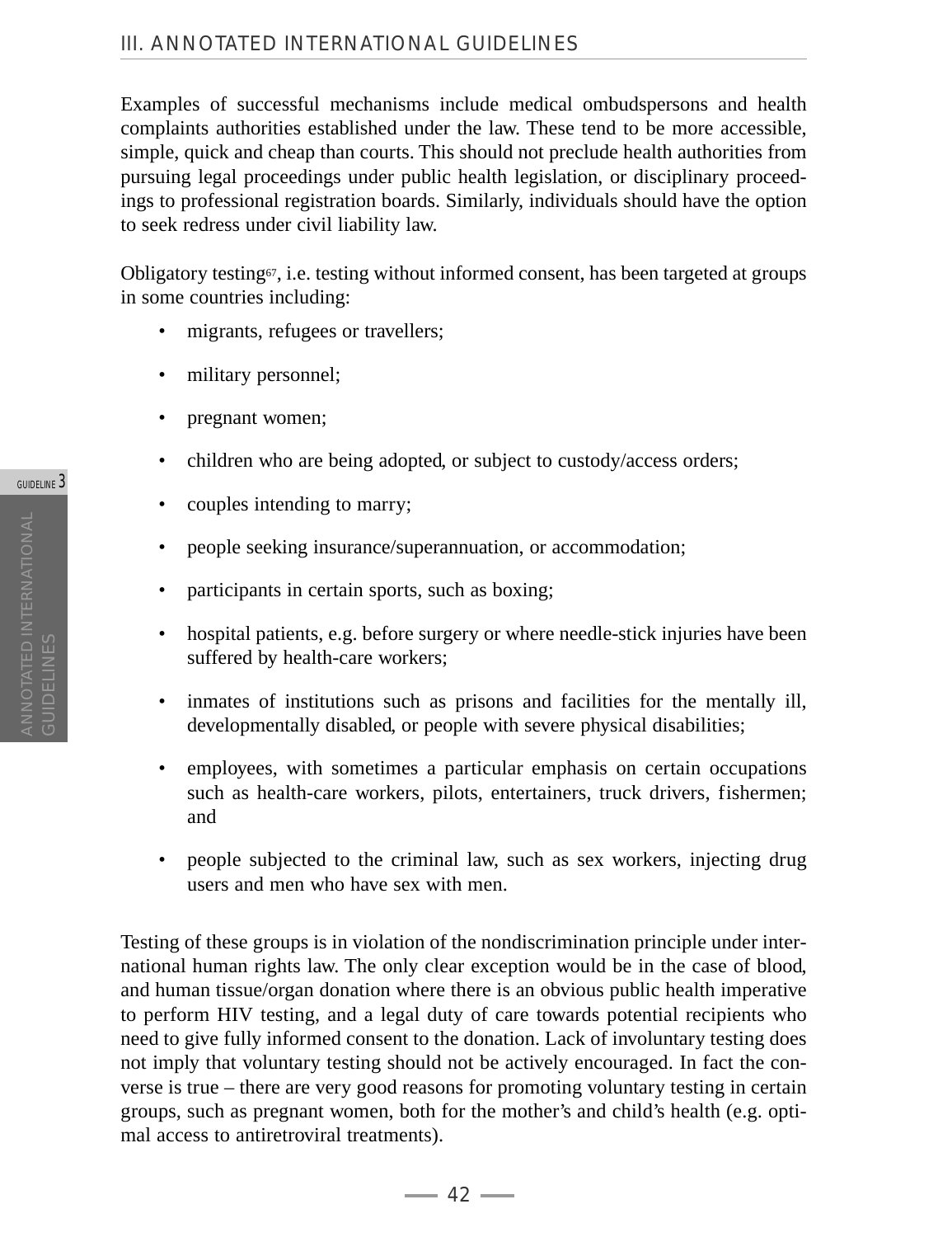Examples of successful mechanisms include medical ombudspersons and health complaints authorities established under the law. These tend to be more accessible, simple, quick and cheap than courts. This should not preclude health authorities from pursuing legal proceedings under public health legislation, or disciplinary proceedings to professional registration boards. Similarly, individuals should have the option to seek redress under civil liability law.

Obligatory testing[67], i.e. testing without informed consent, has been targeted at groups in some countries including:

- migrants, refugees or travellers;
- military personnel;
- pregnant women;
- children who are being adopted, or subject to custody/access orders;
- couples intending to marry;
- people seeking insurance/superannuation, or accommodation;
- participants in certain sports, such as boxing;
- hospital patients, e.g. before surgery or where needle-stick injuries have been suffered by health-care workers;
- inmates of institutions such as prisons and facilities for the mentally ill, developmentally disabled, or people with severe physical disabilities;
- employees, with sometimes a particular emphasis on certain occupations such as health-care workers, pilots, entertainers, truck drivers, fishermen; and
- people subjected to the criminal law, such as sex workers, injecting drug users and men who have sex with men.

Testing of these groups is in violation of the nondiscrimination principle under international human rights law. The only clear exception would be in the case of blood, and human tissue/organ donation where there is an obvious public health imperative to perform HIV testing, and a legal duty of care towards potential recipients who need to give fully informed consent to the donation. Lack of involuntary testing does not imply that voluntary testing should not be actively encouraged. In fact the converse is true – there are very good reasons for promoting voluntary testing in certain groups, such as pregnant women, both for the mother's and child's health (e.g. optimal access to antiretroviral treatments).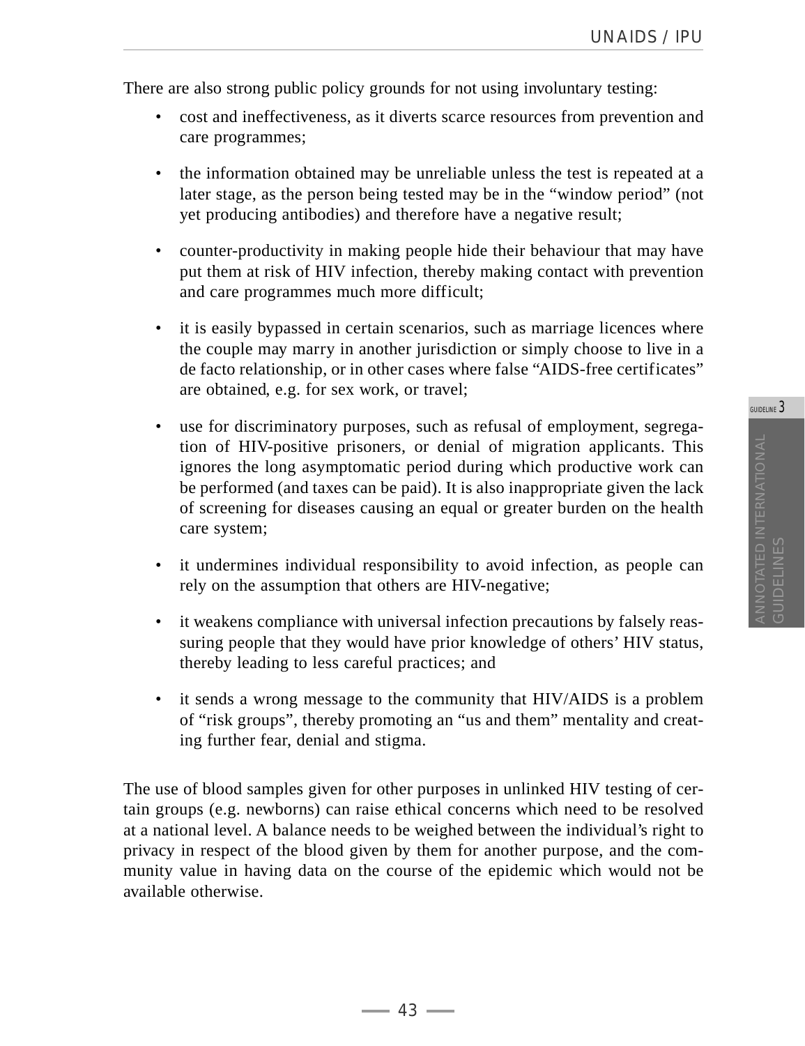There are also strong public policy grounds for not using involuntary testing:

- cost and ineffectiveness, as it diverts scarce resources from prevention and care programmes;
- the information obtained may be unreliable unless the test is repeated at a later stage, as the person being tested may be in the "window period" (not yet producing antibodies) and therefore have a negative result;
- counter-productivity in making people hide their behaviour that may have put them at risk of HIV infection, thereby making contact with prevention and care programmes much more difficult;
- it is easily bypassed in certain scenarios, such as marriage licences where the couple may marry in another jurisdiction or simply choose to live in a de facto relationship, or in other cases where false "AIDS-free certificates" are obtained, e.g. for sex work, or travel;
- use for discriminatory purposes, such as refusal of employment, segregation of HIV-positive prisoners, or denial of migration applicants. This ignores the long asymptomatic period during which productive work can be performed (and taxes can be paid). It is also inappropriate given the lack of screening for diseases causing an equal or greater burden on the health care system;
- it undermines individual responsibility to avoid infection, as people can rely on the assumption that others are HIV-negative;
- it weakens compliance with universal infection precautions by falsely reassuring people that they would have prior knowledge of others' HIV status, thereby leading to less careful practices; and
- it sends a wrong message to the community that HIV/AIDS is a problem of "risk groups", thereby promoting an "us and them" mentality and creating further fear, denial and stigma.

The use of blood samples given for other purposes in unlinked HIV testing of certain groups (e.g. newborns) can raise ethical concerns which need to be resolved at a national level. A balance needs to be weighed between the individual's right to privacy in respect of the blood given by them for another purpose, and the community value in having data on the course of the epidemic which would not be available otherwise.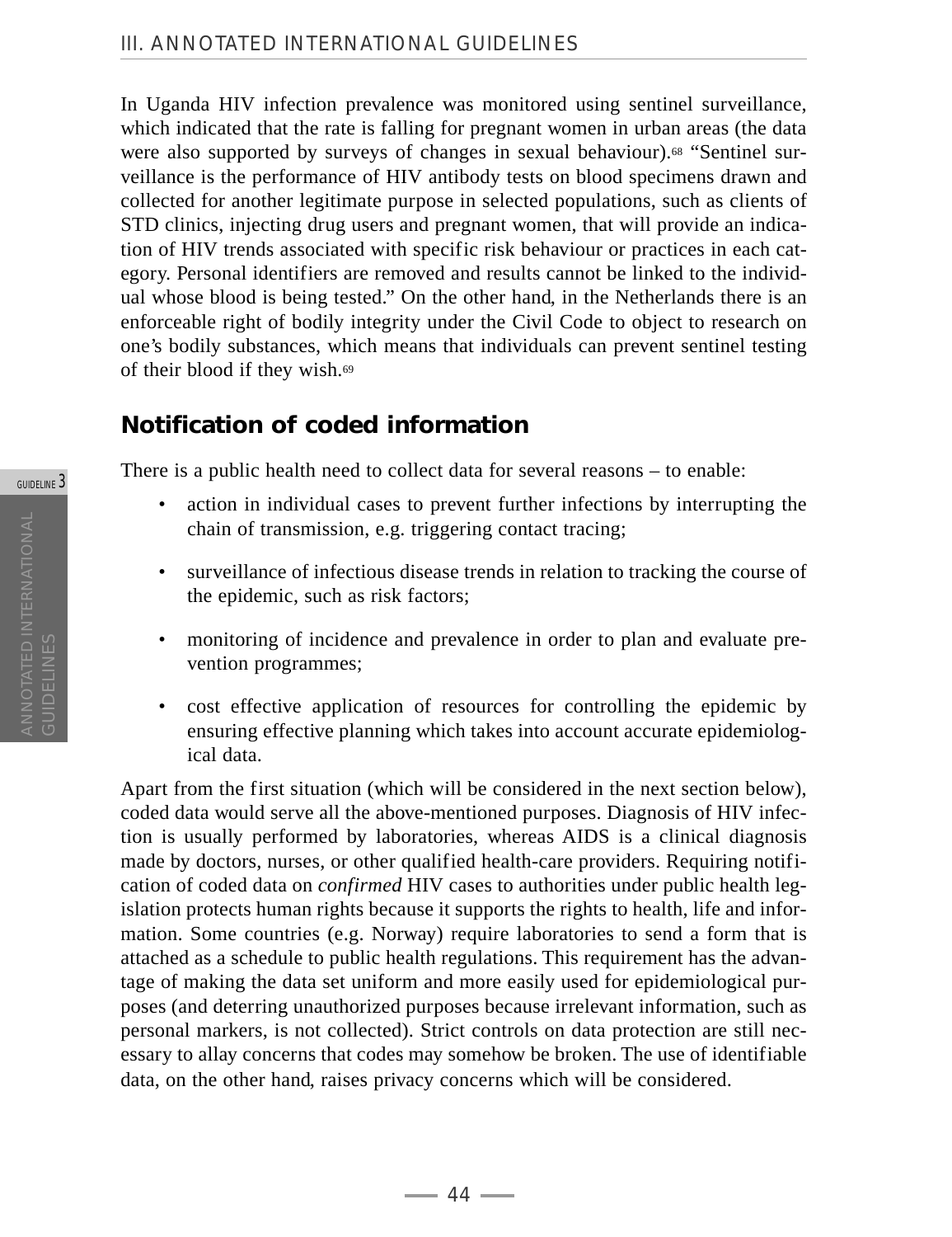In Uganda HIV infection prevalence was monitored using sentinel surveillance, which indicated that the rate is falling for pregnant women in urban areas (the data were also supported by surveys of changes in sexual behaviour).[68] "Sentinel surveillance is the performance of HIV antibody tests on blood specimens drawn and collected for another legitimate purpose in selected populations, such as clients of STD clinics, injecting drug users and pregnant women, that will provide an indication of HIV trends associated with specific risk behaviour or practices in each category. Personal identifiers are removed and results cannot be linked to the individual whose blood is being tested." On the other hand, in the Netherlands there is an enforceable right of bodily integrity under the Civil Code to object to research on one's bodily substances, which means that individuals can prevent sentinel testing of their blood if they wish.[69]

## Notification of coded information

There is a public health need to collect data for several reasons – to enable:

- action in individual cases to prevent further infections by interrupting the chain of transmission, e.g. triggering contact tracing;
- surveillance of infectious disease trends in relation to tracking the course of the epidemic, such as risk factors;
- monitoring of incidence and prevalence in order to plan and evaluate prevention programmes;
- cost effective application of resources for controlling the epidemic by ensuring effective planning which takes into account accurate epidemiological data.

Apart from the first situation (which will be considered in the next section below), coded data would serve all the above-mentioned purposes. Diagnosis of HIV infection is usually performed by laboratories, whereas AIDS is a clinical diagnosis made by doctors, nurses, or other qualified health-care providers. Requiring notification of coded data on *confirmed* HIV cases to authorities under public health legislation protects human rights because it supports the rights to health, life and information. Some countries (e.g. Norway) require laboratories to send a form that is attached as a schedule to public health regulations. This requirement has the advantage of making the data set uniform and more easily used for epidemiological purposes (and deterring unauthorized purposes because irrelevant information, such as personal markers, is not collected). Strict controls on data protection are still necessary to allay concerns that codes may somehow be broken. The use of identifiable data, on the other hand, raises privacy concerns which will be considered.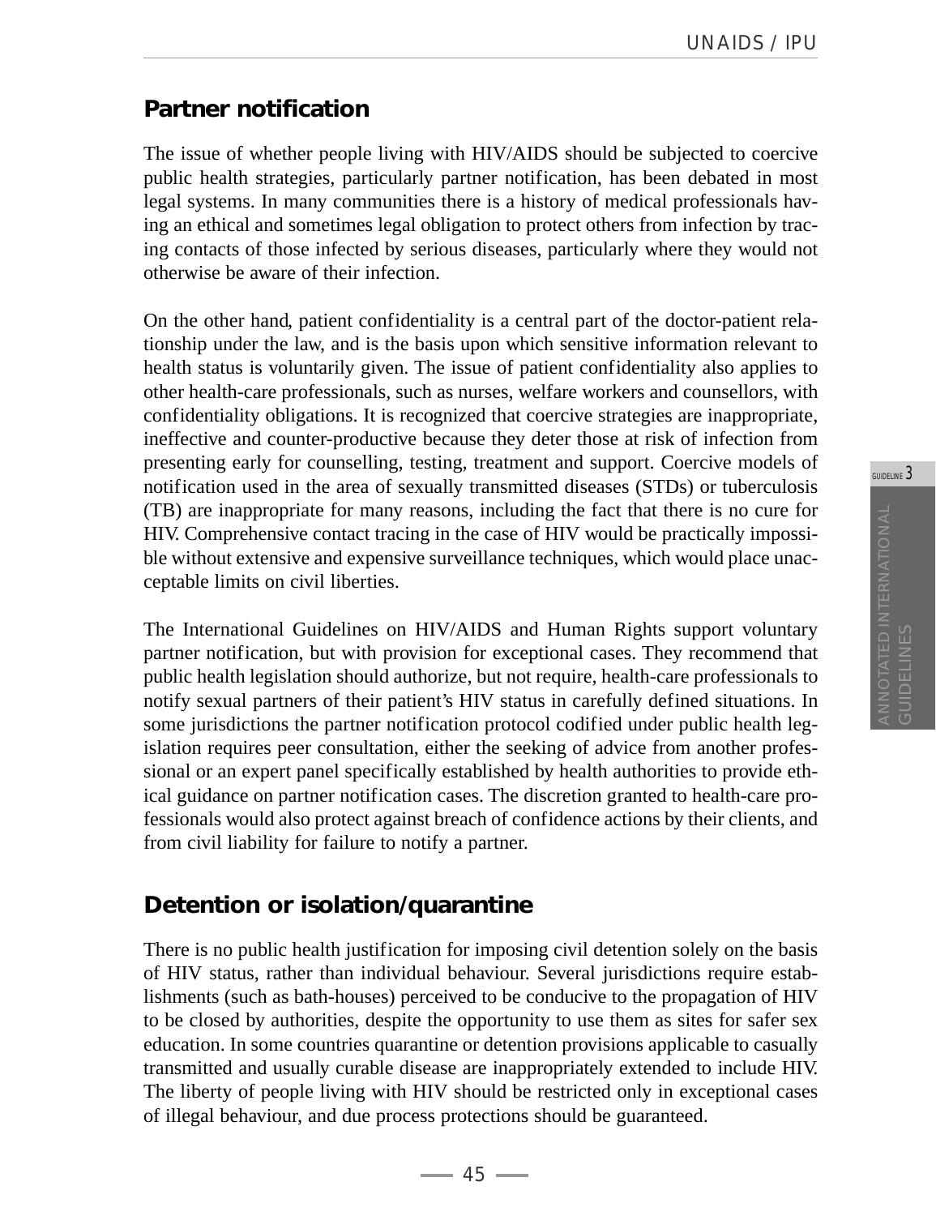## Partner notification

The issue of whether people living with HIV/AIDS should be subjected to coercive public health strategies, particularly partner notification, has been debated in most legal systems. In many communities there is a history of medical professionals having an ethical and sometimes legal obligation to protect others from infection by tracing contacts of those infected by serious diseases, particularly where they would not otherwise be aware of their infection.

On the other hand, patient confidentiality is a central part of the doctor-patient relationship under the law, and is the basis upon which sensitive information relevant to health status is voluntarily given. The issue of patient confidentiality also applies to other health-care professionals, such as nurses, welfare workers and counsellors, with confidentiality obligations. It is recognized that coercive strategies are inappropriate, ineffective and counter-productive because they deter those at risk of infection from presenting early for counselling, testing, treatment and support. Coercive models of notification used in the area of sexually transmitted diseases (STDs) or tuberculosis (TB) are inappropriate for many reasons, including the fact that there is no cure for HIV. Comprehensive contact tracing in the case of HIV would be practically impossible without extensive and expensive surveillance techniques, which would place unacceptable limits on civil liberties.

The International Guidelines on HIV/AIDS and Human Rights support voluntary partner notification, but with provision for exceptional cases. They recommend that public health legislation should authorize, but not require, health-care professionals to notify sexual partners of their patient's HIV status in carefully defined situations. In some jurisdictions the partner notification protocol codified under public health legislation requires peer consultation, either the seeking of advice from another professional or an expert panel specifically established by health authorities to provide ethical guidance on partner notification cases. The discretion granted to health-care professionals would also protect against breach of confidence actions by their clients, and from civil liability for failure to notify a partner.

## Detention or isolation/quarantine

There is no public health justification for imposing civil detention solely on the basis of HIV status, rather than individual behaviour. Several jurisdictions require establishments (such as bath-houses) perceived to be conducive to the propagation of HIV to be closed by authorities, despite the opportunity to use them as sites for safer sex education. In some countries quarantine or detention provisions applicable to casually transmitted and usually curable disease are inappropriately extended to include HIV. The liberty of people living with HIV should be restricted only in exceptional cases of illegal behaviour, and due process protections should be guaranteed.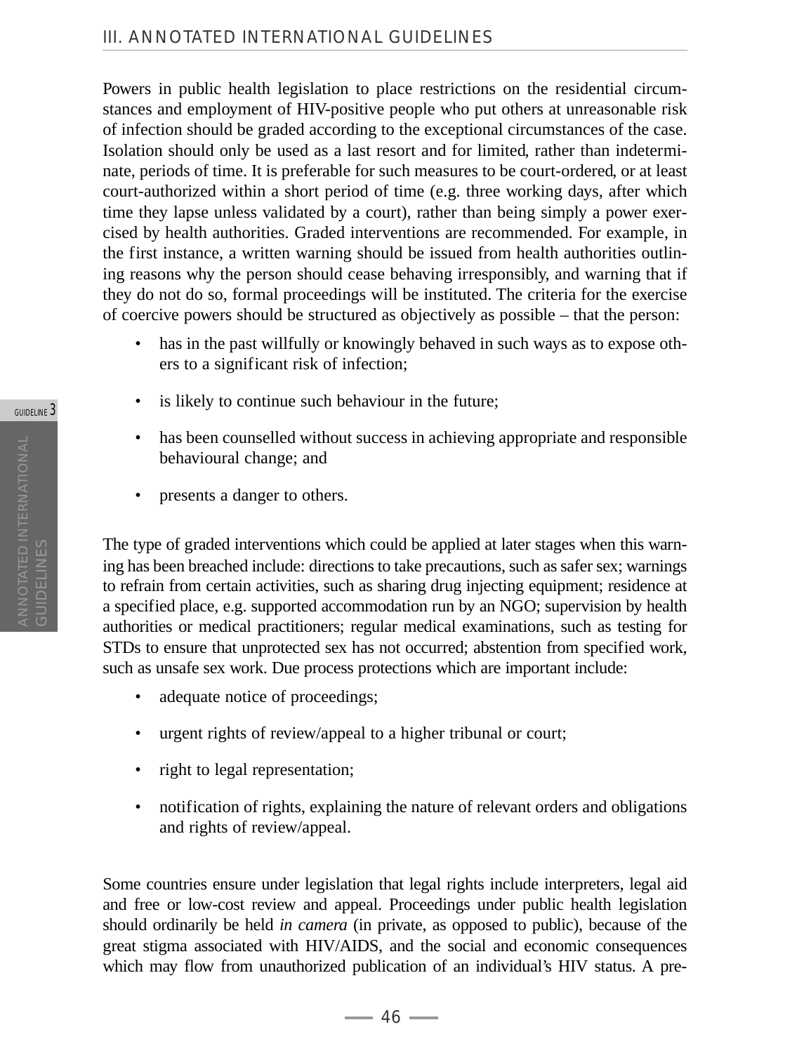Powers in public health legislation to place restrictions on the residential circumstances and employment of HIV-positive people who put others at unreasonable risk of infection should be graded according to the exceptional circumstances of the case. Isolation should only be used as a last resort and for limited, rather than indeterminate, periods of time. It is preferable for such measures to be court-ordered, or at least court-authorized within a short period of time (e.g. three working days, after which time they lapse unless validated by a court), rather than being simply a power exercised by health authorities. Graded interventions are recommended. For example, in the first instance, a written warning should be issued from health authorities outlining reasons why the person should cease behaving irresponsibly, and warning that if they do not do so, formal proceedings will be instituted. The criteria for the exercise of coercive powers should be structured as objectively as possible – that the person:

- has in the past willfully or knowingly behaved in such ways as to expose others to a significant risk of infection;
- is likely to continue such behaviour in the future;
- has been counselled without success in achieving appropriate and responsible behavioural change; and
- presents a danger to others.

The type of graded interventions which could be applied at later stages when this warning has been breached include: directions to take precautions, such as safer sex; warnings to refrain from certain activities, such as sharing drug injecting equipment; residence at a specified place, e.g. supported accommodation run by an NGO; supervision by health authorities or medical practitioners; regular medical examinations, such as testing for STDs to ensure that unprotected sex has not occurred; abstention from specified work, such as unsafe sex work. Due process protections which are important include:

- adequate notice of proceedings;
- urgent rights of review/appeal to a higher tribunal or court;
- right to legal representation;
- notification of rights, explaining the nature of relevant orders and obligations and rights of review/appeal.

Some countries ensure under legislation that legal rights include interpreters, legal aid and free or low-cost review and appeal. Proceedings under public health legislation should ordinarily be held *in camera* (in private, as opposed to public), because of the great stigma associated with HIV/AIDS, and the social and economic consequences which may flow from unauthorized publication of an individual's HIV status. A pre-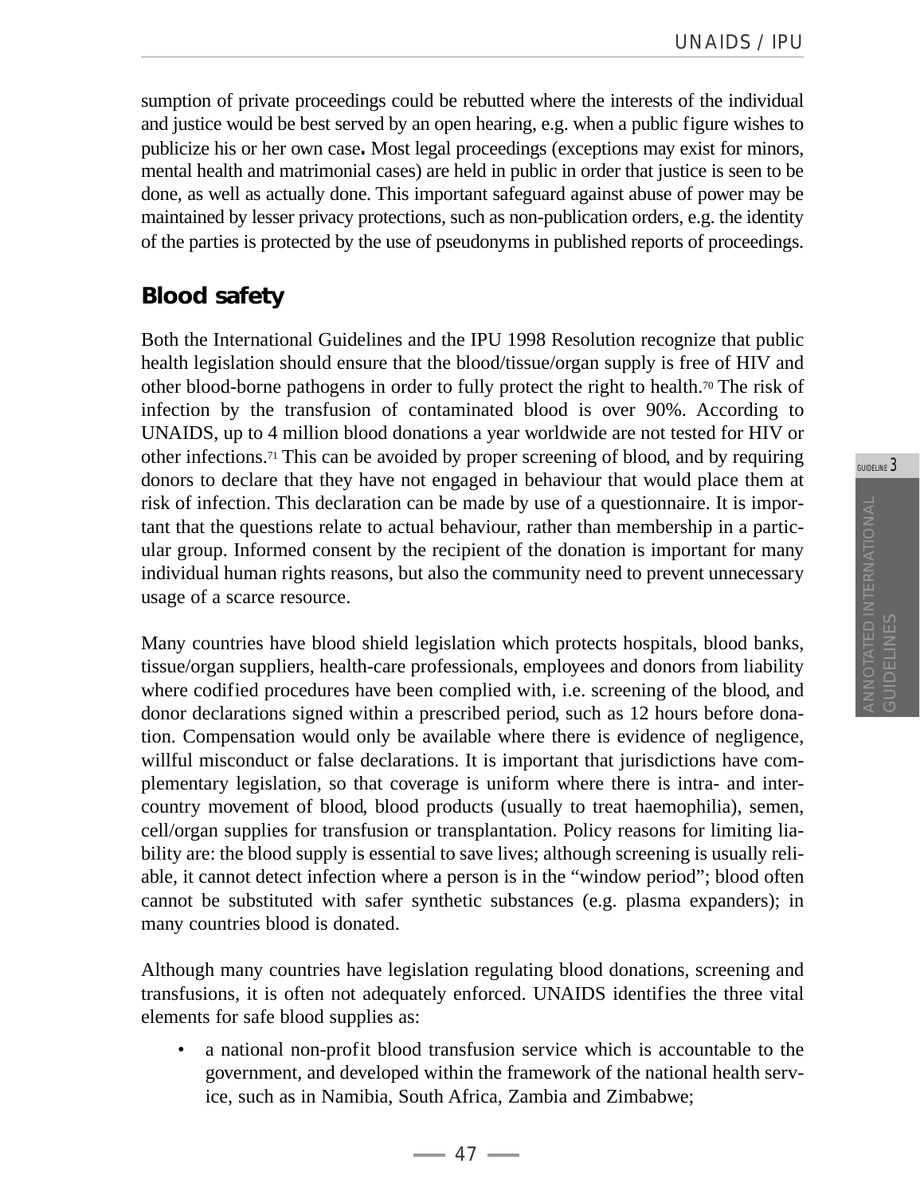sumption of private proceedings could be rebutted where the interests of the individual and justice would be best served by an open hearing, e.g. when a public figure wishes to publicize his or her own case**.** Most legal proceedings (exceptions may exist for minors, mental health and matrimonial cases) are held in public in order that justice is seen to be done, as well as actually done. This important safeguard against abuse of power may be maintained by lesser privacy protections, such as non-publication orders, e.g. the identity of the parties is protected by the use of pseudonyms in published reports of proceedings.

## Blood safety

Both the International Guidelines and the IPU 1998 Resolution recognize that public health legislation should ensure that the blood/tissue/organ supply is free of HIV and other blood-borne pathogens in order to fully protect the right to health.[70] The risk of infection by the transfusion of contaminated blood is over 90%. According to UNAIDS, up to 4 million blood donations a year worldwide are not tested for HIV or other infections.[71] This can be avoided by proper screening of blood, and by requiring donors to declare that they have not engaged in behaviour that would place them at risk of infection. This declaration can be made by use of a questionnaire. It is important that the questions relate to actual behaviour, rather than membership in a particular group. Informed consent by the recipient of the donation is important for many individual human rights reasons, but also the community need to prevent unnecessary usage of a scarce resource.

Many countries have blood shield legislation which protects hospitals, blood banks, tissue/organ suppliers, health-care professionals, employees and donors from liability where codified procedures have been complied with, i.e. screening of the blood, and donor declarations signed within a prescribed period, such as 12 hours before donation. Compensation would only be available where there is evidence of negligence, willful misconduct or false declarations. It is important that jurisdictions have complementary legislation, so that coverage is uniform where there is intra- and inter-country movement of blood, blood products (usually to treat haemophilia), semen, cell/organ supplies for transfusion or transplantation. Policy reasons for limiting liability are: the blood supply is essential to save lives; although screening is usually reliable, it cannot detect infection where a person is in the "window period"; blood often cannot be substituted with safer synthetic substances (e.g. plasma expanders); in many countries blood is donated.

Although many countries have legislation regulating blood donations, screening and transfusions, it is often not adequately enforced. UNAIDS identifies the three vital elements for safe blood supplies as:

- a national non-profit blood transfusion service which is accountable to the government, and developed within the framework of the national health service, such as in Namibia, South Africa, Zambia and Zimbabwe;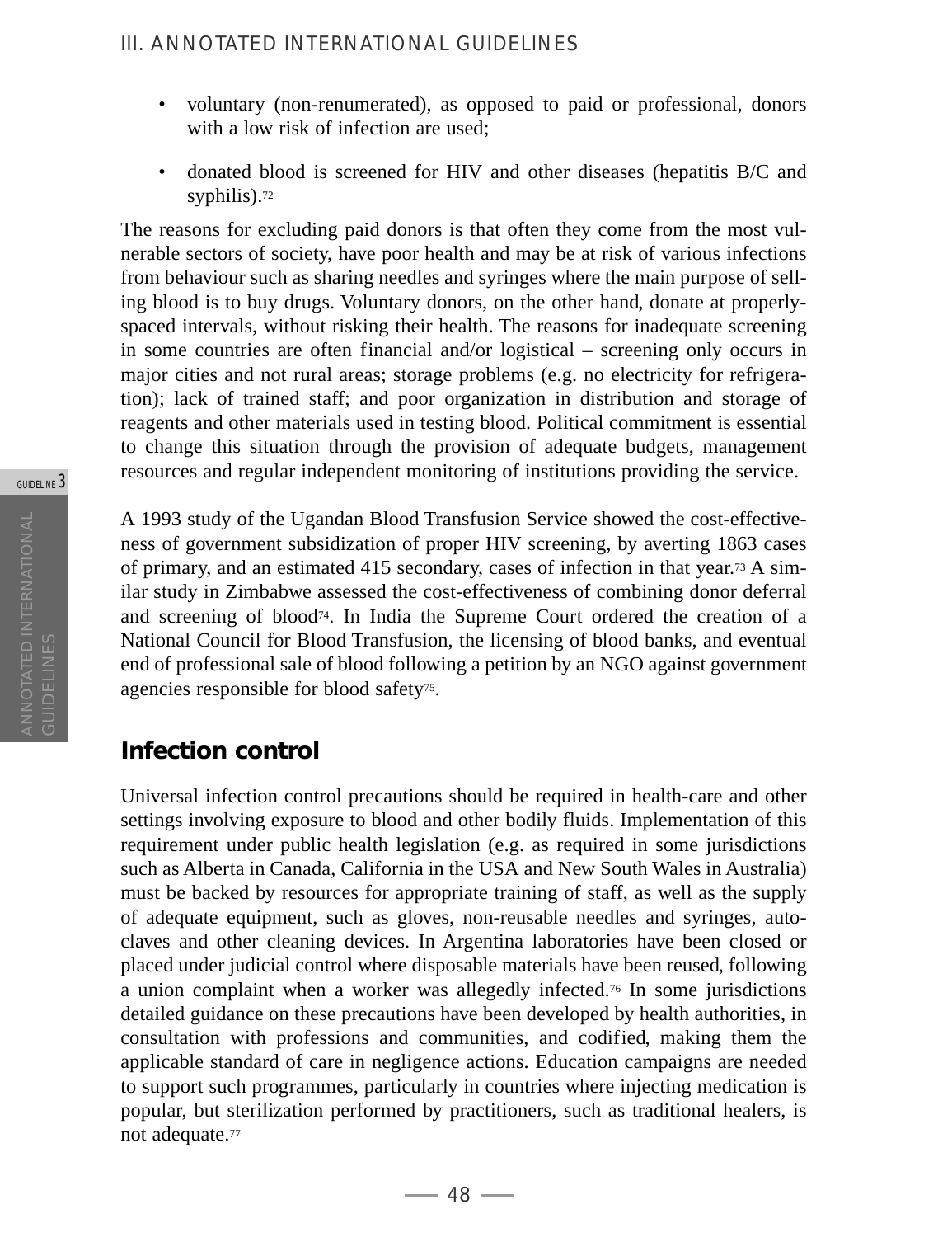- voluntary (non-renumerated), as opposed to paid or professional, donors with a low risk of infection are used;

- donated blood is screened for HIV and other diseases (hepatitis B/C and syphilis).[72]

The reasons for excluding paid donors is that often they come from the most vulnerable sectors of society, have poor health and may be at risk of various infections from behaviour such as sharing needles and syringes where the main purpose of selling blood is to buy drugs. Voluntary donors, on the other hand, donate at properly-spaced intervals, without risking their health. The reasons for inadequate screening in some countries are often financial and/or logistical – screening only occurs in major cities and not rural areas; storage problems (e.g. no electricity for refrigeration); lack of trained staff; and poor organization in distribution and storage of reagents and other materials used in testing blood. Political commitment is essential to change this situation through the provision of adequate budgets, management resources and regular independent monitoring of institutions providing the service.

A 1993 study of the Ugandan Blood Transfusion Service showed the cost-effectiveness of government subsidization of proper HIV screening, by averting 1863 cases of primary, and an estimated 415 secondary, cases of infection in that year.[73] A similar study in Zimbabwe assessed the cost-effectiveness of combining donor deferral and screening of blood[74]. In India the Supreme Court ordered the creation of a National Council for Blood Transfusion, the licensing of blood banks, and eventual end of professional sale of blood following a petition by an NGO against government agencies responsible for blood safety[75].

## Infection control

Universal infection control precautions should be required in health-care and other settings involving exposure to blood and other bodily fluids. Implementation of this requirement under public health legislation (e.g. as required in some jurisdictions such as Alberta in Canada, California in the USA and New South Wales in Australia) must be backed by resources for appropriate training of staff, as well as the supply of adequate equipment, such as gloves, non-reusable needles and syringes, autoclaves and other cleaning devices. In Argentina laboratories have been closed or placed under judicial control where disposable materials have been reused, following a union complaint when a worker was allegedly infected.[76] In some jurisdictions detailed guidance on these precautions have been developed by health authorities, in consultation with professions and communities, and codified, making them the applicable standard of care in negligence actions. Education campaigns are needed to support such programmes, particularly in countries where injecting medication is popular, but sterilization performed by practitioners, such as traditional healers, is not adequate.[77]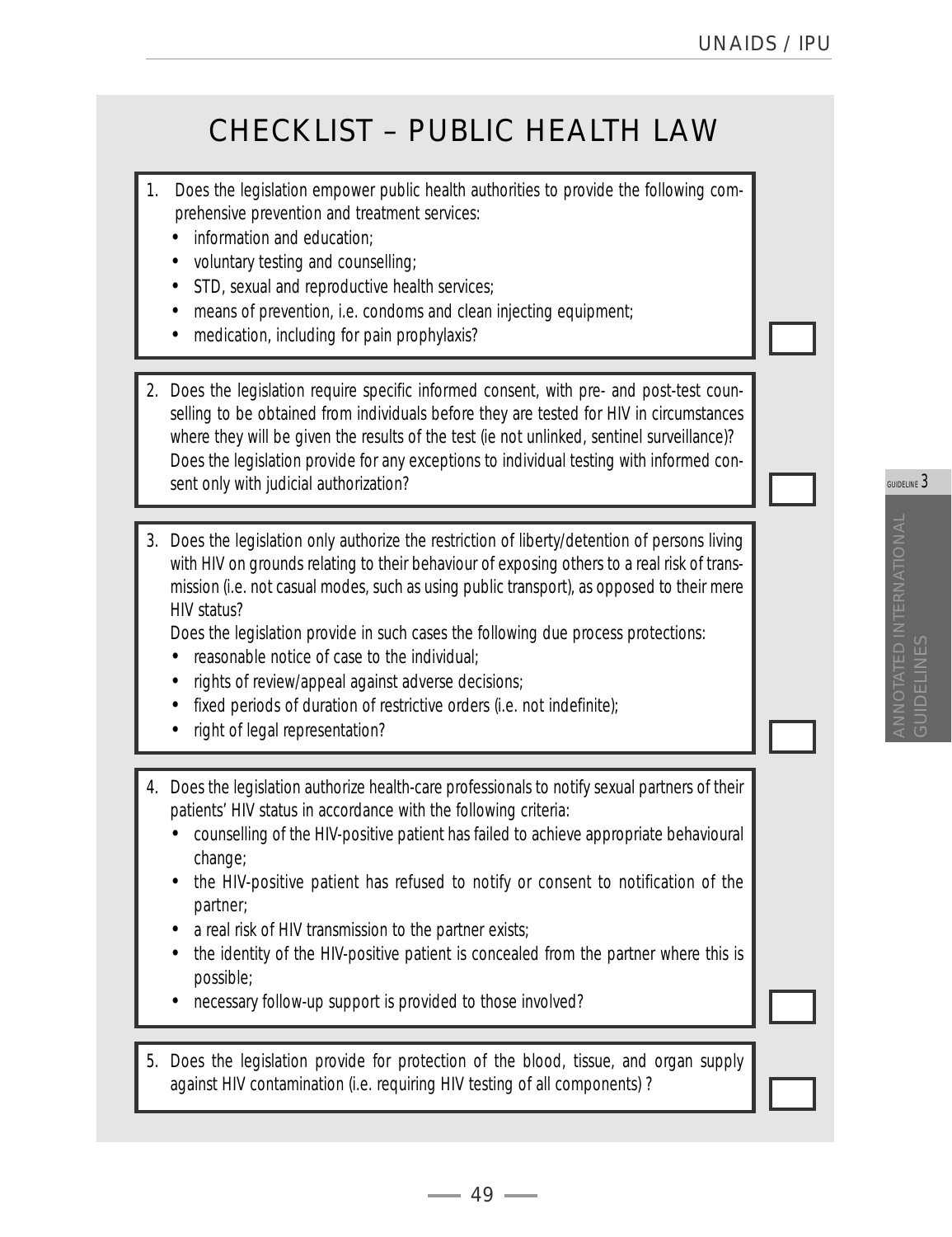# CHECKLIST – PUBLIC HEALTH LAW

1. Does the legislation empower public health authorities to provide the following comprehensive prevention and treatment services:
   - information and education;
   - voluntary testing and counselling;
   - STD, sexual and reproductive health services;
   - means of prevention, i.e. condoms and clean injecting equipment;
   - medication, including for pain prophylaxis?

2. Does the legislation require specific informed consent, with pre- and post-test counselling to be obtained from individuals before they are tested for HIV in circumstances where they will be given the results of the test (ie not unlinked, sentinel surveillance)? Does the legislation provide for any exceptions to individual testing with informed consent only with judicial authorization?

3. Does the legislation only authorize the restriction of liberty/detention of persons living with HIV on grounds relating to their behaviour of exposing others to a real risk of transmission (i.e. not casual modes, such as using public transport), as opposed to their mere HIV status?
   Does the legislation provide in such cases the following due process protections:
   - reasonable notice of case to the individual;
   - rights of review/appeal against adverse decisions;
   - fixed periods of duration of restrictive orders (i.e. not indefinite);
   - right of legal representation?

4. Does the legislation authorize health-care professionals to notify sexual partners of their patients' HIV status in accordance with the following criteria:
   - counselling of the HIV-positive patient has failed to achieve appropriate behavioural change;
   - the HIV-positive patient has refused to notify or consent to notification of the partner;
   - a real risk of HIV transmission to the partner exists;
   - the identity of the HIV-positive patient is concealed from the partner where this is possible;
   - necessary follow-up support is provided to those involved?

5. Does the legislation provide for protection of the blood, tissue, and organ supply against HIV contamination (i.e. requiring HIV testing of all components) ?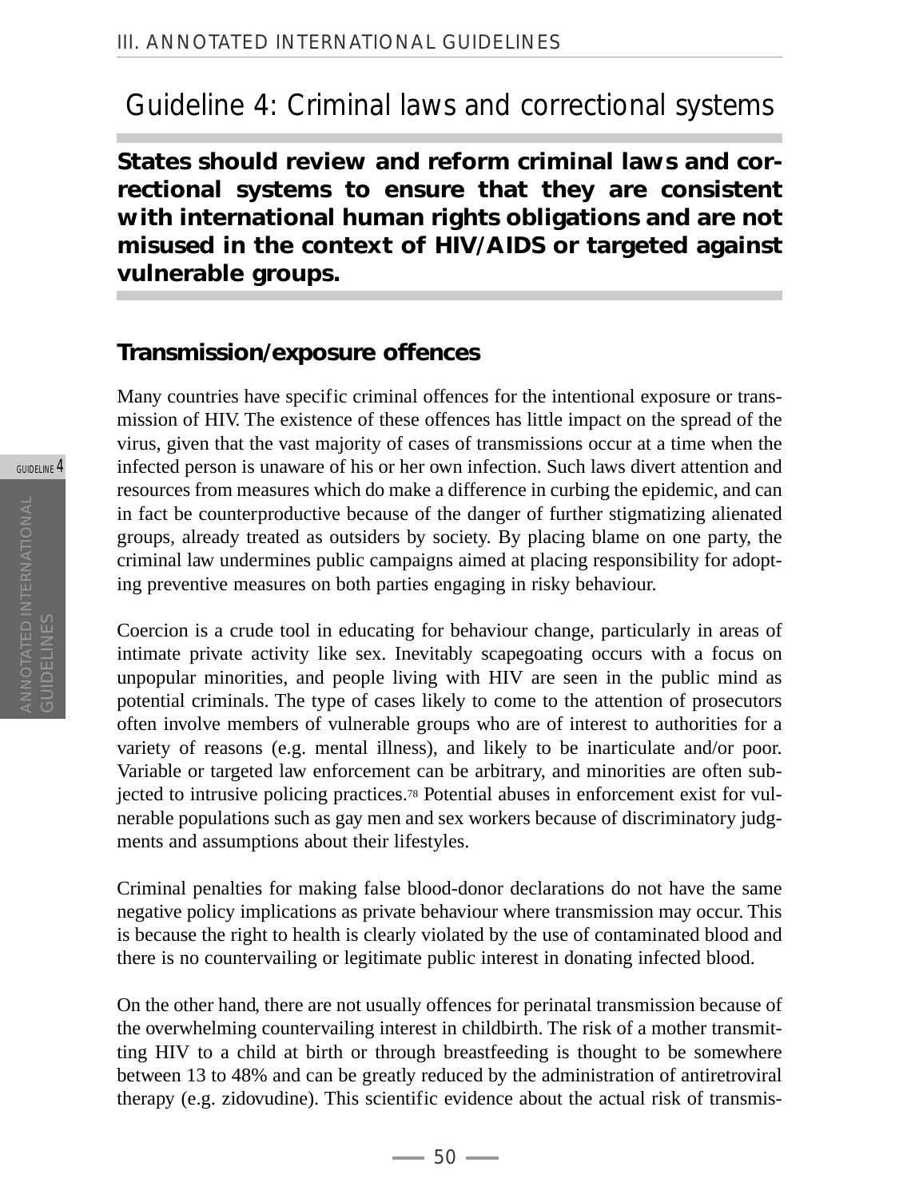# Guideline 4: Criminal laws and correctional systems

**States should review and reform criminal laws and correctional systems to ensure that they are consistent with international human rights obligations and are not misused in the context of HIV/AIDS or targeted against vulnerable groups.**

## Transmission/exposure offences

Many countries have specific criminal offences for the intentional exposure or transmission of HIV. The existence of these offences has little impact on the spread of the virus, given that the vast majority of cases of transmissions occur at a time when the infected person is unaware of his or her own infection. Such laws divert attention and resources from measures which do make a difference in curbing the epidemic, and can in fact be counterproductive because of the danger of further stigmatizing alienated groups, already treated as outsiders by society. By placing blame on one party, the criminal law undermines public campaigns aimed at placing responsibility for adopting preventive measures on both parties engaging in risky behaviour.

Coercion is a crude tool in educating for behaviour change, particularly in areas of intimate private activity like sex. Inevitably scapegoating occurs with a focus on unpopular minorities, and people living with HIV are seen in the public mind as potential criminals. The type of cases likely to come to the attention of prosecutors often involve members of vulnerable groups who are of interest to authorities for a variety of reasons (e.g. mental illness), and likely to be inarticulate and/or poor. Variable or targeted law enforcement can be arbitrary, and minorities are often subjected to intrusive policing practices.[78] Potential abuses in enforcement exist for vulnerable populations such as gay men and sex workers because of discriminatory judgments and assumptions about their lifestyles.

Criminal penalties for making false blood-donor declarations do not have the same negative policy implications as private behaviour where transmission may occur. This is because the right to health is clearly violated by the use of contaminated blood and there is no countervailing or legitimate public interest in donating infected blood.

On the other hand, there are not usually offences for perinatal transmission because of the overwhelming countervailing interest in childbirth. The risk of a mother transmitting HIV to a child at birth or through breastfeeding is thought to be somewhere between 13 to 48% and can be greatly reduced by the administration of antiretroviral therapy (e.g. zidovudine). This scientific evidence about the actual risk of transmis-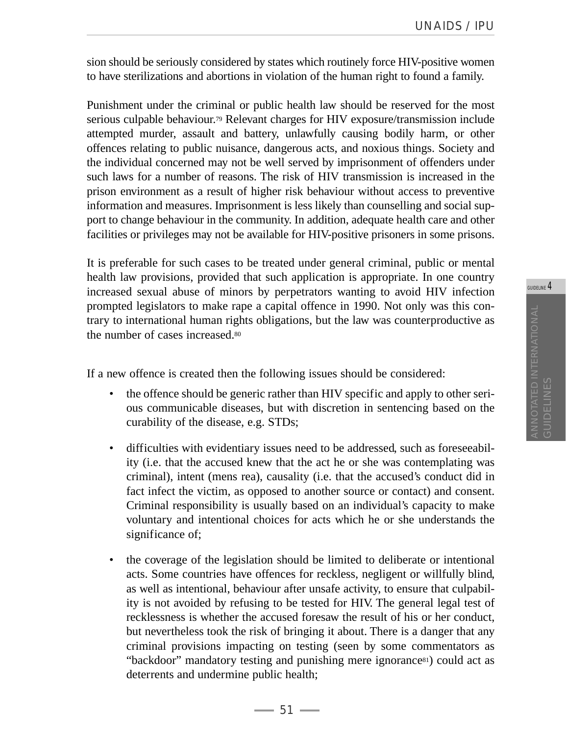sion should be seriously considered by states which routinely force HIV-positive women to have sterilizations and abortions in violation of the human right to found a family.

Punishment under the criminal or public health law should be reserved for the most serious culpable behaviour.[79] Relevant charges for HIV exposure/transmission include attempted murder, assault and battery, unlawfully causing bodily harm, or other offences relating to public nuisance, dangerous acts, and noxious things. Society and the individual concerned may not be well served by imprisonment of offenders under such laws for a number of reasons. The risk of HIV transmission is increased in the prison environment as a result of higher risk behaviour without access to preventive information and measures. Imprisonment is less likely than counselling and social support to change behaviour in the community. In addition, adequate health care and other facilities or privileges may not be available for HIV-positive prisoners in some prisons.

It is preferable for such cases to be treated under general criminal, public or mental health law provisions, provided that such application is appropriate. In one country increased sexual abuse of minors by perpetrators wanting to avoid HIV infection prompted legislators to make rape a capital offence in 1990. Not only was this contrary to international human rights obligations, but the law was counterproductive as the number of cases increased.[80]

If a new offence is created then the following issues should be considered:

- the offence should be generic rather than HIV specific and apply to other serious communicable diseases, but with discretion in sentencing based on the curability of the disease, e.g. STDs;

- difficulties with evidentiary issues need to be addressed, such as foreseeability (i.e. that the accused knew that the act he or she was contemplating was criminal), intent (mens rea), causality (i.e. that the accused's conduct did in fact infect the victim, as opposed to another source or contact) and consent. Criminal responsibility is usually based on an individual's capacity to make voluntary and intentional choices for acts which he or she understands the significance of;

- the coverage of the legislation should be limited to deliberate or intentional acts. Some countries have offences for reckless, negligent or willfully blind, as well as intentional, behaviour after unsafe activity, to ensure that culpability is not avoided by refusing to be tested for HIV. The general legal test of recklessness is whether the accused foresaw the result of his or her conduct, but nevertheless took the risk of bringing it about. There is a danger that any criminal provisions impacting on testing (seen by some commentators as "backdoor" mandatory testing and punishing mere ignorance[81]) could act as deterrents and undermine public health;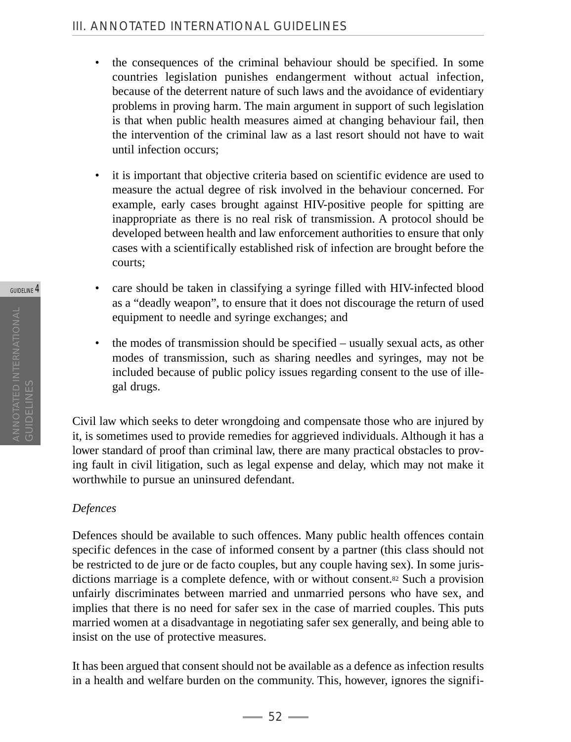- the consequences of the criminal behaviour should be specified. In some countries legislation punishes endangerment without actual infection, because of the deterrent nature of such laws and the avoidance of evidentiary problems in proving harm. The main argument in support of such legislation is that when public health measures aimed at changing behaviour fail, then the intervention of the criminal law as a last resort should not have to wait until infection occurs;

- it is important that objective criteria based on scientific evidence are used to measure the actual degree of risk involved in the behaviour concerned. For example, early cases brought against HIV-positive people for spitting are inappropriate as there is no real risk of transmission. A protocol should be developed between health and law enforcement authorities to ensure that only cases with a scientifically established risk of infection are brought before the courts;

- care should be taken in classifying a syringe filled with HIV-infected blood as a "deadly weapon", to ensure that it does not discourage the return of used equipment to needle and syringe exchanges; and

- the modes of transmission should be specified – usually sexual acts, as other modes of transmission, such as sharing needles and syringes, may not be included because of public policy issues regarding consent to the use of illegal drugs.

Civil law which seeks to deter wrongdoing and compensate those who are injured by it, is sometimes used to provide remedies for aggrieved individuals. Although it has a lower standard of proof than criminal law, there are many practical obstacles to proving fault in civil litigation, such as legal expense and delay, which may not make it worthwhile to pursue an uninsured defendant.

*Defences*

Defences should be available to such offences. Many public health offences contain specific defences in the case of informed consent by a partner (this class should not be restricted to de jure or de facto couples, but any couple having sex). In some jurisdictions marriage is a complete defence, with or without consent.[82] Such a provision unfairly discriminates between married and unmarried persons who have sex, and implies that there is no need for safer sex in the case of married couples. This puts married women at a disadvantage in negotiating safer sex generally, and being able to insist on the use of protective measures.

It has been argued that consent should not be available as a defence as infection results in a health and welfare burden on the community. This, however, ignores the signifi-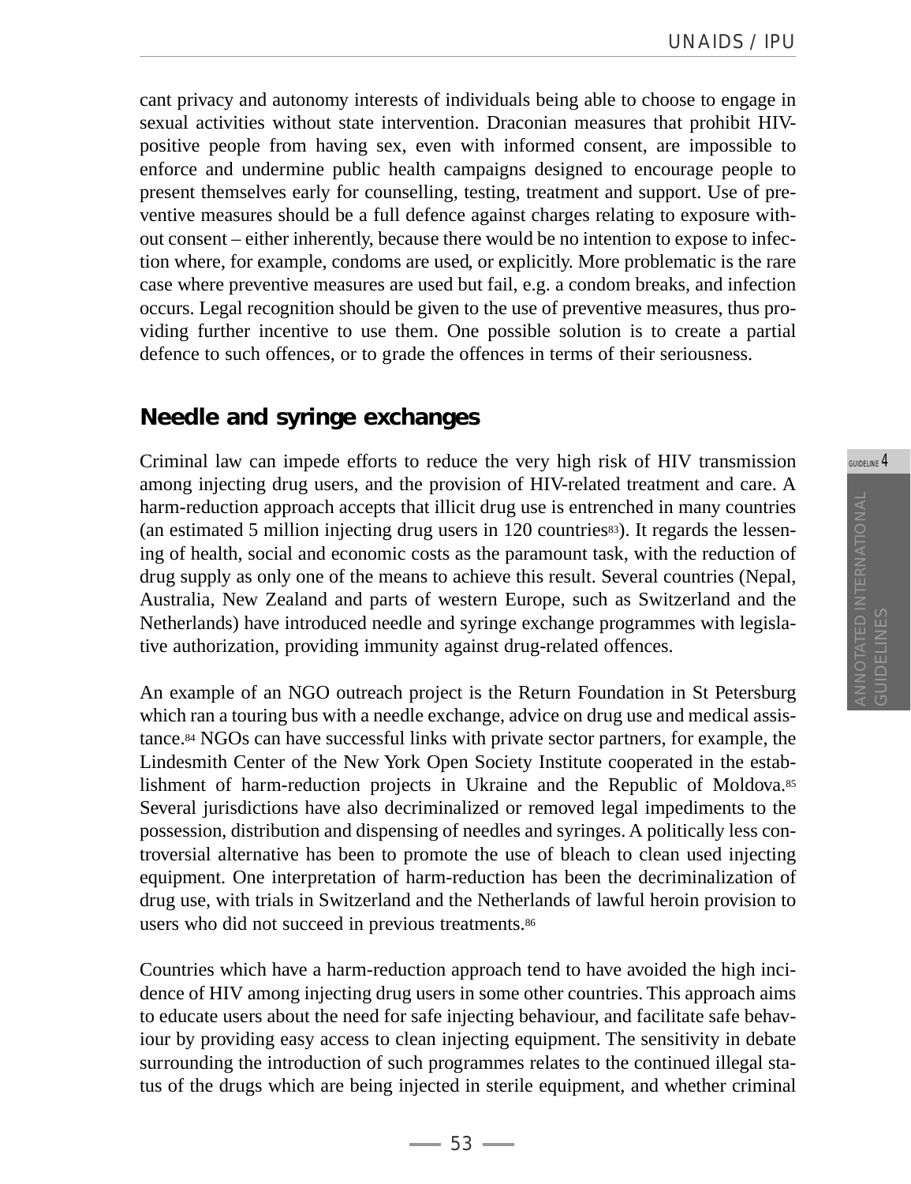cant privacy and autonomy interests of individuals being able to choose to engage in sexual activities without state intervention. Draconian measures that prohibit HIV-positive people from having sex, even with informed consent, are impossible to enforce and undermine public health campaigns designed to encourage people to present themselves early for counselling, testing, treatment and support. Use of preventive measures should be a full defence against charges relating to exposure without consent – either inherently, because there would be no intention to expose to infection where, for example, condoms are used, or explicitly. More problematic is the rare case where preventive measures are used but fail, e.g. a condom breaks, and infection occurs. Legal recognition should be given to the use of preventive measures, thus providing further incentive to use them. One possible solution is to create a partial defence to such offences, or to grade the offences in terms of their seriousness.

## Needle and syringe exchanges

Criminal law can impede efforts to reduce the very high risk of HIV transmission among injecting drug users, and the provision of HIV-related treatment and care. A harm-reduction approach accepts that illicit drug use is entrenched in many countries (an estimated 5 million injecting drug users in 120 countries[83]). It regards the lessening of health, social and economic costs as the paramount task, with the reduction of drug supply as only one of the means to achieve this result. Several countries (Nepal, Australia, New Zealand and parts of western Europe, such as Switzerland and the Netherlands) have introduced needle and syringe exchange programmes with legislative authorization, providing immunity against drug-related offences.

An example of an NGO outreach project is the Return Foundation in St Petersburg which ran a touring bus with a needle exchange, advice on drug use and medical assistance.[84] NGOs can have successful links with private sector partners, for example, the Lindesmith Center of the New York Open Society Institute cooperated in the establishment of harm-reduction projects in Ukraine and the Republic of Moldova.[85] Several jurisdictions have also decriminalized or removed legal impediments to the possession, distribution and dispensing of needles and syringes. A politically less controversial alternative has been to promote the use of bleach to clean used injecting equipment. One interpretation of harm-reduction has been the decriminalization of drug use, with trials in Switzerland and the Netherlands of lawful heroin provision to users who did not succeed in previous treatments.[86]

Countries which have a harm-reduction approach tend to have avoided the high incidence of HIV among injecting drug users in some other countries. This approach aims to educate users about the need for safe injecting behaviour, and facilitate safe behaviour by providing easy access to clean injecting equipment. The sensitivity in debate surrounding the introduction of such programmes relates to the continued illegal status of the drugs which are being injected in sterile equipment, and whether criminal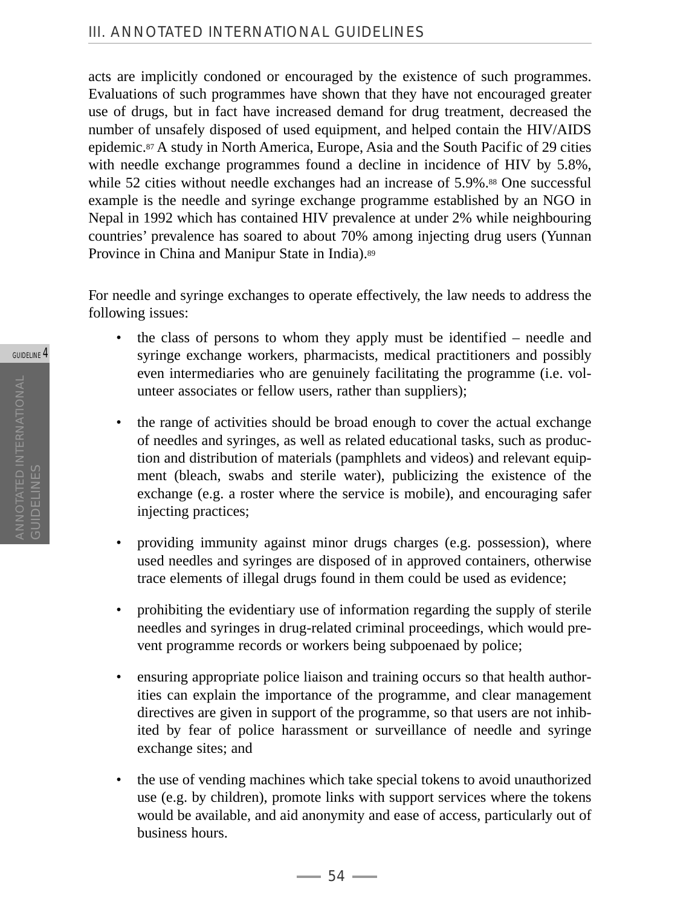acts are implicitly condoned or encouraged by the existence of such programmes. Evaluations of such programmes have shown that they have not encouraged greater use of drugs, but in fact have increased demand for drug treatment, decreased the number of unsafely disposed of used equipment, and helped contain the HIV/AIDS epidemic.[87] A study in North America, Europe, Asia and the South Pacific of 29 cities with needle exchange programmes found a decline in incidence of HIV by 5.8%, while 52 cities without needle exchanges had an increase of 5.9%.[88] One successful example is the needle and syringe exchange programme established by an NGO in Nepal in 1992 which has contained HIV prevalence at under 2% while neighbouring countries' prevalence has soared to about 70% among injecting drug users (Yunnan Province in China and Manipur State in India).[89]

For needle and syringe exchanges to operate effectively, the law needs to address the following issues:

- the class of persons to whom they apply must be identified – needle and syringe exchange workers, pharmacists, medical practitioners and possibly even intermediaries who are genuinely facilitating the programme (i.e. volunteer associates or fellow users, rather than suppliers);
- the range of activities should be broad enough to cover the actual exchange of needles and syringes, as well as related educational tasks, such as production and distribution of materials (pamphlets and videos) and relevant equipment (bleach, swabs and sterile water), publicizing the existence of the exchange (e.g. a roster where the service is mobile), and encouraging safer injecting practices;
- providing immunity against minor drugs charges (e.g. possession), where used needles and syringes are disposed of in approved containers, otherwise trace elements of illegal drugs found in them could be used as evidence;
- prohibiting the evidentiary use of information regarding the supply of sterile needles and syringes in drug-related criminal proceedings, which would prevent programme records or workers being subpoenaed by police;
- ensuring appropriate police liaison and training occurs so that health authorities can explain the importance of the programme, and clear management directives are given in support of the programme, so that users are not inhibited by fear of police harassment or surveillance of needle and syringe exchange sites; and
- the use of vending machines which take special tokens to avoid unauthorized use (e.g. by children), promote links with support services where the tokens would be available, and aid anonymity and ease of access, particularly out of business hours.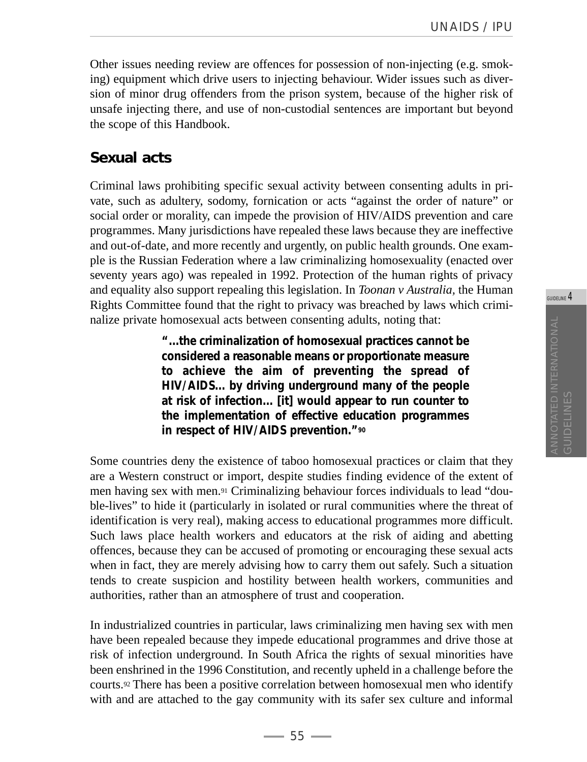Other issues needing review are offences for possession of non-injecting (e.g. smoking) equipment which drive users to injecting behaviour. Wider issues such as diversion of minor drug offenders from the prison system, because of the higher risk of unsafe injecting there, and use of non-custodial sentences are important but beyond the scope of this Handbook.

## Sexual acts

Criminal laws prohibiting specific sexual activity between consenting adults in private, such as adultery, sodomy, fornication or acts "against the order of nature" or social order or morality, can impede the provision of HIV/AIDS prevention and care programmes. Many jurisdictions have repealed these laws because they are ineffective and out-of-date, and more recently and urgently, on public health grounds. One example is the Russian Federation where a law criminalizing homosexuality (enacted over seventy years ago) was repealed in 1992. Protection of the human rights of privacy and equality also support repealing this legislation. In *Toonan v Australia*, the Human Rights Committee found that the right to privacy was breached by laws which criminalize private homosexual acts between consenting adults, noting that:

> **"…the criminalization of homosexual practices cannot be considered a reasonable means or proportionate measure to achieve the aim of preventing the spread of HIV/AIDS… by driving underground many of the people at risk of infection… [it] would appear to run counter to the implementation of effective education programmes in respect of HIV/AIDS prevention."[90]**

Some countries deny the existence of taboo homosexual practices or claim that they are a Western construct or import, despite studies finding evidence of the extent of men having sex with men.[91] Criminalizing behaviour forces individuals to lead "double-lives" to hide it (particularly in isolated or rural communities where the threat of identification is very real), making access to educational programmes more difficult. Such laws place health workers and educators at the risk of aiding and abetting offences, because they can be accused of promoting or encouraging these sexual acts when in fact, they are merely advising how to carry them out safely. Such a situation tends to create suspicion and hostility between health workers, communities and authorities, rather than an atmosphere of trust and cooperation.

In industrialized countries in particular, laws criminalizing men having sex with men have been repealed because they impede educational programmes and drive those at risk of infection underground. In South Africa the rights of sexual minorities have been enshrined in the 1996 Constitution, and recently upheld in a challenge before the courts.[92] There has been a positive correlation between homosexual men who identify with and are attached to the gay community with its safer sex culture and informal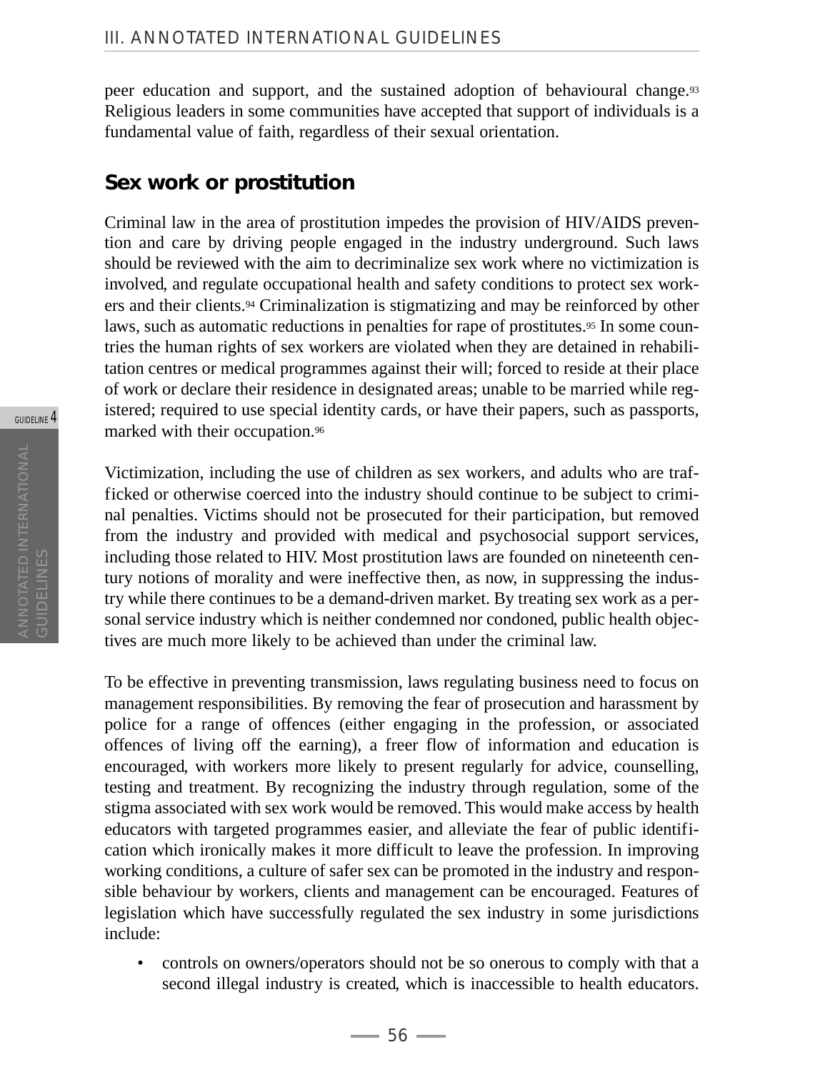peer education and support, and the sustained adoption of behavioural change.[93] Religious leaders in some communities have accepted that support of individuals is a fundamental value of faith, regardless of their sexual orientation.

## Sex work or prostitution

Criminal law in the area of prostitution impedes the provision of HIV/AIDS prevention and care by driving people engaged in the industry underground. Such laws should be reviewed with the aim to decriminalize sex work where no victimization is involved, and regulate occupational health and safety conditions to protect sex workers and their clients.[94] Criminalization is stigmatizing and may be reinforced by other laws, such as automatic reductions in penalties for rape of prostitutes.[95] In some countries the human rights of sex workers are violated when they are detained in rehabilitation centres or medical programmes against their will; forced to reside at their place of work or declare their residence in designated areas; unable to be married while registered; required to use special identity cards, or have their papers, such as passports, marked with their occupation.[96]

Victimization, including the use of children as sex workers, and adults who are trafficked or otherwise coerced into the industry should continue to be subject to criminal penalties. Victims should not be prosecuted for their participation, but removed from the industry and provided with medical and psychosocial support services, including those related to HIV. Most prostitution laws are founded on nineteenth century notions of morality and were ineffective then, as now, in suppressing the industry while there continues to be a demand-driven market. By treating sex work as a personal service industry which is neither condemned nor condoned, public health objectives are much more likely to be achieved than under the criminal law.

To be effective in preventing transmission, laws regulating business need to focus on management responsibilities. By removing the fear of prosecution and harassment by police for a range of offences (either engaging in the profession, or associated offences of living off the earning), a freer flow of information and education is encouraged, with workers more likely to present regularly for advice, counselling, testing and treatment. By recognizing the industry through regulation, some of the stigma associated with sex work would be removed. This would make access by health educators with targeted programmes easier, and alleviate the fear of public identification which ironically makes it more difficult to leave the profession. In improving working conditions, a culture of safer sex can be promoted in the industry and responsible behaviour by workers, clients and management can be encouraged. Features of legislation which have successfully regulated the sex industry in some jurisdictions include:

- controls on owners/operators should not be so onerous to comply with that a second illegal industry is created, which is inaccessible to health educators.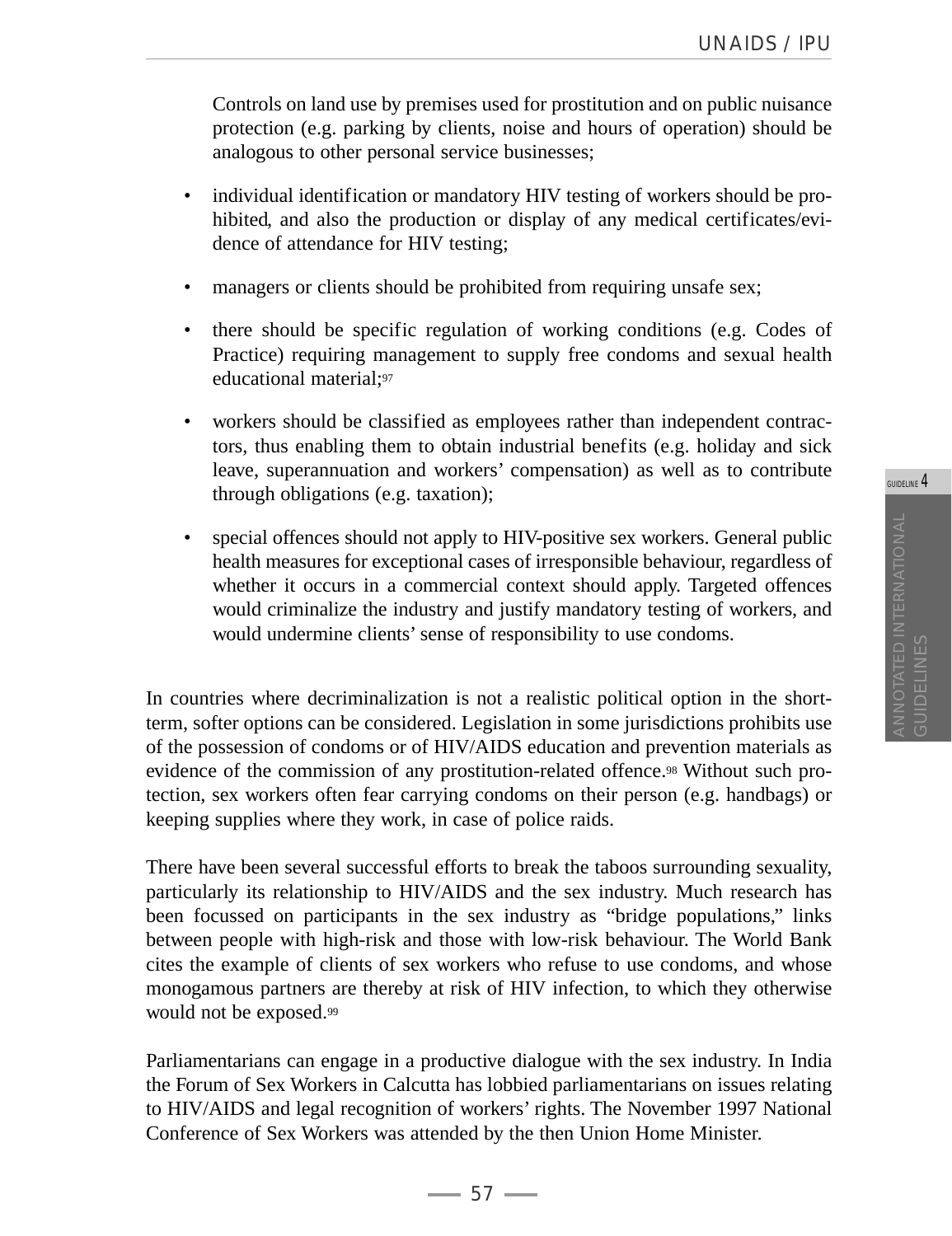Controls on land use by premises used for prostitution and on public nuisance protection (e.g. parking by clients, noise and hours of operation) should be analogous to other personal service businesses;

- individual identification or mandatory HIV testing of workers should be prohibited, and also the production or display of any medical certificates/evidence of attendance for HIV testing;
- managers or clients should be prohibited from requiring unsafe sex;
- there should be specific regulation of working conditions (e.g. Codes of Practice) requiring management to supply free condoms and sexual health educational material;[97]
- workers should be classified as employees rather than independent contractors, thus enabling them to obtain industrial benefits (e.g. holiday and sick leave, superannuation and workers' compensation) as well as to contribute through obligations (e.g. taxation);
- special offences should not apply to HIV-positive sex workers. General public health measures for exceptional cases of irresponsible behaviour, regardless of whether it occurs in a commercial context should apply. Targeted offences would criminalize the industry and justify mandatory testing of workers, and would undermine clients' sense of responsibility to use condoms.

In countries where decriminalization is not a realistic political option in the short-term, softer options can be considered. Legislation in some jurisdictions prohibits use of the possession of condoms or of HIV/AIDS education and prevention materials as evidence of the commission of any prostitution-related offence.[98] Without such protection, sex workers often fear carrying condoms on their person (e.g. handbags) or keeping supplies where they work, in case of police raids.

There have been several successful efforts to break the taboos surrounding sexuality, particularly its relationship to HIV/AIDS and the sex industry. Much research has been focussed on participants in the sex industry as "bridge populations," links between people with high-risk and those with low-risk behaviour. The World Bank cites the example of clients of sex workers who refuse to use condoms, and whose monogamous partners are thereby at risk of HIV infection, to which they otherwise would not be exposed.[99]

Parliamentarians can engage in a productive dialogue with the sex industry. In India the Forum of Sex Workers in Calcutta has lobbied parliamentarians on issues relating to HIV/AIDS and legal recognition of workers' rights. The November 1997 National Conference of Sex Workers was attended by the then Union Home Minister.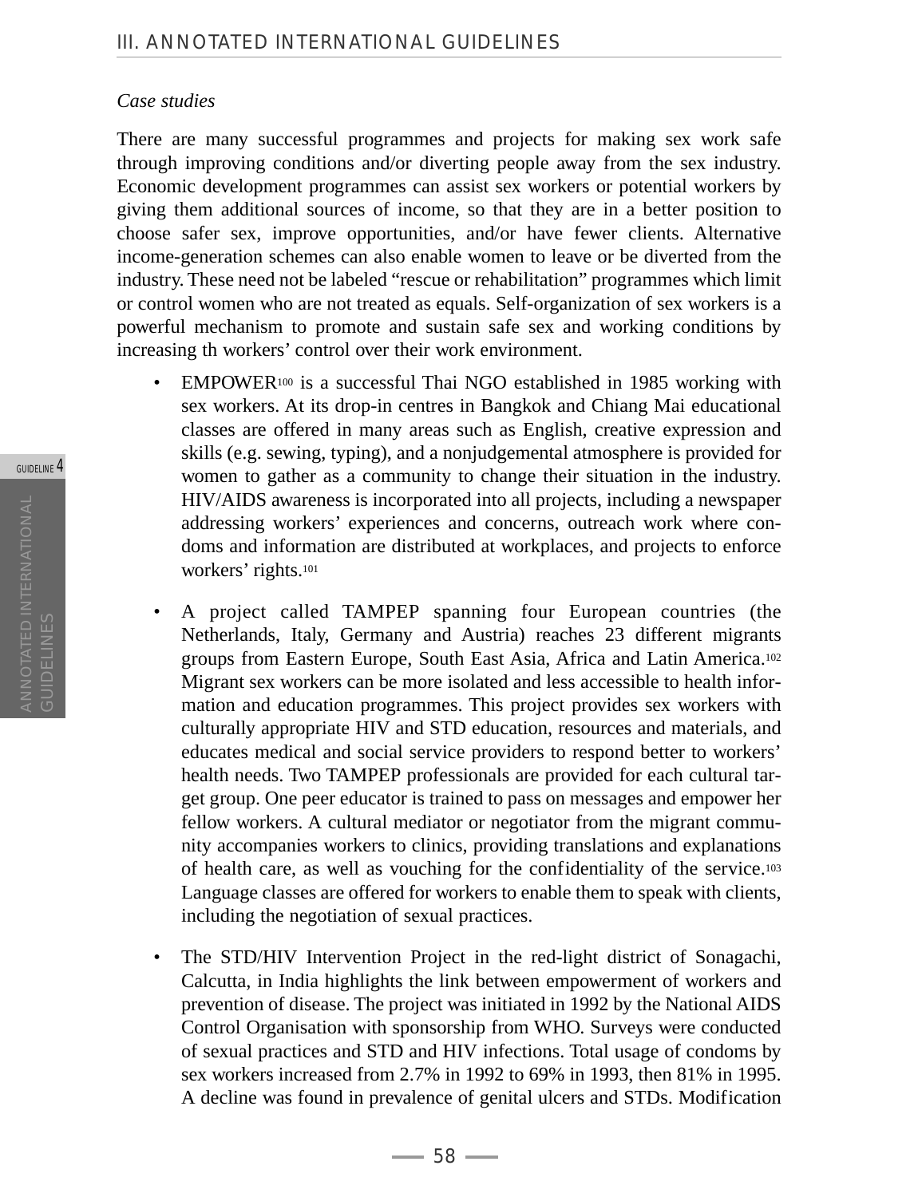*Case studies*

There are many successful programmes and projects for making sex work safe through improving conditions and/or diverting people away from the sex industry. Economic development programmes can assist sex workers or potential workers by giving them additional sources of income, so that they are in a better position to choose safer sex, improve opportunities, and/or have fewer clients. Alternative income-generation schemes can also enable women to leave or be diverted from the industry. These need not be labeled "rescue or rehabilitation" programmes which limit or control women who are not treated as equals. Self-organization of sex workers is a powerful mechanism to promote and sustain safe sex and working conditions by increasing th workers' control over their work environment.

- EMPOWER[100] is a successful Thai NGO established in 1985 working with sex workers. At its drop-in centres in Bangkok and Chiang Mai educational classes are offered in many areas such as English, creative expression and skills (e.g. sewing, typing), and a nonjudgemental atmosphere is provided for women to gather as a community to change their situation in the industry. HIV/AIDS awareness is incorporated into all projects, including a newspaper addressing workers' experiences and concerns, outreach work where condoms and information are distributed at workplaces, and projects to enforce workers' rights.[101]

- A project called TAMPEP spanning four European countries (the Netherlands, Italy, Germany and Austria) reaches 23 different migrants groups from Eastern Europe, South East Asia, Africa and Latin America.[102] Migrant sex workers can be more isolated and less accessible to health information and education programmes. This project provides sex workers with culturally appropriate HIV and STD education, resources and materials, and educates medical and social service providers to respond better to workers' health needs. Two TAMPEP professionals are provided for each cultural target group. One peer educator is trained to pass on messages and empower her fellow workers. A cultural mediator or negotiator from the migrant community accompanies workers to clinics, providing translations and explanations of health care, as well as vouching for the confidentiality of the service.[103] Language classes are offered for workers to enable them to speak with clients, including the negotiation of sexual practices.

- The STD/HIV Intervention Project in the red-light district of Sonagachi, Calcutta, in India highlights the link between empowerment of workers and prevention of disease. The project was initiated in 1992 by the National AIDS Control Organisation with sponsorship from WHO. Surveys were conducted of sexual practices and STD and HIV infections. Total usage of condoms by sex workers increased from 2.7% in 1992 to 69% in 1993, then 81% in 1995. A decline was found in prevalence of genital ulcers and STDs. Modification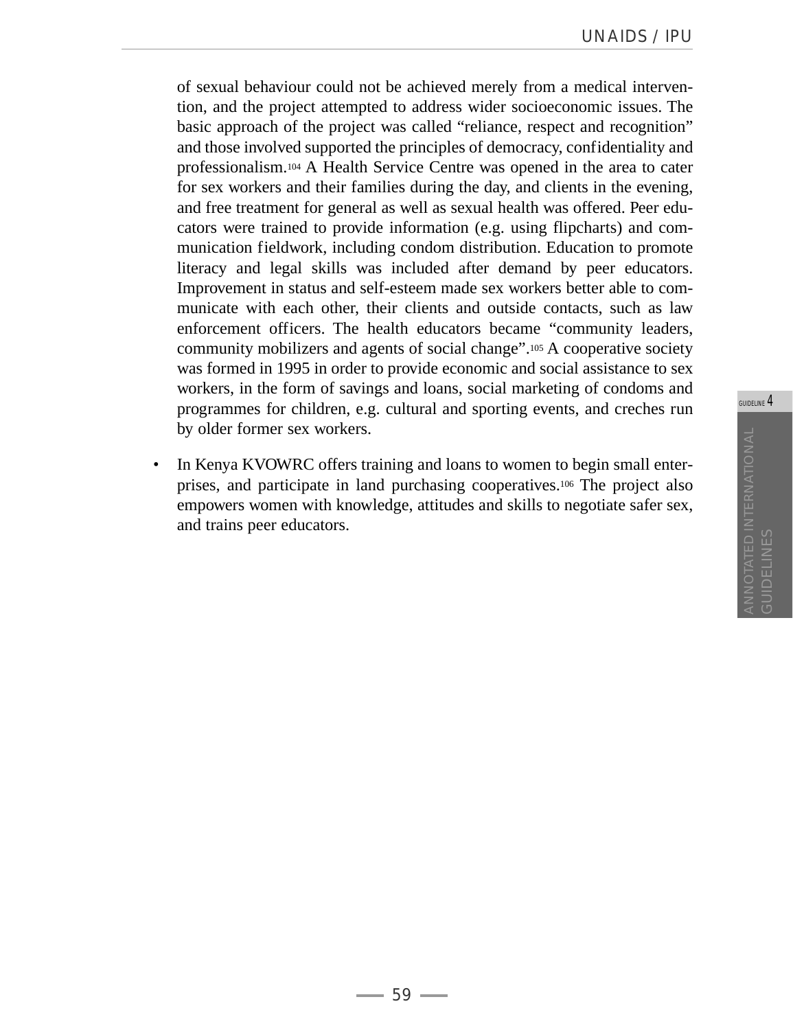of sexual behaviour could not be achieved merely from a medical intervention, and the project attempted to address wider socioeconomic issues. The basic approach of the project was called "reliance, respect and recognition" and those involved supported the principles of democracy, confidentiality and professionalism.[104] A Health Service Centre was opened in the area to cater for sex workers and their families during the day, and clients in the evening, and free treatment for general as well as sexual health was offered. Peer educators were trained to provide information (e.g. using flipcharts) and communication fieldwork, including condom distribution. Education to promote literacy and legal skills was included after demand by peer educators. Improvement in status and self-esteem made sex workers better able to communicate with each other, their clients and outside contacts, such as law enforcement officers. The health educators became "community leaders, community mobilizers and agents of social change".[105] A cooperative society was formed in 1995 in order to provide economic and social assistance to sex workers, in the form of savings and loans, social marketing of condoms and programmes for children, e.g. cultural and sporting events, and creches run by older former sex workers.

- In Kenya KVOWRC offers training and loans to women to begin small enterprises, and participate in land purchasing cooperatives.[106] The project also empowers women with knowledge, attitudes and skills to negotiate safer sex, and trains peer educators.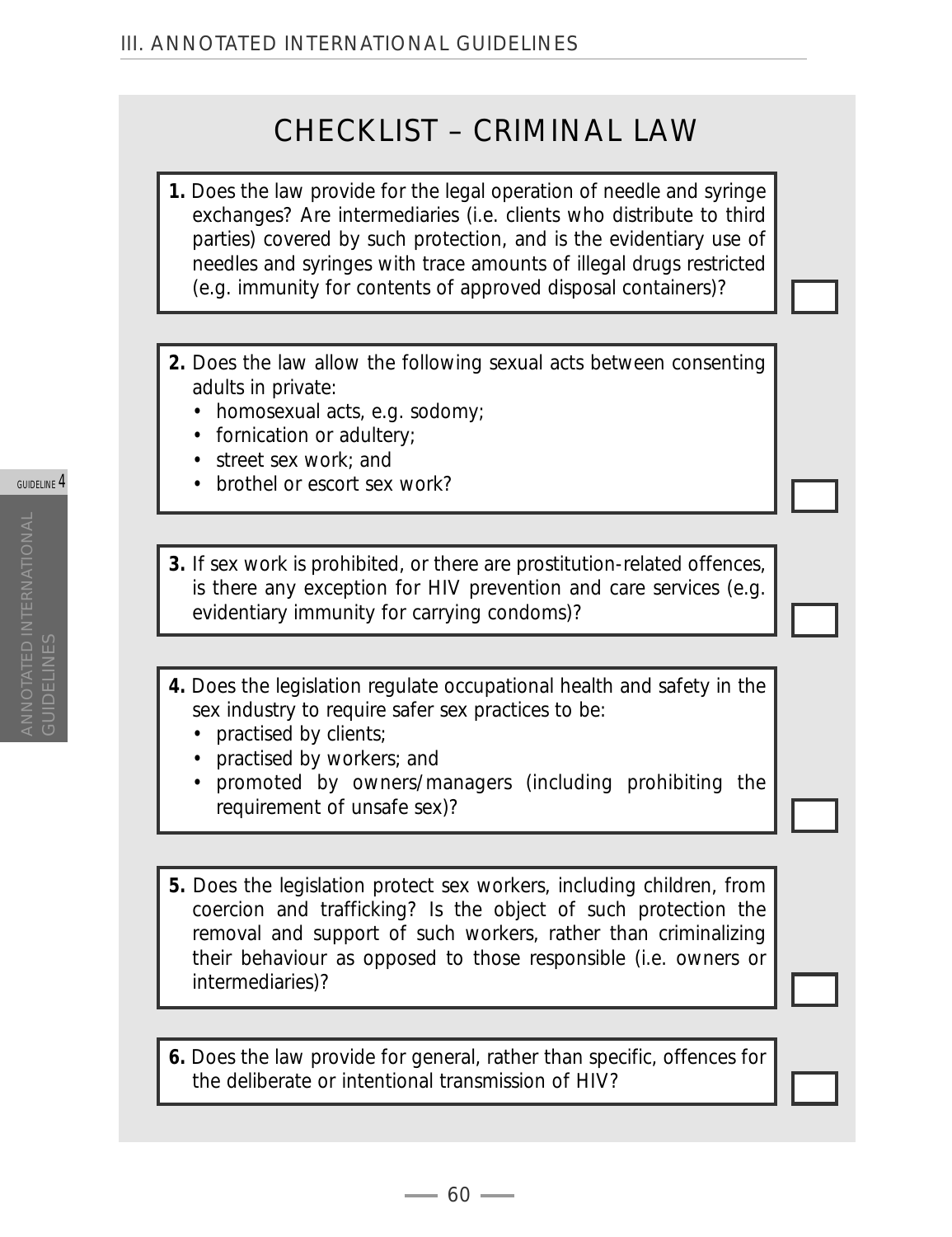# CHECKLIST – CRIMINAL LAW

**1.** Does the law provide for the legal operation of needle and syringe exchanges? Are intermediaries (i.e. clients who distribute to third parties) covered by such protection, and is the evidentiary use of needles and syringes with trace amounts of illegal drugs restricted (e.g. immunity for contents of approved disposal containers)? ☐

**2.** Does the law allow the following sexual acts between consenting adults in private:
- homosexual acts, e.g. sodomy;
- fornication or adultery;
- street sex work; and
- brothel or escort sex work? ☐

**3.** If sex work is prohibited, or there are prostitution-related offences, is there any exception for HIV prevention and care services (e.g. evidentiary immunity for carrying condoms)? ☐

**4.** Does the legislation regulate occupational health and safety in the sex industry to require safer sex practices to be:
- practised by clients;
- practised by workers; and
- promoted by owners/managers (including prohibiting the requirement of unsafe sex)? ☐

**5.** Does the legislation protect sex workers, including children, from coercion and trafficking? Is the object of such protection the removal and support of such workers, rather than criminalizing their behaviour as opposed to those responsible (i.e. owners or intermediaries)? ☐

**6.** Does the law provide for general, rather than specific, offences for the deliberate or intentional transmission of HIV? ☐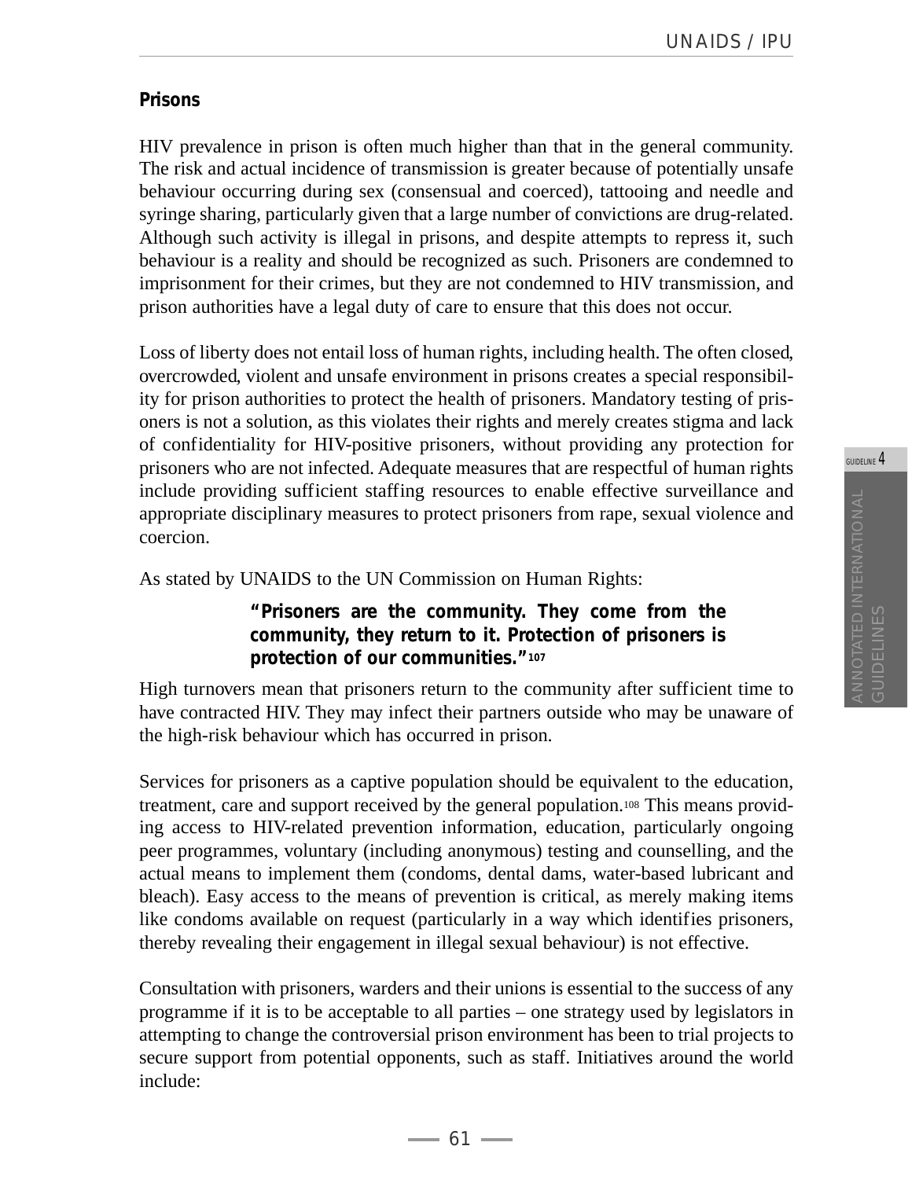**Prisons**

HIV prevalence in prison is often much higher than that in the general community. The risk and actual incidence of transmission is greater because of potentially unsafe behaviour occurring during sex (consensual and coerced), tattooing and needle and syringe sharing, particularly given that a large number of convictions are drug-related. Although such activity is illegal in prisons, and despite attempts to repress it, such behaviour is a reality and should be recognized as such. Prisoners are condemned to imprisonment for their crimes, but they are not condemned to HIV transmission, and prison authorities have a legal duty of care to ensure that this does not occur.

Loss of liberty does not entail loss of human rights, including health. The often closed, overcrowded, violent and unsafe environment in prisons creates a special responsibility for prison authorities to protect the health of prisoners. Mandatory testing of prisoners is not a solution, as this violates their rights and merely creates stigma and lack of confidentiality for HIV-positive prisoners, without providing any protection for prisoners who are not infected. Adequate measures that are respectful of human rights include providing sufficient staffing resources to enable effective surveillance and appropriate disciplinary measures to protect prisoners from rape, sexual violence and coercion.

As stated by UNAIDS to the UN Commission on Human Rights:

> **"Prisoners are the community. They come from the community, they return to it. Protection of prisoners is protection of our communities."[107]**

High turnovers mean that prisoners return to the community after sufficient time to have contracted HIV. They may infect their partners outside who may be unaware of the high-risk behaviour which has occurred in prison.

Services for prisoners as a captive population should be equivalent to the education, treatment, care and support received by the general population.[108] This means providing access to HIV-related prevention information, education, particularly ongoing peer programmes, voluntary (including anonymous) testing and counselling, and the actual means to implement them (condoms, dental dams, water-based lubricant and bleach). Easy access to the means of prevention is critical, as merely making items like condoms available on request (particularly in a way which identifies prisoners, thereby revealing their engagement in illegal sexual behaviour) is not effective.

Consultation with prisoners, warders and their unions is essential to the success of any programme if it is to be acceptable to all parties – one strategy used by legislators in attempting to change the controversial prison environment has been to trial projects to secure support from potential opponents, such as staff. Initiatives around the world include: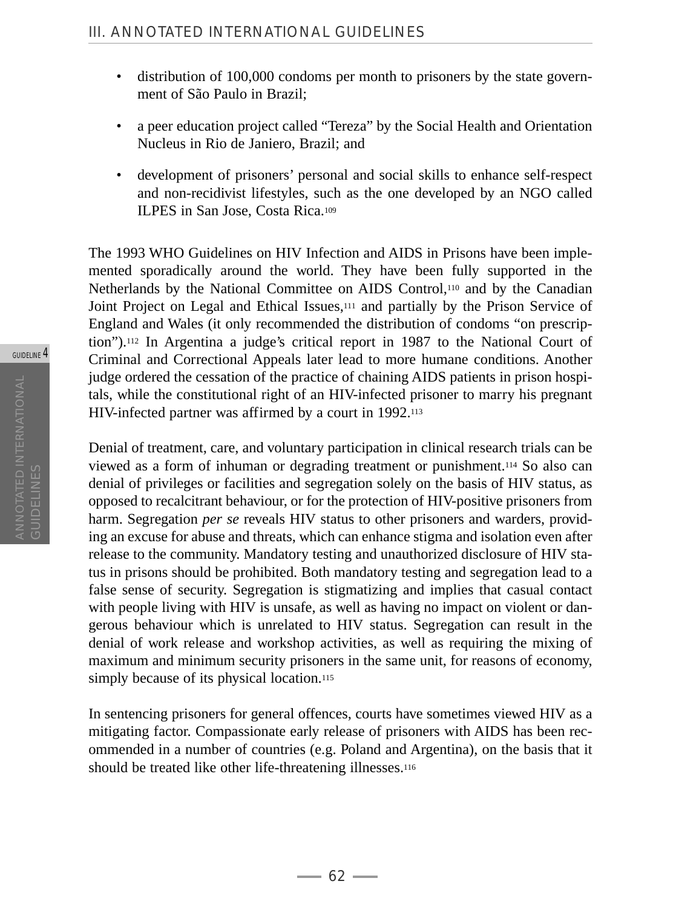- distribution of 100,000 condoms per month to prisoners by the state government of São Paulo in Brazil;
- a peer education project called "Tereza" by the Social Health and Orientation Nucleus in Rio de Janiero, Brazil; and
- development of prisoners' personal and social skills to enhance self-respect and non-recidivist lifestyles, such as the one developed by an NGO called ILPES in San Jose, Costa Rica.[109]

The 1993 WHO Guidelines on HIV Infection and AIDS in Prisons have been implemented sporadically around the world. They have been fully supported in the Netherlands by the National Committee on AIDS Control,[110] and by the Canadian Joint Project on Legal and Ethical Issues,[111] and partially by the Prison Service of England and Wales (it only recommended the distribution of condoms "on prescription").[112] In Argentina a judge's critical report in 1987 to the National Court of Criminal and Correctional Appeals later lead to more humane conditions. Another judge ordered the cessation of the practice of chaining AIDS patients in prison hospitals, while the constitutional right of an HIV-infected prisoner to marry his pregnant HIV-infected partner was affirmed by a court in 1992.[113]

Denial of treatment, care, and voluntary participation in clinical research trials can be viewed as a form of inhuman or degrading treatment or punishment.[114] So also can denial of privileges or facilities and segregation solely on the basis of HIV status, as opposed to recalcitrant behaviour, or for the protection of HIV-positive prisoners from harm. Segregation *per se* reveals HIV status to other prisoners and warders, providing an excuse for abuse and threats, which can enhance stigma and isolation even after release to the community. Mandatory testing and unauthorized disclosure of HIV status in prisons should be prohibited. Both mandatory testing and segregation lead to a false sense of security. Segregation is stigmatizing and implies that casual contact with people living with HIV is unsafe, as well as having no impact on violent or dangerous behaviour which is unrelated to HIV status. Segregation can result in the denial of work release and workshop activities, as well as requiring the mixing of maximum and minimum security prisoners in the same unit, for reasons of economy, simply because of its physical location.[115]

In sentencing prisoners for general offences, courts have sometimes viewed HIV as a mitigating factor. Compassionate early release of prisoners with AIDS has been recommended in a number of countries (e.g. Poland and Argentina), on the basis that it should be treated like other life-threatening illnesses.[116]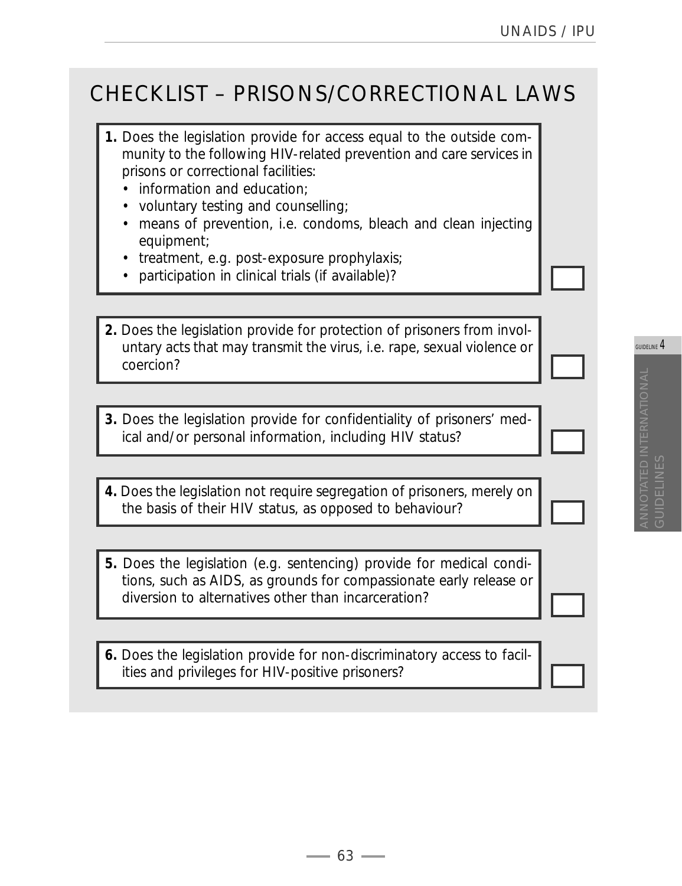# CHECKLIST – PRISONS/CORRECTIONAL LAWS

**1.** Does the legislation provide for access equal to the outside community to the following HIV-related prevention and care services in prisons or correctional facilities:
- information and education;
- voluntary testing and counselling;
- means of prevention, i.e. condoms, bleach and clean injecting equipment;
- treatment, e.g. post-exposure prophylaxis;
- participation in clinical trials (if available)?

☐

**2.** Does the legislation provide for protection of prisoners from involuntary acts that may transmit the virus, i.e. rape, sexual violence or coercion?

☐

**3.** Does the legislation provide for confidentiality of prisoners' medical and/or personal information, including HIV status?

☐

**4.** Does the legislation not require segregation of prisoners, merely on the basis of their HIV status, as opposed to behaviour?

☐

**5.** Does the legislation (e.g. sentencing) provide for medical conditions, such as AIDS, as grounds for compassionate early release or diversion to alternatives other than incarceration?

☐

**6.** Does the legislation provide for non-discriminatory access to facilities and privileges for HIV-positive prisoners?

☐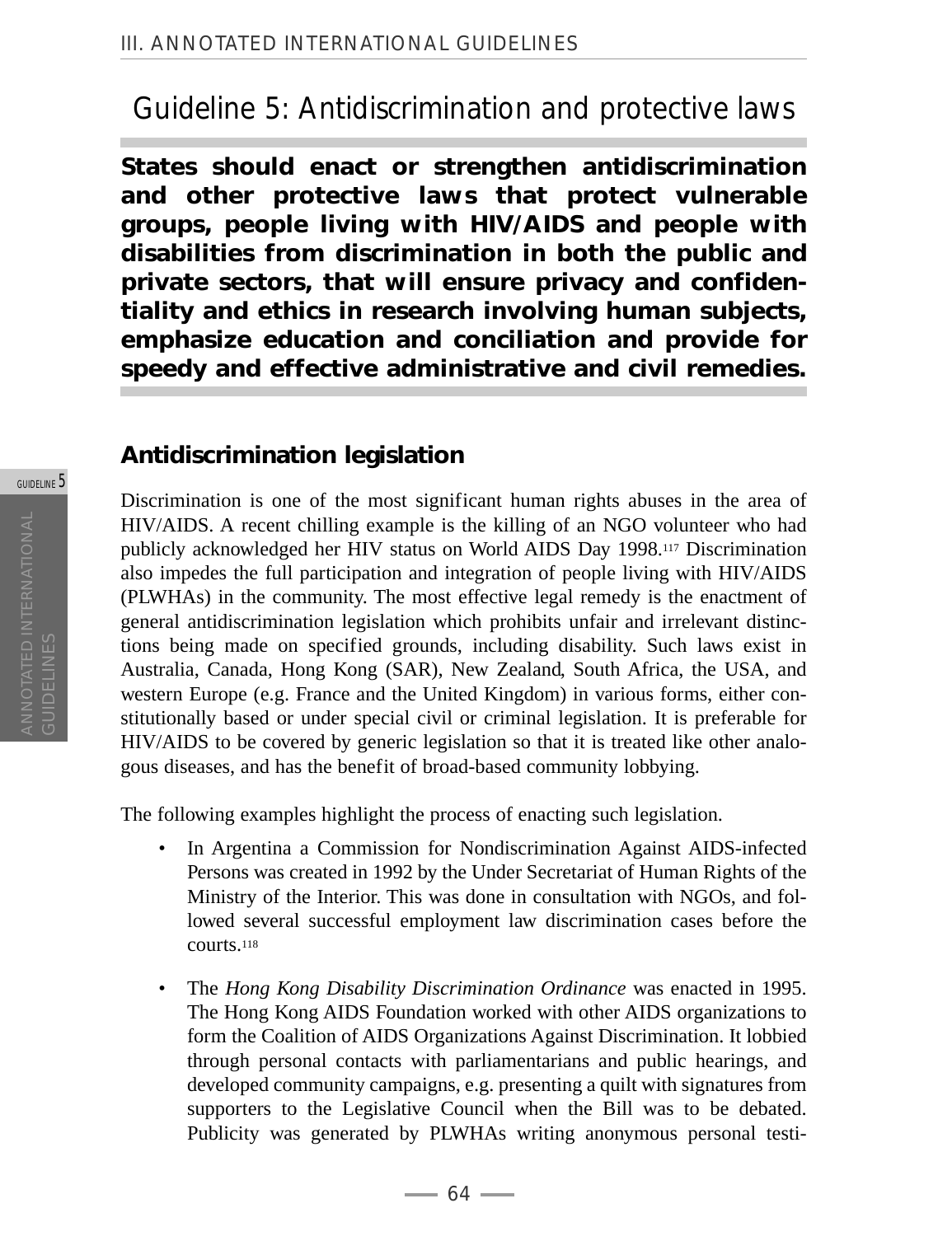# Guideline 5: Antidiscrimination and protective laws

**States should enact or strengthen antidiscrimination and other protective laws that protect vulnerable groups, people living with HIV/AIDS and people with disabilities from discrimination in both the public and private sectors, that will ensure privacy and confidentiality and ethics in research involving human subjects, emphasize education and conciliation and provide for speedy and effective administrative and civil remedies.**

## Antidiscrimination legislation

Discrimination is one of the most significant human rights abuses in the area of HIV/AIDS. A recent chilling example is the killing of an NGO volunteer who had publicly acknowledged her HIV status on World AIDS Day 1998.[117] Discrimination also impedes the full participation and integration of people living with HIV/AIDS (PLWHAs) in the community. The most effective legal remedy is the enactment of general antidiscrimination legislation which prohibits unfair and irrelevant distinctions being made on specified grounds, including disability. Such laws exist in Australia, Canada, Hong Kong (SAR), New Zealand, South Africa, the USA, and western Europe (e.g. France and the United Kingdom) in various forms, either constitutionally based or under special civil or criminal legislation. It is preferable for HIV/AIDS to be covered by generic legislation so that it is treated like other analogous diseases, and has the benefit of broad-based community lobbying.

The following examples highlight the process of enacting such legislation.

- In Argentina a Commission for Nondiscrimination Against AIDS-infected Persons was created in 1992 by the Under Secretariat of Human Rights of the Ministry of the Interior. This was done in consultation with NGOs, and followed several successful employment law discrimination cases before the courts.[118]
- The *Hong Kong Disability Discrimination Ordinance* was enacted in 1995. The Hong Kong AIDS Foundation worked with other AIDS organizations to form the Coalition of AIDS Organizations Against Discrimination. It lobbied through personal contacts with parliamentarians and public hearings, and developed community campaigns, e.g. presenting a quilt with signatures from supporters to the Legislative Council when the Bill was to be debated. Publicity was generated by PLWHAs writing anonymous personal testi-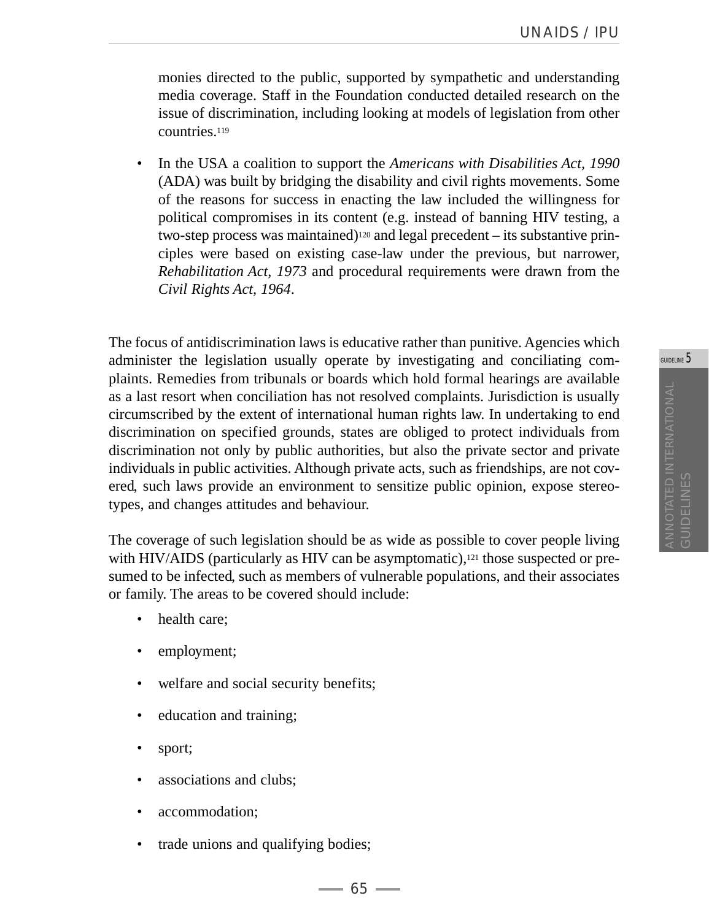monies directed to the public, supported by sympathetic and understanding media coverage. Staff in the Foundation conducted detailed research on the issue of discrimination, including looking at models of legislation from other countries.[119]

- In the USA a coalition to support the *Americans with Disabilities Act, 1990* (ADA) was built by bridging the disability and civil rights movements. Some of the reasons for success in enacting the law included the willingness for political compromises in its content (e.g. instead of banning HIV testing, a two-step process was maintained)[120] and legal precedent – its substantive principles were based on existing case-law under the previous, but narrower, *Rehabilitation Act, 1973* and procedural requirements were drawn from the *Civil Rights Act, 1964*.

The focus of antidiscrimination laws is educative rather than punitive. Agencies which administer the legislation usually operate by investigating and conciliating complaints. Remedies from tribunals or boards which hold formal hearings are available as a last resort when conciliation has not resolved complaints. Jurisdiction is usually circumscribed by the extent of international human rights law. In undertaking to end discrimination on specified grounds, states are obliged to protect individuals from discrimination not only by public authorities, but also the private sector and private individuals in public activities. Although private acts, such as friendships, are not covered, such laws provide an environment to sensitize public opinion, expose stereotypes, and changes attitudes and behaviour.

The coverage of such legislation should be as wide as possible to cover people living with HIV/AIDS (particularly as HIV can be asymptomatic),[121] those suspected or presumed to be infected, such as members of vulnerable populations, and their associates or family. The areas to be covered should include:

- health care;
- employment;
- welfare and social security benefits;
- education and training;
- sport;
- associations and clubs;
- accommodation;
- trade unions and qualifying bodies;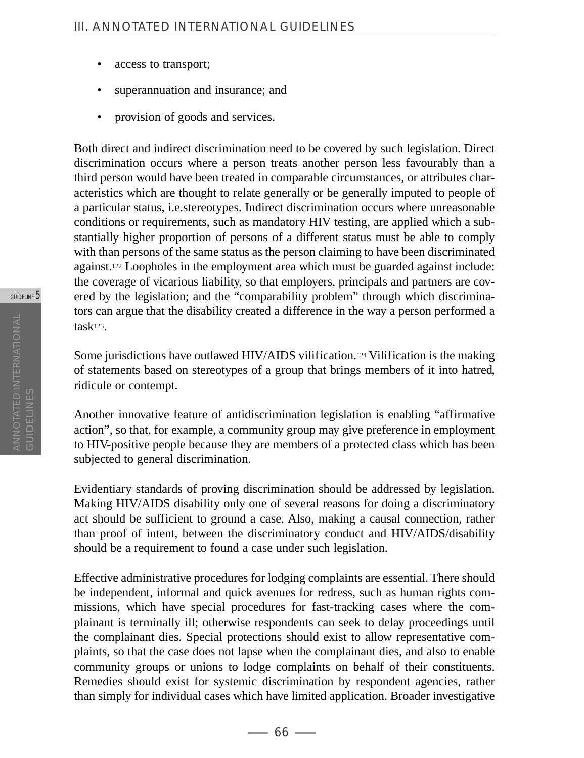- access to transport;
- superannuation and insurance; and
- provision of goods and services.

Both direct and indirect discrimination need to be covered by such legislation. Direct discrimination occurs where a person treats another person less favourably than a third person would have been treated in comparable circumstances, or attributes characteristics which are thought to relate generally or be generally imputed to people of a particular status, i.e.stereotypes. Indirect discrimination occurs where unreasonable conditions or requirements, such as mandatory HIV testing, are applied which a substantially higher proportion of persons of a different status must be able to comply with than persons of the same status as the person claiming to have been discriminated against.[122] Loopholes in the employment area which must be guarded against include: the coverage of vicarious liability, so that employers, principals and partners are covered by the legislation; and the "comparability problem" through which discriminators can argue that the disability created a difference in the way a person performed a task[123].

Some jurisdictions have outlawed HIV/AIDS vilification.[124] Vilification is the making of statements based on stereotypes of a group that brings members of it into hatred, ridicule or contempt.

Another innovative feature of antidiscrimination legislation is enabling "affirmative action", so that, for example, a community group may give preference in employment to HIV-positive people because they are members of a protected class which has been subjected to general discrimination.

Evidentiary standards of proving discrimination should be addressed by legislation. Making HIV/AIDS disability only one of several reasons for doing a discriminatory act should be sufficient to ground a case. Also, making a causal connection, rather than proof of intent, between the discriminatory conduct and HIV/AIDS/disability should be a requirement to found a case under such legislation.

Effective administrative procedures for lodging complaints are essential. There should be independent, informal and quick avenues for redress, such as human rights commissions, which have special procedures for fast-tracking cases where the complainant is terminally ill; otherwise respondents can seek to delay proceedings until the complainant dies. Special protections should exist to allow representative complaints, so that the case does not lapse when the complainant dies, and also to enable community groups or unions to lodge complaints on behalf of their constituents. Remedies should exist for systemic discrimination by respondent agencies, rather than simply for individual cases which have limited application. Broader investigative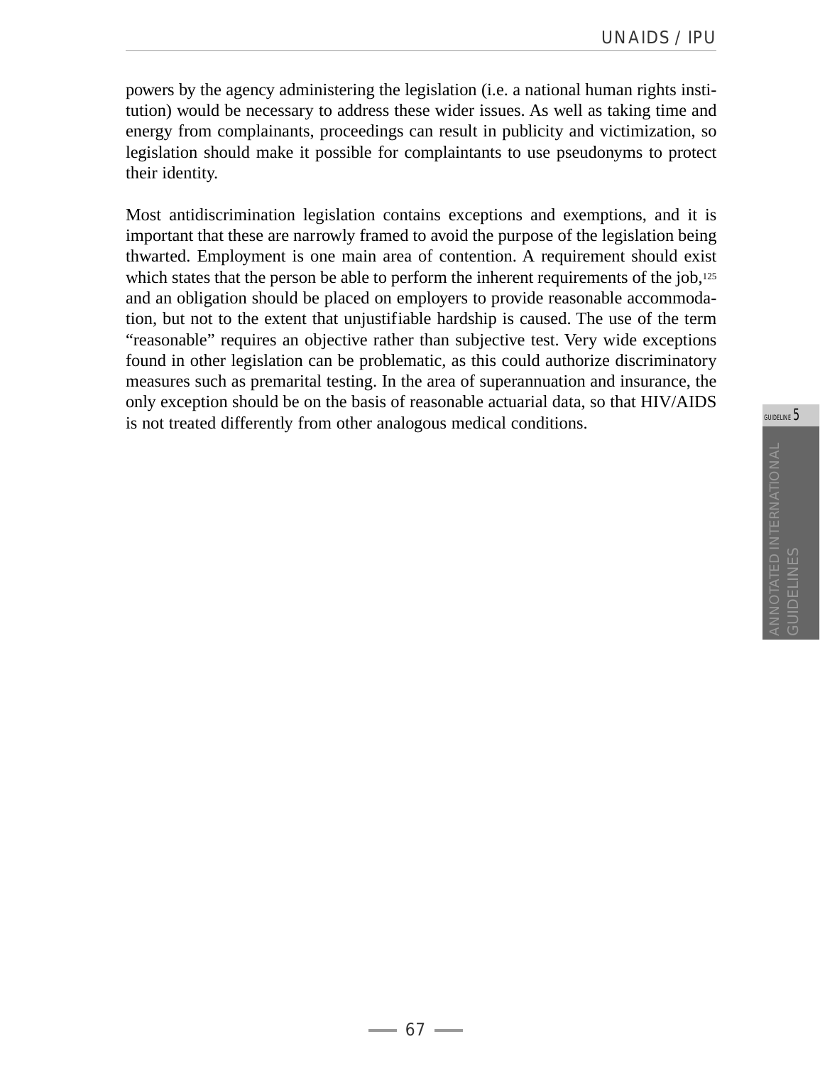powers by the agency administering the legislation (i.e. a national human rights institution) would be necessary to address these wider issues. As well as taking time and energy from complainants, proceedings can result in publicity and victimization, so legislation should make it possible for complaintants to use pseudonyms to protect their identity.

Most antidiscrimination legislation contains exceptions and exemptions, and it is important that these are narrowly framed to avoid the purpose of the legislation being thwarted. Employment is one main area of contention. A requirement should exist which states that the person be able to perform the inherent requirements of the job,[125] and an obligation should be placed on employers to provide reasonable accommodation, but not to the extent that unjustifiable hardship is caused. The use of the term "reasonable" requires an objective rather than subjective test. Very wide exceptions found in other legislation can be problematic, as this could authorize discriminatory measures such as premarital testing. In the area of superannuation and insurance, the only exception should be on the basis of reasonable actuarial data, so that HIV/AIDS is not treated differently from other analogous medical conditions.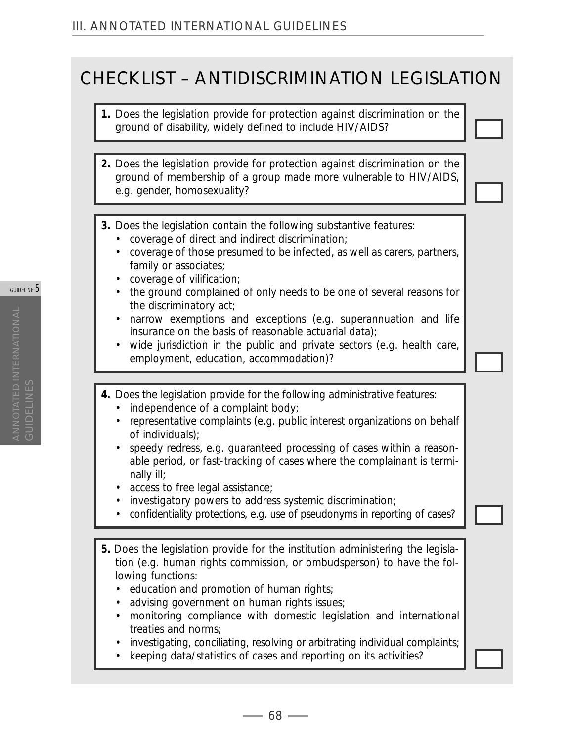## CHECKLIST – ANTIDISCRIMINATION LEGISLATION

**1.** Does the legislation provide for protection against discrimination on the ground of disability, widely defined to include HIV/AIDS?

**2.** Does the legislation provide for protection against discrimination on the ground of membership of a group made more vulnerable to HIV/AIDS, e.g. gender, homosexuality?

**3.** Does the legislation contain the following substantive features:
- coverage of direct and indirect discrimination;
- coverage of those presumed to be infected, as well as carers, partners, family or associates;
- coverage of vilification;
- the ground complained of only needs to be one of several reasons for the discriminatory act;
- narrow exemptions and exceptions (e.g. superannuation and life insurance on the basis of reasonable actuarial data);
- wide jurisdiction in the public and private sectors (e.g. health care, employment, education, accommodation)?

**4.** Does the legislation provide for the following administrative features:
- independence of a complaint body;
- representative complaints (e.g. public interest organizations on behalf of individuals);
- speedy redress, e.g. guaranteed processing of cases within a reasonable period, or fast-tracking of cases where the complainant is terminally ill;
- access to free legal assistance;
- investigatory powers to address systemic discrimination;
- confidentiality protections, e.g. use of pseudonyms in reporting of cases?

**5.** Does the legislation provide for the institution administering the legislation (e.g. human rights commission, or ombudsperson) to have the following functions:
- education and promotion of human rights;
- advising government on human rights issues;
- monitoring compliance with domestic legislation and international treaties and norms;
- investigating, conciliating, resolving or arbitrating individual complaints;
- keeping data/statistics of cases and reporting on its activities?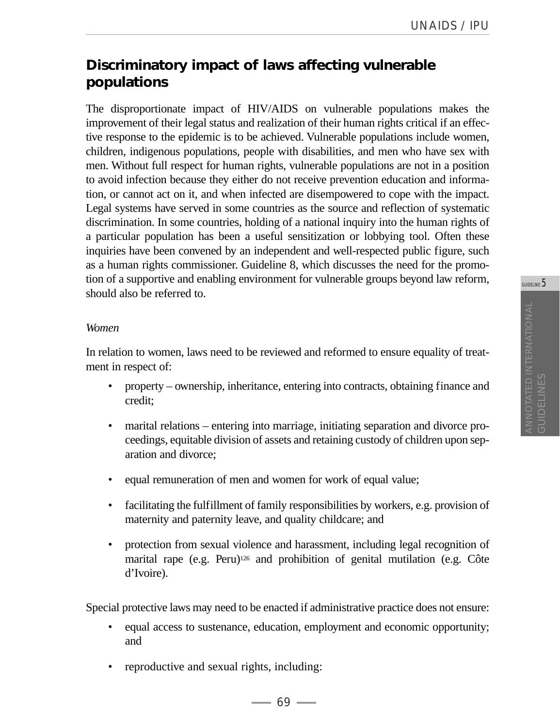## Discriminatory impact of laws affecting vulnerable populations

The disproportionate impact of HIV/AIDS on vulnerable populations makes the improvement of their legal status and realization of their human rights critical if an effective response to the epidemic is to be achieved. Vulnerable populations include women, children, indigenous populations, people with disabilities, and men who have sex with men. Without full respect for human rights, vulnerable populations are not in a position to avoid infection because they either do not receive prevention education and information, or cannot act on it, and when infected are disempowered to cope with the impact. Legal systems have served in some countries as the source and reflection of systematic discrimination. In some countries, holding of a national inquiry into the human rights of a particular population has been a useful sensitization or lobbying tool. Often these inquiries have been convened by an independent and well-respected public figure, such as a human rights commissioner. Guideline 8, which discusses the need for the promotion of a supportive and enabling environment for vulnerable groups beyond law reform, should also be referred to.

*Women*

In relation to women, laws need to be reviewed and reformed to ensure equality of treatment in respect of:

- property – ownership, inheritance, entering into contracts, obtaining finance and credit;
- marital relations – entering into marriage, initiating separation and divorce proceedings, equitable division of assets and retaining custody of children upon separation and divorce;
- equal remuneration of men and women for work of equal value;
- facilitating the fulfillment of family responsibilities by workers, e.g. provision of maternity and paternity leave, and quality childcare; and
- protection from sexual violence and harassment, including legal recognition of marital rape (e.g. Peru)[126] and prohibition of genital mutilation (e.g. Côte d'Ivoire).

Special protective laws may need to be enacted if administrative practice does not ensure:

- equal access to sustenance, education, employment and economic opportunity; and
- reproductive and sexual rights, including: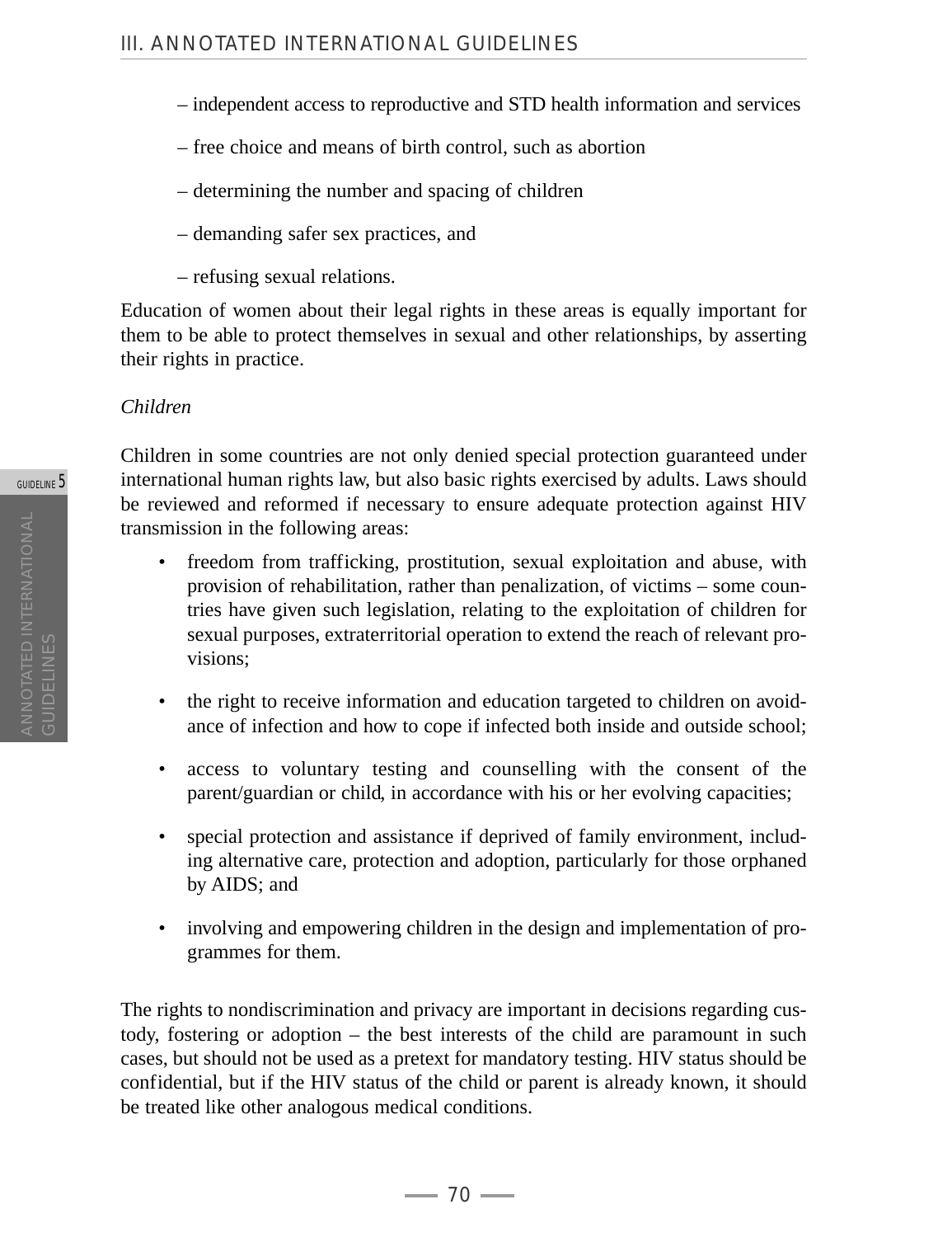– independent access to reproductive and STD health information and services

– free choice and means of birth control, such as abortion

– determining the number and spacing of children

– demanding safer sex practices, and

– refusing sexual relations.

Education of women about their legal rights in these areas is equally important for them to be able to protect themselves in sexual and other relationships, by asserting their rights in practice.

*Children*

Children in some countries are not only denied special protection guaranteed under international human rights law, but also basic rights exercised by adults. Laws should be reviewed and reformed if necessary to ensure adequate protection against HIV transmission in the following areas:

- freedom from trafficking, prostitution, sexual exploitation and abuse, with provision of rehabilitation, rather than penalization, of victims – some countries have given such legislation, relating to the exploitation of children for sexual purposes, extraterritorial operation to extend the reach of relevant provisions;

- the right to receive information and education targeted to children on avoidance of infection and how to cope if infected both inside and outside school;

- access to voluntary testing and counselling with the consent of the parent/guardian or child, in accordance with his or her evolving capacities;

- special protection and assistance if deprived of family environment, including alternative care, protection and adoption, particularly for those orphaned by AIDS; and

- involving and empowering children in the design and implementation of programmes for them.

The rights to nondiscrimination and privacy are important in decisions regarding custody, fostering or adoption – the best interests of the child are paramount in such cases, but should not be used as a pretext for mandatory testing. HIV status should be confidential, but if the HIV status of the child or parent is already known, it should be treated like other analogous medical conditions.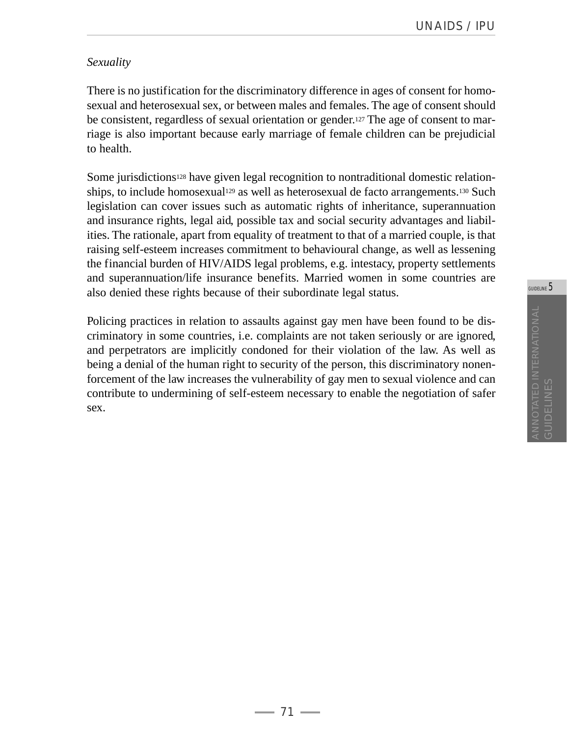*Sexuality*

There is no justification for the discriminatory difference in ages of consent for homosexual and heterosexual sex, or between males and females. The age of consent should be consistent, regardless of sexual orientation or gender.[127] The age of consent to marriage is also important because early marriage of female children can be prejudicial to health.

Some jurisdictions[128] have given legal recognition to nontraditional domestic relationships, to include homosexual[129] as well as heterosexual de facto arrangements.[130] Such legislation can cover issues such as automatic rights of inheritance, superannuation and insurance rights, legal aid, possible tax and social security advantages and liabilities. The rationale, apart from equality of treatment to that of a married couple, is that raising self-esteem increases commitment to behavioural change, as well as lessening the financial burden of HIV/AIDS legal problems, e.g. intestacy, property settlements and superannuation/life insurance benefits. Married women in some countries are also denied these rights because of their subordinate legal status.

Policing practices in relation to assaults against gay men have been found to be discriminatory in some countries, i.e. complaints are not taken seriously or are ignored, and perpetrators are implicitly condoned for their violation of the law. As well as being a denial of the human right to security of the person, this discriminatory nonenforcement of the law increases the vulnerability of gay men to sexual violence and can contribute to undermining of self-esteem necessary to enable the negotiation of safer sex.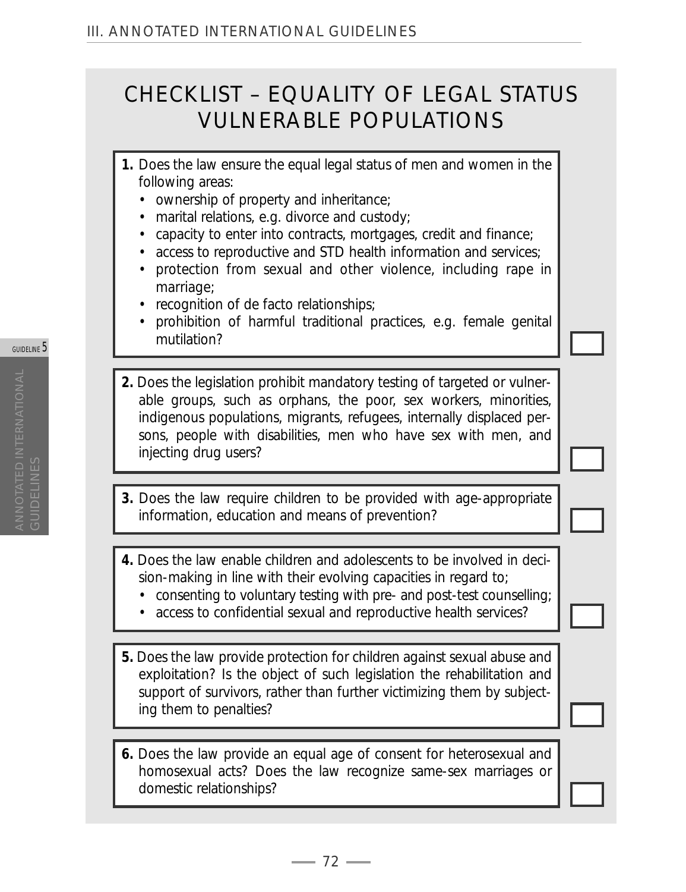# CHECKLIST – EQUALITY OF LEGAL STATUS VULNERABLE POPULATIONS

**1.** Does the law ensure the equal legal status of men and women in the following areas:
- ownership of property and inheritance;
- marital relations, e.g. divorce and custody;
- capacity to enter into contracts, mortgages, credit and finance;
- access to reproductive and STD health information and services;
- protection from sexual and other violence, including rape in marriage;
- recognition of de facto relationships;
- prohibition of harmful traditional practices, e.g. female genital mutilation?

☐

**2.** Does the legislation prohibit mandatory testing of targeted or vulnerable groups, such as orphans, the poor, sex workers, minorities, indigenous populations, migrants, refugees, internally displaced persons, people with disabilities, men who have sex with men, and injecting drug users?

☐

**3.** Does the law require children to be provided with age-appropriate information, education and means of prevention?

☐

**4.** Does the law enable children and adolescents to be involved in decision-making in line with their evolving capacities in regard to;
- consenting to voluntary testing with pre- and post-test counselling;
- access to confidential sexual and reproductive health services?

☐

**5.** Does the law provide protection for children against sexual abuse and exploitation? Is the object of such legislation the rehabilitation and support of survivors, rather than further victimizing them by subjecting them to penalties?

☐

**6.** Does the law provide an equal age of consent for heterosexual and homosexual acts? Does the law recognize same-sex marriages or domestic relationships?

☐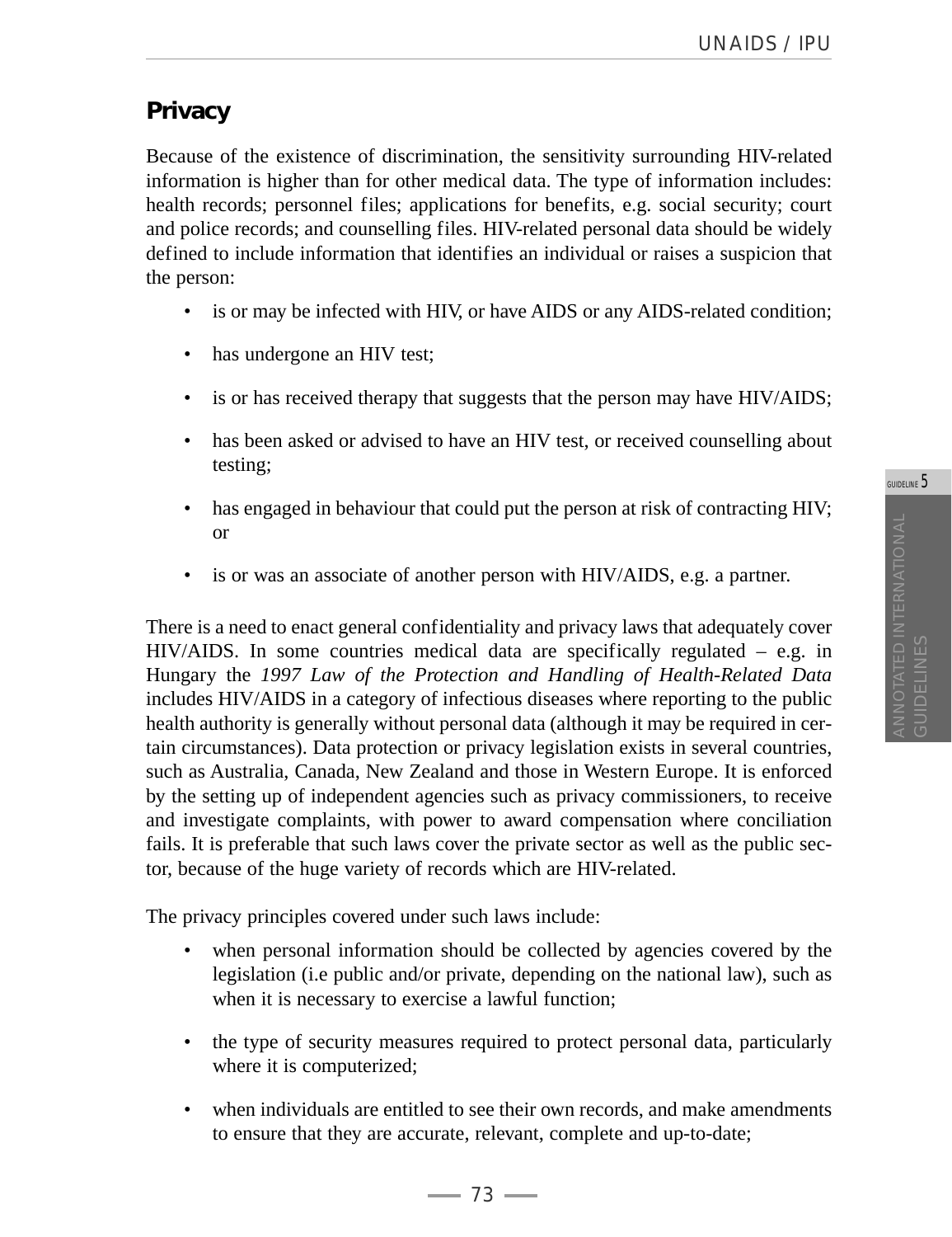## Privacy

Because of the existence of discrimination, the sensitivity surrounding HIV-related information is higher than for other medical data. The type of information includes: health records; personnel files; applications for benefits, e.g. social security; court and police records; and counselling files. HIV-related personal data should be widely defined to include information that identifies an individual or raises a suspicion that the person:

- is or may be infected with HIV, or have AIDS or any AIDS-related condition;
- has undergone an HIV test;
- is or has received therapy that suggests that the person may have HIV/AIDS;
- has been asked or advised to have an HIV test, or received counselling about testing;
- has engaged in behaviour that could put the person at risk of contracting HIV; or
- is or was an associate of another person with HIV/AIDS, e.g. a partner.

There is a need to enact general confidentiality and privacy laws that adequately cover HIV/AIDS. In some countries medical data are specifically regulated – e.g. in Hungary the *1997 Law of the Protection and Handling of Health-Related Data* includes HIV/AIDS in a category of infectious diseases where reporting to the public health authority is generally without personal data (although it may be required in certain circumstances). Data protection or privacy legislation exists in several countries, such as Australia, Canada, New Zealand and those in Western Europe. It is enforced by the setting up of independent agencies such as privacy commissioners, to receive and investigate complaints, with power to award compensation where conciliation fails. It is preferable that such laws cover the private sector as well as the public sector, because of the huge variety of records which are HIV-related.

The privacy principles covered under such laws include:

- when personal information should be collected by agencies covered by the legislation (i.e public and/or private, depending on the national law), such as when it is necessary to exercise a lawful function;
- the type of security measures required to protect personal data, particularly where it is computerized;
- when individuals are entitled to see their own records, and make amendments to ensure that they are accurate, relevant, complete and up-to-date;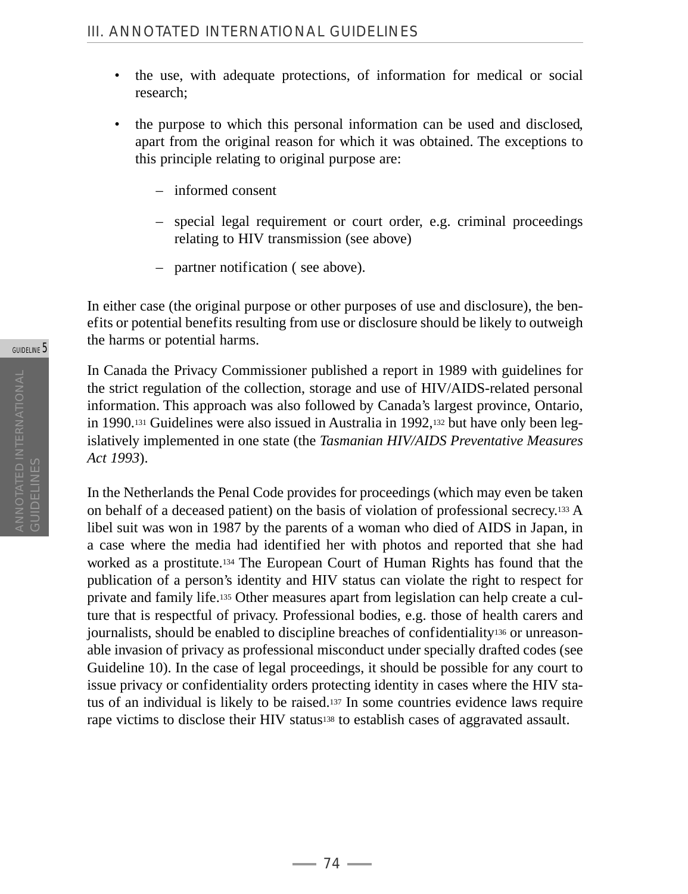- the use, with adequate protections, of information for medical or social research;
- the purpose to which this personal information can be used and disclosed, apart from the original reason for which it was obtained. The exceptions to this principle relating to original purpose are:
  - informed consent
  - special legal requirement or court order, e.g. criminal proceedings relating to HIV transmission (see above)
  - partner notification ( see above).

In either case (the original purpose or other purposes of use and disclosure), the benefits or potential benefits resulting from use or disclosure should be likely to outweigh the harms or potential harms.

In Canada the Privacy Commissioner published a report in 1989 with guidelines for the strict regulation of the collection, storage and use of HIV/AIDS-related personal information. This approach was also followed by Canada's largest province, Ontario, in 1990.[131] Guidelines were also issued in Australia in 1992,[132] but have only been legislatively implemented in one state (the *Tasmanian HIV/AIDS Preventative Measures Act 1993*).

In the Netherlands the Penal Code provides for proceedings (which may even be taken on behalf of a deceased patient) on the basis of violation of professional secrecy.[133] A libel suit was won in 1987 by the parents of a woman who died of AIDS in Japan, in a case where the media had identified her with photos and reported that she had worked as a prostitute.[134] The European Court of Human Rights has found that the publication of a person's identity and HIV status can violate the right to respect for private and family life.[135] Other measures apart from legislation can help create a culture that is respectful of privacy. Professional bodies, e.g. those of health carers and journalists, should be enabled to discipline breaches of confidentiality[136] or unreasonable invasion of privacy as professional misconduct under specially drafted codes (see Guideline 10). In the case of legal proceedings, it should be possible for any court to issue privacy or confidentiality orders protecting identity in cases where the HIV status of an individual is likely to be raised.[137] In some countries evidence laws require rape victims to disclose their HIV status[138] to establish cases of aggravated assault.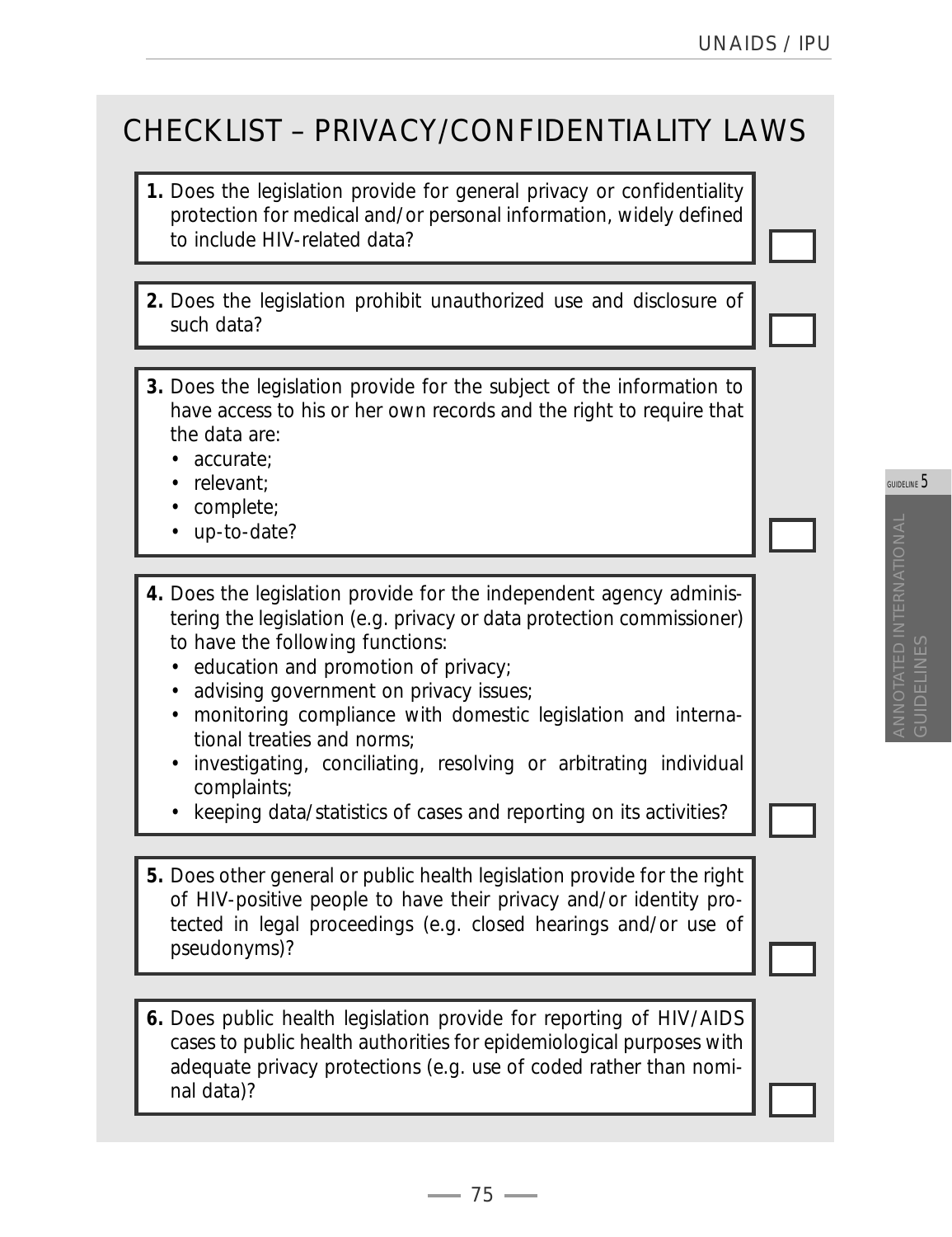# CHECKLIST – PRIVACY/CONFIDENTIALITY LAWS

**1.** Does the legislation provide for general privacy or confidentiality protection for medical and/or personal information, widely defined to include HIV-related data? ☐

**2.** Does the legislation prohibit unauthorized use and disclosure of such data? ☐

**3.** Does the legislation provide for the subject of the information to have access to his or her own records and the right to require that the data are:

- accurate;
- relevant;
- complete;
- up-to-date? ☐

**4.** Does the legislation provide for the independent agency administering the legislation (e.g. privacy or data protection commissioner) to have the following functions:

- education and promotion of privacy;
- advising government on privacy issues;
- monitoring compliance with domestic legislation and international treaties and norms;
- investigating, conciliating, resolving or arbitrating individual complaints;
- keeping data/statistics of cases and reporting on its activities? ☐

**5.** Does other general or public health legislation provide for the right of HIV-positive people to have their privacy and/or identity protected in legal proceedings (e.g. closed hearings and/or use of pseudonyms)? ☐

**6.** Does public health legislation provide for reporting of HIV/AIDS cases to public health authorities for epidemiological purposes with adequate privacy protections (e.g. use of coded rather than nominal data)? ☐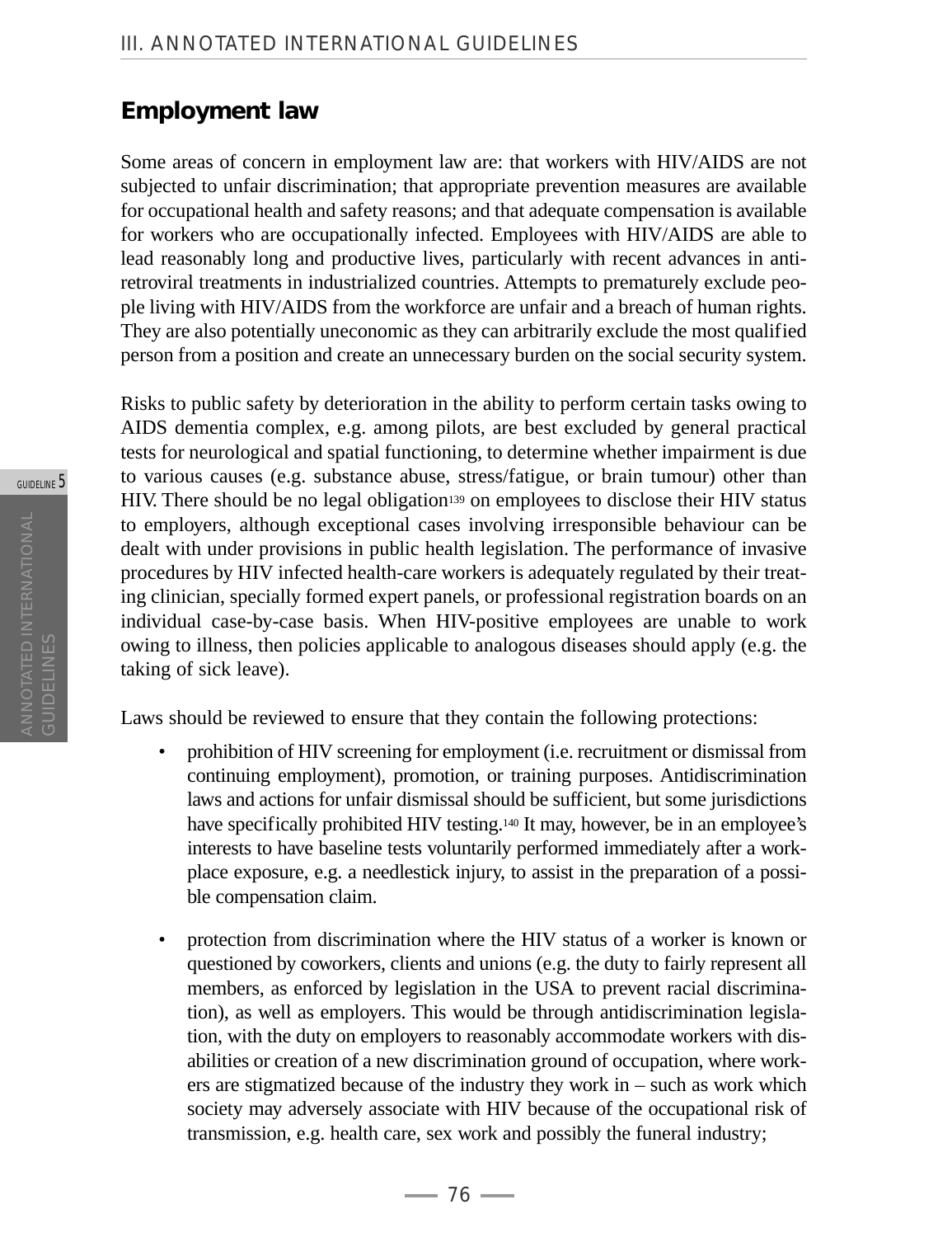## Employment law

Some areas of concern in employment law are: that workers with HIV/AIDS are not subjected to unfair discrimination; that appropriate prevention measures are available for occupational health and safety reasons; and that adequate compensation is available for workers who are occupationally infected. Employees with HIV/AIDS are able to lead reasonably long and productive lives, particularly with recent advances in antiretroviral treatments in industrialized countries. Attempts to prematurely exclude people living with HIV/AIDS from the workforce are unfair and a breach of human rights. They are also potentially uneconomic as they can arbitrarily exclude the most qualified person from a position and create an unnecessary burden on the social security system.

Risks to public safety by deterioration in the ability to perform certain tasks owing to AIDS dementia complex, e.g. among pilots, are best excluded by general practical tests for neurological and spatial functioning, to determine whether impairment is due to various causes (e.g. substance abuse, stress/fatigue, or brain tumour) other than HIV. There should be no legal obligation[139] on employees to disclose their HIV status to employers, although exceptional cases involving irresponsible behaviour can be dealt with under provisions in public health legislation. The performance of invasive procedures by HIV infected health-care workers is adequately regulated by their treating clinician, specially formed expert panels, or professional registration boards on an individual case-by-case basis. When HIV-positive employees are unable to work owing to illness, then policies applicable to analogous diseases should apply (e.g. the taking of sick leave).

Laws should be reviewed to ensure that they contain the following protections:

- prohibition of HIV screening for employment (i.e. recruitment or dismissal from continuing employment), promotion, or training purposes. Antidiscrimination laws and actions for unfair dismissal should be sufficient, but some jurisdictions have specifically prohibited HIV testing.[140] It may, however, be in an employee's interests to have baseline tests voluntarily performed immediately after a workplace exposure, e.g. a needlestick injury, to assist in the preparation of a possible compensation claim.

- protection from discrimination where the HIV status of a worker is known or questioned by coworkers, clients and unions (e.g. the duty to fairly represent all members, as enforced by legislation in the USA to prevent racial discrimination), as well as employers. This would be through antidiscrimination legislation, with the duty on employers to reasonably accommodate workers with disabilities or creation of a new discrimination ground of occupation, where workers are stigmatized because of the industry they work in – such as work which society may adversely associate with HIV because of the occupational risk of transmission, e.g. health care, sex work and possibly the funeral industry;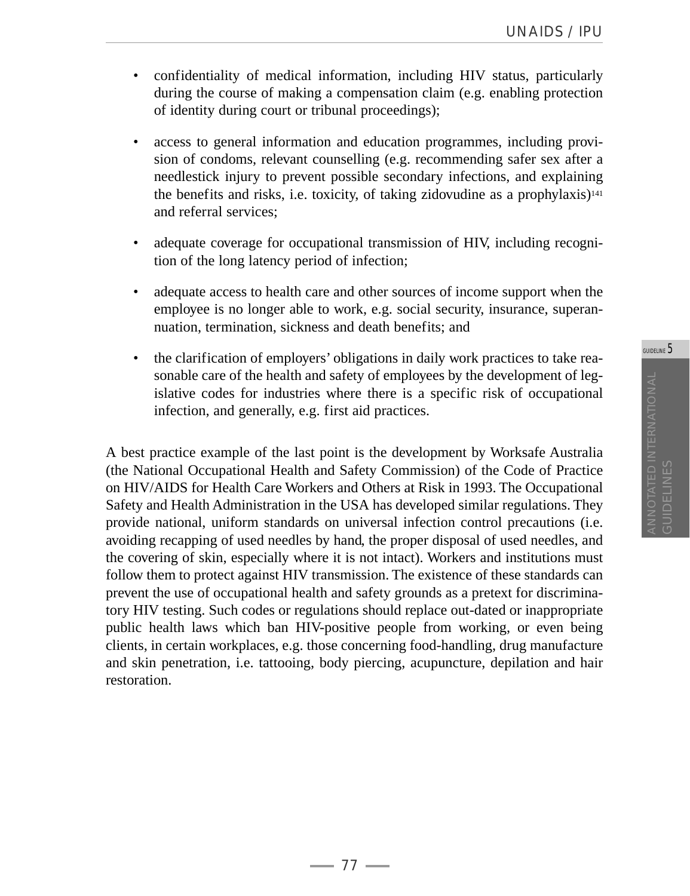- confidentiality of medical information, including HIV status, particularly during the course of making a compensation claim (e.g. enabling protection of identity during court or tribunal proceedings);

- access to general information and education programmes, including provision of condoms, relevant counselling (e.g. recommending safer sex after a needlestick injury to prevent possible secondary infections, and explaining the benefits and risks, i.e. toxicity, of taking zidovudine as a prophylaxis)[141] and referral services;

- adequate coverage for occupational transmission of HIV, including recognition of the long latency period of infection;

- adequate access to health care and other sources of income support when the employee is no longer able to work, e.g. social security, insurance, superannuation, termination, sickness and death benefits; and

- the clarification of employers' obligations in daily work practices to take reasonable care of the health and safety of employees by the development of legislative codes for industries where there is a specific risk of occupational infection, and generally, e.g. first aid practices.

A best practice example of the last point is the development by Worksafe Australia (the National Occupational Health and Safety Commission) of the Code of Practice on HIV/AIDS for Health Care Workers and Others at Risk in 1993. The Occupational Safety and Health Administration in the USA has developed similar regulations. They provide national, uniform standards on universal infection control precautions (i.e. avoiding recapping of used needles by hand, the proper disposal of used needles, and the covering of skin, especially where it is not intact). Workers and institutions must follow them to protect against HIV transmission. The existence of these standards can prevent the use of occupational health and safety grounds as a pretext for discriminatory HIV testing. Such codes or regulations should replace out-dated or inappropriate public health laws which ban HIV-positive people from working, or even being clients, in certain workplaces, e.g. those concerning food-handling, drug manufacture and skin penetration, i.e. tattooing, body piercing, acupuncture, depilation and hair restoration.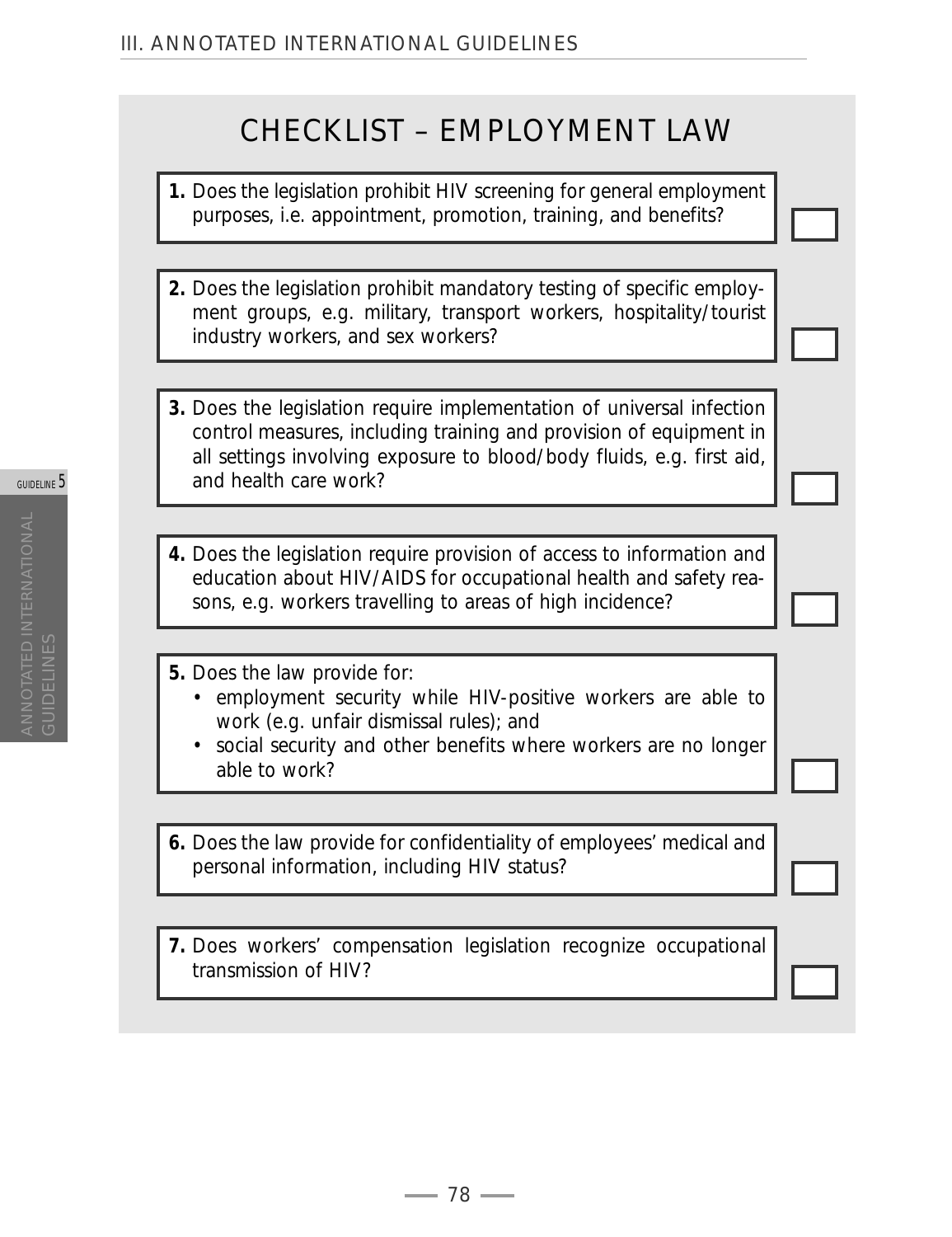# CHECKLIST – EMPLOYMENT LAW

**1.** Does the legislation prohibit HIV screening for general employment purposes, i.e. appointment, promotion, training, and benefits? ☐

**2.** Does the legislation prohibit mandatory testing of specific employment groups, e.g. military, transport workers, hospitality/tourist industry workers, and sex workers? ☐

**3.** Does the legislation require implementation of universal infection control measures, including training and provision of equipment in all settings involving exposure to blood/body fluids, e.g. first aid, and health care work? ☐

**4.** Does the legislation require provision of access to information and education about HIV/AIDS for occupational health and safety reasons, e.g. workers travelling to areas of high incidence? ☐

**5.** Does the law provide for:
- employment security while HIV-positive workers are able to work (e.g. unfair dismissal rules); and
- social security and other benefits where workers are no longer able to work? ☐

**6.** Does the law provide for confidentiality of employees' medical and personal information, including HIV status? ☐

**7.** Does workers' compensation legislation recognize occupational transmission of HIV? ☐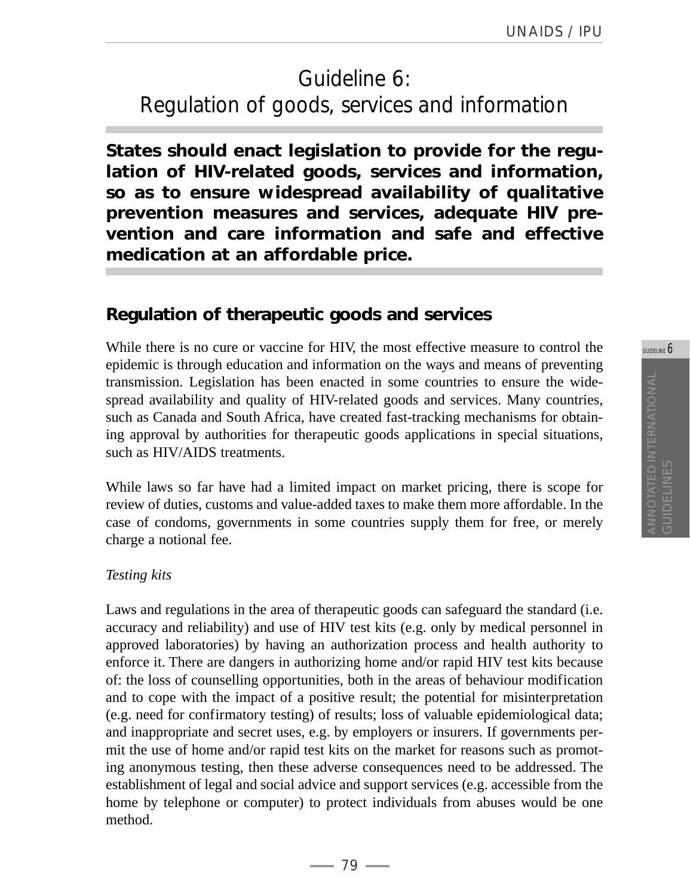# Guideline 6: Regulation of goods, services and information

**States should enact legislation to provide for the regulation of HIV-related goods, services and information, so as to ensure widespread availability of qualitative prevention measures and services, adequate HIV prevention and care information and safe and effective medication at an affordable price.**

## Regulation of therapeutic goods and services

While there is no cure or vaccine for HIV, the most effective measure to control the epidemic is through education and information on the ways and means of preventing transmission. Legislation has been enacted in some countries to ensure the widespread availability and quality of HIV-related goods and services. Many countries, such as Canada and South Africa, have created fast-tracking mechanisms for obtaining approval by authorities for therapeutic goods applications in special situations, such as HIV/AIDS treatments.

While laws so far have had a limited impact on market pricing, there is scope for review of duties, customs and value-added taxes to make them more affordable. In the case of condoms, governments in some countries supply them for free, or merely charge a notional fee.

*Testing kits*

Laws and regulations in the area of therapeutic goods can safeguard the standard (i.e. accuracy and reliability) and use of HIV test kits (e.g. only by medical personnel in approved laboratories) by having an authorization process and health authority to enforce it. There are dangers in authorizing home and/or rapid HIV test kits because of: the loss of counselling opportunities, both in the areas of behaviour modification and to cope with the impact of a positive result; the potential for misinterpretation (e.g. need for confirmatory testing) of results; loss of valuable epidemiological data; and inappropriate and secret uses, e.g. by employers or insurers. If governments permit the use of home and/or rapid test kits on the market for reasons such as promoting anonymous testing, then these adverse consequences need to be addressed. The establishment of legal and social advice and support services (e.g. accessible from the home by telephone or computer) to protect individuals from abuses would be one method.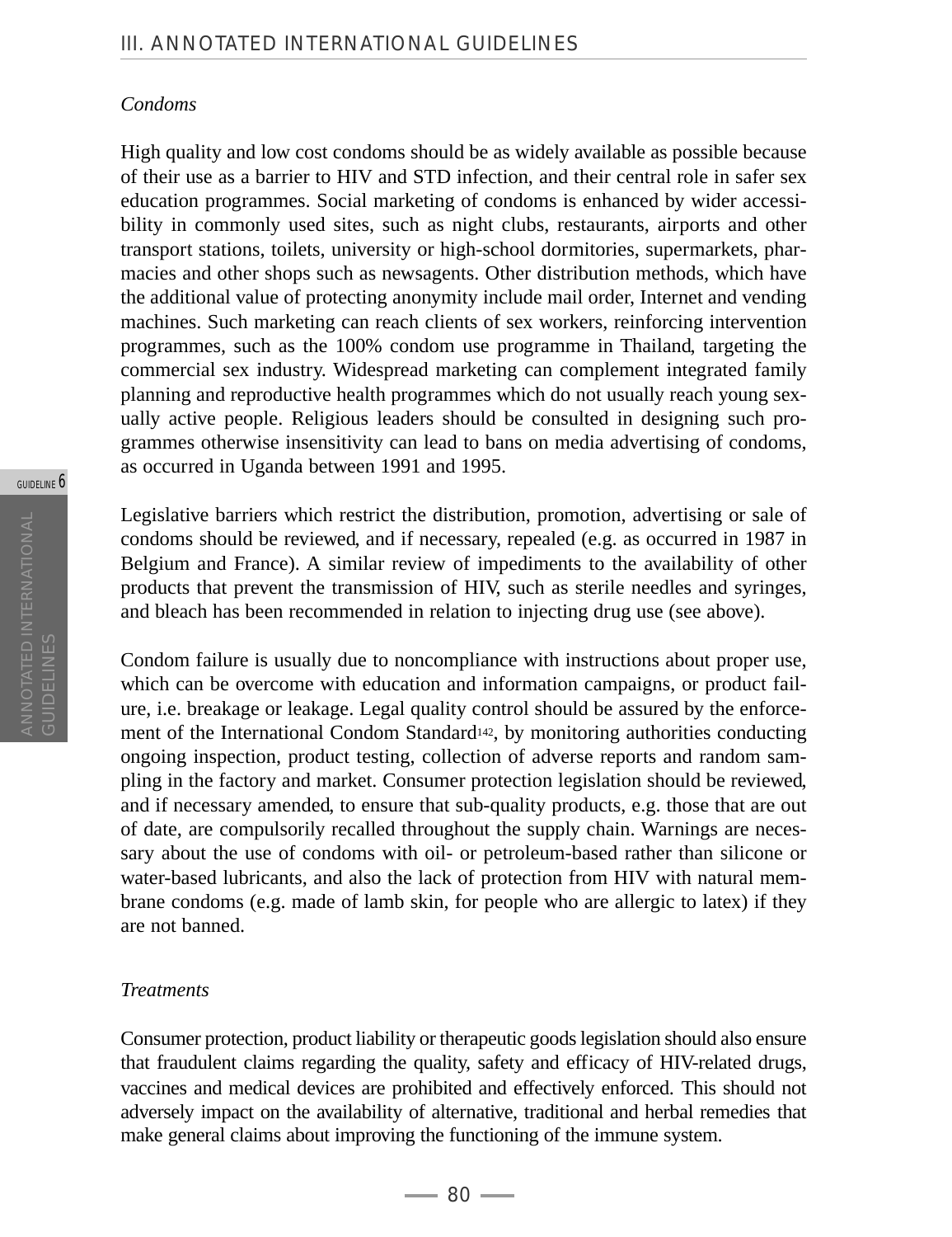*Condoms*

High quality and low cost condoms should be as widely available as possible because of their use as a barrier to HIV and STD infection, and their central role in safer sex education programmes. Social marketing of condoms is enhanced by wider accessibility in commonly used sites, such as night clubs, restaurants, airports and other transport stations, toilets, university or high-school dormitories, supermarkets, pharmacies and other shops such as newsagents. Other distribution methods, which have the additional value of protecting anonymity include mail order, Internet and vending machines. Such marketing can reach clients of sex workers, reinforcing intervention programmes, such as the 100% condom use programme in Thailand, targeting the commercial sex industry. Widespread marketing can complement integrated family planning and reproductive health programmes which do not usually reach young sexually active people. Religious leaders should be consulted in designing such programmes otherwise insensitivity can lead to bans on media advertising of condoms, as occurred in Uganda between 1991 and 1995.

Legislative barriers which restrict the distribution, promotion, advertising or sale of condoms should be reviewed, and if necessary, repealed (e.g. as occurred in 1987 in Belgium and France). A similar review of impediments to the availability of other products that prevent the transmission of HIV, such as sterile needles and syringes, and bleach has been recommended in relation to injecting drug use (see above).

Condom failure is usually due to noncompliance with instructions about proper use, which can be overcome with education and information campaigns, or product failure, i.e. breakage or leakage. Legal quality control should be assured by the enforcement of the International Condom Standard[142], by monitoring authorities conducting ongoing inspection, product testing, collection of adverse reports and random sampling in the factory and market. Consumer protection legislation should be reviewed, and if necessary amended, to ensure that sub-quality products, e.g. those that are out of date, are compulsorily recalled throughout the supply chain. Warnings are necessary about the use of condoms with oil- or petroleum-based rather than silicone or water-based lubricants, and also the lack of protection from HIV with natural membrane condoms (e.g. made of lamb skin, for people who are allergic to latex) if they are not banned.

*Treatments*

Consumer protection, product liability or therapeutic goods legislation should also ensure that fraudulent claims regarding the quality, safety and efficacy of HIV-related drugs, vaccines and medical devices are prohibited and effectively enforced. This should not adversely impact on the availability of alternative, traditional and herbal remedies that make general claims about improving the functioning of the immune system.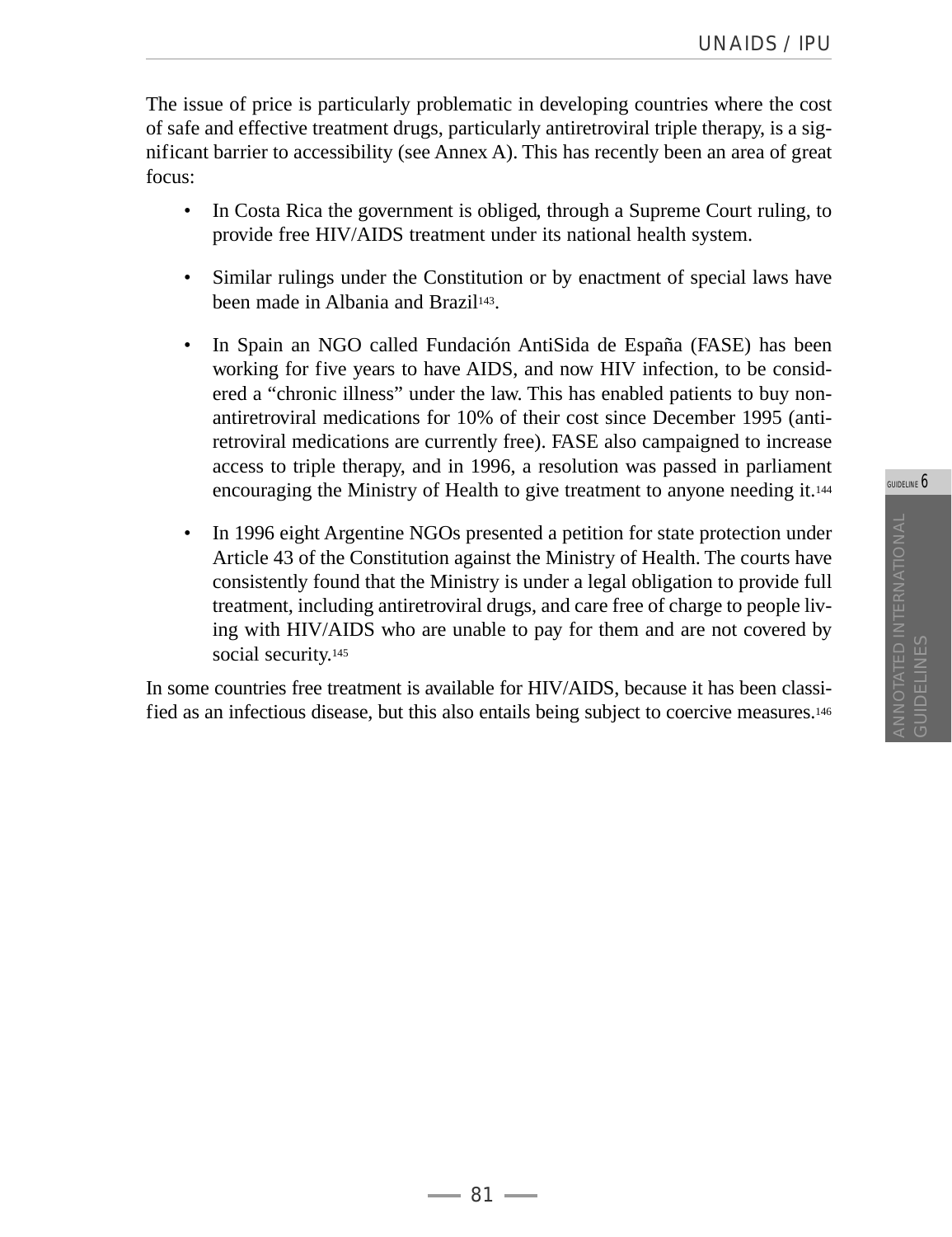The issue of price is particularly problematic in developing countries where the cost of safe and effective treatment drugs, particularly antiretroviral triple therapy, is a significant barrier to accessibility (see Annex A). This has recently been an area of great focus:

- In Costa Rica the government is obliged, through a Supreme Court ruling, to provide free HIV/AIDS treatment under its national health system.
- Similar rulings under the Constitution or by enactment of special laws have been made in Albania and Brazil[143].
- In Spain an NGO called Fundación AntiSida de España (FASE) has been working for five years to have AIDS, and now HIV infection, to be considered a "chronic illness" under the law. This has enabled patients to buy non-antiretroviral medications for 10% of their cost since December 1995 (antiretroviral medications are currently free). FASE also campaigned to increase access to triple therapy, and in 1996, a resolution was passed in parliament encouraging the Ministry of Health to give treatment to anyone needing it.[144]
- In 1996 eight Argentine NGOs presented a petition for state protection under Article 43 of the Constitution against the Ministry of Health. The courts have consistently found that the Ministry is under a legal obligation to provide full treatment, including antiretroviral drugs, and care free of charge to people living with HIV/AIDS who are unable to pay for them and are not covered by social security.[145]

In some countries free treatment is available for HIV/AIDS, because it has been classified as an infectious disease, but this also entails being subject to coercive measures.[146]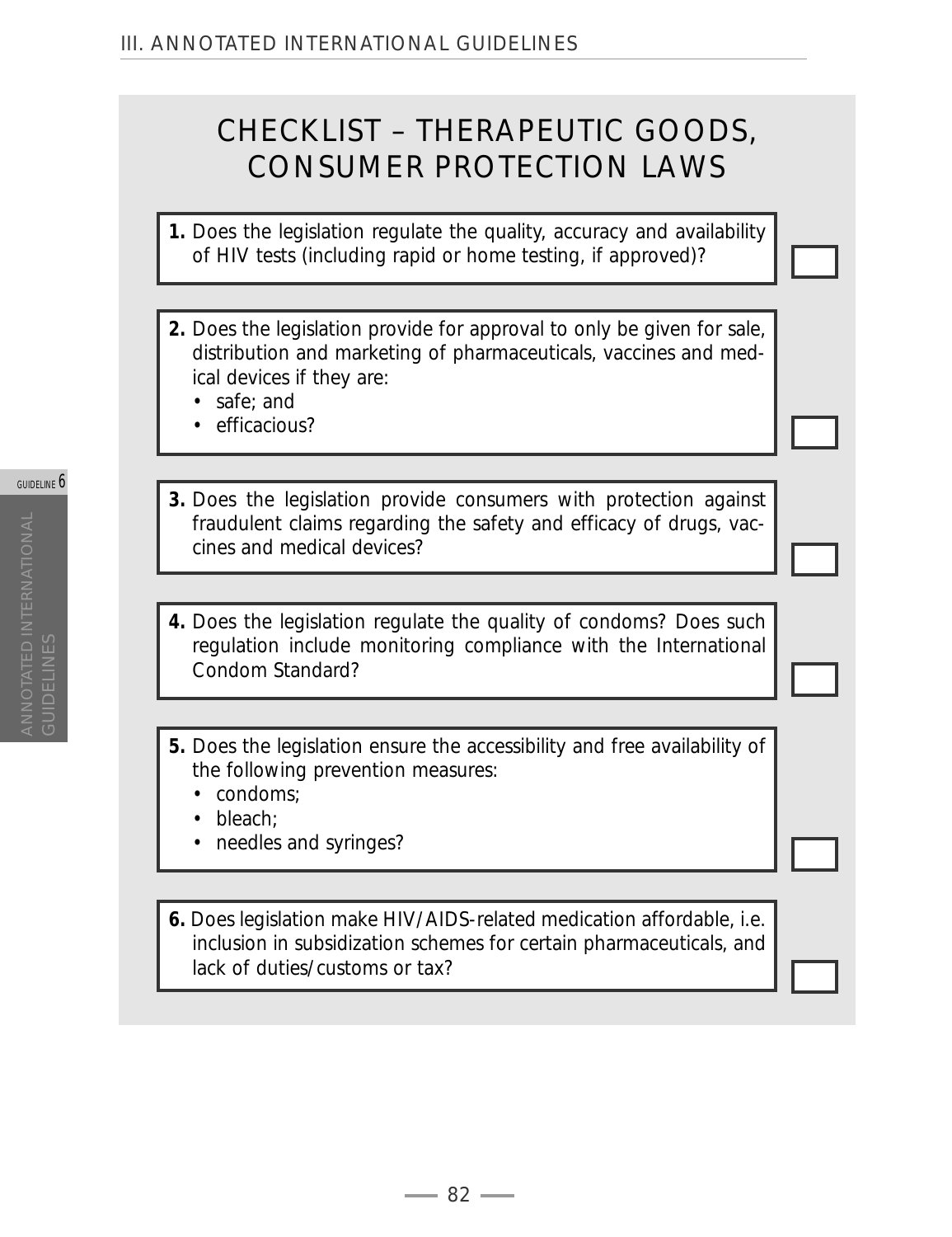# CHECKLIST – THERAPEUTIC GOODS, CONSUMER PROTECTION LAWS

**1.** Does the legislation regulate the quality, accuracy and availability of HIV tests (including rapid or home testing, if approved)?

**2.** Does the legislation provide for approval to only be given for sale, distribution and marketing of pharmaceuticals, vaccines and medical devices if they are:
- safe; and
- efficacious?

**3.** Does the legislation provide consumers with protection against fraudulent claims regarding the safety and efficacy of drugs, vaccines and medical devices?

**4.** Does the legislation regulate the quality of condoms? Does such regulation include monitoring compliance with the International Condom Standard?

**5.** Does the legislation ensure the accessibility and free availability of the following prevention measures:
- condoms;
- bleach;
- needles and syringes?

**6.** Does legislation make HIV/AIDS-related medication affordable, i.e. inclusion in subsidization schemes for certain pharmaceuticals, and lack of duties/customs or tax?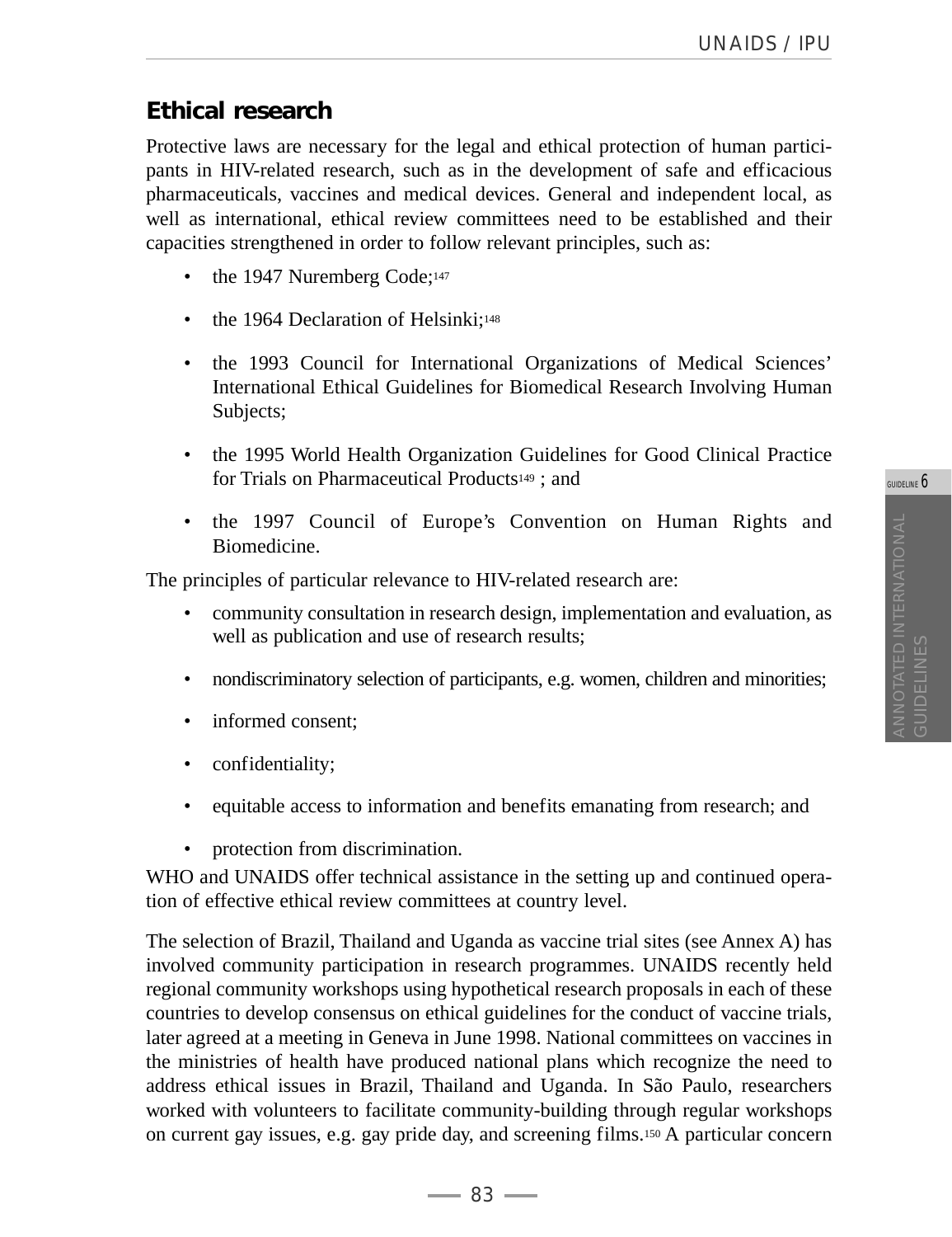## Ethical research

Protective laws are necessary for the legal and ethical protection of human participants in HIV-related research, such as in the development of safe and efficacious pharmaceuticals, vaccines and medical devices. General and independent local, as well as international, ethical review committees need to be established and their capacities strengthened in order to follow relevant principles, such as:

- the 1947 Nuremberg Code;[147]
- the 1964 Declaration of Helsinki;[148]
- the 1993 Council for International Organizations of Medical Sciences' International Ethical Guidelines for Biomedical Research Involving Human Subjects;
- the 1995 World Health Organization Guidelines for Good Clinical Practice for Trials on Pharmaceutical Products[149] ; and
- the 1997 Council of Europe's Convention on Human Rights and Biomedicine.

The principles of particular relevance to HIV-related research are:

- community consultation in research design, implementation and evaluation, as well as publication and use of research results;
- nondiscriminatory selection of participants, e.g. women, children and minorities;
- informed consent;
- confidentiality;
- equitable access to information and benefits emanating from research; and
- protection from discrimination.

WHO and UNAIDS offer technical assistance in the setting up and continued operation of effective ethical review committees at country level.

The selection of Brazil, Thailand and Uganda as vaccine trial sites (see Annex A) has involved community participation in research programmes. UNAIDS recently held regional community workshops using hypothetical research proposals in each of these countries to develop consensus on ethical guidelines for the conduct of vaccine trials, later agreed at a meeting in Geneva in June 1998. National committees on vaccines in the ministries of health have produced national plans which recognize the need to address ethical issues in Brazil, Thailand and Uganda. In São Paulo, researchers worked with volunteers to facilitate community-building through regular workshops on current gay issues, e.g. gay pride day, and screening films.[150] A particular concern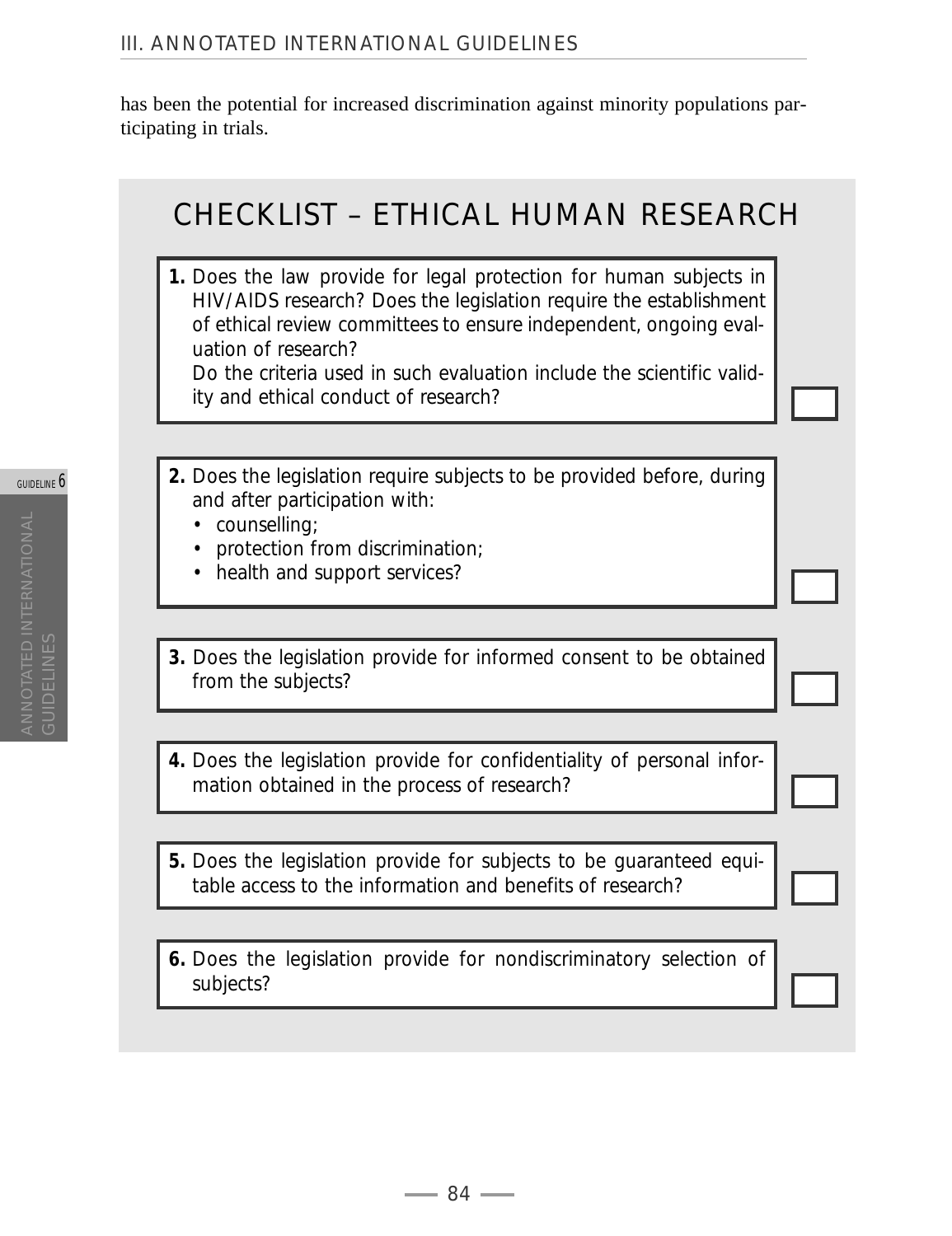has been the potential for increased discrimination against minority populations participating in trials.

## CHECKLIST – ETHICAL HUMAN RESEARCH

1. Does the law provide for legal protection for human subjects in HIV/AIDS research? Does the legislation require the establishment of ethical review committees to ensure independent, ongoing evaluation of research?
   Do the criteria used in such evaluation include the scientific validity and ethical conduct of research? ☐

2. Does the legislation require subjects to be provided before, during and after participation with:
   - counselling;
   - protection from discrimination;
   - health and support services? ☐

3. Does the legislation provide for informed consent to be obtained from the subjects? ☐

4. Does the legislation provide for confidentiality of personal information obtained in the process of research? ☐

5. Does the legislation provide for subjects to be guaranteed equitable access to the information and benefits of research? ☐

6. Does the legislation provide for nondiscriminatory selection of subjects? ☐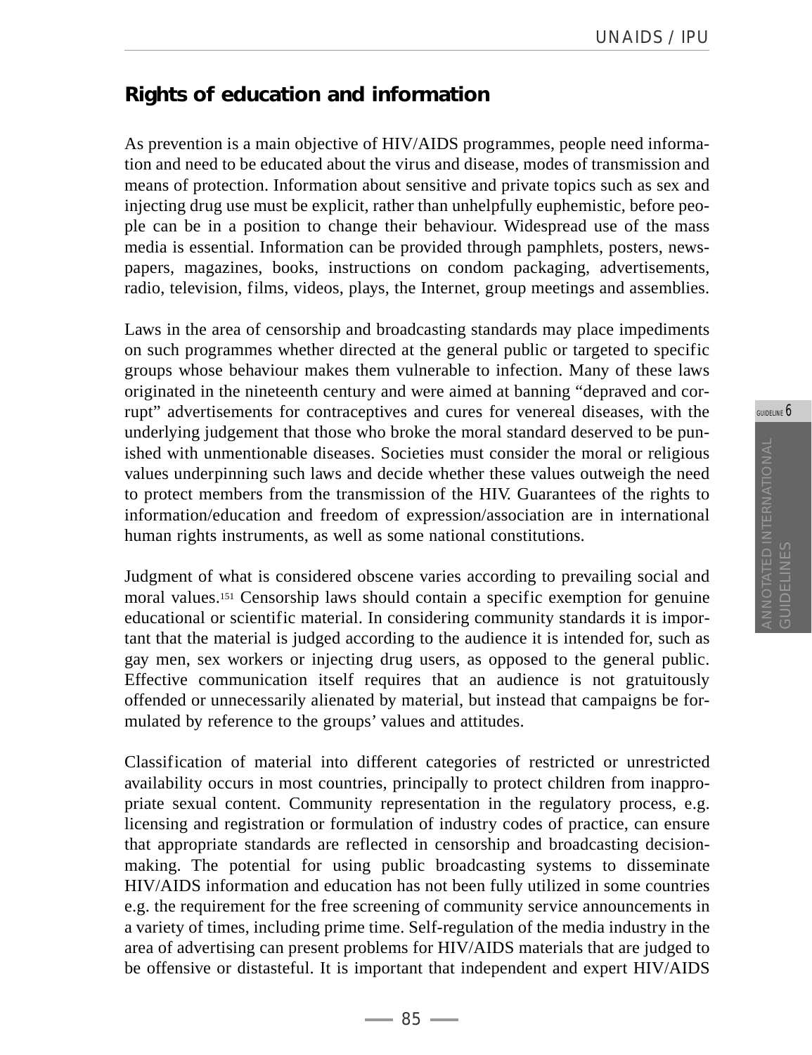## Rights of education and information

As prevention is a main objective of HIV/AIDS programmes, people need information and need to be educated about the virus and disease, modes of transmission and means of protection. Information about sensitive and private topics such as sex and injecting drug use must be explicit, rather than unhelpfully euphemistic, before people can be in a position to change their behaviour. Widespread use of the mass media is essential. Information can be provided through pamphlets, posters, newspapers, magazines, books, instructions on condom packaging, advertisements, radio, television, films, videos, plays, the Internet, group meetings and assemblies.

Laws in the area of censorship and broadcasting standards may place impediments on such programmes whether directed at the general public or targeted to specific groups whose behaviour makes them vulnerable to infection. Many of these laws originated in the nineteenth century and were aimed at banning "depraved and corrupt" advertisements for contraceptives and cures for venereal diseases, with the underlying judgement that those who broke the moral standard deserved to be punished with unmentionable diseases. Societies must consider the moral or religious values underpinning such laws and decide whether these values outweigh the need to protect members from the transmission of the HIV. Guarantees of the rights to information/education and freedom of expression/association are in international human rights instruments, as well as some national constitutions.

Judgment of what is considered obscene varies according to prevailing social and moral values.[151] Censorship laws should contain a specific exemption for genuine educational or scientific material. In considering community standards it is important that the material is judged according to the audience it is intended for, such as gay men, sex workers or injecting drug users, as opposed to the general public. Effective communication itself requires that an audience is not gratuitously offended or unnecessarily alienated by material, but instead that campaigns be formulated by reference to the groups' values and attitudes.

Classification of material into different categories of restricted or unrestricted availability occurs in most countries, principally to protect children from inappropriate sexual content. Community representation in the regulatory process, e.g. licensing and registration or formulation of industry codes of practice, can ensure that appropriate standards are reflected in censorship and broadcasting decision-making. The potential for using public broadcasting systems to disseminate HIV/AIDS information and education has not been fully utilized in some countries e.g. the requirement for the free screening of community service announcements in a variety of times, including prime time. Self-regulation of the media industry in the area of advertising can present problems for HIV/AIDS materials that are judged to be offensive or distasteful. It is important that independent and expert HIV/AIDS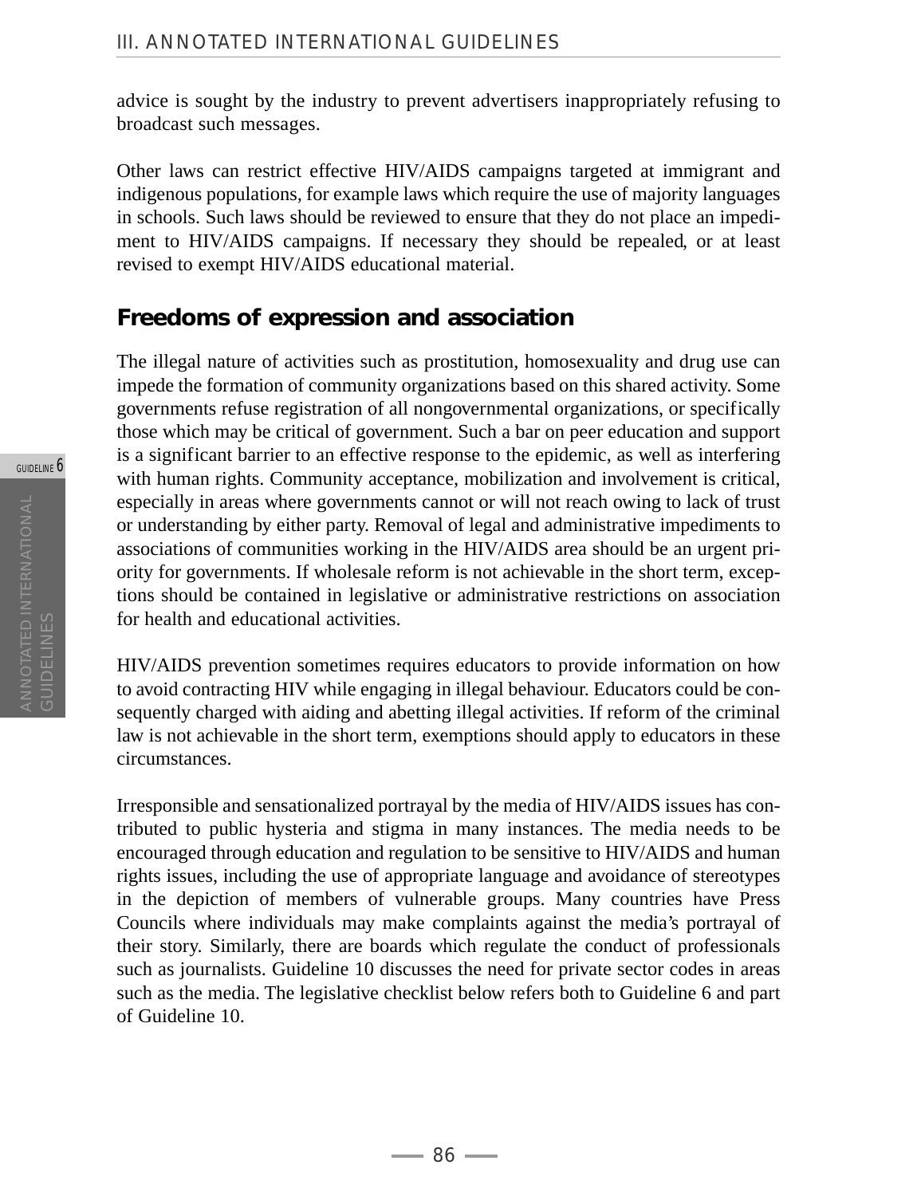advice is sought by the industry to prevent advertisers inappropriately refusing to broadcast such messages.

Other laws can restrict effective HIV/AIDS campaigns targeted at immigrant and indigenous populations, for example laws which require the use of majority languages in schools. Such laws should be reviewed to ensure that they do not place an impediment to HIV/AIDS campaigns. If necessary they should be repealed, or at least revised to exempt HIV/AIDS educational material.

## Freedoms of expression and association

The illegal nature of activities such as prostitution, homosexuality and drug use can impede the formation of community organizations based on this shared activity. Some governments refuse registration of all nongovernmental organizations, or specifically those which may be critical of government. Such a bar on peer education and support is a significant barrier to an effective response to the epidemic, as well as interfering with human rights. Community acceptance, mobilization and involvement is critical, especially in areas where governments cannot or will not reach owing to lack of trust or understanding by either party. Removal of legal and administrative impediments to associations of communities working in the HIV/AIDS area should be an urgent priority for governments. If wholesale reform is not achievable in the short term, exceptions should be contained in legislative or administrative restrictions on association for health and educational activities.

HIV/AIDS prevention sometimes requires educators to provide information on how to avoid contracting HIV while engaging in illegal behaviour. Educators could be consequently charged with aiding and abetting illegal activities. If reform of the criminal law is not achievable in the short term, exemptions should apply to educators in these circumstances.

Irresponsible and sensationalized portrayal by the media of HIV/AIDS issues has contributed to public hysteria and stigma in many instances. The media needs to be encouraged through education and regulation to be sensitive to HIV/AIDS and human rights issues, including the use of appropriate language and avoidance of stereotypes in the depiction of members of vulnerable groups. Many countries have Press Councils where individuals may make complaints against the media's portrayal of their story. Similarly, there are boards which regulate the conduct of professionals such as journalists. Guideline 10 discusses the need for private sector codes in areas such as the media. The legislative checklist below refers both to Guideline 6 and part of Guideline 10.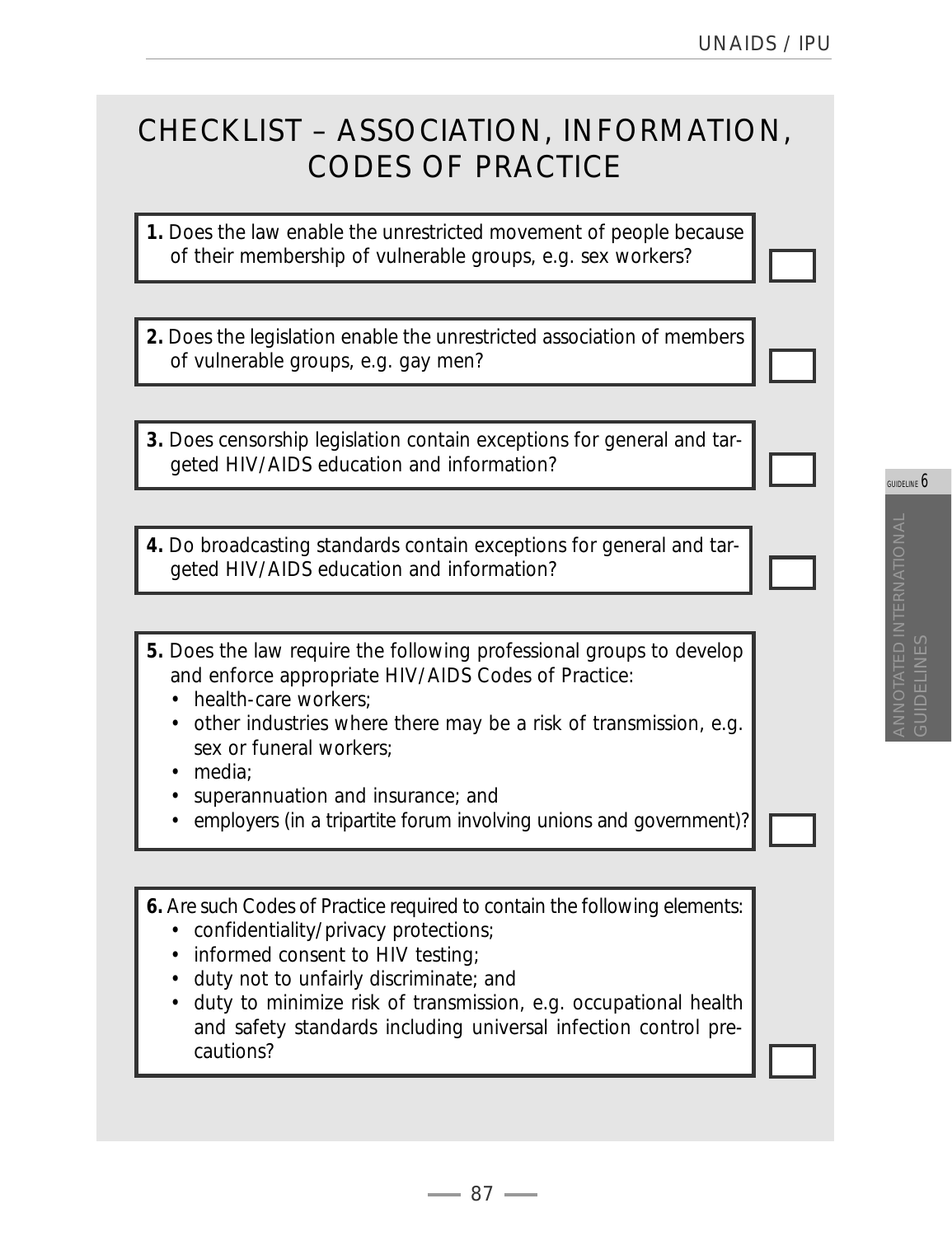# CHECKLIST – ASSOCIATION, INFORMATION, CODES OF PRACTICE

**1.** Does the law enable the unrestricted movement of people because of their membership of vulnerable groups, e.g. sex workers? ☐

**2.** Does the legislation enable the unrestricted association of members of vulnerable groups, e.g. gay men? ☐

**3.** Does censorship legislation contain exceptions for general and targeted HIV/AIDS education and information? ☐

**4.** Do broadcasting standards contain exceptions for general and targeted HIV/AIDS education and information? ☐

**5.** Does the law require the following professional groups to develop and enforce appropriate HIV/AIDS Codes of Practice:
- health-care workers;
- other industries where there may be a risk of transmission, e.g. sex or funeral workers;
- media;
- superannuation and insurance; and
- employers (in a tripartite forum involving unions and government)? ☐

**6.** Are such Codes of Practice required to contain the following elements:
- confidentiality/privacy protections;
- informed consent to HIV testing;
- duty not to unfairly discriminate; and
- duty to minimize risk of transmission, e.g. occupational health and safety standards including universal infection control precautions? ☐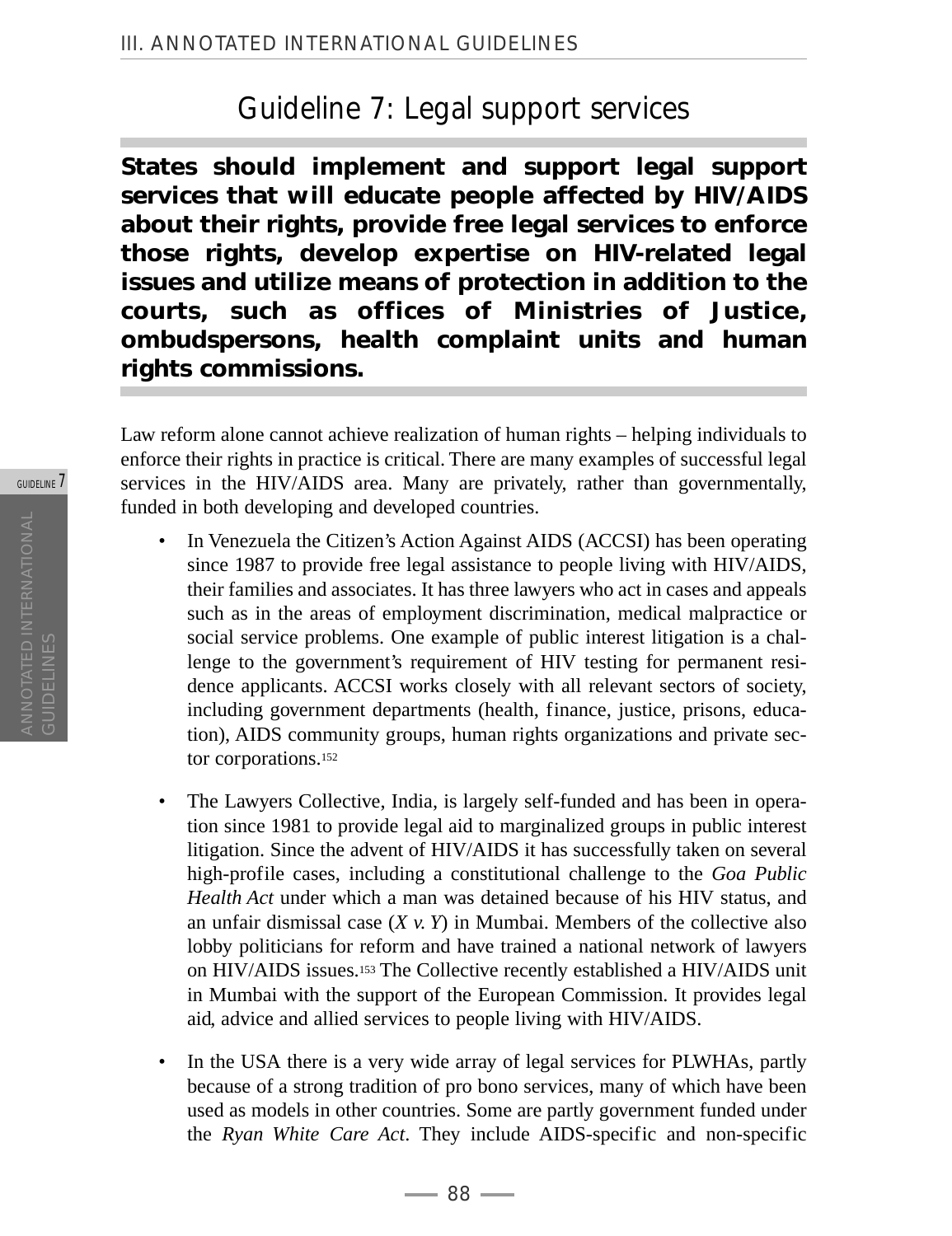# Guideline 7: Legal support services

**States should implement and support legal support services that will educate people affected by HIV/AIDS about their rights, provide free legal services to enforce those rights, develop expertise on HIV-related legal issues and utilize means of protection in addition to the courts, such as offices of Ministries of Justice, ombudspersons, health complaint units and human rights commissions.**

Law reform alone cannot achieve realization of human rights – helping individuals to enforce their rights in practice is critical. There are many examples of successful legal services in the HIV/AIDS area. Many are privately, rather than governmentally, funded in both developing and developed countries.

- In Venezuela the Citizen's Action Against AIDS (ACCSI) has been operating since 1987 to provide free legal assistance to people living with HIV/AIDS, their families and associates. It has three lawyers who act in cases and appeals such as in the areas of employment discrimination, medical malpractice or social service problems. One example of public interest litigation is a challenge to the government's requirement of HIV testing for permanent residence applicants. ACCSI works closely with all relevant sectors of society, including government departments (health, finance, justice, prisons, education), AIDS community groups, human rights organizations and private sector corporations.[152]

- The Lawyers Collective, India, is largely self-funded and has been in operation since 1981 to provide legal aid to marginalized groups in public interest litigation. Since the advent of HIV/AIDS it has successfully taken on several high-profile cases, including a constitutional challenge to the *Goa Public Health Act* under which a man was detained because of his HIV status, and an unfair dismissal case (*X v. Y*) in Mumbai. Members of the collective also lobby politicians for reform and have trained a national network of lawyers on HIV/AIDS issues.[153] The Collective recently established a HIV/AIDS unit in Mumbai with the support of the European Commission. It provides legal aid, advice and allied services to people living with HIV/AIDS.

- In the USA there is a very wide array of legal services for PLWHAs, partly because of a strong tradition of pro bono services, many of which have been used as models in other countries. Some are partly government funded under the *Ryan White Care Act*. They include AIDS-specific and non-specific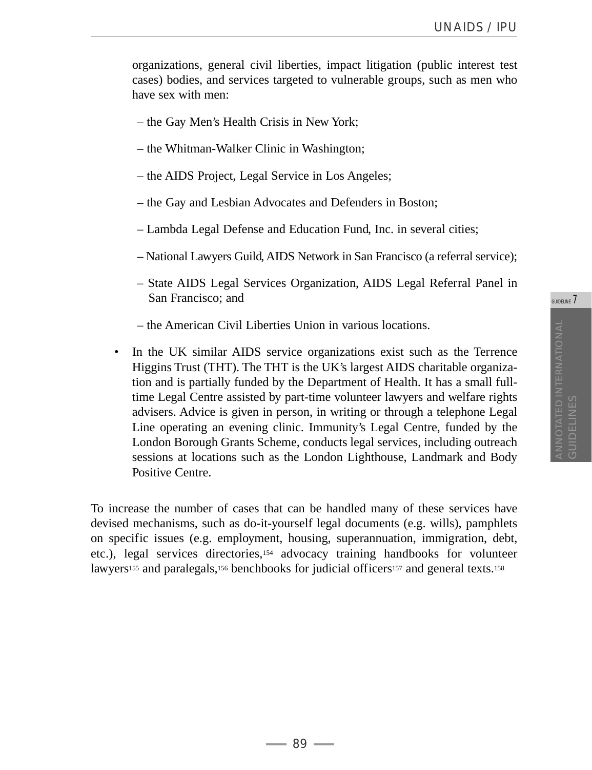organizations, general civil liberties, impact litigation (public interest test cases) bodies, and services targeted to vulnerable groups, such as men who have sex with men:

- the Gay Men's Health Crisis in New York;
- the Whitman-Walker Clinic in Washington;
- the AIDS Project, Legal Service in Los Angeles;
- the Gay and Lesbian Advocates and Defenders in Boston;
- Lambda Legal Defense and Education Fund, Inc. in several cities;
- National Lawyers Guild, AIDS Network in San Francisco (a referral service);
- State AIDS Legal Services Organization, AIDS Legal Referral Panel in San Francisco; and
- the American Civil Liberties Union in various locations.

- In the UK similar AIDS service organizations exist such as the Terrence Higgins Trust (THT). The THT is the UK's largest AIDS charitable organization and is partially funded by the Department of Health. It has a small full-time Legal Centre assisted by part-time volunteer lawyers and welfare rights advisers. Advice is given in person, in writing or through a telephone Legal Line operating an evening clinic. Immunity's Legal Centre, funded by the London Borough Grants Scheme, conducts legal services, including outreach sessions at locations such as the London Lighthouse, Landmark and Body Positive Centre.

To increase the number of cases that can be handled many of these services have devised mechanisms, such as do-it-yourself legal documents (e.g. wills), pamphlets on specific issues (e.g. employment, housing, superannuation, immigration, debt, etc.), legal services directories,[154] advocacy training handbooks for volunteer lawyers[155] and paralegals,[156] benchbooks for judicial officers[157] and general texts.[158]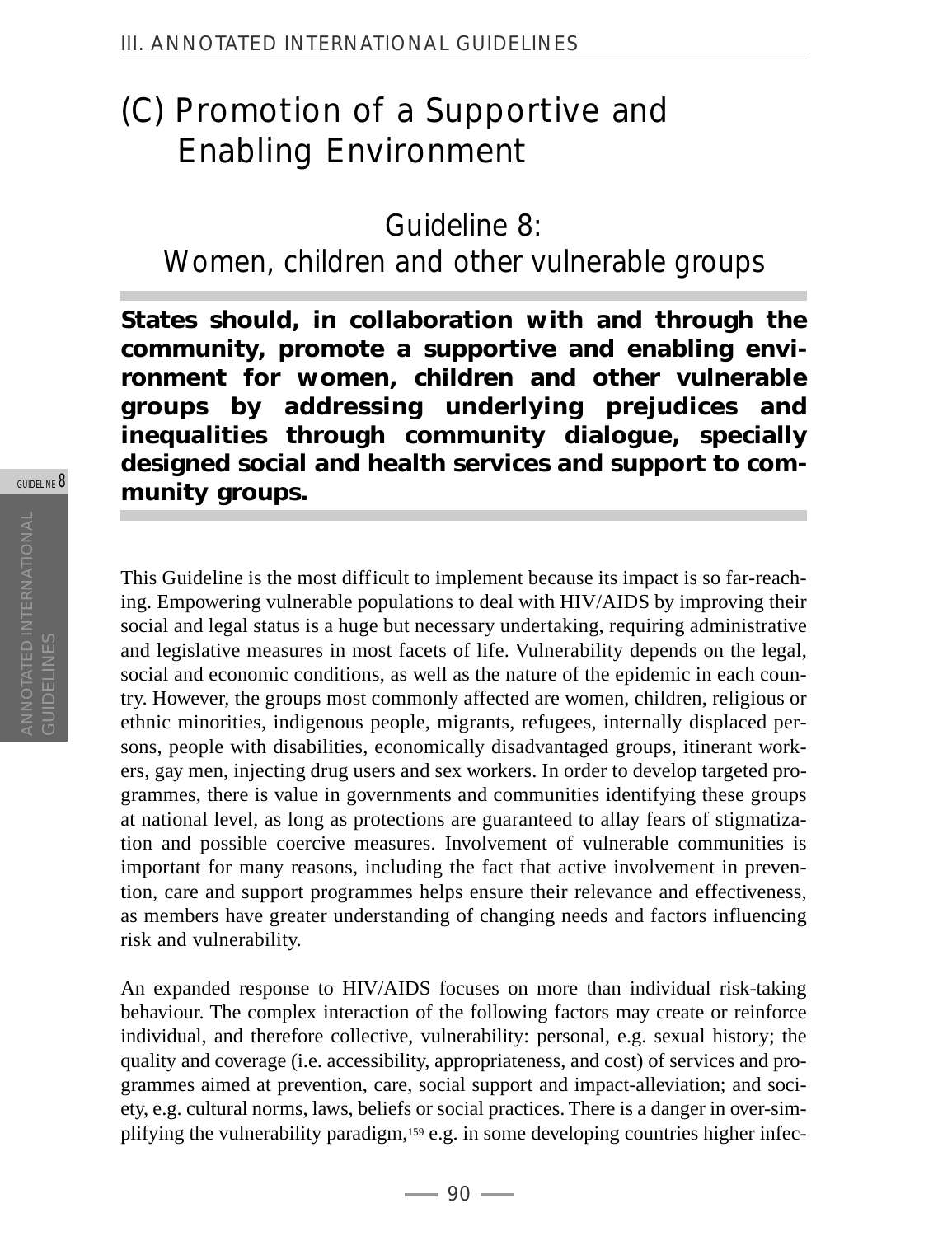# (C) Promotion of a Supportive and Enabling Environment

## Guideline 8: Women, children and other vulnerable groups

**States should, in collaboration with and through the community, promote a supportive and enabling environment for women, children and other vulnerable groups by addressing underlying prejudices and inequalities through community dialogue, specially designed social and health services and support to community groups.**

This Guideline is the most difficult to implement because its impact is so far-reaching. Empowering vulnerable populations to deal with HIV/AIDS by improving their social and legal status is a huge but necessary undertaking, requiring administrative and legislative measures in most facets of life. Vulnerability depends on the legal, social and economic conditions, as well as the nature of the epidemic in each country. However, the groups most commonly affected are women, children, religious or ethnic minorities, indigenous people, migrants, refugees, internally displaced persons, people with disabilities, economically disadvantaged groups, itinerant workers, gay men, injecting drug users and sex workers. In order to develop targeted programmes, there is value in governments and communities identifying these groups at national level, as long as protections are guaranteed to allay fears of stigmatization and possible coercive measures. Involvement of vulnerable communities is important for many reasons, including the fact that active involvement in prevention, care and support programmes helps ensure their relevance and effectiveness, as members have greater understanding of changing needs and factors influencing risk and vulnerability.

An expanded response to HIV/AIDS focuses on more than individual risk-taking behaviour. The complex interaction of the following factors may create or reinforce individual, and therefore collective, vulnerability: personal, e.g. sexual history; the quality and coverage (i.e. accessibility, appropriateness, and cost) of services and programmes aimed at prevention, care, social support and impact-alleviation; and society, e.g. cultural norms, laws, beliefs or social practices. There is a danger in over-simplifying the vulnerability paradigm,[159] e.g. in some developing countries higher infec-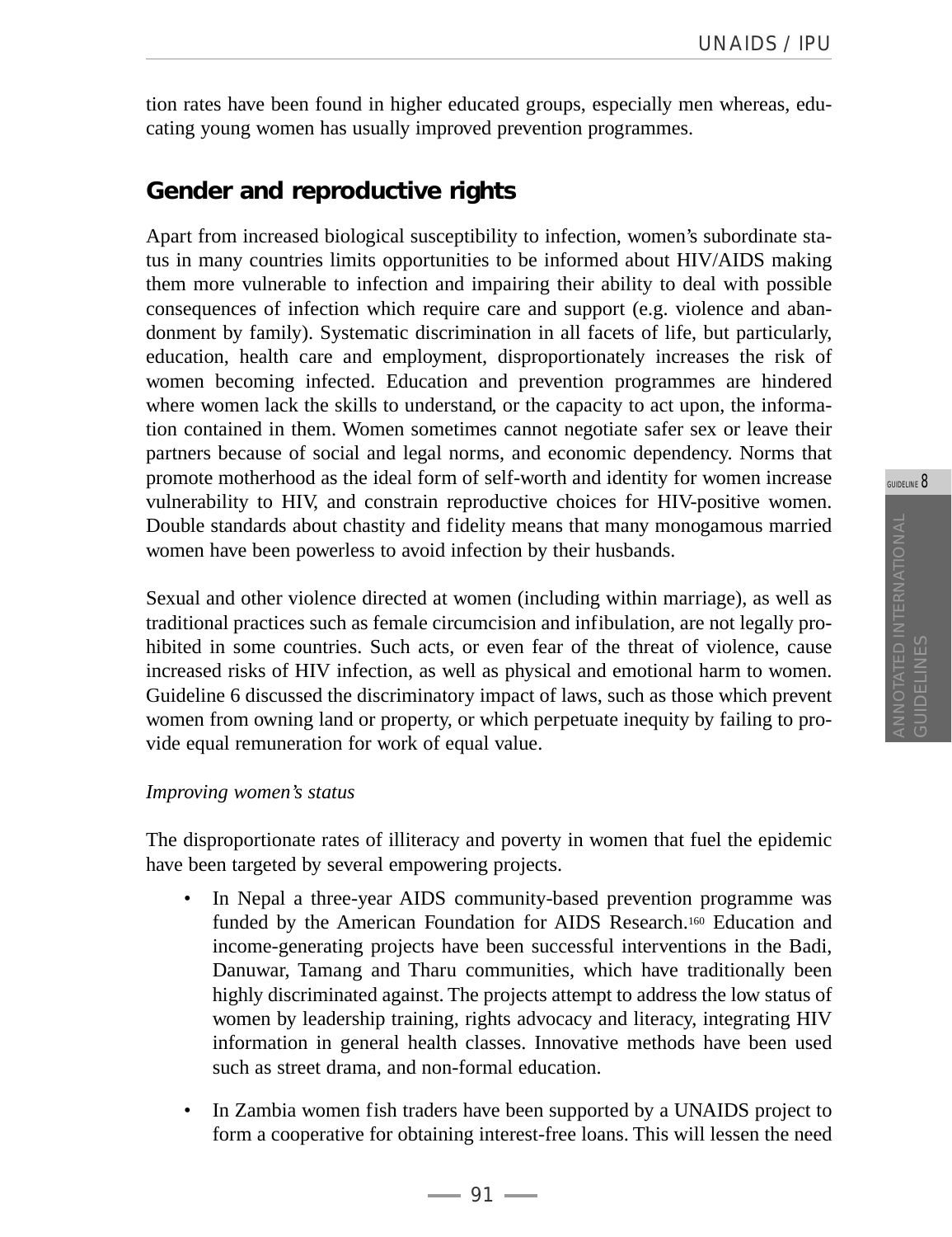tion rates have been found in higher educated groups, especially men whereas, educating young women has usually improved prevention programmes.

## Gender and reproductive rights

Apart from increased biological susceptibility to infection, women's subordinate status in many countries limits opportunities to be informed about HIV/AIDS making them more vulnerable to infection and impairing their ability to deal with possible consequences of infection which require care and support (e.g. violence and abandonment by family). Systematic discrimination in all facets of life, but particularly, education, health care and employment, disproportionately increases the risk of women becoming infected. Education and prevention programmes are hindered where women lack the skills to understand, or the capacity to act upon, the information contained in them. Women sometimes cannot negotiate safer sex or leave their partners because of social and legal norms, and economic dependency. Norms that promote motherhood as the ideal form of self-worth and identity for women increase vulnerability to HIV, and constrain reproductive choices for HIV-positive women. Double standards about chastity and fidelity means that many monogamous married women have been powerless to avoid infection by their husbands.

Sexual and other violence directed at women (including within marriage), as well as traditional practices such as female circumcision and infibulation, are not legally prohibited in some countries. Such acts, or even fear of the threat of violence, cause increased risks of HIV infection, as well as physical and emotional harm to women. Guideline 6 discussed the discriminatory impact of laws, such as those which prevent women from owning land or property, or which perpetuate inequity by failing to provide equal remuneration for work of equal value.

*Improving women's status*

The disproportionate rates of illiteracy and poverty in women that fuel the epidemic have been targeted by several empowering projects.

- In Nepal a three-year AIDS community-based prevention programme was funded by the American Foundation for AIDS Research.[160] Education and income-generating projects have been successful interventions in the Badi, Danuwar, Tamang and Tharu communities, which have traditionally been highly discriminated against. The projects attempt to address the low status of women by leadership training, rights advocacy and literacy, integrating HIV information in general health classes. Innovative methods have been used such as street drama, and non-formal education.

- In Zambia women fish traders have been supported by a UNAIDS project to form a cooperative for obtaining interest-free loans. This will lessen the need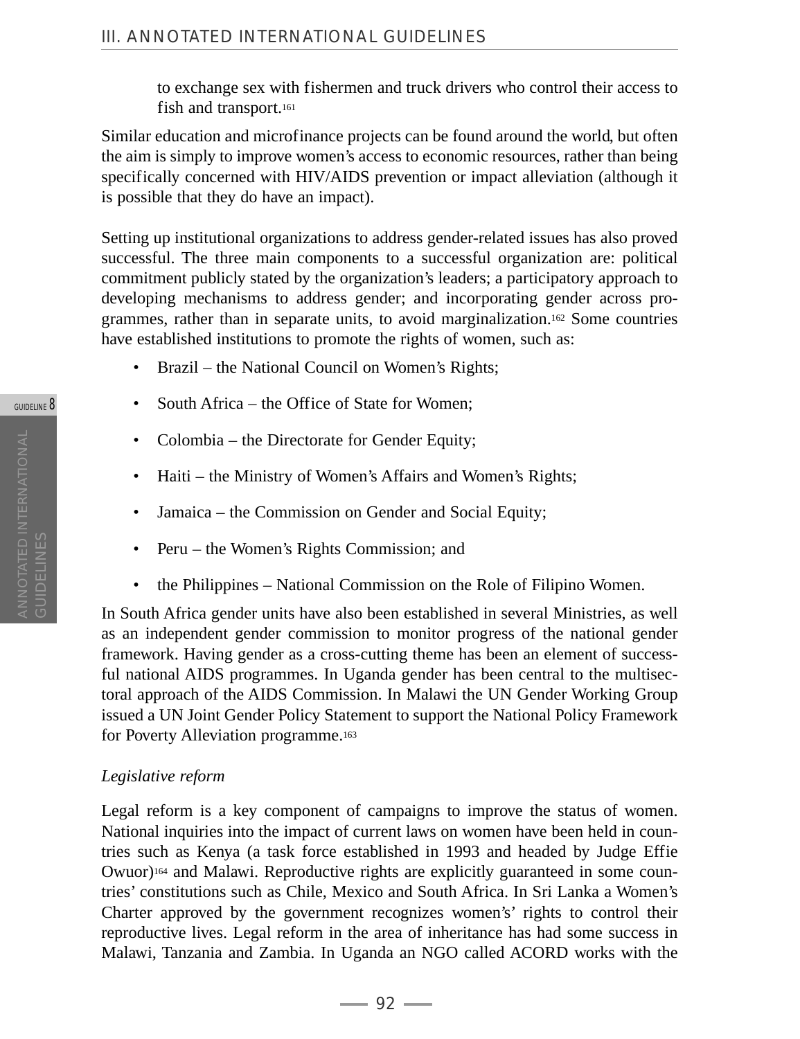to exchange sex with fishermen and truck drivers who control their access to fish and transport.[161]

Similar education and microfinance projects can be found around the world, but often the aim is simply to improve women's access to economic resources, rather than being specifically concerned with HIV/AIDS prevention or impact alleviation (although it is possible that they do have an impact).

Setting up institutional organizations to address gender-related issues has also proved successful. The three main components to a successful organization are: political commitment publicly stated by the organization's leaders; a participatory approach to developing mechanisms to address gender; and incorporating gender across programmes, rather than in separate units, to avoid marginalization.[162] Some countries have established institutions to promote the rights of women, such as:

- Brazil – the National Council on Women's Rights;
- South Africa – the Office of State for Women;
- Colombia – the Directorate for Gender Equity;
- Haiti – the Ministry of Women's Affairs and Women's Rights;
- Jamaica – the Commission on Gender and Social Equity;
- Peru – the Women's Rights Commission; and
- the Philippines – National Commission on the Role of Filipino Women.

In South Africa gender units have also been established in several Ministries, as well as an independent gender commission to monitor progress of the national gender framework. Having gender as a cross-cutting theme has been an element of successful national AIDS programmes. In Uganda gender has been central to the multisectoral approach of the AIDS Commission. In Malawi the UN Gender Working Group issued a UN Joint Gender Policy Statement to support the National Policy Framework for Poverty Alleviation programme.[163]

*Legislative reform*

Legal reform is a key component of campaigns to improve the status of women. National inquiries into the impact of current laws on women have been held in countries such as Kenya (a task force established in 1993 and headed by Judge Effie Owuor)[164] and Malawi. Reproductive rights are explicitly guaranteed in some countries' constitutions such as Chile, Mexico and South Africa. In Sri Lanka a Women's Charter approved by the government recognizes women's' rights to control their reproductive lives. Legal reform in the area of inheritance has had some success in Malawi, Tanzania and Zambia. In Uganda an NGO called ACORD works with the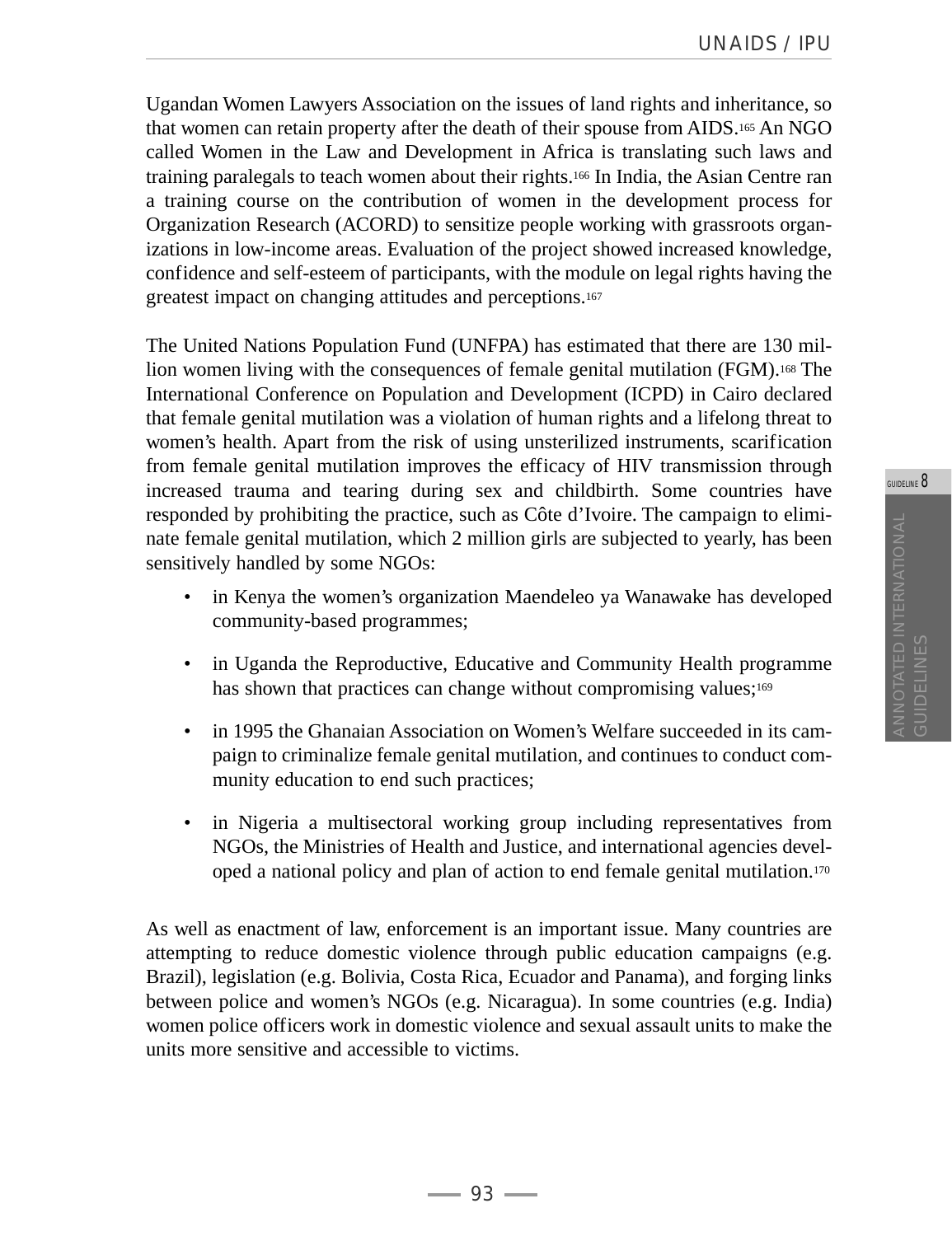Ugandan Women Lawyers Association on the issues of land rights and inheritance, so that women can retain property after the death of their spouse from AIDS.[165] An NGO called Women in the Law and Development in Africa is translating such laws and training paralegals to teach women about their rights.[166] In India, the Asian Centre ran a training course on the contribution of women in the development process for Organization Research (ACORD) to sensitize people working with grassroots organizations in low-income areas. Evaluation of the project showed increased knowledge, confidence and self-esteem of participants, with the module on legal rights having the greatest impact on changing attitudes and perceptions.[167]

The United Nations Population Fund (UNFPA) has estimated that there are 130 million women living with the consequences of female genital mutilation (FGM).[168] The International Conference on Population and Development (ICPD) in Cairo declared that female genital mutilation was a violation of human rights and a lifelong threat to women's health. Apart from the risk of using unsterilized instruments, scarification from female genital mutilation improves the efficacy of HIV transmission through increased trauma and tearing during sex and childbirth. Some countries have responded by prohibiting the practice, such as Côte d'Ivoire. The campaign to eliminate female genital mutilation, which 2 million girls are subjected to yearly, has been sensitively handled by some NGOs:

- in Kenya the women's organization Maendeleo ya Wanawake has developed community-based programmes;
- in Uganda the Reproductive, Educative and Community Health programme has shown that practices can change without compromising values;[169]
- in 1995 the Ghanaian Association on Women's Welfare succeeded in its campaign to criminalize female genital mutilation, and continues to conduct community education to end such practices;
- in Nigeria a multisectoral working group including representatives from NGOs, the Ministries of Health and Justice, and international agencies developed a national policy and plan of action to end female genital mutilation.[170]

As well as enactment of law, enforcement is an important issue. Many countries are attempting to reduce domestic violence through public education campaigns (e.g. Brazil), legislation (e.g. Bolivia, Costa Rica, Ecuador and Panama), and forging links between police and women's NGOs (e.g. Nicaragua). In some countries (e.g. India) women police officers work in domestic violence and sexual assault units to make the units more sensitive and accessible to victims.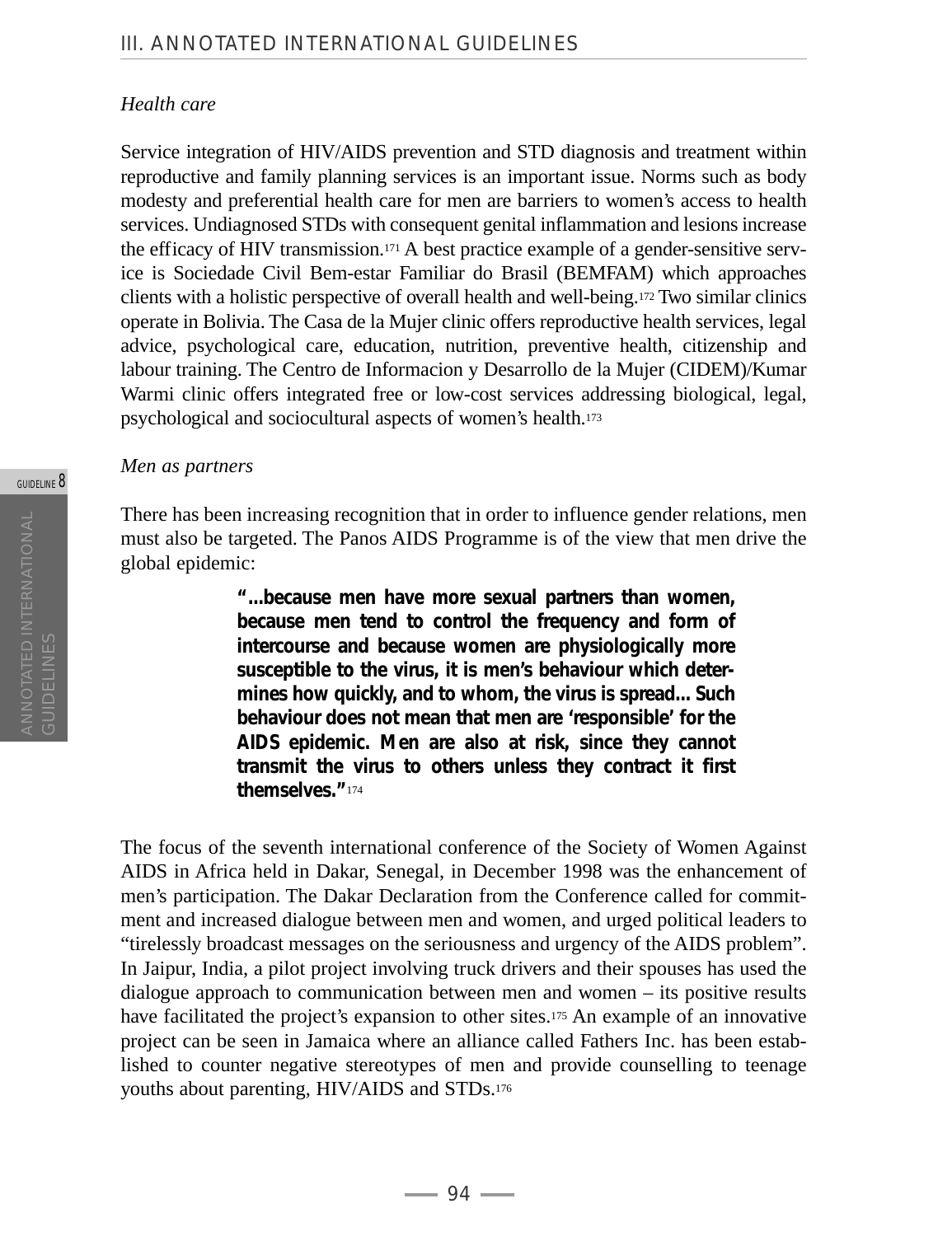*Health care*

Service integration of HIV/AIDS prevention and STD diagnosis and treatment within reproductive and family planning services is an important issue. Norms such as body modesty and preferential health care for men are barriers to women's access to health services. Undiagnosed STDs with consequent genital inflammation and lesions increase the efficacy of HIV transmission.[171] A best practice example of a gender-sensitive service is Sociedade Civil Bem-estar Familiar do Brasil (BEMFAM) which approaches clients with a holistic perspective of overall health and well-being.[172] Two similar clinics operate in Bolivia. The Casa de la Mujer clinic offers reproductive health services, legal advice, psychological care, education, nutrition, preventive health, citizenship and labour training. The Centro de Informacion y Desarrollo de la Mujer (CIDEM)/Kumar Warmi clinic offers integrated free or low-cost services addressing biological, legal, psychological and sociocultural aspects of women's health.[173]

*Men as partners*

There has been increasing recognition that in order to influence gender relations, men must also be targeted. The Panos AIDS Programme is of the view that men drive the global epidemic:

> **"...because men have more sexual partners than women, because men tend to control the frequency and form of intercourse and because women are physiologically more susceptible to the virus, it is men's behaviour which determines how quickly, and to whom, the virus is spread... Such behaviour does not mean that men are 'responsible' for the AIDS epidemic. Men are also at risk, since they cannot transmit the virus to others unless they contract it first themselves."**[174]

The focus of the seventh international conference of the Society of Women Against AIDS in Africa held in Dakar, Senegal, in December 1998 was the enhancement of men's participation. The Dakar Declaration from the Conference called for commitment and increased dialogue between men and women, and urged political leaders to "tirelessly broadcast messages on the seriousness and urgency of the AIDS problem". In Jaipur, India, a pilot project involving truck drivers and their spouses has used the dialogue approach to communication between men and women – its positive results have facilitated the project's expansion to other sites.[175] An example of an innovative project can be seen in Jamaica where an alliance called Fathers Inc. has been established to counter negative stereotypes of men and provide counselling to teenage youths about parenting, HIV/AIDS and STDs.[176]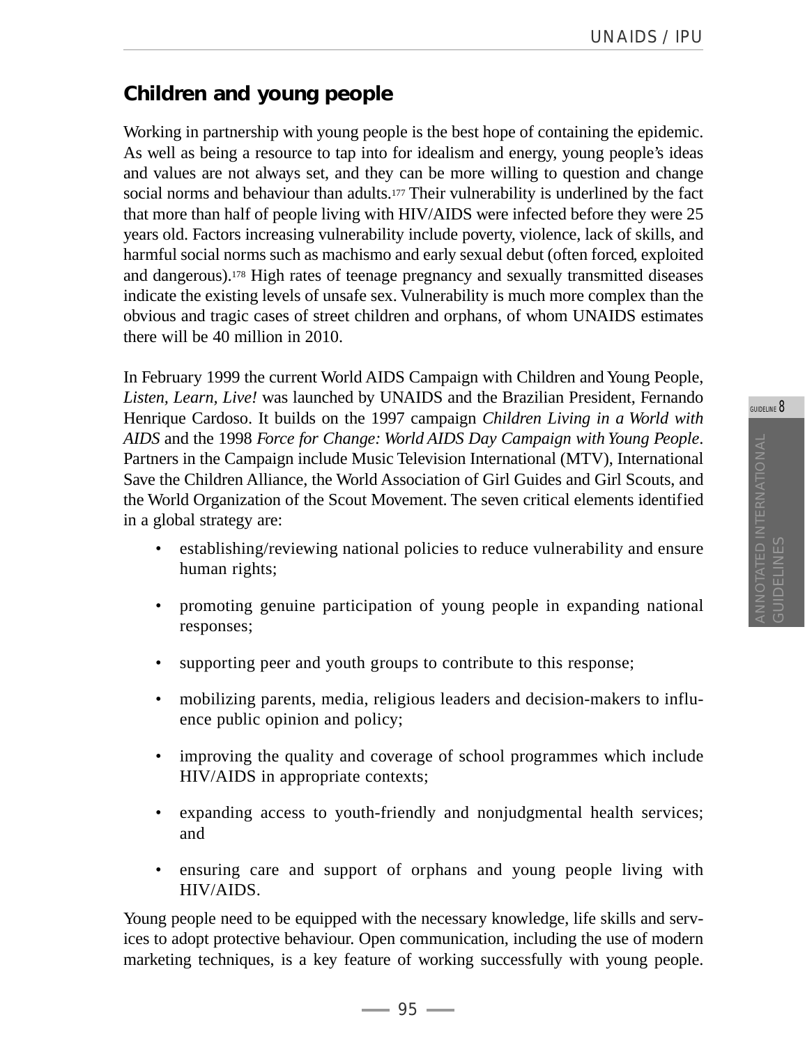## Children and young people

Working in partnership with young people is the best hope of containing the epidemic. As well as being a resource to tap into for idealism and energy, young people's ideas and values are not always set, and they can be more willing to question and change social norms and behaviour than adults.[177] Their vulnerability is underlined by the fact that more than half of people living with HIV/AIDS were infected before they were 25 years old. Factors increasing vulnerability include poverty, violence, lack of skills, and harmful social norms such as machismo and early sexual debut (often forced, exploited and dangerous).[178] High rates of teenage pregnancy and sexually transmitted diseases indicate the existing levels of unsafe sex. Vulnerability is much more complex than the obvious and tragic cases of street children and orphans, of whom UNAIDS estimates there will be 40 million in 2010.

In February 1999 the current World AIDS Campaign with Children and Young People, *Listen, Learn, Live!* was launched by UNAIDS and the Brazilian President, Fernando Henrique Cardoso. It builds on the 1997 campaign *Children Living in a World with AIDS* and the 1998 *Force for Change: World AIDS Day Campaign with Young People*. Partners in the Campaign include Music Television International (MTV), International Save the Children Alliance, the World Association of Girl Guides and Girl Scouts, and the World Organization of the Scout Movement. The seven critical elements identified in a global strategy are:

- establishing/reviewing national policies to reduce vulnerability and ensure human rights;
- promoting genuine participation of young people in expanding national responses;
- supporting peer and youth groups to contribute to this response;
- mobilizing parents, media, religious leaders and decision-makers to influence public opinion and policy;
- improving the quality and coverage of school programmes which include HIV/AIDS in appropriate contexts;
- expanding access to youth-friendly and nonjudgmental health services; and
- ensuring care and support of orphans and young people living with HIV/AIDS.

Young people need to be equipped with the necessary knowledge, life skills and services to adopt protective behaviour. Open communication, including the use of modern marketing techniques, is a key feature of working successfully with young people.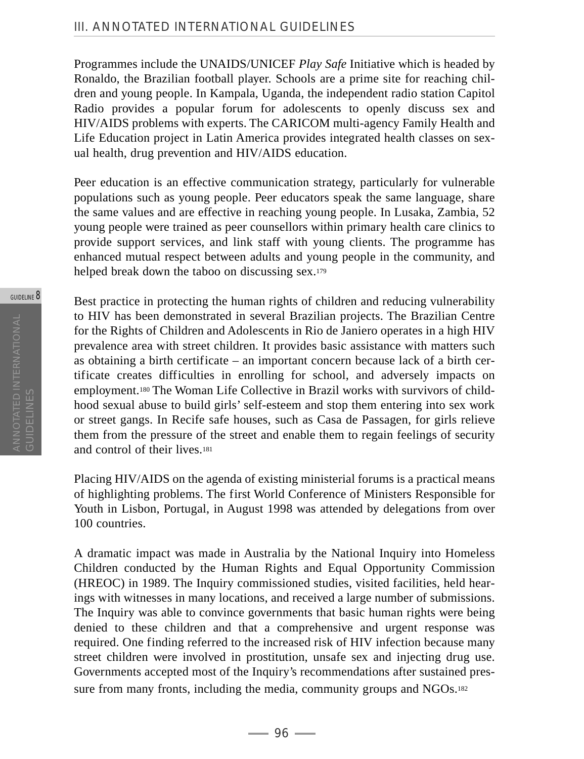Programmes include the UNAIDS/UNICEF *Play Safe* Initiative which is headed by Ronaldo, the Brazilian football player. Schools are a prime site for reaching children and young people. In Kampala, Uganda, the independent radio station Capitol Radio provides a popular forum for adolescents to openly discuss sex and HIV/AIDS problems with experts. The CARICOM multi-agency Family Health and Life Education project in Latin America provides integrated health classes on sexual health, drug prevention and HIV/AIDS education.

Peer education is an effective communication strategy, particularly for vulnerable populations such as young people. Peer educators speak the same language, share the same values and are effective in reaching young people. In Lusaka, Zambia, 52 young people were trained as peer counsellors within primary health care clinics to provide support services, and link staff with young clients. The programme has enhanced mutual respect between adults and young people in the community, and helped break down the taboo on discussing sex.[179]

Best practice in protecting the human rights of children and reducing vulnerability to HIV has been demonstrated in several Brazilian projects. The Brazilian Centre for the Rights of Children and Adolescents in Rio de Janiero operates in a high HIV prevalence area with street children. It provides basic assistance with matters such as obtaining a birth certificate – an important concern because lack of a birth certificate creates difficulties in enrolling for school, and adversely impacts on employment.[180] The Woman Life Collective in Brazil works with survivors of childhood sexual abuse to build girls' self-esteem and stop them entering into sex work or street gangs. In Recife safe houses, such as Casa de Passagen, for girls relieve them from the pressure of the street and enable them to regain feelings of security and control of their lives.[181]

Placing HIV/AIDS on the agenda of existing ministerial forums is a practical means of highlighting problems. The first World Conference of Ministers Responsible for Youth in Lisbon, Portugal, in August 1998 was attended by delegations from over 100 countries.

A dramatic impact was made in Australia by the National Inquiry into Homeless Children conducted by the Human Rights and Equal Opportunity Commission (HREOC) in 1989. The Inquiry commissioned studies, visited facilities, held hearings with witnesses in many locations, and received a large number of submissions. The Inquiry was able to convince governments that basic human rights were being denied to these children and that a comprehensive and urgent response was required. One finding referred to the increased risk of HIV infection because many street children were involved in prostitution, unsafe sex and injecting drug use. Governments accepted most of the Inquiry's recommendations after sustained pressure from many fronts, including the media, community groups and NGOs.[182]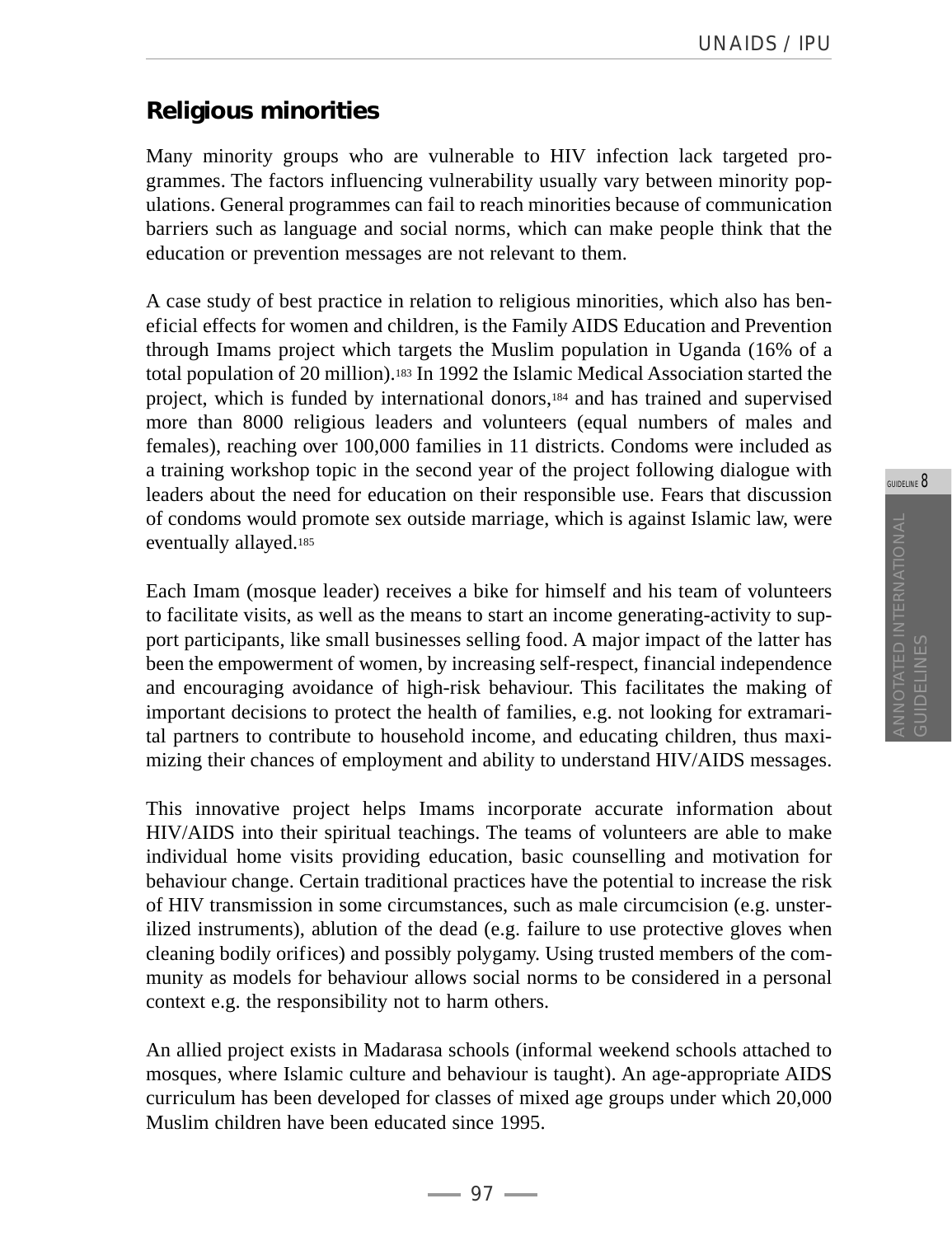## Religious minorities

Many minority groups who are vulnerable to HIV infection lack targeted programmes. The factors influencing vulnerability usually vary between minority populations. General programmes can fail to reach minorities because of communication barriers such as language and social norms, which can make people think that the education or prevention messages are not relevant to them.

A case study of best practice in relation to religious minorities, which also has beneficial effects for women and children, is the Family AIDS Education and Prevention through Imams project which targets the Muslim population in Uganda (16% of a total population of 20 million).[183] In 1992 the Islamic Medical Association started the project, which is funded by international donors,[184] and has trained and supervised more than 8000 religious leaders and volunteers (equal numbers of males and females), reaching over 100,000 families in 11 districts. Condoms were included as a training workshop topic in the second year of the project following dialogue with leaders about the need for education on their responsible use. Fears that discussion of condoms would promote sex outside marriage, which is against Islamic law, were eventually allayed.[185]

Each Imam (mosque leader) receives a bike for himself and his team of volunteers to facilitate visits, as well as the means to start an income generating-activity to support participants, like small businesses selling food. A major impact of the latter has been the empowerment of women, by increasing self-respect, financial independence and encouraging avoidance of high-risk behaviour. This facilitates the making of important decisions to protect the health of families, e.g. not looking for extramarital partners to contribute to household income, and educating children, thus maximizing their chances of employment and ability to understand HIV/AIDS messages.

This innovative project helps Imams incorporate accurate information about HIV/AIDS into their spiritual teachings. The teams of volunteers are able to make individual home visits providing education, basic counselling and motivation for behaviour change. Certain traditional practices have the potential to increase the risk of HIV transmission in some circumstances, such as male circumcision (e.g. unsterilized instruments), ablution of the dead (e.g. failure to use protective gloves when cleaning bodily orifices) and possibly polygamy. Using trusted members of the community as models for behaviour allows social norms to be considered in a personal context e.g. the responsibility not to harm others.

An allied project exists in Madarasa schools (informal weekend schools attached to mosques, where Islamic culture and behaviour is taught). An age-appropriate AIDS curriculum has been developed for classes of mixed age groups under which 20,000 Muslim children have been educated since 1995.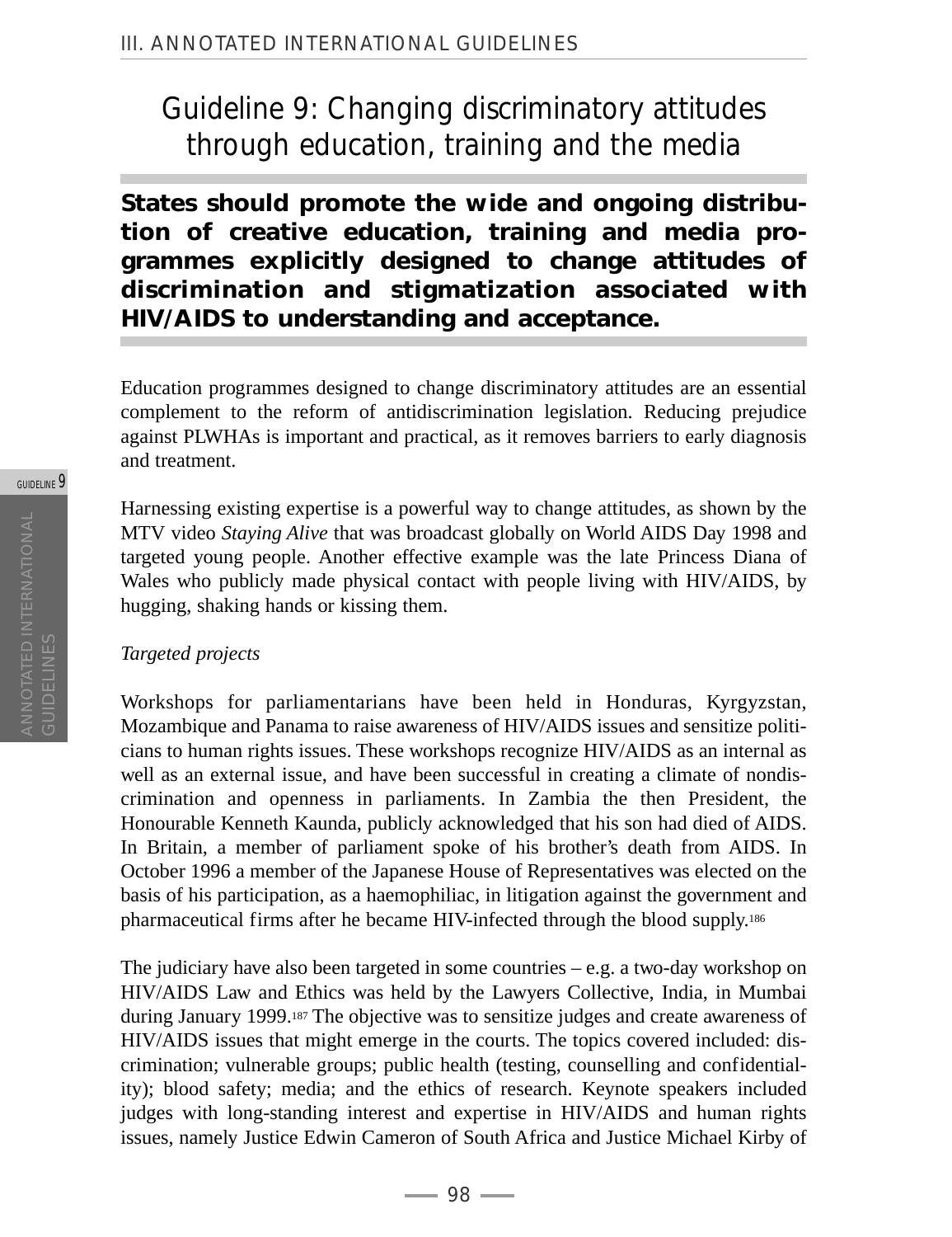# Guideline 9: Changing discriminatory attitudes through education, training and the media

**States should promote the wide and ongoing distribution of creative education, training and media programmes explicitly designed to change attitudes of discrimination and stigmatization associated with HIV/AIDS to understanding and acceptance.**

Education programmes designed to change discriminatory attitudes are an essential complement to the reform of antidiscrimination legislation. Reducing prejudice against PLWHAs is important and practical, as it removes barriers to early diagnosis and treatment.

Harnessing existing expertise is a powerful way to change attitudes, as shown by the MTV video *Staying Alive* that was broadcast globally on World AIDS Day 1998 and targeted young people. Another effective example was the late Princess Diana of Wales who publicly made physical contact with people living with HIV/AIDS, by hugging, shaking hands or kissing them.

*Targeted projects*

Workshops for parliamentarians have been held in Honduras, Kyrgyzstan, Mozambique and Panama to raise awareness of HIV/AIDS issues and sensitize politicians to human rights issues. These workshops recognize HIV/AIDS as an internal as well as an external issue, and have been successful in creating a climate of nondiscrimination and openness in parliaments. In Zambia the then President, the Honourable Kenneth Kaunda, publicly acknowledged that his son had died of AIDS. In Britain, a member of parliament spoke of his brother's death from AIDS. In October 1996 a member of the Japanese House of Representatives was elected on the basis of his participation, as a haemophiliac, in litigation against the government and pharmaceutical firms after he became HIV-infected through the blood supply.[186]

The judiciary have also been targeted in some countries – e.g. a two-day workshop on HIV/AIDS Law and Ethics was held by the Lawyers Collective, India, in Mumbai during January 1999.[187] The objective was to sensitize judges and create awareness of HIV/AIDS issues that might emerge in the courts. The topics covered included: discrimination; vulnerable groups; public health (testing, counselling and confidentiality); blood safety; media; and the ethics of research. Keynote speakers included judges with long-standing interest and expertise in HIV/AIDS and human rights issues, namely Justice Edwin Cameron of South Africa and Justice Michael Kirby of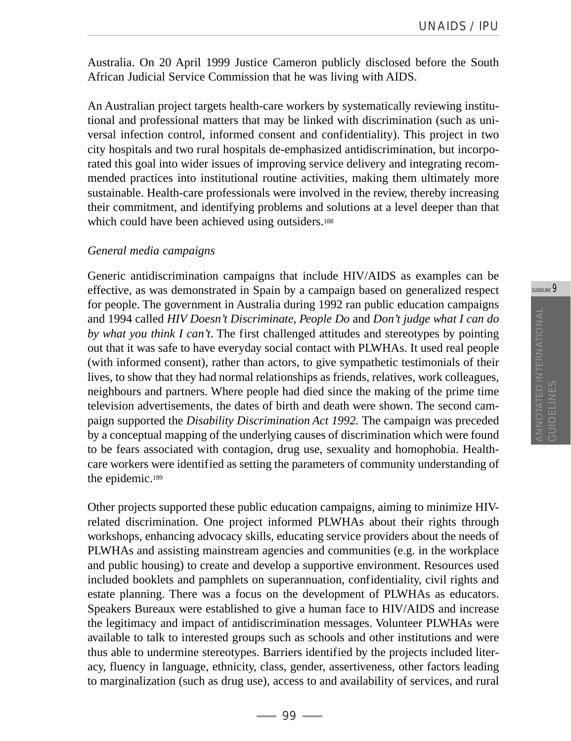Australia. On 20 April 1999 Justice Cameron publicly disclosed before the South African Judicial Service Commission that he was living with AIDS.

An Australian project targets health-care workers by systematically reviewing institutional and professional matters that may be linked with discrimination (such as universal infection control, informed consent and confidentiality). This project in two city hospitals and two rural hospitals de-emphasized antidiscrimination, but incorporated this goal into wider issues of improving service delivery and integrating recommended practices into institutional routine activities, making them ultimately more sustainable. Health-care professionals were involved in the review, thereby increasing their commitment, and identifying problems and solutions at a level deeper than that which could have been achieved using outsiders.[188]

*General media campaigns*

Generic antidiscrimination campaigns that include HIV/AIDS as examples can be effective, as was demonstrated in Spain by a campaign based on generalized respect for people. The government in Australia during 1992 ran public education campaigns and 1994 called *HIV Doesn't Discriminate, People Do* and *Don't judge what I can do by what you think I can't*. The first challenged attitudes and stereotypes by pointing out that it was safe to have everyday social contact with PLWHAs. It used real people (with informed consent), rather than actors, to give sympathetic testimonials of their lives, to show that they had normal relationships as friends, relatives, work colleagues, neighbours and partners. Where people had died since the making of the prime time television advertisements, the dates of birth and death were shown. The second campaign supported the *Disability Discrimination Act 1992.* The campaign was preceded by a conceptual mapping of the underlying causes of discrimination which were found to be fears associated with contagion, drug use, sexuality and homophobia. Health-care workers were identified as setting the parameters of community understanding of the epidemic.[189]

Other projects supported these public education campaigns, aiming to minimize HIV-related discrimination. One project informed PLWHAs about their rights through workshops, enhancing advocacy skills, educating service providers about the needs of PLWHAs and assisting mainstream agencies and communities (e.g. in the workplace and public housing) to create and develop a supportive environment. Resources used included booklets and pamphlets on superannuation, confidentiality, civil rights and estate planning. There was a focus on the development of PLWHAs as educators. Speakers Bureaux were established to give a human face to HIV/AIDS and increase the legitimacy and impact of antidiscrimination messages. Volunteer PLWHAs were available to talk to interested groups such as schools and other institutions and were thus able to undermine stereotypes. Barriers identified by the projects included literacy, fluency in language, ethnicity, class, gender, assertiveness, other factors leading to marginalization (such as drug use), access to and availability of services, and rural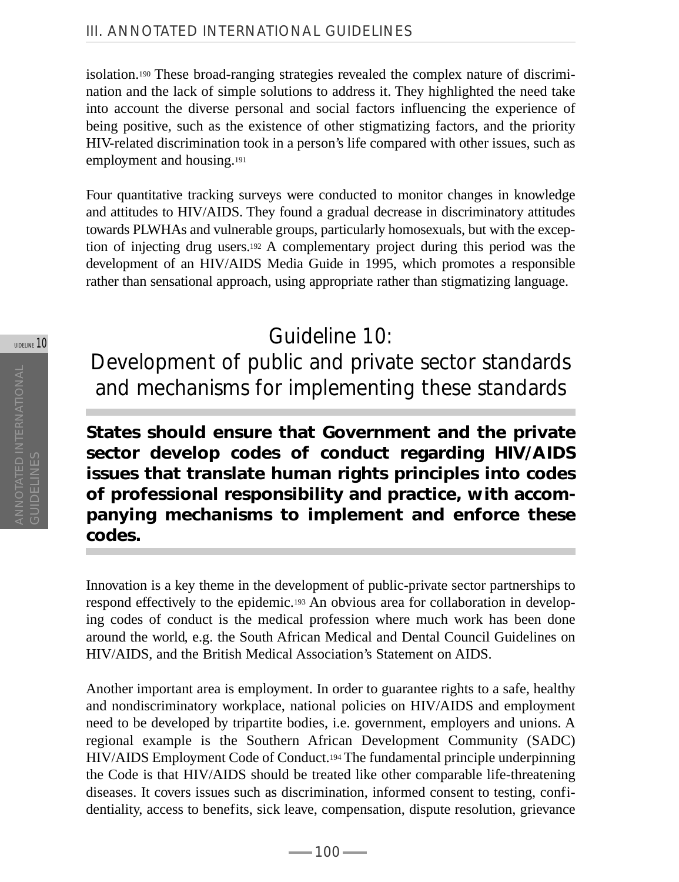isolation.[190] These broad-ranging strategies revealed the complex nature of discrimination and the lack of simple solutions to address it. They highlighted the need take into account the diverse personal and social factors influencing the experience of being positive, such as the existence of other stigmatizing factors, and the priority HIV-related discrimination took in a person's life compared with other issues, such as employment and housing.[191]

Four quantitative tracking surveys were conducted to monitor changes in knowledge and attitudes to HIV/AIDS. They found a gradual decrease in discriminatory attitudes towards PLWHAs and vulnerable groups, particularly homosexuals, but with the exception of injecting drug users.[192] A complementary project during this period was the development of an HIV/AIDS Media Guide in 1995, which promotes a responsible rather than sensational approach, using appropriate rather than stigmatizing language.

## Guideline 10: Development of public and private sector standards and mechanisms for implementing these standards

**States should ensure that Government and the private sector develop codes of conduct regarding HIV/AIDS issues that translate human rights principles into codes of professional responsibility and practice, with accompanying mechanisms to implement and enforce these codes.**

Innovation is a key theme in the development of public-private sector partnerships to respond effectively to the epidemic.[193] An obvious area for collaboration in developing codes of conduct is the medical profession where much work has been done around the world, e.g. the South African Medical and Dental Council Guidelines on HIV/AIDS, and the British Medical Association's Statement on AIDS.

Another important area is employment. In order to guarantee rights to a safe, healthy and nondiscriminatory workplace, national policies on HIV/AIDS and employment need to be developed by tripartite bodies, i.e. government, employers and unions. A regional example is the Southern African Development Community (SADC) HIV/AIDS Employment Code of Conduct.[194] The fundamental principle underpinning the Code is that HIV/AIDS should be treated like other comparable life-threatening diseases. It covers issues such as discrimination, informed consent to testing, confidentiality, access to benefits, sick leave, compensation, dispute resolution, grievance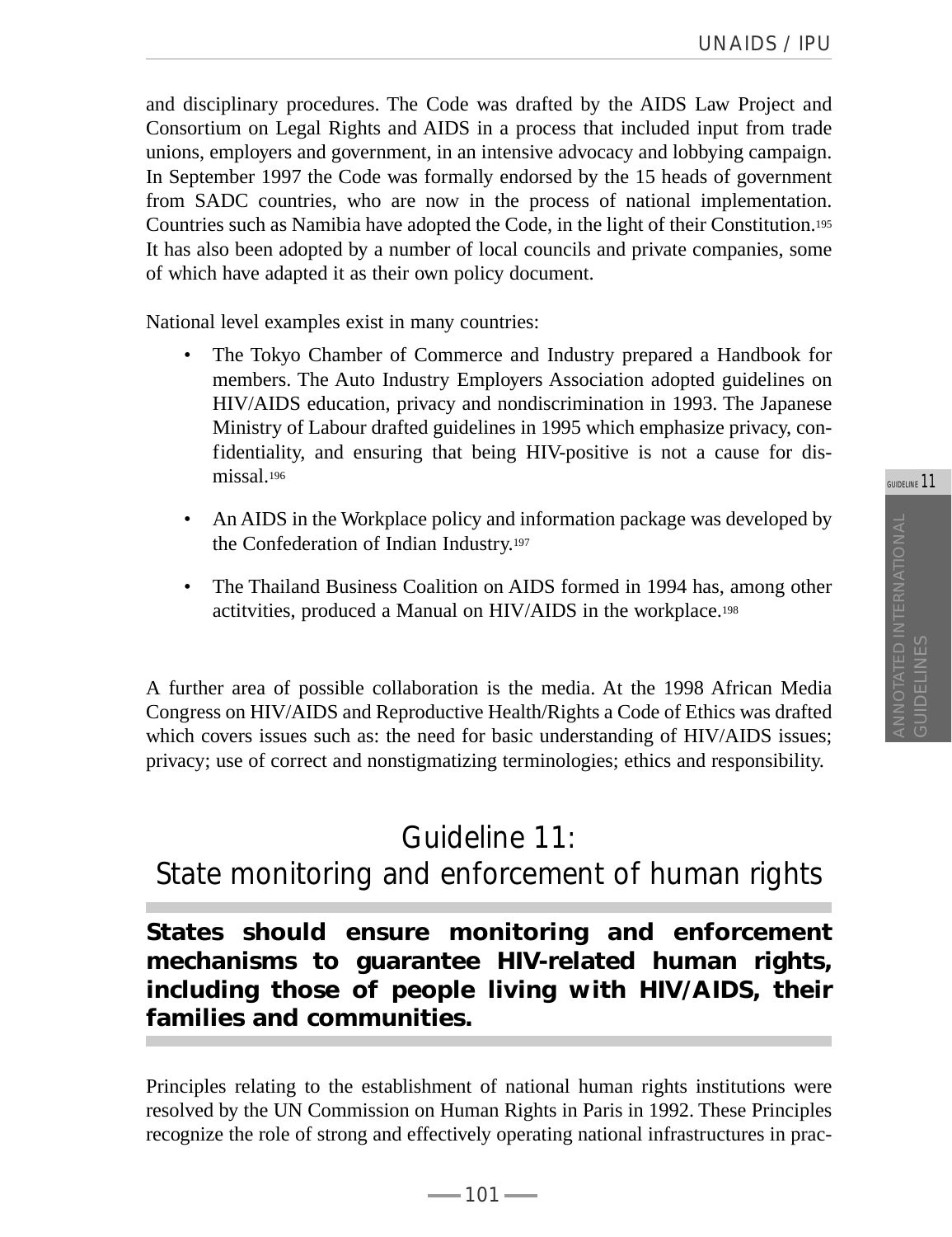and disciplinary procedures. The Code was drafted by the AIDS Law Project and Consortium on Legal Rights and AIDS in a process that included input from trade unions, employers and government, in an intensive advocacy and lobbying campaign. In September 1997 the Code was formally endorsed by the 15 heads of government from SADC countries, who are now in the process of national implementation. Countries such as Namibia have adopted the Code, in the light of their Constitution.[195] It has also been adopted by a number of local councils and private companies, some of which have adapted it as their own policy document.

National level examples exist in many countries:

- The Tokyo Chamber of Commerce and Industry prepared a Handbook for members. The Auto Industry Employers Association adopted guidelines on HIV/AIDS education, privacy and nondiscrimination in 1993. The Japanese Ministry of Labour drafted guidelines in 1995 which emphasize privacy, confidentiality, and ensuring that being HIV-positive is not a cause for dismissal.[196]

- An AIDS in the Workplace policy and information package was developed by the Confederation of Indian Industry.[197]

- The Thailand Business Coalition on AIDS formed in 1994 has, among other actitvities, produced a Manual on HIV/AIDS in the workplace.[198]

A further area of possible collaboration is the media. At the 1998 African Media Congress on HIV/AIDS and Reproductive Health/Rights a Code of Ethics was drafted which covers issues such as: the need for basic understanding of HIV/AIDS issues; privacy; use of correct and nonstigmatizing terminologies; ethics and responsibility.

# Guideline 11:
# State monitoring and enforcement of human rights

**States should ensure monitoring and enforcement mechanisms to guarantee HIV-related human rights, including those of people living with HIV/AIDS, their families and communities.**

Principles relating to the establishment of national human rights institutions were resolved by the UN Commission on Human Rights in Paris in 1992. These Principles recognize the role of strong and effectively operating national infrastructures in prac-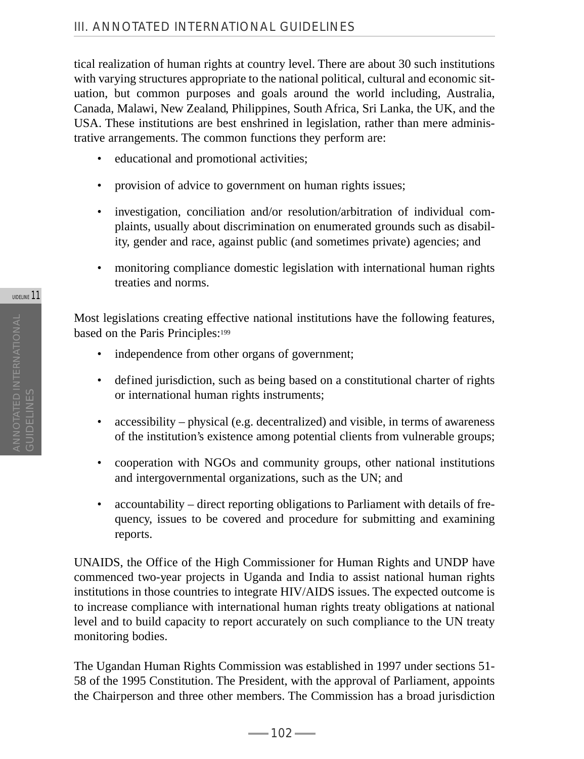tical realization of human rights at country level. There are about 30 such institutions with varying structures appropriate to the national political, cultural and economic situation, but common purposes and goals around the world including, Australia, Canada, Malawi, New Zealand, Philippines, South Africa, Sri Lanka, the UK, and the USA. These institutions are best enshrined in legislation, rather than mere administrative arrangements. The common functions they perform are:

- educational and promotional activities;
- provision of advice to government on human rights issues;
- investigation, conciliation and/or resolution/arbitration of individual complaints, usually about discrimination on enumerated grounds such as disability, gender and race, against public (and sometimes private) agencies; and
- monitoring compliance domestic legislation with international human rights treaties and norms.

Most legislations creating effective national institutions have the following features, based on the Paris Principles:[199]

- independence from other organs of government;
- defined jurisdiction, such as being based on a constitutional charter of rights or international human rights instruments;
- accessibility – physical (e.g. decentralized) and visible, in terms of awareness of the institution's existence among potential clients from vulnerable groups;
- cooperation with NGOs and community groups, other national institutions and intergovernmental organizations, such as the UN; and
- accountability – direct reporting obligations to Parliament with details of frequency, issues to be covered and procedure for submitting and examining reports.

UNAIDS, the Office of the High Commissioner for Human Rights and UNDP have commenced two-year projects in Uganda and India to assist national human rights institutions in those countries to integrate HIV/AIDS issues. The expected outcome is to increase compliance with international human rights treaty obligations at national level and to build capacity to report accurately on such compliance to the UN treaty monitoring bodies.

The Ugandan Human Rights Commission was established in 1997 under sections 51-58 of the 1995 Constitution. The President, with the approval of Parliament, appoints the Chairperson and three other members. The Commission has a broad jurisdiction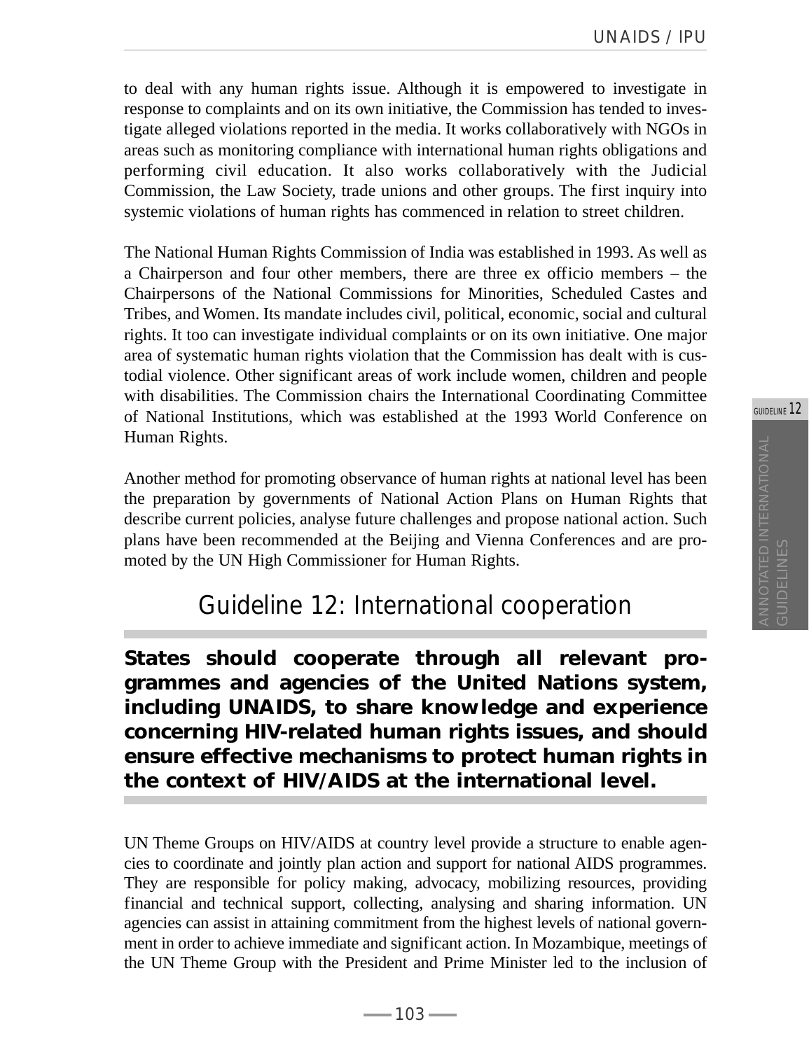to deal with any human rights issue. Although it is empowered to investigate in response to complaints and on its own initiative, the Commission has tended to investigate alleged violations reported in the media. It works collaboratively with NGOs in areas such as monitoring compliance with international human rights obligations and performing civil education. It also works collaboratively with the Judicial Commission, the Law Society, trade unions and other groups. The first inquiry into systemic violations of human rights has commenced in relation to street children.

The National Human Rights Commission of India was established in 1993. As well as a Chairperson and four other members, there are three ex officio members – the Chairpersons of the National Commissions for Minorities, Scheduled Castes and Tribes, and Women. Its mandate includes civil, political, economic, social and cultural rights. It too can investigate individual complaints or on its own initiative. One major area of systematic human rights violation that the Commission has dealt with is custodial violence. Other significant areas of work include women, children and people with disabilities. The Commission chairs the International Coordinating Committee of National Institutions, which was established at the 1993 World Conference on Human Rights.

Another method for promoting observance of human rights at national level has been the preparation by governments of National Action Plans on Human Rights that describe current policies, analyse future challenges and propose national action. Such plans have been recommended at the Beijing and Vienna Conferences and are promoted by the UN High Commissioner for Human Rights.

## Guideline 12: International cooperation

**States should cooperate through all relevant programmes and agencies of the United Nations system, including UNAIDS, to share knowledge and experience concerning HIV-related human rights issues, and should ensure effective mechanisms to protect human rights in the context of HIV/AIDS at the international level.**

UN Theme Groups on HIV/AIDS at country level provide a structure to enable agencies to coordinate and jointly plan action and support for national AIDS programmes. They are responsible for policy making, advocacy, mobilizing resources, providing financial and technical support, collecting, analysing and sharing information. UN agencies can assist in attaining commitment from the highest levels of national government in order to achieve immediate and significant action. In Mozambique, meetings of the UN Theme Group with the President and Prime Minister led to the inclusion of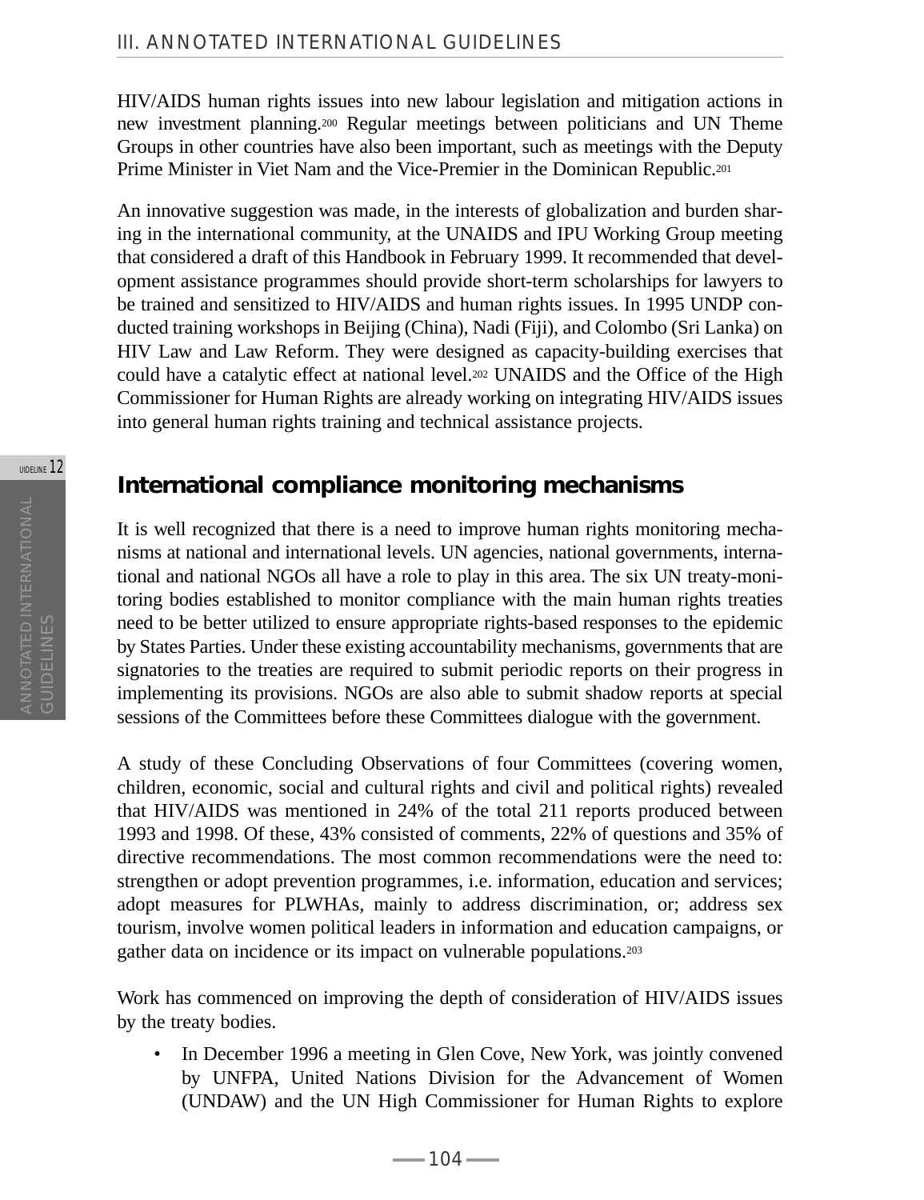HIV/AIDS human rights issues into new labour legislation and mitigation actions in new investment planning.[200] Regular meetings between politicians and UN Theme Groups in other countries have also been important, such as meetings with the Deputy Prime Minister in Viet Nam and the Vice-Premier in the Dominican Republic.[201]

An innovative suggestion was made, in the interests of globalization and burden sharing in the international community, at the UNAIDS and IPU Working Group meeting that considered a draft of this Handbook in February 1999. It recommended that development assistance programmes should provide short-term scholarships for lawyers to be trained and sensitized to HIV/AIDS and human rights issues. In 1995 UNDP conducted training workshops in Beijing (China), Nadi (Fiji), and Colombo (Sri Lanka) on HIV Law and Law Reform. They were designed as capacity-building exercises that could have a catalytic effect at national level.[202] UNAIDS and the Office of the High Commissioner for Human Rights are already working on integrating HIV/AIDS issues into general human rights training and technical assistance projects.

## International compliance monitoring mechanisms

It is well recognized that there is a need to improve human rights monitoring mechanisms at national and international levels. UN agencies, national governments, international and national NGOs all have a role to play in this area. The six UN treaty-monitoring bodies established to monitor compliance with the main human rights treaties need to be better utilized to ensure appropriate rights-based responses to the epidemic by States Parties. Under these existing accountability mechanisms, governments that are signatories to the treaties are required to submit periodic reports on their progress in implementing its provisions. NGOs are also able to submit shadow reports at special sessions of the Committees before these Committees dialogue with the government.

A study of these Concluding Observations of four Committees (covering women, children, economic, social and cultural rights and civil and political rights) revealed that HIV/AIDS was mentioned in 24% of the total 211 reports produced between 1993 and 1998. Of these, 43% consisted of comments, 22% of questions and 35% of directive recommendations. The most common recommendations were the need to: strengthen or adopt prevention programmes, i.e. information, education and services; adopt measures for PLWHAs, mainly to address discrimination, or; address sex tourism, involve women political leaders in information and education campaigns, or gather data on incidence or its impact on vulnerable populations.[203]

Work has commenced on improving the depth of consideration of HIV/AIDS issues by the treaty bodies.

- In December 1996 a meeting in Glen Cove, New York, was jointly convened by UNFPA, United Nations Division for the Advancement of Women (UNDAW) and the UN High Commissioner for Human Rights to explore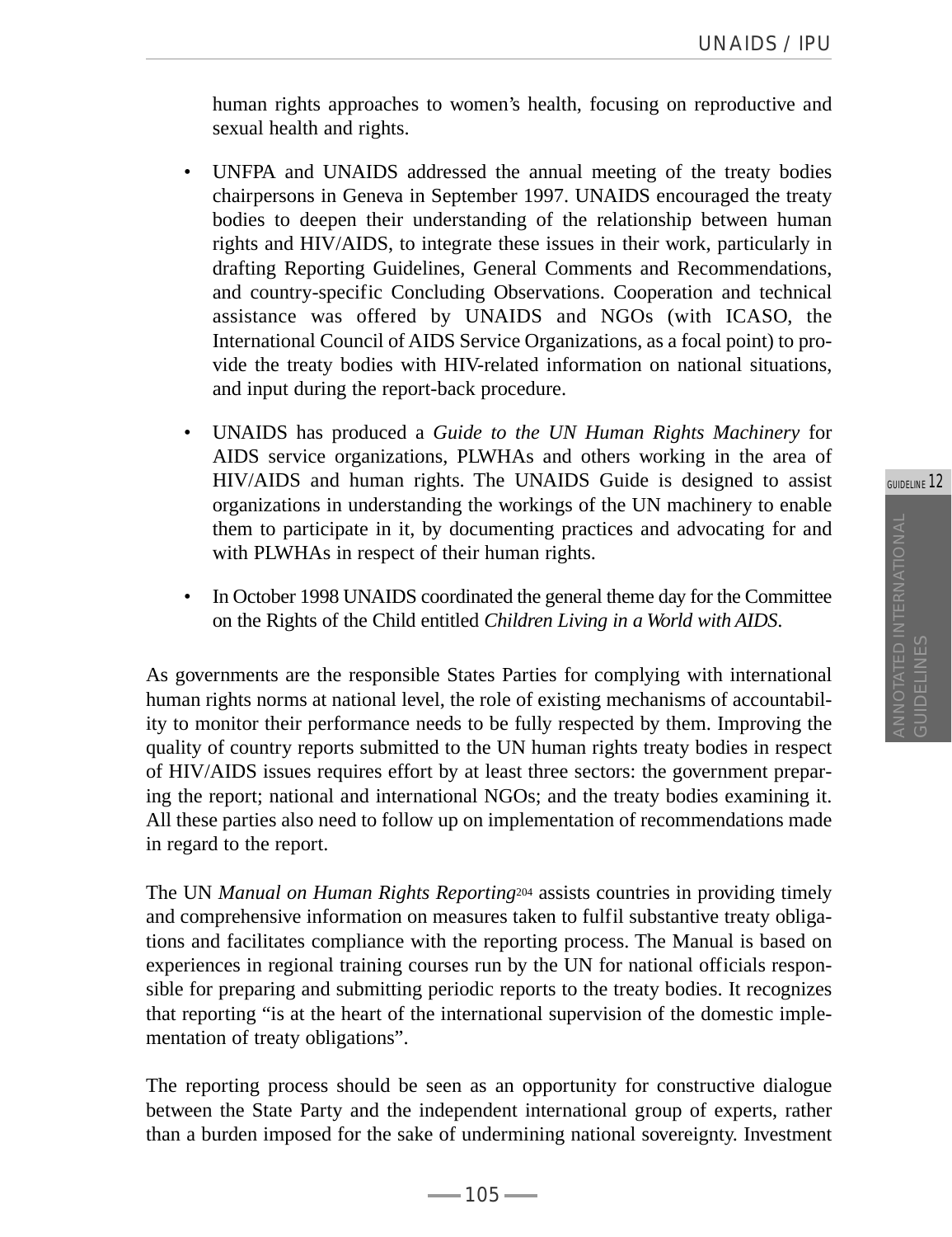human rights approaches to women's health, focusing on reproductive and sexual health and rights.

- UNFPA and UNAIDS addressed the annual meeting of the treaty bodies chairpersons in Geneva in September 1997. UNAIDS encouraged the treaty bodies to deepen their understanding of the relationship between human rights and HIV/AIDS, to integrate these issues in their work, particularly in drafting Reporting Guidelines, General Comments and Recommendations, and country-specific Concluding Observations. Cooperation and technical assistance was offered by UNAIDS and NGOs (with ICASO, the International Council of AIDS Service Organizations, as a focal point) to provide the treaty bodies with HIV-related information on national situations, and input during the report-back procedure.

- UNAIDS has produced a *Guide to the UN Human Rights Machinery* for AIDS service organizations, PLWHAs and others working in the area of HIV/AIDS and human rights. The UNAIDS Guide is designed to assist organizations in understanding the workings of the UN machinery to enable them to participate in it, by documenting practices and advocating for and with PLWHAs in respect of their human rights.

- In October 1998 UNAIDS coordinated the general theme day for the Committee on the Rights of the Child entitled *Children Living in a World with AIDS*.

As governments are the responsible States Parties for complying with international human rights norms at national level, the role of existing mechanisms of accountability to monitor their performance needs to be fully respected by them. Improving the quality of country reports submitted to the UN human rights treaty bodies in respect of HIV/AIDS issues requires effort by at least three sectors: the government preparing the report; national and international NGOs; and the treaty bodies examining it. All these parties also need to follow up on implementation of recommendations made in regard to the report.

The UN *Manual on Human Rights Reporting*[204] assists countries in providing timely and comprehensive information on measures taken to fulfil substantive treaty obligations and facilitates compliance with the reporting process. The Manual is based on experiences in regional training courses run by the UN for national officials responsible for preparing and submitting periodic reports to the treaty bodies. It recognizes that reporting "is at the heart of the international supervision of the domestic implementation of treaty obligations".

The reporting process should be seen as an opportunity for constructive dialogue between the State Party and the independent international group of experts, rather than a burden imposed for the sake of undermining national sovereignty. Investment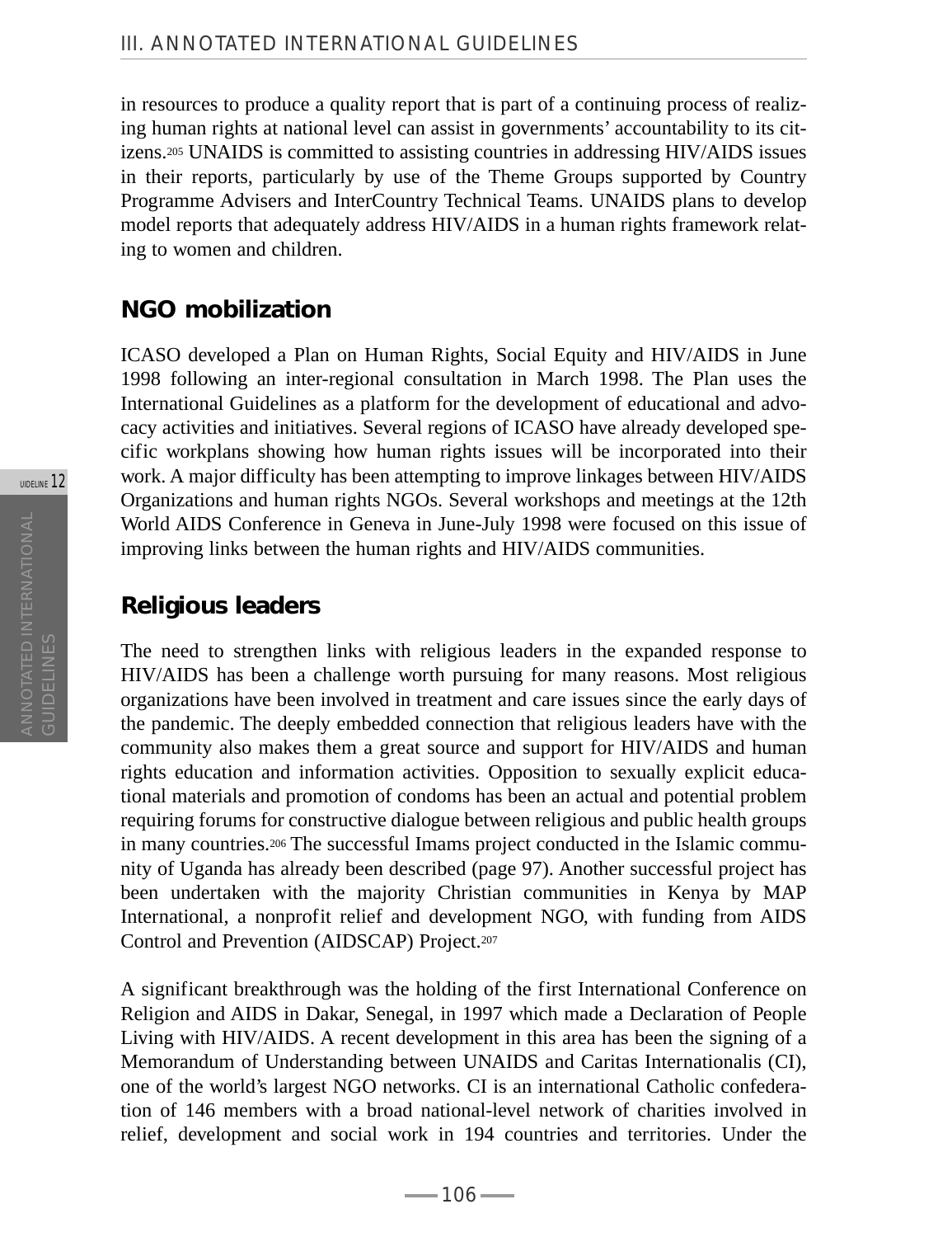in resources to produce a quality report that is part of a continuing process of realizing human rights at national level can assist in governments' accountability to its citizens.[205] UNAIDS is committed to assisting countries in addressing HIV/AIDS issues in their reports, particularly by use of the Theme Groups supported by Country Programme Advisers and InterCountry Technical Teams. UNAIDS plans to develop model reports that adequately address HIV/AIDS in a human rights framework relating to women and children.

## NGO mobilization

ICASO developed a Plan on Human Rights, Social Equity and HIV/AIDS in June 1998 following an inter-regional consultation in March 1998. The Plan uses the International Guidelines as a platform for the development of educational and advocacy activities and initiatives. Several regions of ICASO have already developed specific workplans showing how human rights issues will be incorporated into their work. A major difficulty has been attempting to improve linkages between HIV/AIDS Organizations and human rights NGOs. Several workshops and meetings at the 12th World AIDS Conference in Geneva in June-July 1998 were focused on this issue of improving links between the human rights and HIV/AIDS communities.

## Religious leaders

The need to strengthen links with religious leaders in the expanded response to HIV/AIDS has been a challenge worth pursuing for many reasons. Most religious organizations have been involved in treatment and care issues since the early days of the pandemic. The deeply embedded connection that religious leaders have with the community also makes them a great source and support for HIV/AIDS and human rights education and information activities. Opposition to sexually explicit educational materials and promotion of condoms has been an actual and potential problem requiring forums for constructive dialogue between religious and public health groups in many countries.[206] The successful Imams project conducted in the Islamic community of Uganda has already been described (page 97). Another successful project has been undertaken with the majority Christian communities in Kenya by MAP International, a nonprofit relief and development NGO, with funding from AIDS Control and Prevention (AIDSCAP) Project.[207]

A significant breakthrough was the holding of the first International Conference on Religion and AIDS in Dakar, Senegal, in 1997 which made a Declaration of People Living with HIV/AIDS. A recent development in this area has been the signing of a Memorandum of Understanding between UNAIDS and Caritas Internationalis (CI), one of the world's largest NGO networks. CI is an international Catholic confederation of 146 members with a broad national-level network of charities involved in relief, development and social work in 194 countries and territories. Under the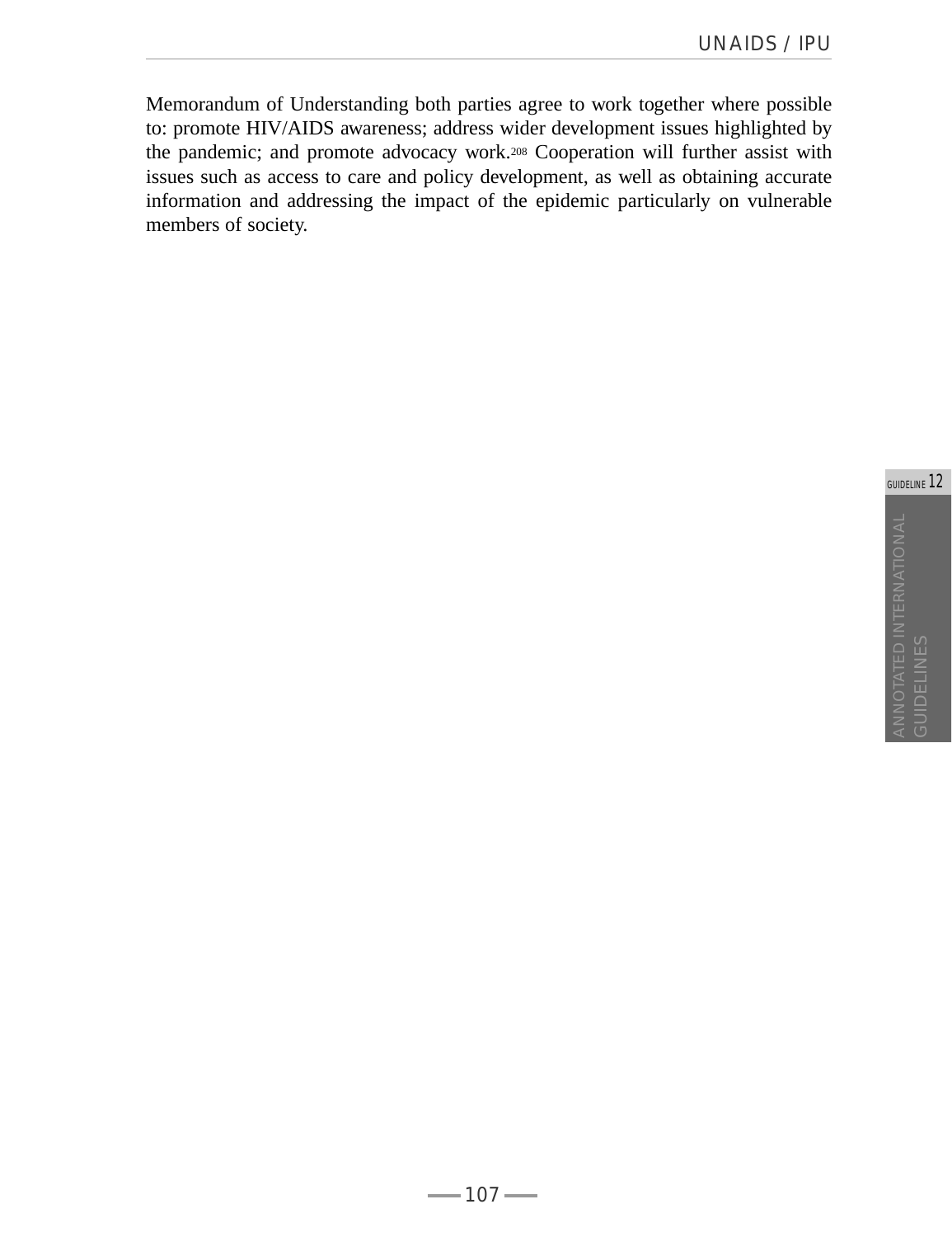Memorandum of Understanding both parties agree to work together where possible to: promote HIV/AIDS awareness; address wider development issues highlighted by the pandemic; and promote advocacy work.[208] Cooperation will further assist with issues such as access to care and policy development, as well as obtaining accurate information and addressing the impact of the epidemic particularly on vulnerable members of society.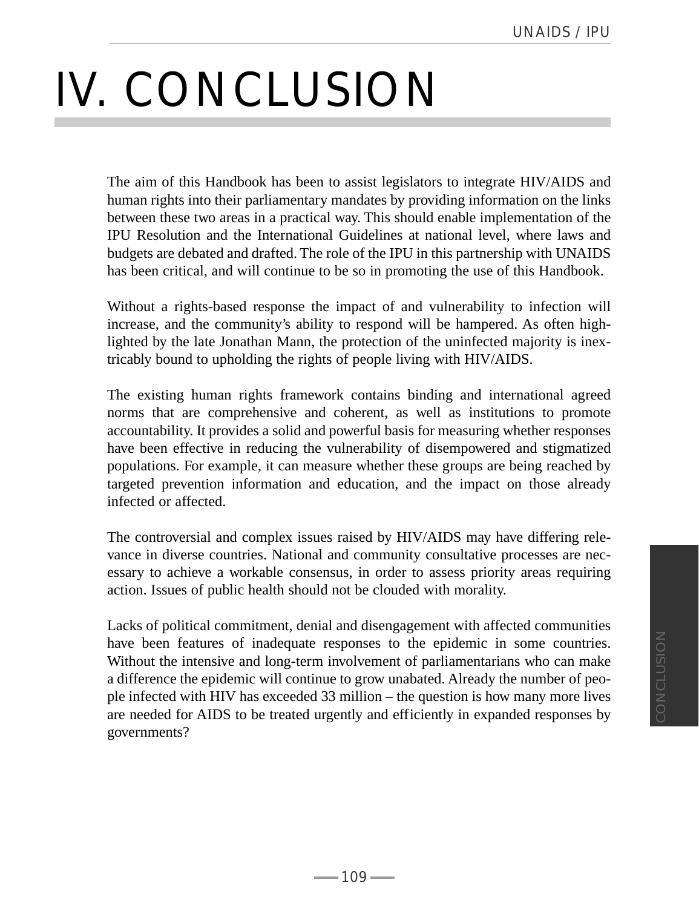# IV. CONCLUSION

The aim of this Handbook has been to assist legislators to integrate HIV/AIDS and human rights into their parliamentary mandates by providing information on the links between these two areas in a practical way. This should enable implementation of the IPU Resolution and the International Guidelines at national level, where laws and budgets are debated and drafted. The role of the IPU in this partnership with UNAIDS has been critical, and will continue to be so in promoting the use of this Handbook.

Without a rights-based response the impact of and vulnerability to infection will increase, and the community's ability to respond will be hampered. As often highlighted by the late Jonathan Mann, the protection of the uninfected majority is inextricably bound to upholding the rights of people living with HIV/AIDS.

The existing human rights framework contains binding and international agreed norms that are comprehensive and coherent, as well as institutions to promote accountability. It provides a solid and powerful basis for measuring whether responses have been effective in reducing the vulnerability of disempowered and stigmatized populations. For example, it can measure whether these groups are being reached by targeted prevention information and education, and the impact on those already infected or affected.

The controversial and complex issues raised by HIV/AIDS may have differing relevance in diverse countries. National and community consultative processes are necessary to achieve a workable consensus, in order to assess priority areas requiring action. Issues of public health should not be clouded with morality.

Lacks of political commitment, denial and disengagement with affected communities have been features of inadequate responses to the epidemic in some countries. Without the intensive and long-term involvement of parliamentarians who can make a difference the epidemic will continue to grow unabated. Already the number of people infected with HIV has exceeded 33 million – the question is how many more lives are needed for AIDS to be treated urgently and efficiently in expanded responses by governments?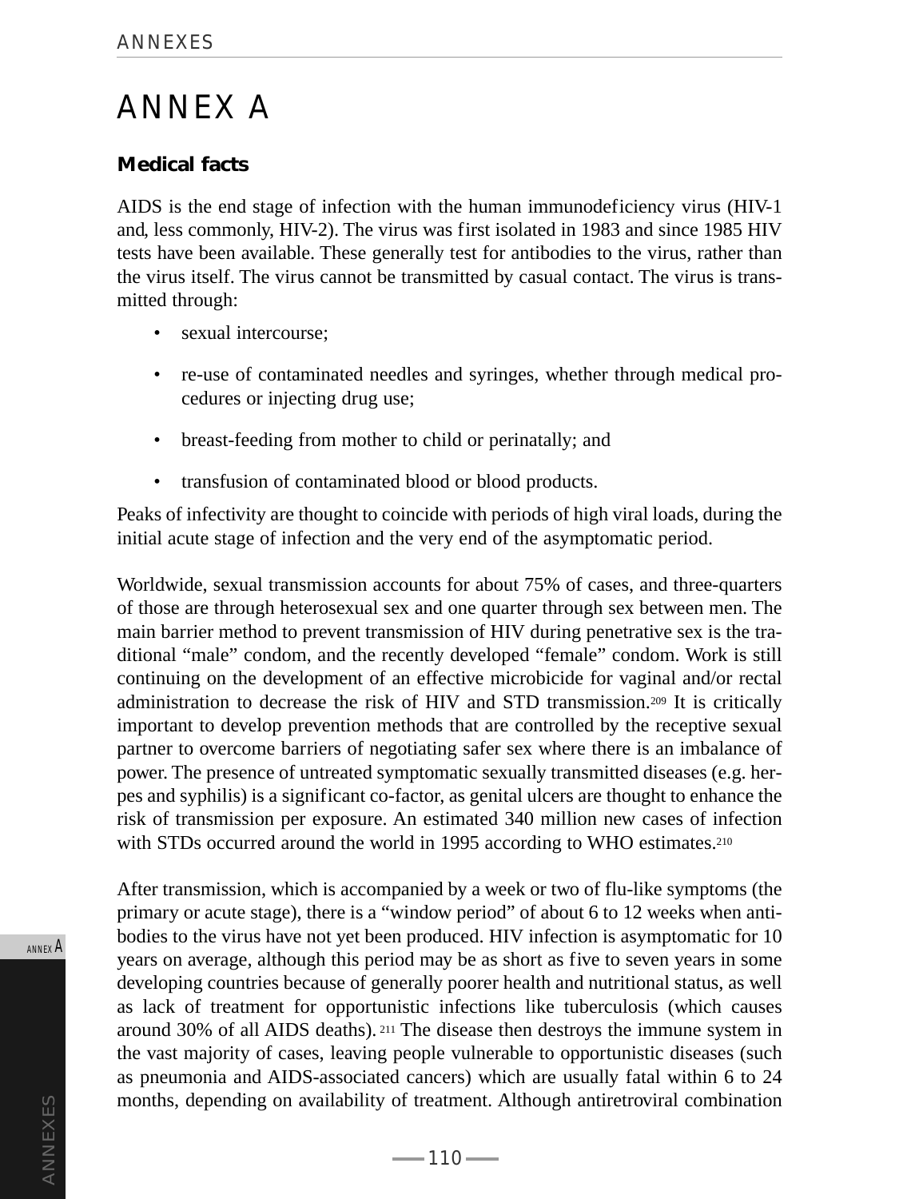# ANNEX A

## Medical facts

AIDS is the end stage of infection with the human immunodeficiency virus (HIV-1 and, less commonly, HIV-2). The virus was first isolated in 1983 and since 1985 HIV tests have been available. These generally test for antibodies to the virus, rather than the virus itself. The virus cannot be transmitted by casual contact. The virus is transmitted through:

- sexual intercourse;
- re-use of contaminated needles and syringes, whether through medical procedures or injecting drug use;
- breast-feeding from mother to child or perinatally; and
- transfusion of contaminated blood or blood products.

Peaks of infectivity are thought to coincide with periods of high viral loads, during the initial acute stage of infection and the very end of the asymptomatic period.

Worldwide, sexual transmission accounts for about 75% of cases, and three-quarters of those are through heterosexual sex and one quarter through sex between men. The main barrier method to prevent transmission of HIV during penetrative sex is the traditional "male" condom, and the recently developed "female" condom. Work is still continuing on the development of an effective microbicide for vaginal and/or rectal administration to decrease the risk of HIV and STD transmission.[209] It is critically important to develop prevention methods that are controlled by the receptive sexual partner to overcome barriers of negotiating safer sex where there is an imbalance of power. The presence of untreated symptomatic sexually transmitted diseases (e.g. herpes and syphilis) is a significant co-factor, as genital ulcers are thought to enhance the risk of transmission per exposure. An estimated 340 million new cases of infection with STDs occurred around the world in 1995 according to WHO estimates.[210]

After transmission, which is accompanied by a week or two of flu-like symptoms (the primary or acute stage), there is a "window period" of about 6 to 12 weeks when antibodies to the virus have not yet been produced. HIV infection is asymptomatic for 10 years on average, although this period may be as short as five to seven years in some developing countries because of generally poorer health and nutritional status, as well as lack of treatment for opportunistic infections like tuberculosis (which causes around 30% of all AIDS deaths).[211] The disease then destroys the immune system in the vast majority of cases, leaving people vulnerable to opportunistic diseases (such as pneumonia and AIDS-associated cancers) which are usually fatal within 6 to 24 months, depending on availability of treatment. Although antiretroviral combination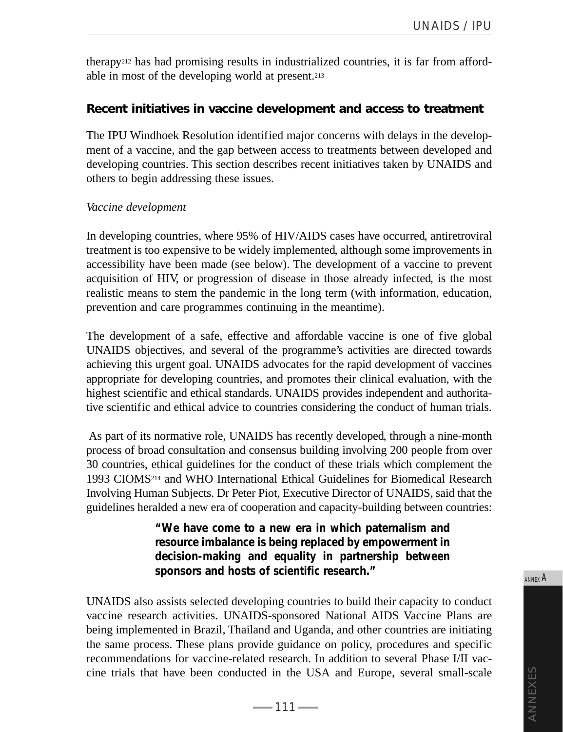therapy[212] has had promising results in industrialized countries, it is far from affordable in most of the developing world at present.[213]

## Recent initiatives in vaccine development and access to treatment

The IPU Windhoek Resolution identified major concerns with delays in the development of a vaccine, and the gap between access to treatments between developed and developing countries. This section describes recent initiatives taken by UNAIDS and others to begin addressing these issues.

*Vaccine development*

In developing countries, where 95% of HIV/AIDS cases have occurred, antiretroviral treatment is too expensive to be widely implemented, although some improvements in accessibility have been made (see below). The development of a vaccine to prevent acquisition of HIV, or progression of disease in those already infected, is the most realistic means to stem the pandemic in the long term (with information, education, prevention and care programmes continuing in the meantime).

The development of a safe, effective and affordable vaccine is one of five global UNAIDS objectives, and several of the programme's activities are directed towards achieving this urgent goal. UNAIDS advocates for the rapid development of vaccines appropriate for developing countries, and promotes their clinical evaluation, with the highest scientific and ethical standards. UNAIDS provides independent and authoritative scientific and ethical advice to countries considering the conduct of human trials.

As part of its normative role, UNAIDS has recently developed, through a nine-month process of broad consultation and consensus building involving 200 people from over 30 countries, ethical guidelines for the conduct of these trials which complement the 1993 CIOMS[214] and WHO International Ethical Guidelines for Biomedical Research Involving Human Subjects. Dr Peter Piot, Executive Director of UNAIDS, said that the guidelines heralded a new era of cooperation and capacity-building between countries:

> **"We have come to a new era in which paternalism and resource imbalance is being replaced by empowerment in decision-making and equality in partnership between sponsors and hosts of scientific research."**

UNAIDS also assists selected developing countries to build their capacity to conduct vaccine research activities. UNAIDS-sponsored National AIDS Vaccine Plans are being implemented in Brazil, Thailand and Uganda, and other countries are initiating the same process. These plans provide guidance on policy, procedures and specific recommendations for vaccine-related research. In addition to several Phase I/II vaccine trials that have been conducted in the USA and Europe, several small-scale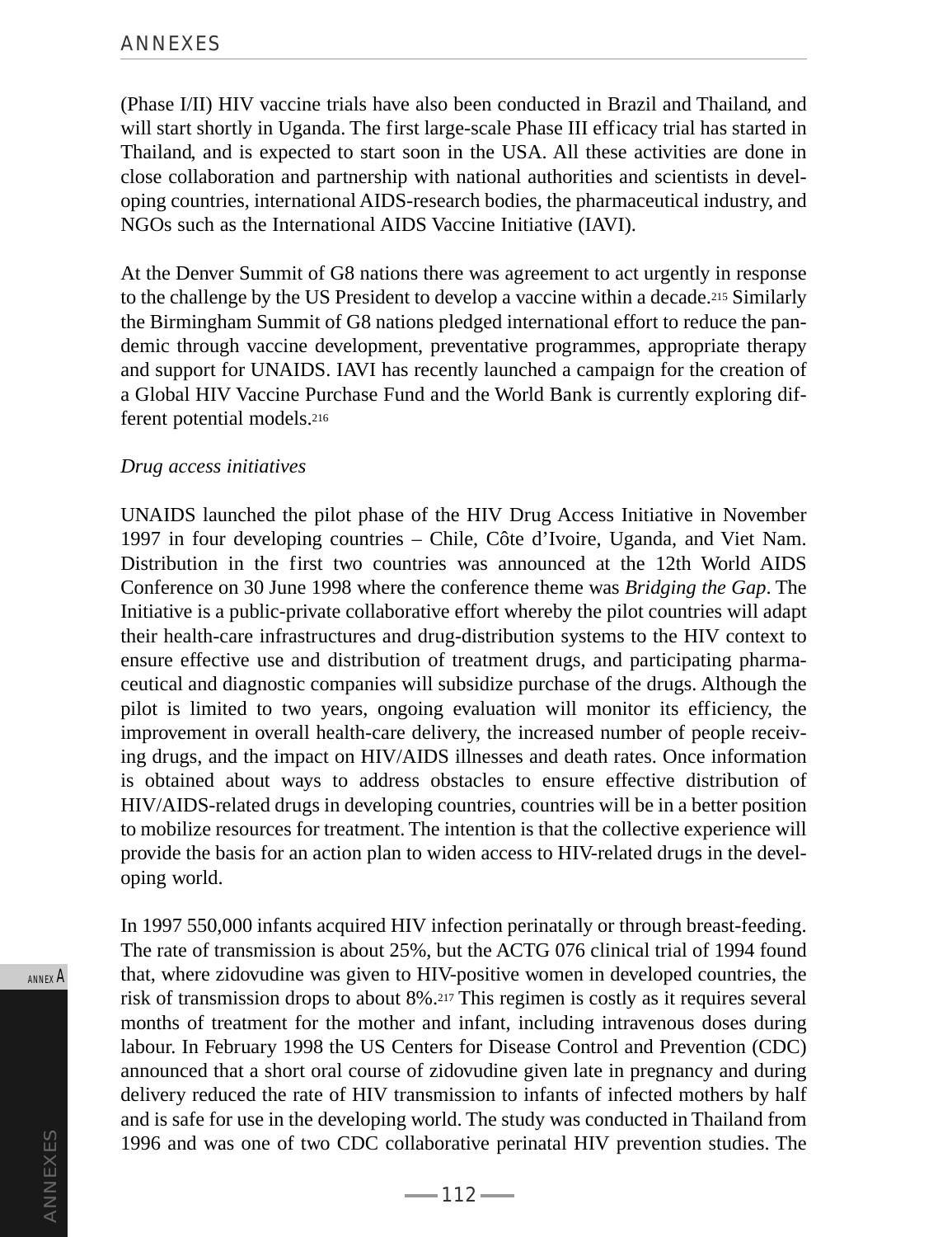(Phase I/II) HIV vaccine trials have also been conducted in Brazil and Thailand, and will start shortly in Uganda. The first large-scale Phase III efficacy trial has started in Thailand, and is expected to start soon in the USA. All these activities are done in close collaboration and partnership with national authorities and scientists in developing countries, international AIDS-research bodies, the pharmaceutical industry, and NGOs such as the International AIDS Vaccine Initiative (IAVI).

At the Denver Summit of G8 nations there was agreement to act urgently in response to the challenge by the US President to develop a vaccine within a decade.[215] Similarly the Birmingham Summit of G8 nations pledged international effort to reduce the pandemic through vaccine development, preventative programmes, appropriate therapy and support for UNAIDS. IAVI has recently launched a campaign for the creation of a Global HIV Vaccine Purchase Fund and the World Bank is currently exploring different potential models.[216]

*Drug access initiatives*

UNAIDS launched the pilot phase of the HIV Drug Access Initiative in November 1997 in four developing countries – Chile, Côte d'Ivoire, Uganda, and Viet Nam. Distribution in the first two countries was announced at the 12th World AIDS Conference on 30 June 1998 where the conference theme was *Bridging the Gap*. The Initiative is a public-private collaborative effort whereby the pilot countries will adapt their health-care infrastructures and drug-distribution systems to the HIV context to ensure effective use and distribution of treatment drugs, and participating pharmaceutical and diagnostic companies will subsidize purchase of the drugs. Although the pilot is limited to two years, ongoing evaluation will monitor its efficiency, the improvement in overall health-care delivery, the increased number of people receiving drugs, and the impact on HIV/AIDS illnesses and death rates. Once information is obtained about ways to address obstacles to ensure effective distribution of HIV/AIDS-related drugs in developing countries, countries will be in a better position to mobilize resources for treatment. The intention is that the collective experience will provide the basis for an action plan to widen access to HIV-related drugs in the developing world.

In 1997 550,000 infants acquired HIV infection perinatally or through breast-feeding. The rate of transmission is about 25%, but the ACTG 076 clinical trial of 1994 found that, where zidovudine was given to HIV-positive women in developed countries, the risk of transmission drops to about 8%.[217] This regimen is costly as it requires several months of treatment for the mother and infant, including intravenous doses during labour. In February 1998 the US Centers for Disease Control and Prevention (CDC) announced that a short oral course of zidovudine given late in pregnancy and during delivery reduced the rate of HIV transmission to infants of infected mothers by half and is safe for use in the developing world. The study was conducted in Thailand from 1996 and was one of two CDC collaborative perinatal HIV prevention studies. The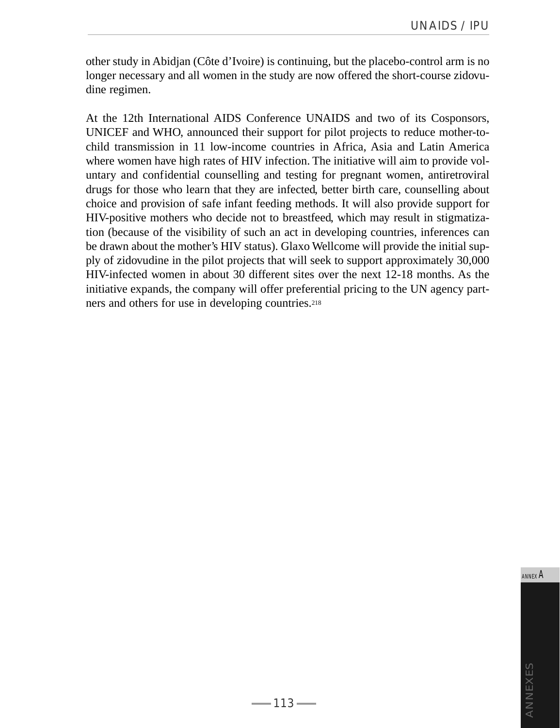other study in Abidjan (Côte d'Ivoire) is continuing, but the placebo-control arm is no longer necessary and all women in the study are now offered the short-course zidovudine regimen.

At the 12th International AIDS Conference UNAIDS and two of its Cosponsors, UNICEF and WHO, announced their support for pilot projects to reduce mother-to-child transmission in 11 low-income countries in Africa, Asia and Latin America where women have high rates of HIV infection. The initiative will aim to provide voluntary and confidential counselling and testing for pregnant women, antiretroviral drugs for those who learn that they are infected, better birth care, counselling about choice and provision of safe infant feeding methods. It will also provide support for HIV-positive mothers who decide not to breastfeed, which may result in stigmatization (because of the visibility of such an act in developing countries, inferences can be drawn about the mother's HIV status). Glaxo Wellcome will provide the initial supply of zidovudine in the pilot projects that will seek to support approximately 30,000 HIV-infected women in about 30 different sites over the next 12-18 months. As the initiative expands, the company will offer preferential pricing to the UN agency partners and others for use in developing countries.[218]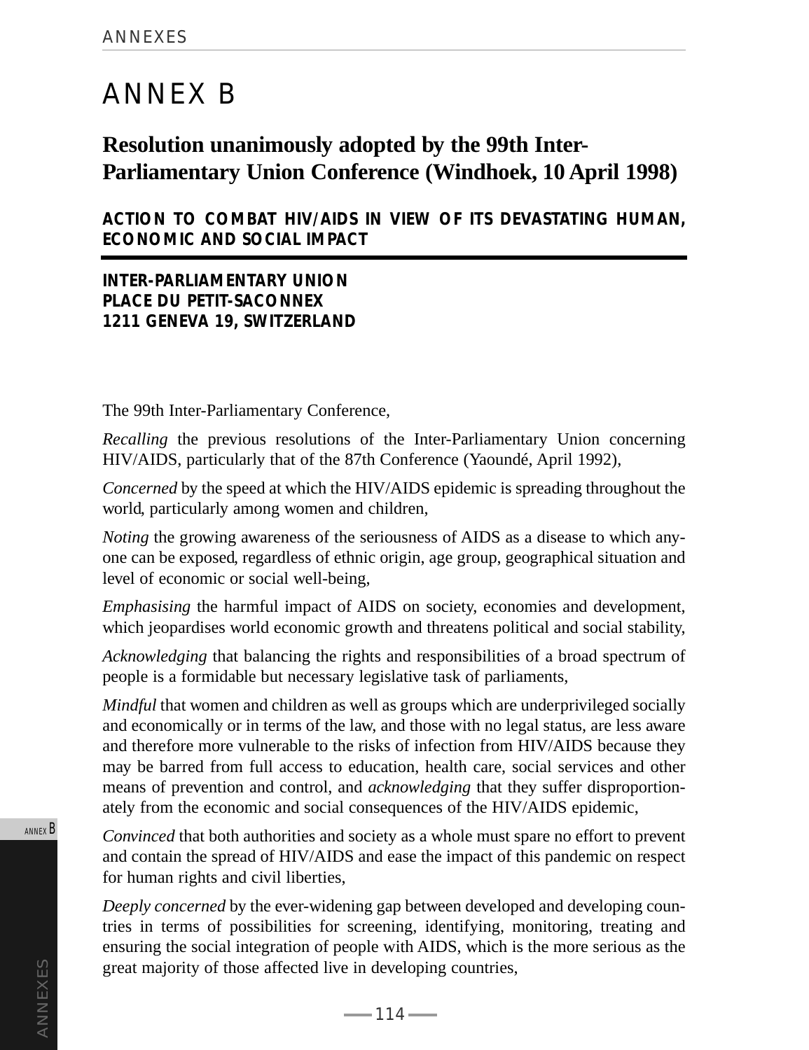# ANNEX B

## Resolution unanimously adopted by the 99th Inter-Parliamentary Union Conference (Windhoek, 10 April 1998)

**ACTION TO COMBAT HIV/AIDS IN VIEW OF ITS DEVASTATING HUMAN, ECONOMIC AND SOCIAL IMPACT**

**INTER-PARLIAMENTARY UNION**
**PLACE DU PETIT-SACONNEX**
**1211 GENEVA 19, SWITZERLAND**

The 99th Inter-Parliamentary Conference,

*Recalling* the previous resolutions of the Inter-Parliamentary Union concerning HIV/AIDS, particularly that of the 87th Conference (Yaoundé, April 1992),

*Concerned* by the speed at which the HIV/AIDS epidemic is spreading throughout the world, particularly among women and children,

*Noting* the growing awareness of the seriousness of AIDS as a disease to which anyone can be exposed, regardless of ethnic origin, age group, geographical situation and level of economic or social well-being,

*Emphasising* the harmful impact of AIDS on society, economies and development, which jeopardises world economic growth and threatens political and social stability,

*Acknowledging* that balancing the rights and responsibilities of a broad spectrum of people is a formidable but necessary legislative task of parliaments,

*Mindful* that women and children as well as groups which are underprivileged socially and economically or in terms of the law, and those with no legal status, are less aware and therefore more vulnerable to the risks of infection from HIV/AIDS because they may be barred from full access to education, health care, social services and other means of prevention and control, and *acknowledging* that they suffer disproportionately from the economic and social consequences of the HIV/AIDS epidemic,

*Convinced* that both authorities and society as a whole must spare no effort to prevent and contain the spread of HIV/AIDS and ease the impact of this pandemic on respect for human rights and civil liberties,

*Deeply concerned* by the ever-widening gap between developed and developing countries in terms of possibilities for screening, identifying, monitoring, treating and ensuring the social integration of people with AIDS, which is the more serious as the great majority of those affected live in developing countries,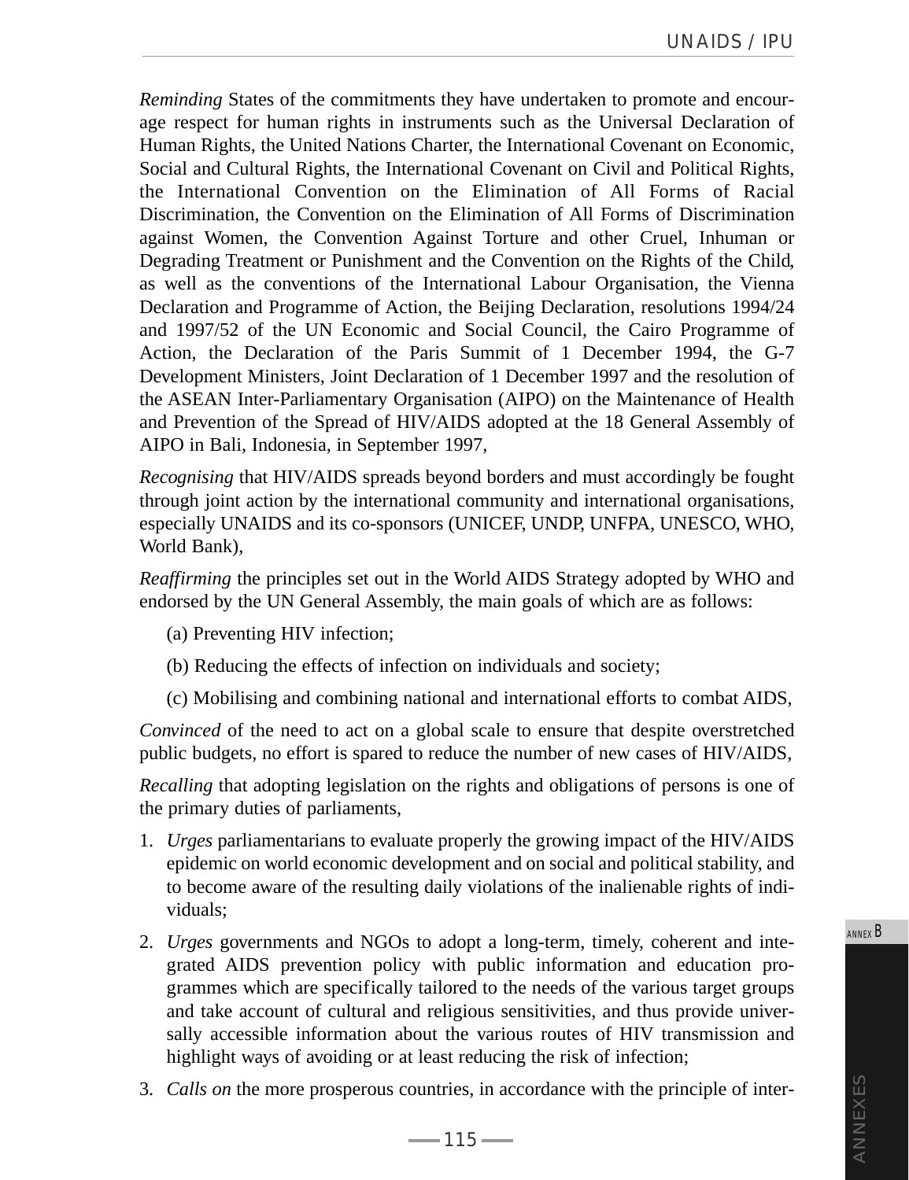*Reminding* States of the commitments they have undertaken to promote and encourage respect for human rights in instruments such as the Universal Declaration of Human Rights, the United Nations Charter, the International Covenant on Economic, Social and Cultural Rights, the International Covenant on Civil and Political Rights, the International Convention on the Elimination of All Forms of Racial Discrimination, the Convention on the Elimination of All Forms of Discrimination against Women, the Convention Against Torture and other Cruel, Inhuman or Degrading Treatment or Punishment and the Convention on the Rights of the Child, as well as the conventions of the International Labour Organisation, the Vienna Declaration and Programme of Action, the Beijing Declaration, resolutions 1994/24 and 1997/52 of the UN Economic and Social Council, the Cairo Programme of Action, the Declaration of the Paris Summit of 1 December 1994, the G-7 Development Ministers, Joint Declaration of 1 December 1997 and the resolution of the ASEAN Inter-Parliamentary Organisation (AIPO) on the Maintenance of Health and Prevention of the Spread of HIV/AIDS adopted at the 18 General Assembly of AIPO in Bali, Indonesia, in September 1997,

*Recognising* that HIV/AIDS spreads beyond borders and must accordingly be fought through joint action by the international community and international organisations, especially UNAIDS and its co-sponsors (UNICEF, UNDP, UNFPA, UNESCO, WHO, World Bank),

*Reaffirming* the principles set out in the World AIDS Strategy adopted by WHO and endorsed by the UN General Assembly, the main goals of which are as follows:

(a) Preventing HIV infection;

(b) Reducing the effects of infection on individuals and society;

(c) Mobilising and combining national and international efforts to combat AIDS,

*Convinced* of the need to act on a global scale to ensure that despite overstretched public budgets, no effort is spared to reduce the number of new cases of HIV/AIDS,

*Recalling* that adopting legislation on the rights and obligations of persons is one of the primary duties of parliaments,

1. *Urges* parliamentarians to evaluate properly the growing impact of the HIV/AIDS epidemic on world economic development and on social and political stability, and to become aware of the resulting daily violations of the inalienable rights of individuals;

2. *Urges* governments and NGOs to adopt a long-term, timely, coherent and integrated AIDS prevention policy with public information and education programmes which are specifically tailored to the needs of the various target groups and take account of cultural and religious sensitivities, and thus provide universally accessible information about the various routes of HIV transmission and highlight ways of avoiding or at least reducing the risk of infection;

3. *Calls on* the more prosperous countries, in accordance with the principle of inter-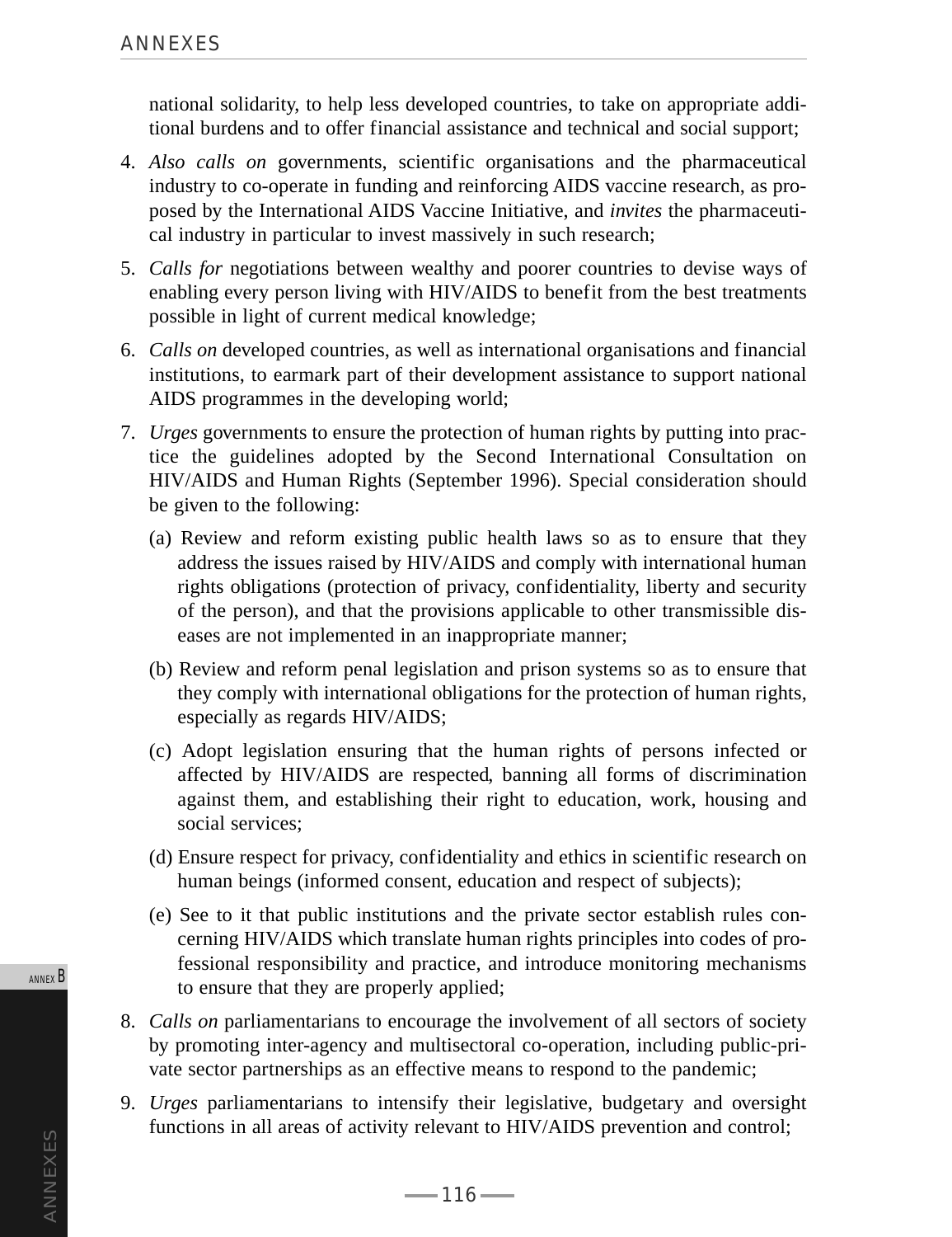national solidarity, to help less developed countries, to take on appropriate additional burdens and to offer financial assistance and technical and social support;

4. *Also calls on* governments, scientific organisations and the pharmaceutical industry to co-operate in funding and reinforcing AIDS vaccine research, as proposed by the International AIDS Vaccine Initiative, and *invites* the pharmaceutical industry in particular to invest massively in such research;

5. *Calls for* negotiations between wealthy and poorer countries to devise ways of enabling every person living with HIV/AIDS to benefit from the best treatments possible in light of current medical knowledge;

6. *Calls on* developed countries, as well as international organisations and financial institutions, to earmark part of their development assistance to support national AIDS programmes in the developing world;

7. *Urges* governments to ensure the protection of human rights by putting into practice the guidelines adopted by the Second International Consultation on HIV/AIDS and Human Rights (September 1996). Special consideration should be given to the following:

   (a) Review and reform existing public health laws so as to ensure that they address the issues raised by HIV/AIDS and comply with international human rights obligations (protection of privacy, confidentiality, liberty and security of the person), and that the provisions applicable to other transmissible diseases are not implemented in an inappropriate manner;

   (b) Review and reform penal legislation and prison systems so as to ensure that they comply with international obligations for the protection of human rights, especially as regards HIV/AIDS;

   (c) Adopt legislation ensuring that the human rights of persons infected or affected by HIV/AIDS are respected, banning all forms of discrimination against them, and establishing their right to education, work, housing and social services;

   (d) Ensure respect for privacy, confidentiality and ethics in scientific research on human beings (informed consent, education and respect of subjects);

   (e) See to it that public institutions and the private sector establish rules concerning HIV/AIDS which translate human rights principles into codes of professional responsibility and practice, and introduce monitoring mechanisms to ensure that they are properly applied;

8. *Calls on* parliamentarians to encourage the involvement of all sectors of society by promoting inter-agency and multisectoral co-operation, including public-private sector partnerships as an effective means to respond to the pandemic;

9. *Urges* parliamentarians to intensify their legislative, budgetary and oversight functions in all areas of activity relevant to HIV/AIDS prevention and control;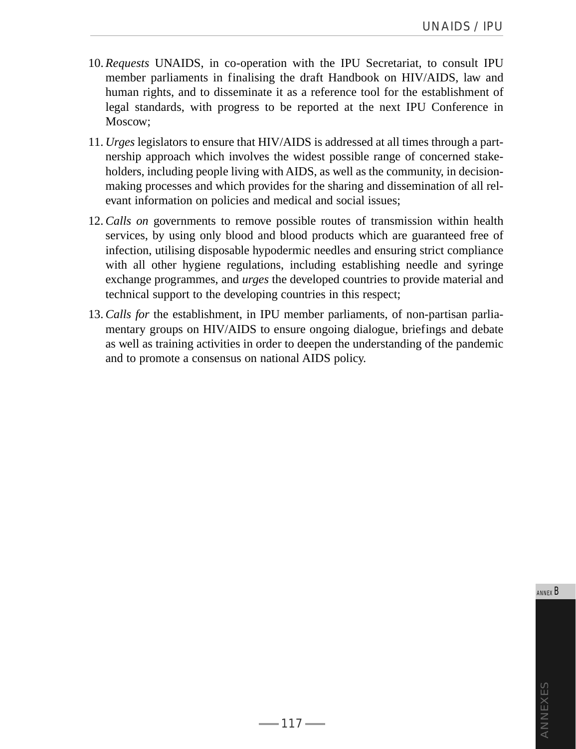10. *Requests* UNAIDS, in co-operation with the IPU Secretariat, to consult IPU member parliaments in finalising the draft Handbook on HIV/AIDS, law and human rights, and to disseminate it as a reference tool for the establishment of legal standards, with progress to be reported at the next IPU Conference in Moscow;

11. *Urges* legislators to ensure that HIV/AIDS is addressed at all times through a partnership approach which involves the widest possible range of concerned stakeholders, including people living with AIDS, as well as the community, in decision-making processes and which provides for the sharing and dissemination of all relevant information on policies and medical and social issues;

12. *Calls on* governments to remove possible routes of transmission within health services, by using only blood and blood products which are guaranteed free of infection, utilising disposable hypodermic needles and ensuring strict compliance with all other hygiene regulations, including establishing needle and syringe exchange programmes, and *urges* the developed countries to provide material and technical support to the developing countries in this respect;

13. *Calls for* the establishment, in IPU member parliaments, of non-partisan parliamentary groups on HIV/AIDS to ensure ongoing dialogue, briefings and debate as well as training activities in order to deepen the understanding of the pandemic and to promote a consensus on national AIDS policy.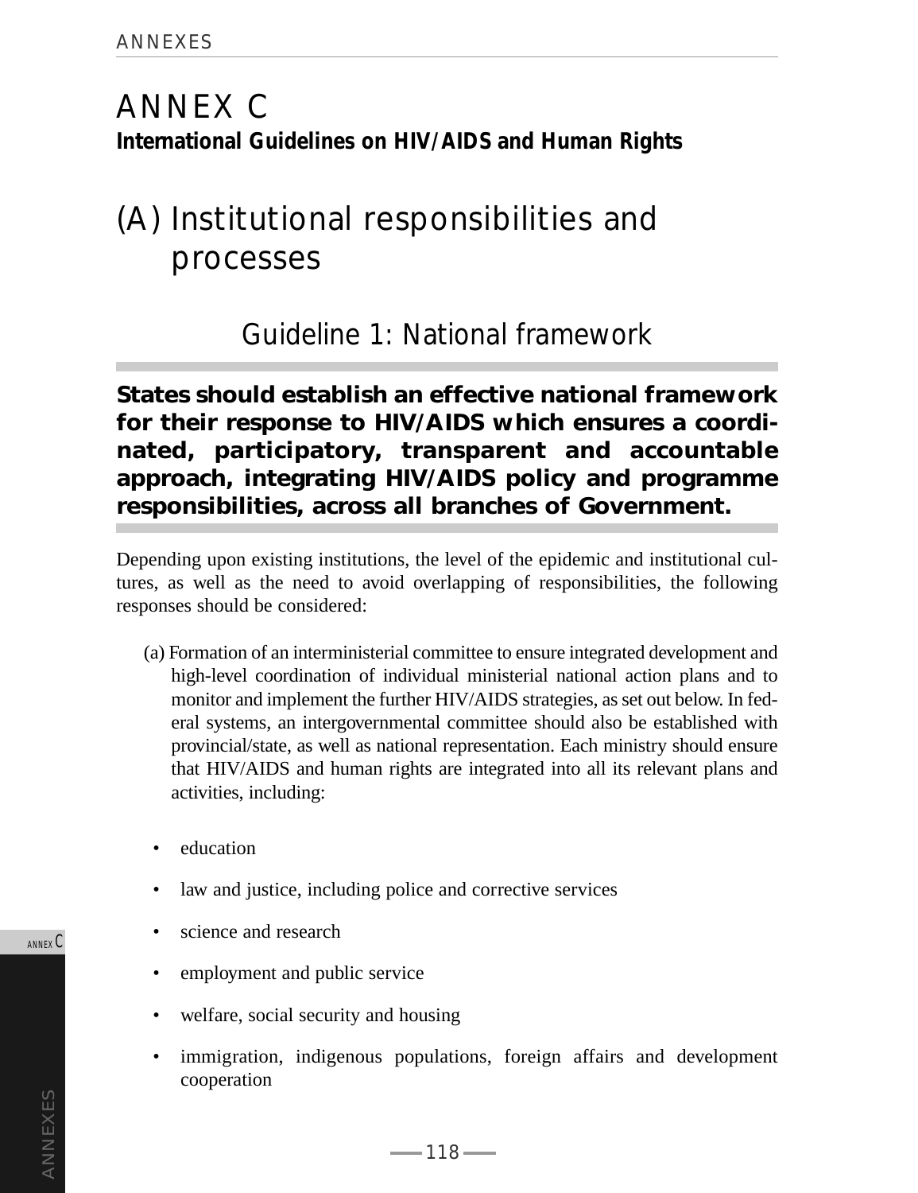# ANNEX C
**International Guidelines on HIV/AIDS and Human Rights**

## (A) Institutional responsibilities and processes

### Guideline 1: National framework

**States should establish an effective national framework for their response to HIV/AIDS which ensures a coordinated, participatory, transparent and accountable approach, integrating HIV/AIDS policy and programme responsibilities, across all branches of Government.**

Depending upon existing institutions, the level of the epidemic and institutional cultures, as well as the need to avoid overlapping of responsibilities, the following responses should be considered:

(a) Formation of an interministerial committee to ensure integrated development and high-level coordination of individual ministerial national action plans and to monitor and implement the further HIV/AIDS strategies, as set out below. In federal systems, an intergovernmental committee should also be established with provincial/state, as well as national representation. Each ministry should ensure that HIV/AIDS and human rights are integrated into all its relevant plans and activities, including:

- education
- law and justice, including police and corrective services
- science and research
- employment and public service
- welfare, social security and housing
- immigration, indigenous populations, foreign affairs and development cooperation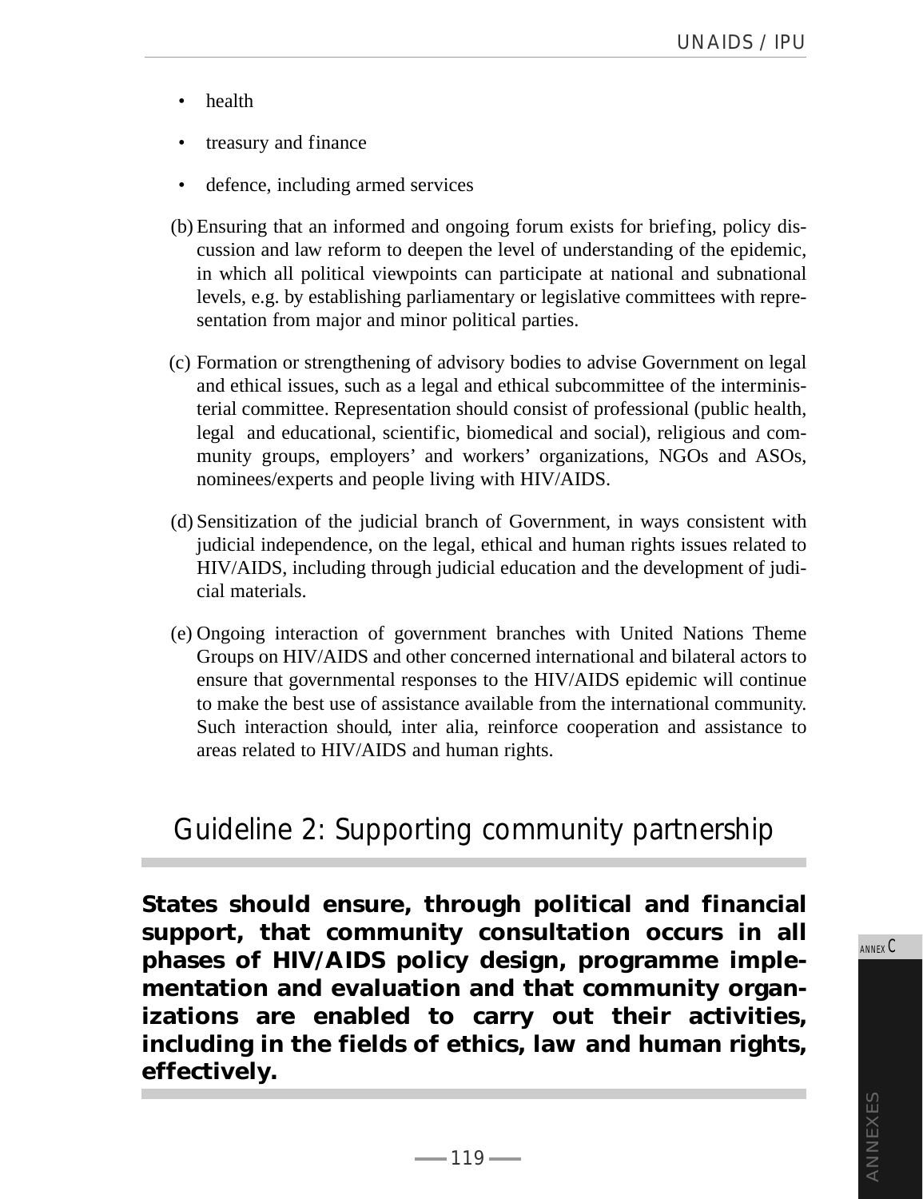- health
- treasury and finance
- defence, including armed services

(b) Ensuring that an informed and ongoing forum exists for briefing, policy discussion and law reform to deepen the level of understanding of the epidemic, in which all political viewpoints can participate at national and subnational levels, e.g. by establishing parliamentary or legislative committees with representation from major and minor political parties.

(c) Formation or strengthening of advisory bodies to advise Government on legal and ethical issues, such as a legal and ethical subcommittee of the interministerial committee. Representation should consist of professional (public health, legal and educational, scientific, biomedical and social), religious and community groups, employers' and workers' organizations, NGOs and ASOs, nominees/experts and people living with HIV/AIDS.

(d) Sensitization of the judicial branch of Government, in ways consistent with judicial independence, on the legal, ethical and human rights issues related to HIV/AIDS, including through judicial education and the development of judicial materials.

(e) Ongoing interaction of government branches with United Nations Theme Groups on HIV/AIDS and other concerned international and bilateral actors to ensure that governmental responses to the HIV/AIDS epidemic will continue to make the best use of assistance available from the international community. Such interaction should, inter alia, reinforce cooperation and assistance to areas related to HIV/AIDS and human rights.

## Guideline 2: Supporting community partnership

**States should ensure, through political and financial support, that community consultation occurs in all phases of HIV/AIDS policy design, programme implementation and evaluation and that community organizations are enabled to carry out their activities, including in the fields of ethics, law and human rights, effectively.**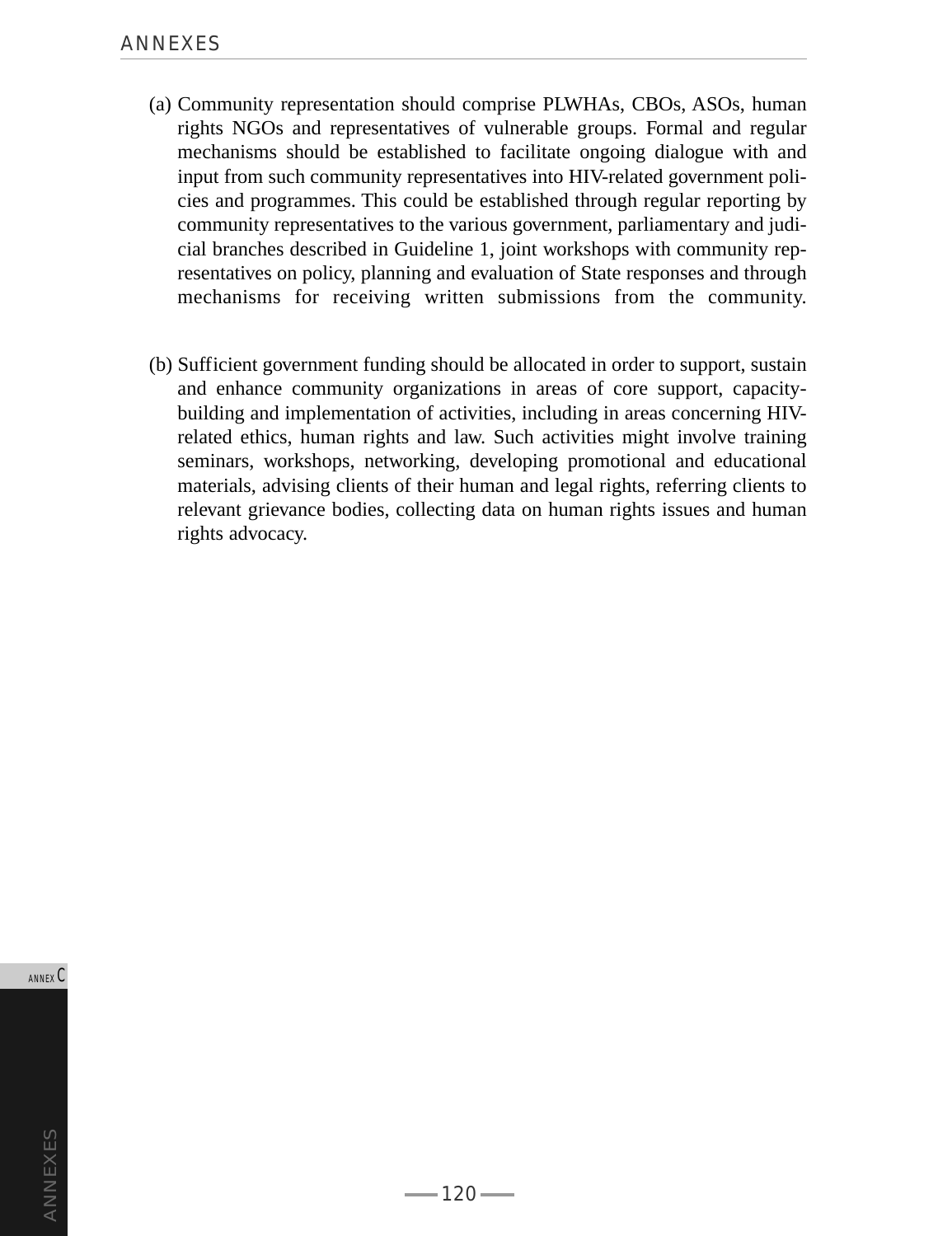(a) Community representation should comprise PLWHAs, CBOs, ASOs, human rights NGOs and representatives of vulnerable groups. Formal and regular mechanisms should be established to facilitate ongoing dialogue with and input from such community representatives into HIV-related government policies and programmes. This could be established through regular reporting by community representatives to the various government, parliamentary and judicial branches described in Guideline 1, joint workshops with community representatives on policy, planning and evaluation of State responses and through mechanisms for receiving written submissions from the community.

(b) Sufficient government funding should be allocated in order to support, sustain and enhance community organizations in areas of core support, capacity-building and implementation of activities, including in areas concerning HIV-related ethics, human rights and law. Such activities might involve training seminars, workshops, networking, developing promotional and educational materials, advising clients of their human and legal rights, referring clients to relevant grievance bodies, collecting data on human rights issues and human rights advocacy.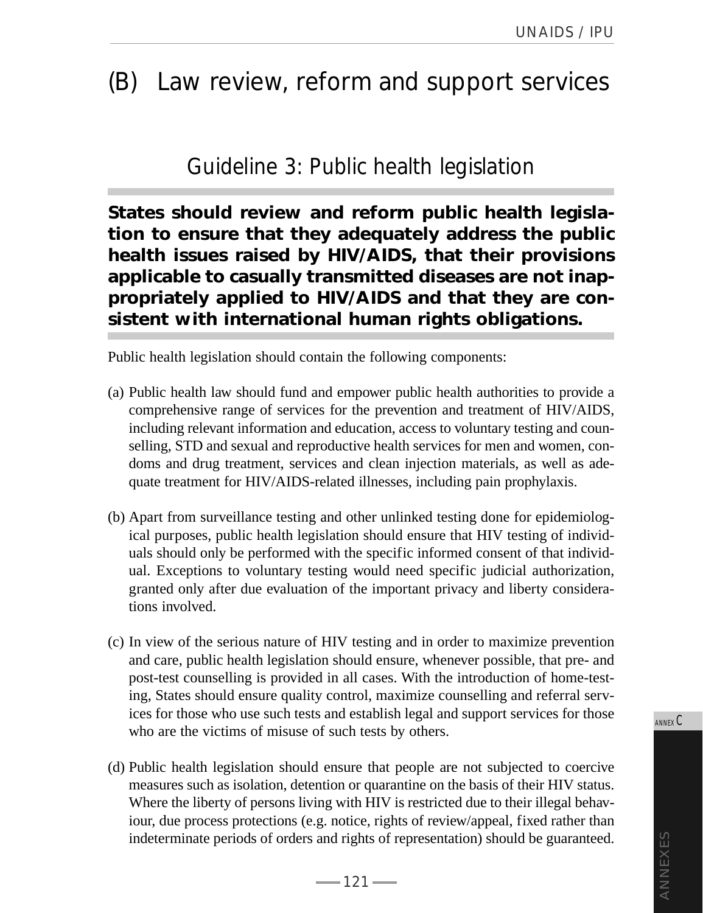# (B) Law review, reform and support services

## Guideline 3: Public health legislation

**States should review and reform public health legislation to ensure that they adequately address the public health issues raised by HIV/AIDS, that their provisions applicable to casually transmitted diseases are not inappropriately applied to HIV/AIDS and that they are consistent with international human rights obligations.**

Public health legislation should contain the following components:

(a) Public health law should fund and empower public health authorities to provide a comprehensive range of services for the prevention and treatment of HIV/AIDS, including relevant information and education, access to voluntary testing and counselling, STD and sexual and reproductive health services for men and women, condoms and drug treatment, services and clean injection materials, as well as adequate treatment for HIV/AIDS-related illnesses, including pain prophylaxis.

(b) Apart from surveillance testing and other unlinked testing done for epidemiological purposes, public health legislation should ensure that HIV testing of individuals should only be performed with the specific informed consent of that individual. Exceptions to voluntary testing would need specific judicial authorization, granted only after due evaluation of the important privacy and liberty considerations involved.

(c) In view of the serious nature of HIV testing and in order to maximize prevention and care, public health legislation should ensure, whenever possible, that pre- and post-test counselling is provided in all cases. With the introduction of home-testing, States should ensure quality control, maximize counselling and referral services for those who use such tests and establish legal and support services for those who are the victims of misuse of such tests by others.

(d) Public health legislation should ensure that people are not subjected to coercive measures such as isolation, detention or quarantine on the basis of their HIV status. Where the liberty of persons living with HIV is restricted due to their illegal behaviour, due process protections (e.g. notice, rights of review/appeal, fixed rather than indeterminate periods of orders and rights of representation) should be guaranteed.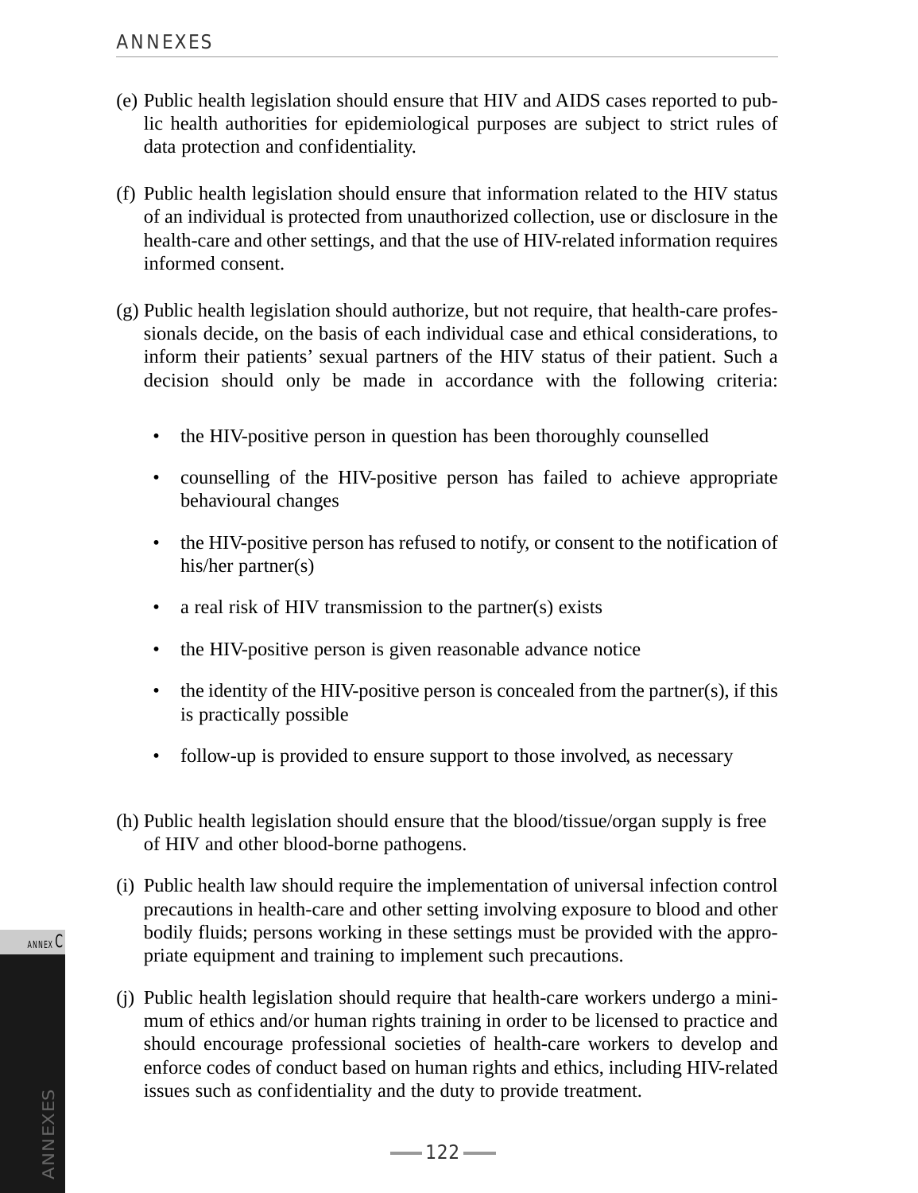(e) Public health legislation should ensure that HIV and AIDS cases reported to public health authorities for epidemiological purposes are subject to strict rules of data protection and confidentiality.

(f) Public health legislation should ensure that information related to the HIV status of an individual is protected from unauthorized collection, use or disclosure in the health-care and other settings, and that the use of HIV-related information requires informed consent.

(g) Public health legislation should authorize, but not require, that health-care professionals decide, on the basis of each individual case and ethical considerations, to inform their patients' sexual partners of the HIV status of their patient. Such a decision should only be made in accordance with the following criteria:

- the HIV-positive person in question has been thoroughly counselled
- counselling of the HIV-positive person has failed to achieve appropriate behavioural changes
- the HIV-positive person has refused to notify, or consent to the notification of his/her partner(s)
- a real risk of HIV transmission to the partner(s) exists
- the HIV-positive person is given reasonable advance notice
- the identity of the HIV-positive person is concealed from the partner(s), if this is practically possible
- follow-up is provided to ensure support to those involved, as necessary

(h) Public health legislation should ensure that the blood/tissue/organ supply is free of HIV and other blood-borne pathogens.

(i) Public health law should require the implementation of universal infection control precautions in health-care and other setting involving exposure to blood and other bodily fluids; persons working in these settings must be provided with the appropriate equipment and training to implement such precautions.

(j) Public health legislation should require that health-care workers undergo a minimum of ethics and/or human rights training in order to be licensed to practice and should encourage professional societies of health-care workers to develop and enforce codes of conduct based on human rights and ethics, including HIV-related issues such as confidentiality and the duty to provide treatment.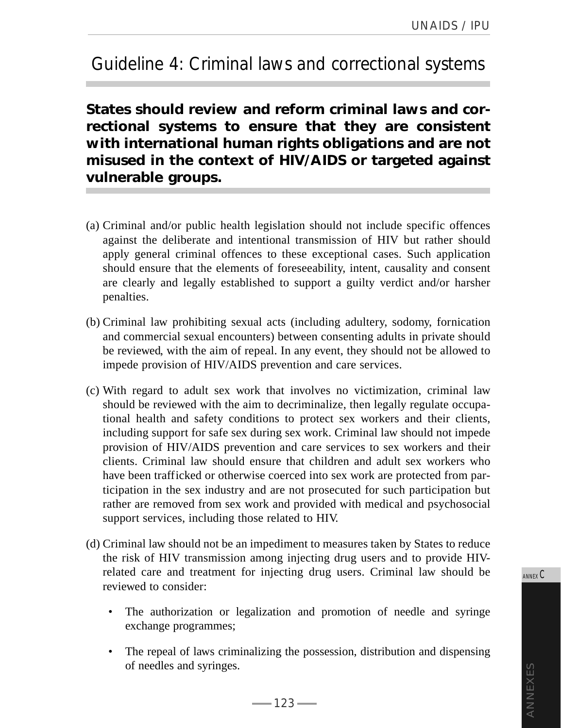# Guideline 4: Criminal laws and correctional systems

**States should review and reform criminal laws and correctional systems to ensure that they are consistent with international human rights obligations and are not misused in the context of HIV/AIDS or targeted against vulnerable groups.**

(a) Criminal and/or public health legislation should not include specific offences against the deliberate and intentional transmission of HIV but rather should apply general criminal offences to these exceptional cases. Such application should ensure that the elements of foreseeability, intent, causality and consent are clearly and legally established to support a guilty verdict and/or harsher penalties.

(b) Criminal law prohibiting sexual acts (including adultery, sodomy, fornication and commercial sexual encounters) between consenting adults in private should be reviewed, with the aim of repeal. In any event, they should not be allowed to impede provision of HIV/AIDS prevention and care services.

(c) With regard to adult sex work that involves no victimization, criminal law should be reviewed with the aim to decriminalize, then legally regulate occupational health and safety conditions to protect sex workers and their clients, including support for safe sex during sex work. Criminal law should not impede provision of HIV/AIDS prevention and care services to sex workers and their clients. Criminal law should ensure that children and adult sex workers who have been trafficked or otherwise coerced into sex work are protected from participation in the sex industry and are not prosecuted for such participation but rather are removed from sex work and provided with medical and psychosocial support services, including those related to HIV.

(d) Criminal law should not be an impediment to measures taken by States to reduce the risk of HIV transmission among injecting drug users and to provide HIV-related care and treatment for injecting drug users. Criminal law should be reviewed to consider:

- The authorization or legalization and promotion of needle and syringe exchange programmes;
- The repeal of laws criminalizing the possession, distribution and dispensing of needles and syringes.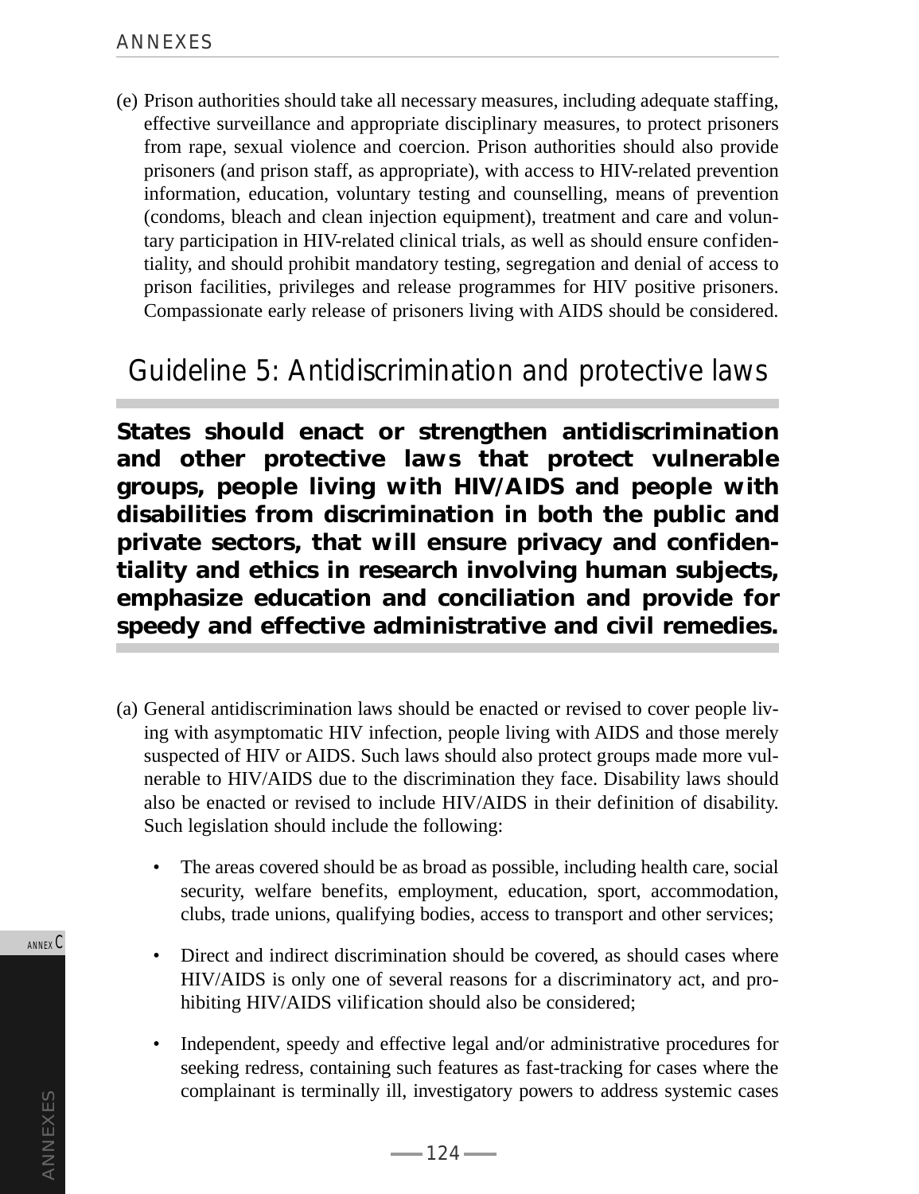(e) Prison authorities should take all necessary measures, including adequate staffing, effective surveillance and appropriate disciplinary measures, to protect prisoners from rape, sexual violence and coercion. Prison authorities should also provide prisoners (and prison staff, as appropriate), with access to HIV-related prevention information, education, voluntary testing and counselling, means of prevention (condoms, bleach and clean injection equipment), treatment and care and voluntary participation in HIV-related clinical trials, as well as should ensure confidentiality, and should prohibit mandatory testing, segregation and denial of access to prison facilities, privileges and release programmes for HIV positive prisoners. Compassionate early release of prisoners living with AIDS should be considered.

## Guideline 5: Antidiscrimination and protective laws

**States should enact or strengthen antidiscrimination and other protective laws that protect vulnerable groups, people living with HIV/AIDS and people with disabilities from discrimination in both the public and private sectors, that will ensure privacy and confidentiality and ethics in research involving human subjects, emphasize education and conciliation and provide for speedy and effective administrative and civil remedies.**

(a) General antidiscrimination laws should be enacted or revised to cover people living with asymptomatic HIV infection, people living with AIDS and those merely suspected of HIV or AIDS. Such laws should also protect groups made more vulnerable to HIV/AIDS due to the discrimination they face. Disability laws should also be enacted or revised to include HIV/AIDS in their definition of disability. Such legislation should include the following:

- The areas covered should be as broad as possible, including health care, social security, welfare benefits, employment, education, sport, accommodation, clubs, trade unions, qualifying bodies, access to transport and other services;
- Direct and indirect discrimination should be covered, as should cases where HIV/AIDS is only one of several reasons for a discriminatory act, and prohibiting HIV/AIDS vilification should also be considered;
- Independent, speedy and effective legal and/or administrative procedures for seeking redress, containing such features as fast-tracking for cases where the complainant is terminally ill, investigatory powers to address systemic cases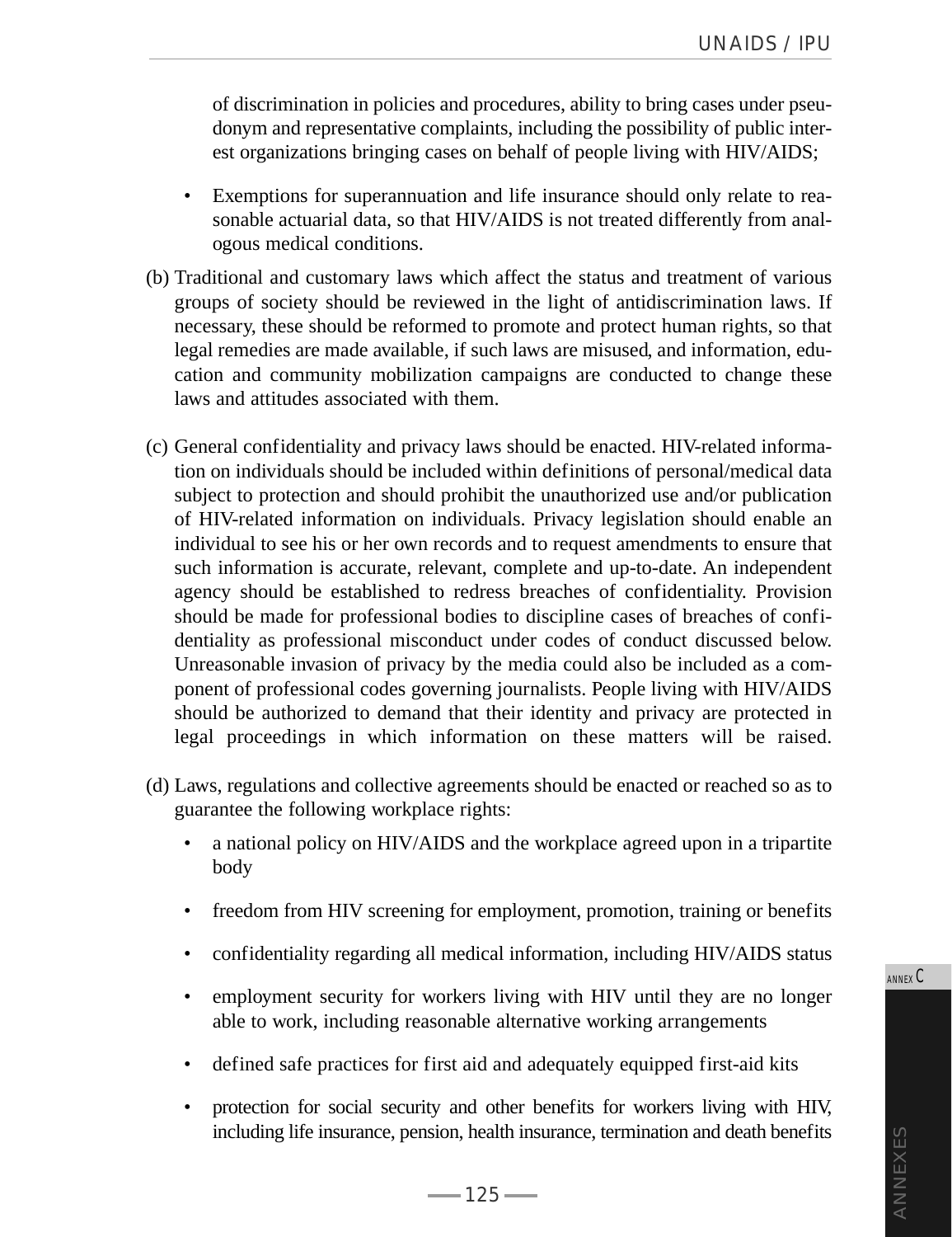of discrimination in policies and procedures, ability to bring cases under pseudonym and representative complaints, including the possibility of public interest organizations bringing cases on behalf of people living with HIV/AIDS;

- Exemptions for superannuation and life insurance should only relate to reasonable actuarial data, so that HIV/AIDS is not treated differently from analogous medical conditions.

(b) Traditional and customary laws which affect the status and treatment of various groups of society should be reviewed in the light of antidiscrimination laws. If necessary, these should be reformed to promote and protect human rights, so that legal remedies are made available, if such laws are misused, and information, education and community mobilization campaigns are conducted to change these laws and attitudes associated with them.

(c) General confidentiality and privacy laws should be enacted. HIV-related information on individuals should be included within definitions of personal/medical data subject to protection and should prohibit the unauthorized use and/or publication of HIV-related information on individuals. Privacy legislation should enable an individual to see his or her own records and to request amendments to ensure that such information is accurate, relevant, complete and up-to-date. An independent agency should be established to redress breaches of confidentiality. Provision should be made for professional bodies to discipline cases of breaches of confidentiality as professional misconduct under codes of conduct discussed below. Unreasonable invasion of privacy by the media could also be included as a component of professional codes governing journalists. People living with HIV/AIDS should be authorized to demand that their identity and privacy are protected in legal proceedings in which information on these matters will be raised.

(d) Laws, regulations and collective agreements should be enacted or reached so as to guarantee the following workplace rights:

- a national policy on HIV/AIDS and the workplace agreed upon in a tripartite body
- freedom from HIV screening for employment, promotion, training or benefits
- confidentiality regarding all medical information, including HIV/AIDS status
- employment security for workers living with HIV until they are no longer able to work, including reasonable alternative working arrangements
- defined safe practices for first aid and adequately equipped first-aid kits
- protection for social security and other benefits for workers living with HIV, including life insurance, pension, health insurance, termination and death benefits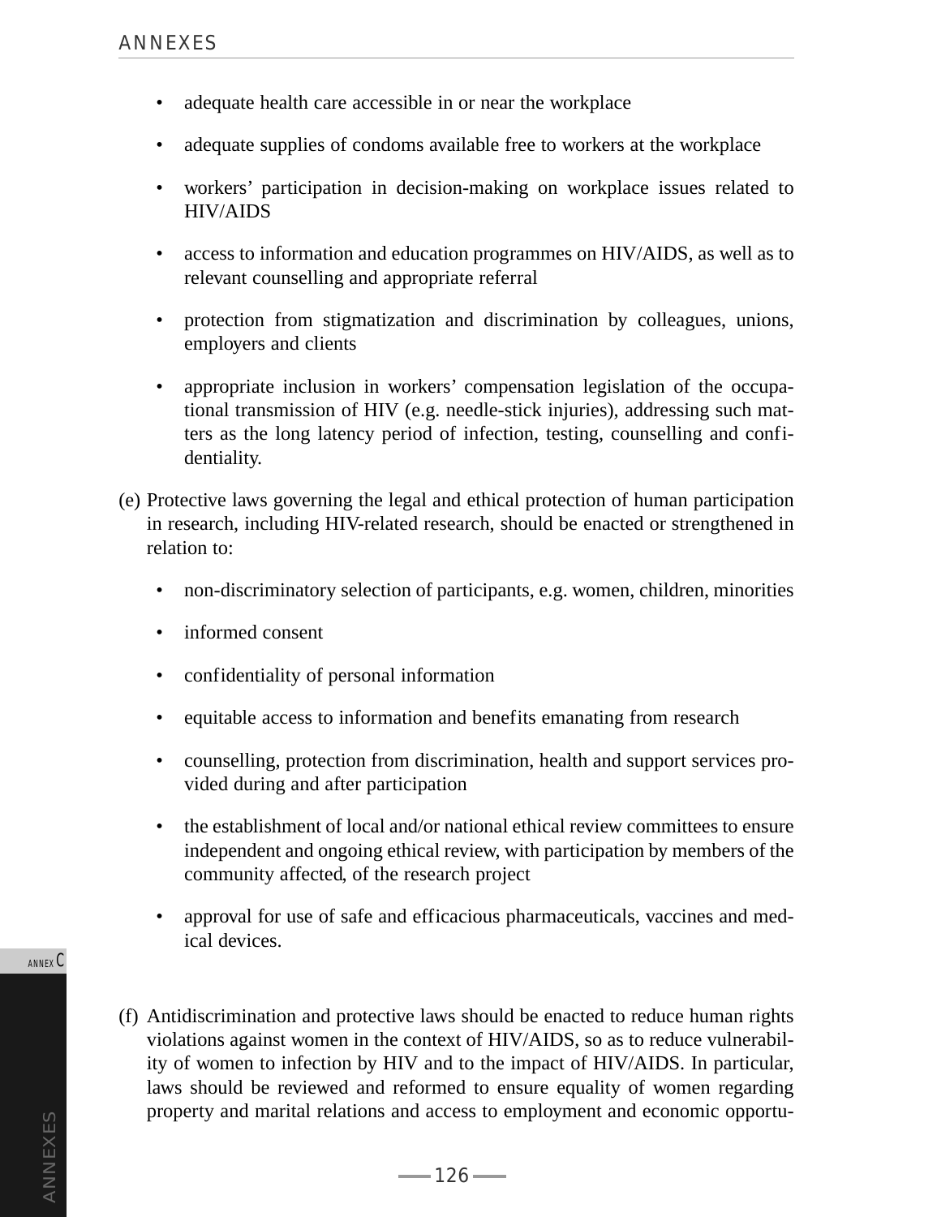- adequate health care accessible in or near the workplace
- adequate supplies of condoms available free to workers at the workplace
- workers' participation in decision-making on workplace issues related to HIV/AIDS
- access to information and education programmes on HIV/AIDS, as well as to relevant counselling and appropriate referral
- protection from stigmatization and discrimination by colleagues, unions, employers and clients
- appropriate inclusion in workers' compensation legislation of the occupational transmission of HIV (e.g. needle-stick injuries), addressing such matters as the long latency period of infection, testing, counselling and confidentiality.

(e) Protective laws governing the legal and ethical protection of human participation in research, including HIV-related research, should be enacted or strengthened in relation to:

- non-discriminatory selection of participants, e.g. women, children, minorities
- informed consent
- confidentiality of personal information
- equitable access to information and benefits emanating from research
- counselling, protection from discrimination, health and support services provided during and after participation
- the establishment of local and/or national ethical review committees to ensure independent and ongoing ethical review, with participation by members of the community affected, of the research project
- approval for use of safe and efficacious pharmaceuticals, vaccines and medical devices.

(f) Antidiscrimination and protective laws should be enacted to reduce human rights violations against women in the context of HIV/AIDS, so as to reduce vulnerability of women to infection by HIV and to the impact of HIV/AIDS. In particular, laws should be reviewed and reformed to ensure equality of women regarding property and marital relations and access to employment and economic opportu-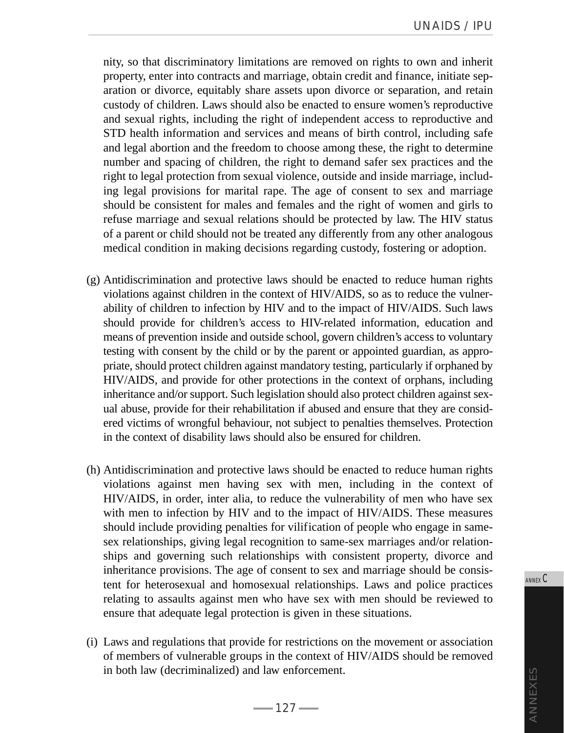nity, so that discriminatory limitations are removed on rights to own and inherit property, enter into contracts and marriage, obtain credit and finance, initiate separation or divorce, equitably share assets upon divorce or separation, and retain custody of children. Laws should also be enacted to ensure women's reproductive and sexual rights, including the right of independent access to reproductive and STD health information and services and means of birth control, including safe and legal abortion and the freedom to choose among these, the right to determine number and spacing of children, the right to demand safer sex practices and the right to legal protection from sexual violence, outside and inside marriage, including legal provisions for marital rape. The age of consent to sex and marriage should be consistent for males and females and the right of women and girls to refuse marriage and sexual relations should be protected by law. The HIV status of a parent or child should not be treated any differently from any other analogous medical condition in making decisions regarding custody, fostering or adoption.

(g) Antidiscrimination and protective laws should be enacted to reduce human rights violations against children in the context of HIV/AIDS, so as to reduce the vulnerability of children to infection by HIV and to the impact of HIV/AIDS. Such laws should provide for children's access to HIV-related information, education and means of prevention inside and outside school, govern children's access to voluntary testing with consent by the child or by the parent or appointed guardian, as appropriate, should protect children against mandatory testing, particularly if orphaned by HIV/AIDS, and provide for other protections in the context of orphans, including inheritance and/or support. Such legislation should also protect children against sexual abuse, provide for their rehabilitation if abused and ensure that they are considered victims of wrongful behaviour, not subject to penalties themselves. Protection in the context of disability laws should also be ensured for children.

(h) Antidiscrimination and protective laws should be enacted to reduce human rights violations against men having sex with men, including in the context of HIV/AIDS, in order, inter alia, to reduce the vulnerability of men who have sex with men to infection by HIV and to the impact of HIV/AIDS. These measures should include providing penalties for vilification of people who engage in same-sex relationships, giving legal recognition to same-sex marriages and/or relationships and governing such relationships with consistent property, divorce and inheritance provisions. The age of consent to sex and marriage should be consistent for heterosexual and homosexual relationships. Laws and police practices relating to assaults against men who have sex with men should be reviewed to ensure that adequate legal protection is given in these situations.

(i) Laws and regulations that provide for restrictions on the movement or association of members of vulnerable groups in the context of HIV/AIDS should be removed in both law (decriminalized) and law enforcement.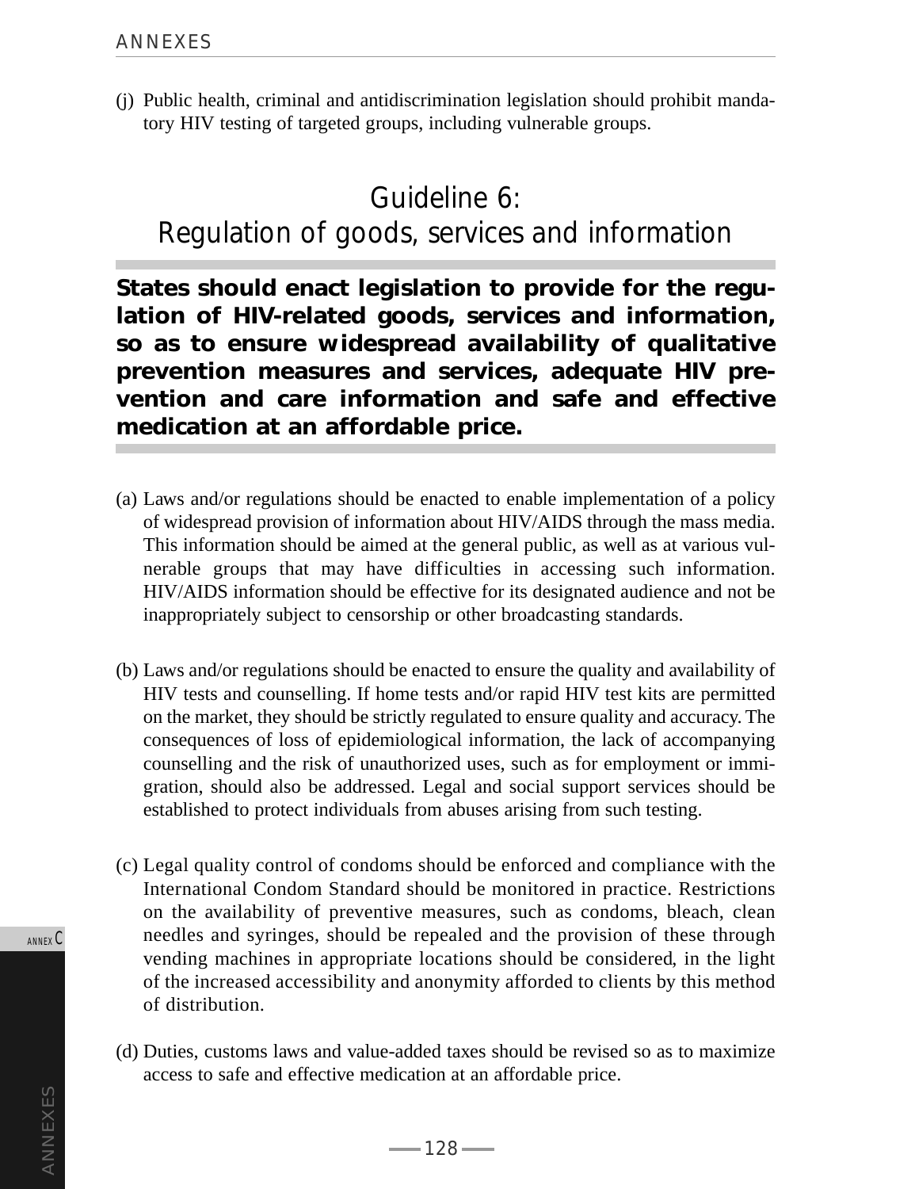(j) Public health, criminal and antidiscrimination legislation should prohibit mandatory HIV testing of targeted groups, including vulnerable groups.

## Guideline 6:
## Regulation of goods, services and information

**States should enact legislation to provide for the regulation of HIV-related goods, services and information, so as to ensure widespread availability of qualitative prevention measures and services, adequate HIV prevention and care information and safe and effective medication at an affordable price.**

(a) Laws and/or regulations should be enacted to enable implementation of a policy of widespread provision of information about HIV/AIDS through the mass media. This information should be aimed at the general public, as well as at various vulnerable groups that may have difficulties in accessing such information. HIV/AIDS information should be effective for its designated audience and not be inappropriately subject to censorship or other broadcasting standards.

(b) Laws and/or regulations should be enacted to ensure the quality and availability of HIV tests and counselling. If home tests and/or rapid HIV test kits are permitted on the market, they should be strictly regulated to ensure quality and accuracy. The consequences of loss of epidemiological information, the lack of accompanying counselling and the risk of unauthorized uses, such as for employment or immigration, should also be addressed. Legal and social support services should be established to protect individuals from abuses arising from such testing.

(c) Legal quality control of condoms should be enforced and compliance with the International Condom Standard should be monitored in practice. Restrictions on the availability of preventive measures, such as condoms, bleach, clean needles and syringes, should be repealed and the provision of these through vending machines in appropriate locations should be considered, in the light of the increased accessibility and anonymity afforded to clients by this method of distribution.

(d) Duties, customs laws and value-added taxes should be revised so as to maximize access to safe and effective medication at an affordable price.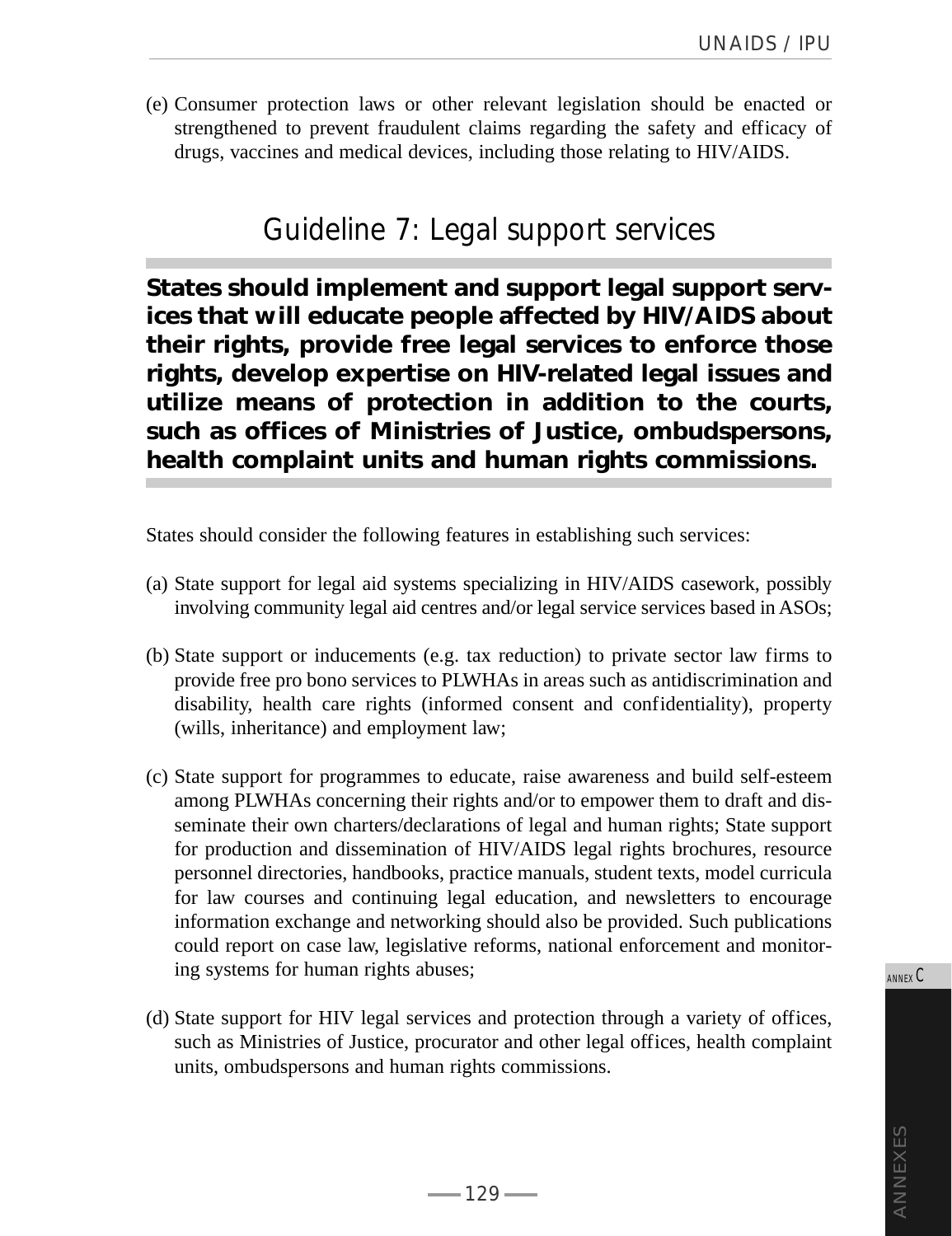(e) Consumer protection laws or other relevant legislation should be enacted or strengthened to prevent fraudulent claims regarding the safety and efficacy of drugs, vaccines and medical devices, including those relating to HIV/AIDS.

## Guideline 7: Legal support services

**States should implement and support legal support services that will educate people affected by HIV/AIDS about their rights, provide free legal services to enforce those rights, develop expertise on HIV-related legal issues and utilize means of protection in addition to the courts, such as offices of Ministries of Justice, ombudspersons, health complaint units and human rights commissions.**

States should consider the following features in establishing such services:

(a) State support for legal aid systems specializing in HIV/AIDS casework, possibly involving community legal aid centres and/or legal service services based in ASOs;

(b) State support or inducements (e.g. tax reduction) to private sector law firms to provide free pro bono services to PLWHAs in areas such as antidiscrimination and disability, health care rights (informed consent and confidentiality), property (wills, inheritance) and employment law;

(c) State support for programmes to educate, raise awareness and build self-esteem among PLWHAs concerning their rights and/or to empower them to draft and disseminate their own charters/declarations of legal and human rights; State support for production and dissemination of HIV/AIDS legal rights brochures, resource personnel directories, handbooks, practice manuals, student texts, model curricula for law courses and continuing legal education, and newsletters to encourage information exchange and networking should also be provided. Such publications could report on case law, legislative reforms, national enforcement and monitoring systems for human rights abuses;

(d) State support for HIV legal services and protection through a variety of offices, such as Ministries of Justice, procurator and other legal offices, health complaint units, ombudspersons and human rights commissions.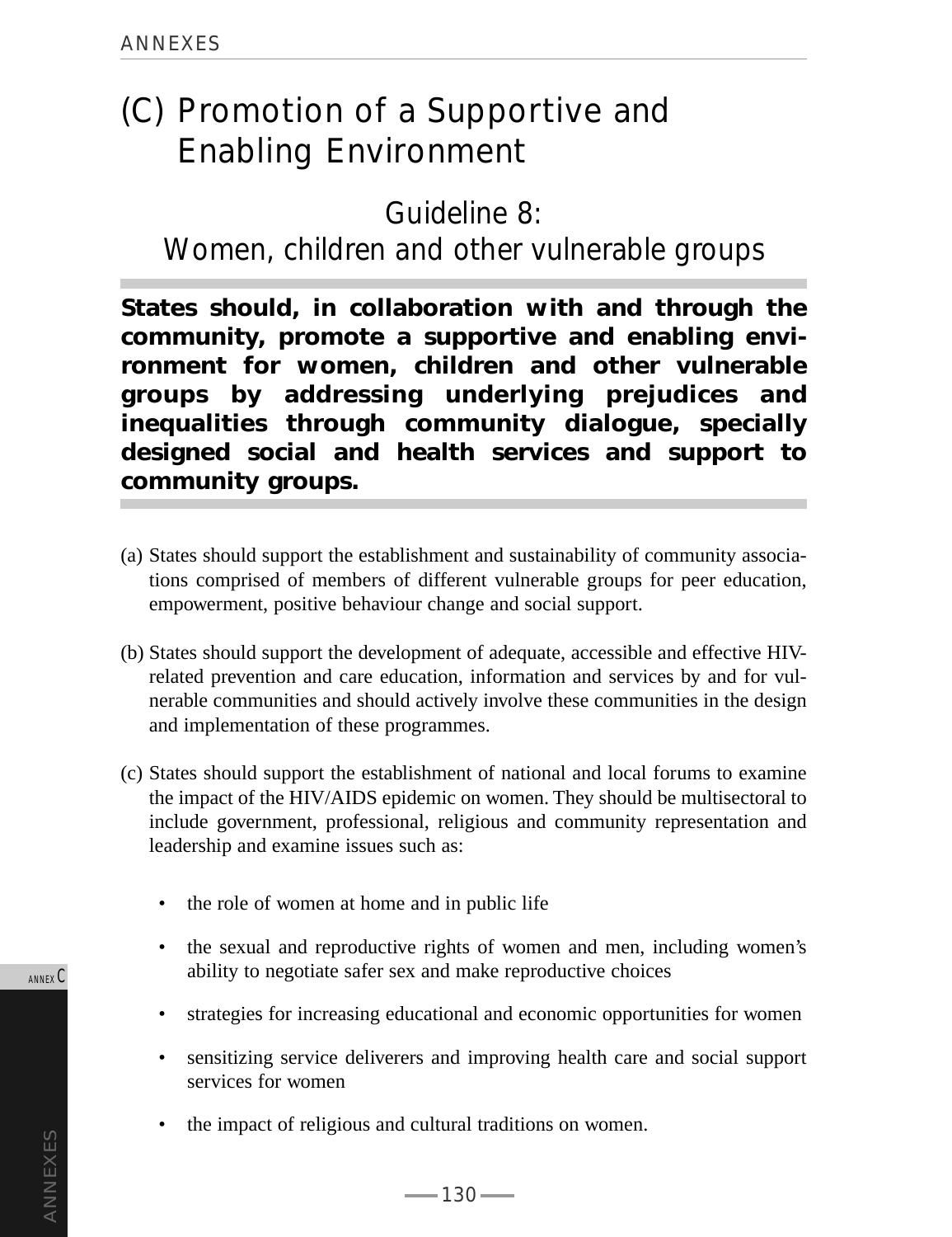# (C) Promotion of a Supportive and Enabling Environment

## Guideline 8: Women, children and other vulnerable groups

**States should, in collaboration with and through the community, promote a supportive and enabling environment for women, children and other vulnerable groups by addressing underlying prejudices and inequalities through community dialogue, specially designed social and health services and support to community groups.**

(a) States should support the establishment and sustainability of community associations comprised of members of different vulnerable groups for peer education, empowerment, positive behaviour change and social support.

(b) States should support the development of adequate, accessible and effective HIV-related prevention and care education, information and services by and for vulnerable communities and should actively involve these communities in the design and implementation of these programmes.

(c) States should support the establishment of national and local forums to examine the impact of the HIV/AIDS epidemic on women. They should be multisectoral to include government, professional, religious and community representation and leadership and examine issues such as:

- the role of women at home and in public life
- the sexual and reproductive rights of women and men, including women's ability to negotiate safer sex and make reproductive choices
- strategies for increasing educational and economic opportunities for women
- sensitizing service deliverers and improving health care and social support services for women
- the impact of religious and cultural traditions on women.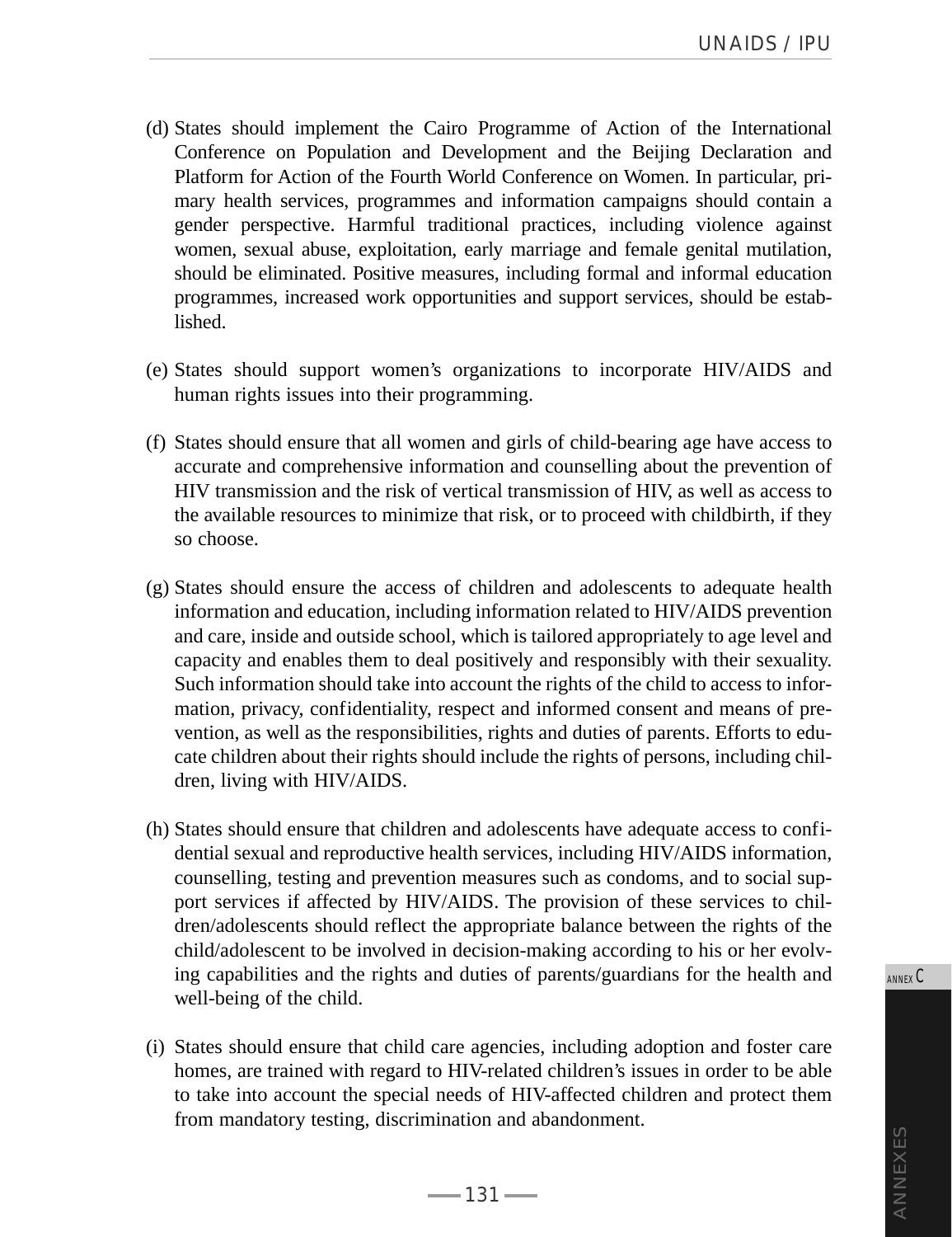(d) States should implement the Cairo Programme of Action of the International Conference on Population and Development and the Beijing Declaration and Platform for Action of the Fourth World Conference on Women. In particular, primary health services, programmes and information campaigns should contain a gender perspective. Harmful traditional practices, including violence against women, sexual abuse, exploitation, early marriage and female genital mutilation, should be eliminated. Positive measures, including formal and informal education programmes, increased work opportunities and support services, should be established.

(e) States should support women's organizations to incorporate HIV/AIDS and human rights issues into their programming.

(f) States should ensure that all women and girls of child-bearing age have access to accurate and comprehensive information and counselling about the prevention of HIV transmission and the risk of vertical transmission of HIV, as well as access to the available resources to minimize that risk, or to proceed with childbirth, if they so choose.

(g) States should ensure the access of children and adolescents to adequate health information and education, including information related to HIV/AIDS prevention and care, inside and outside school, which is tailored appropriately to age level and capacity and enables them to deal positively and responsibly with their sexuality. Such information should take into account the rights of the child to access to information, privacy, confidentiality, respect and informed consent and means of prevention, as well as the responsibilities, rights and duties of parents. Efforts to educate children about their rights should include the rights of persons, including children, living with HIV/AIDS.

(h) States should ensure that children and adolescents have adequate access to confidential sexual and reproductive health services, including HIV/AIDS information, counselling, testing and prevention measures such as condoms, and to social support services if affected by HIV/AIDS. The provision of these services to children/adolescents should reflect the appropriate balance between the rights of the child/adolescent to be involved in decision-making according to his or her evolving capabilities and the rights and duties of parents/guardians for the health and well-being of the child.

(i) States should ensure that child care agencies, including adoption and foster care homes, are trained with regard to HIV-related children's issues in order to be able to take into account the special needs of HIV-affected children and protect them from mandatory testing, discrimination and abandonment.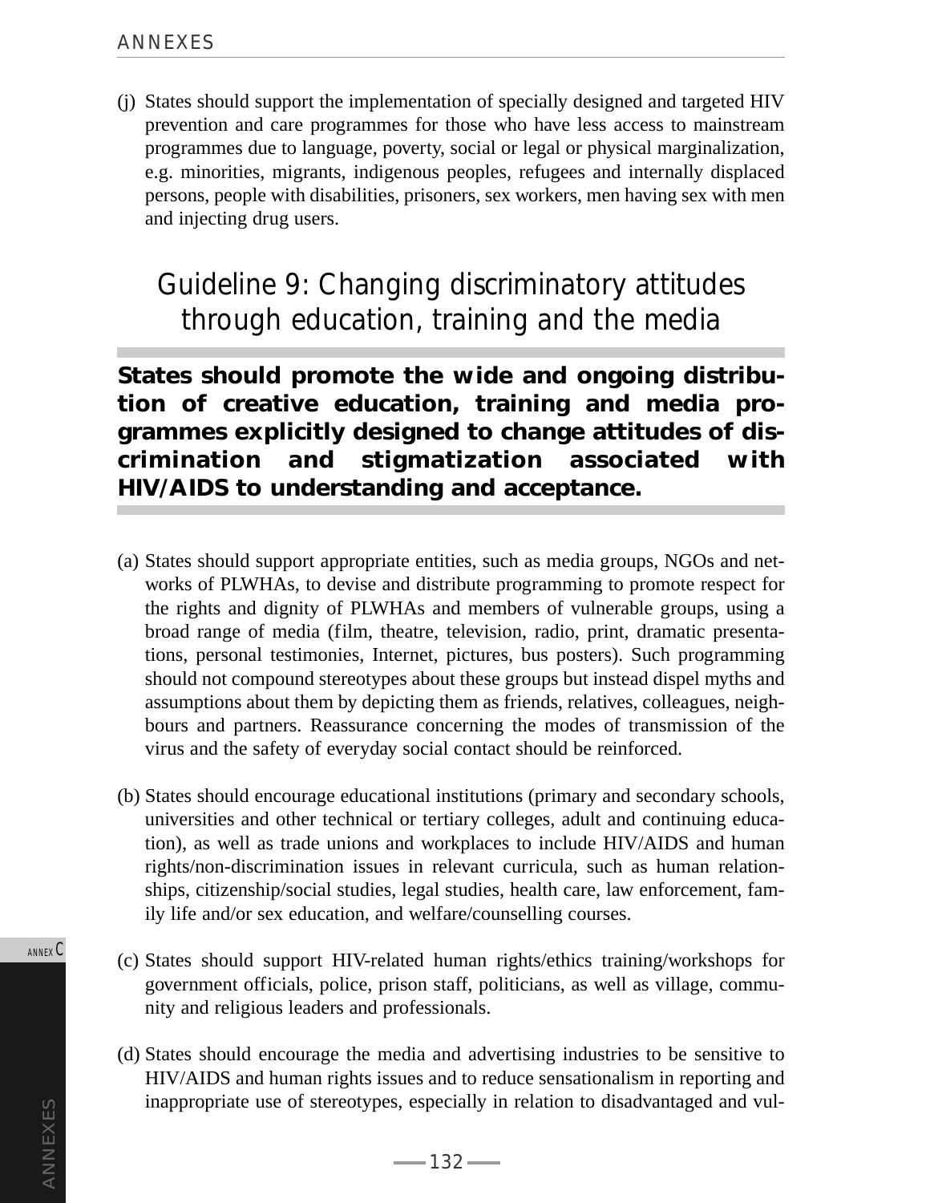(j) States should support the implementation of specially designed and targeted HIV prevention and care programmes for those who have less access to mainstream programmes due to language, poverty, social or legal or physical marginalization, e.g. minorities, migrants, indigenous peoples, refugees and internally displaced persons, people with disabilities, prisoners, sex workers, men having sex with men and injecting drug users.

## Guideline 9: Changing discriminatory attitudes through education, training and the media

**States should promote the wide and ongoing distribution of creative education, training and media programmes explicitly designed to change attitudes of discrimination and stigmatization associated with HIV/AIDS to understanding and acceptance.**

(a) States should support appropriate entities, such as media groups, NGOs and networks of PLWHAs, to devise and distribute programming to promote respect for the rights and dignity of PLWHAs and members of vulnerable groups, using a broad range of media (film, theatre, television, radio, print, dramatic presentations, personal testimonies, Internet, pictures, bus posters). Such programming should not compound stereotypes about these groups but instead dispel myths and assumptions about them by depicting them as friends, relatives, colleagues, neighbours and partners. Reassurance concerning the modes of transmission of the virus and the safety of everyday social contact should be reinforced.

(b) States should encourage educational institutions (primary and secondary schools, universities and other technical or tertiary colleges, adult and continuing education), as well as trade unions and workplaces to include HIV/AIDS and human rights/non-discrimination issues in relevant curricula, such as human relationships, citizenship/social studies, legal studies, health care, law enforcement, family life and/or sex education, and welfare/counselling courses.

(c) States should support HIV-related human rights/ethics training/workshops for government officials, police, prison staff, politicians, as well as village, community and religious leaders and professionals.

(d) States should encourage the media and advertising industries to be sensitive to HIV/AIDS and human rights issues and to reduce sensationalism in reporting and inappropriate use of stereotypes, especially in relation to disadvantaged and vul-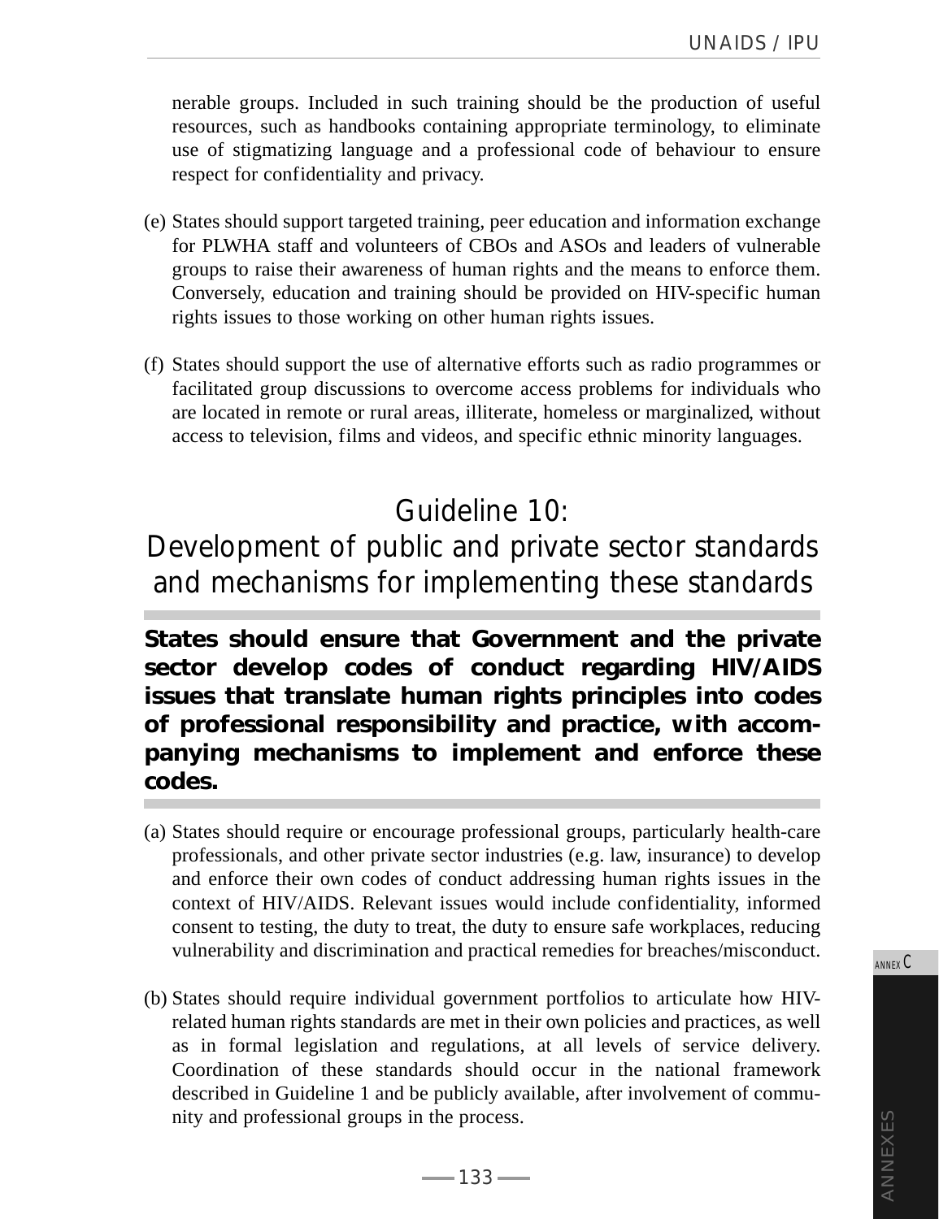nerable groups. Included in such training should be the production of useful resources, such as handbooks containing appropriate terminology, to eliminate use of stigmatizing language and a professional code of behaviour to ensure respect for confidentiality and privacy.

(e) States should support targeted training, peer education and information exchange for PLWHA staff and volunteers of CBOs and ASOs and leaders of vulnerable groups to raise their awareness of human rights and the means to enforce them. Conversely, education and training should be provided on HIV-specific human rights issues to those working on other human rights issues.

(f) States should support the use of alternative efforts such as radio programmes or facilitated group discussions to overcome access problems for individuals who are located in remote or rural areas, illiterate, homeless or marginalized, without access to television, films and videos, and specific ethnic minority languages.

## Guideline 10: Development of public and private sector standards and mechanisms for implementing these standards

**States should ensure that Government and the private sector develop codes of conduct regarding HIV/AIDS issues that translate human rights principles into codes of professional responsibility and practice, with accompanying mechanisms to implement and enforce these codes.**

(a) States should require or encourage professional groups, particularly health-care professionals, and other private sector industries (e.g. law, insurance) to develop and enforce their own codes of conduct addressing human rights issues in the context of HIV/AIDS. Relevant issues would include confidentiality, informed consent to testing, the duty to treat, the duty to ensure safe workplaces, reducing vulnerability and discrimination and practical remedies for breaches/misconduct.

(b) States should require individual government portfolios to articulate how HIV-related human rights standards are met in their own policies and practices, as well as in formal legislation and regulations, at all levels of service delivery. Coordination of these standards should occur in the national framework described in Guideline 1 and be publicly available, after involvement of community and professional groups in the process.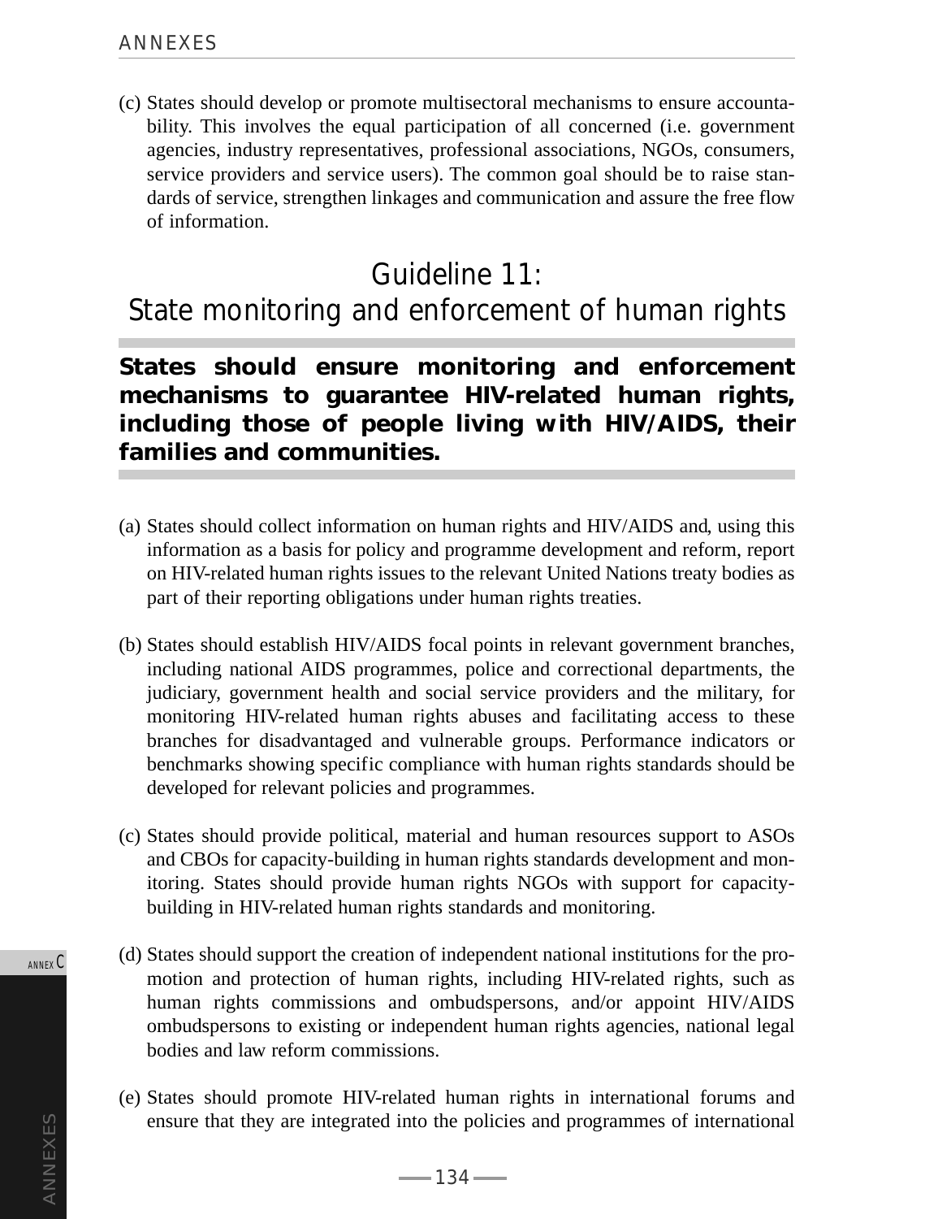(c) States should develop or promote multisectoral mechanisms to ensure accountability. This involves the equal participation of all concerned (i.e. government agencies, industry representatives, professional associations, NGOs, consumers, service providers and service users). The common goal should be to raise standards of service, strengthen linkages and communication and assure the free flow of information.

## Guideline 11: State monitoring and enforcement of human rights

**States should ensure monitoring and enforcement mechanisms to guarantee HIV-related human rights, including those of people living with HIV/AIDS, their families and communities.**

(a) States should collect information on human rights and HIV/AIDS and, using this information as a basis for policy and programme development and reform, report on HIV-related human rights issues to the relevant United Nations treaty bodies as part of their reporting obligations under human rights treaties.

(b) States should establish HIV/AIDS focal points in relevant government branches, including national AIDS programmes, police and correctional departments, the judiciary, government health and social service providers and the military, for monitoring HIV-related human rights abuses and facilitating access to these branches for disadvantaged and vulnerable groups. Performance indicators or benchmarks showing specific compliance with human rights standards should be developed for relevant policies and programmes.

(c) States should provide political, material and human resources support to ASOs and CBOs for capacity-building in human rights standards development and monitoring. States should provide human rights NGOs with support for capacity-building in HIV-related human rights standards and monitoring.

(d) States should support the creation of independent national institutions for the promotion and protection of human rights, including HIV-related rights, such as human rights commissions and ombudspersons, and/or appoint HIV/AIDS ombudspersons to existing or independent human rights agencies, national legal bodies and law reform commissions.

(e) States should promote HIV-related human rights in international forums and ensure that they are integrated into the policies and programmes of international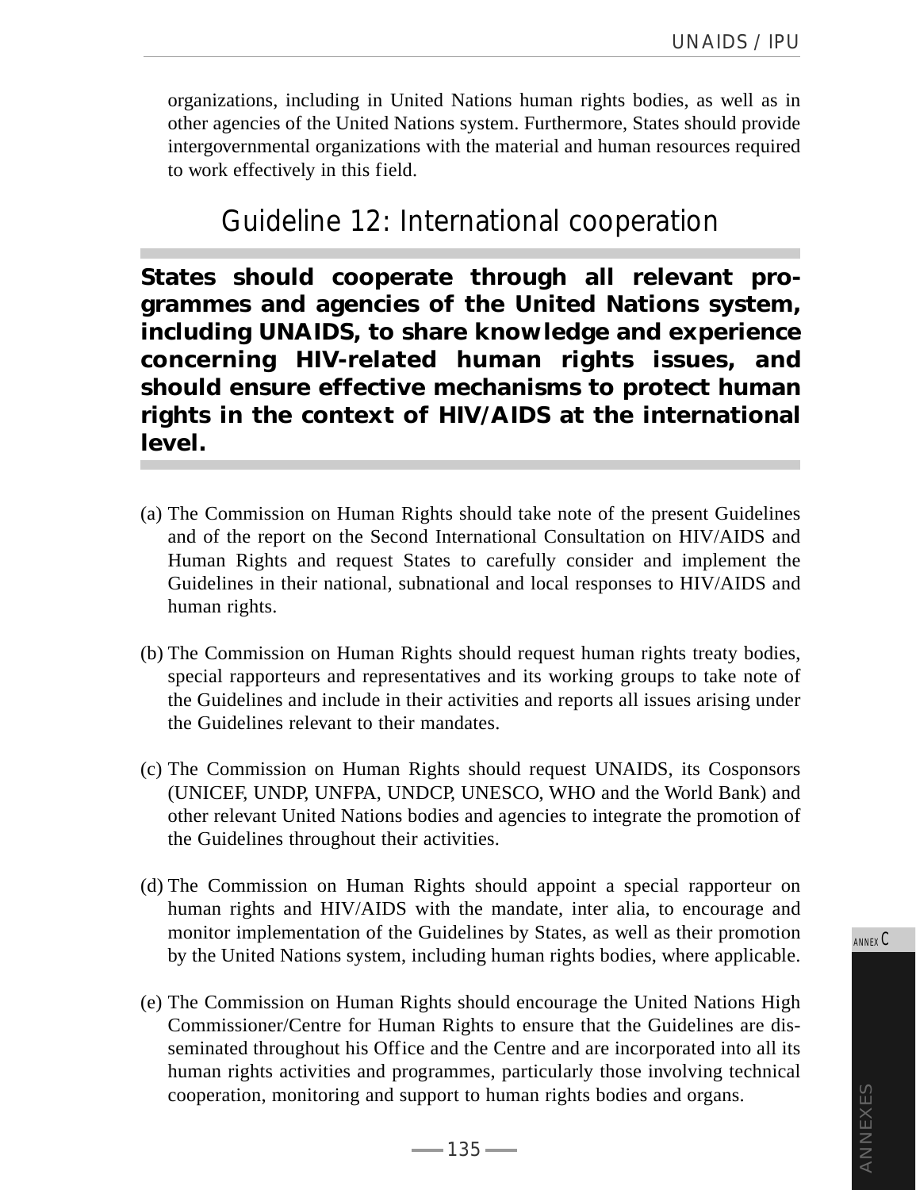organizations, including in United Nations human rights bodies, as well as in other agencies of the United Nations system. Furthermore, States should provide intergovernmental organizations with the material and human resources required to work effectively in this field.

## Guideline 12: International cooperation

**States should cooperate through all relevant programmes and agencies of the United Nations system, including UNAIDS, to share knowledge and experience concerning HIV-related human rights issues, and should ensure effective mechanisms to protect human rights in the context of HIV/AIDS at the international level.**

(a) The Commission on Human Rights should take note of the present Guidelines and of the report on the Second International Consultation on HIV/AIDS and Human Rights and request States to carefully consider and implement the Guidelines in their national, subnational and local responses to HIV/AIDS and human rights.

(b) The Commission on Human Rights should request human rights treaty bodies, special rapporteurs and representatives and its working groups to take note of the Guidelines and include in their activities and reports all issues arising under the Guidelines relevant to their mandates.

(c) The Commission on Human Rights should request UNAIDS, its Cosponsors (UNICEF, UNDP, UNFPA, UNDCP, UNESCO, WHO and the World Bank) and other relevant United Nations bodies and agencies to integrate the promotion of the Guidelines throughout their activities.

(d) The Commission on Human Rights should appoint a special rapporteur on human rights and HIV/AIDS with the mandate, inter alia, to encourage and monitor implementation of the Guidelines by States, as well as their promotion by the United Nations system, including human rights bodies, where applicable.

(e) The Commission on Human Rights should encourage the United Nations High Commissioner/Centre for Human Rights to ensure that the Guidelines are disseminated throughout his Office and the Centre and are incorporated into all its human rights activities and programmes, particularly those involving technical cooperation, monitoring and support to human rights bodies and organs.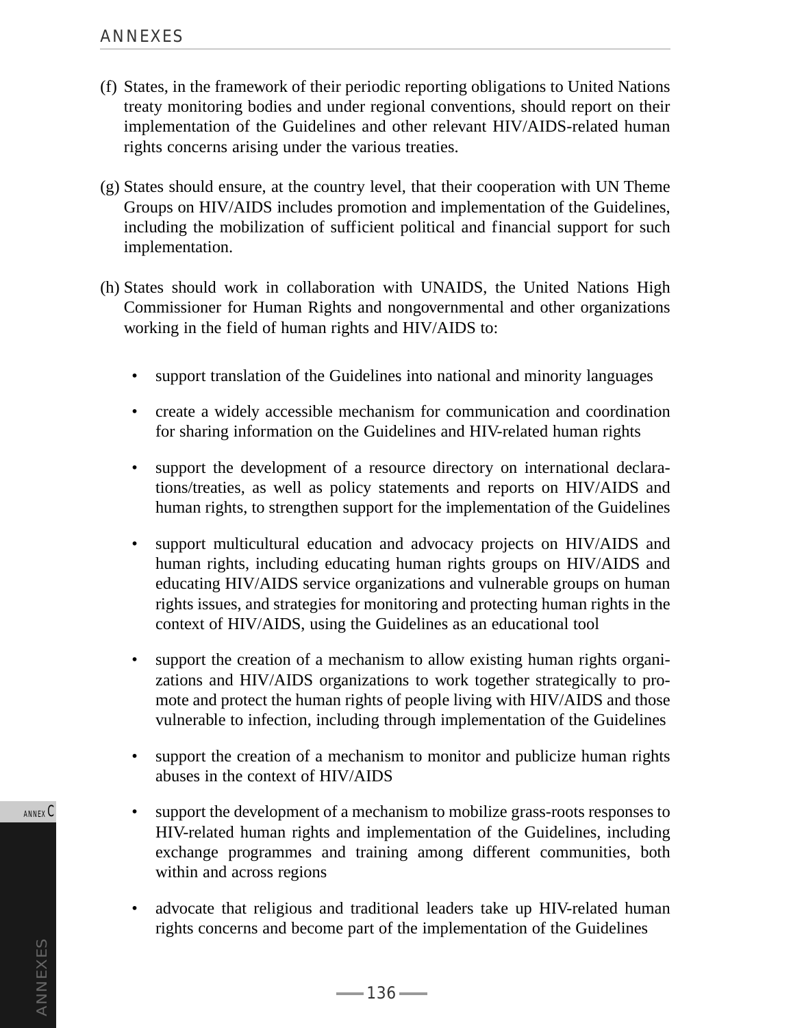(f) States, in the framework of their periodic reporting obligations to United Nations treaty monitoring bodies and under regional conventions, should report on their implementation of the Guidelines and other relevant HIV/AIDS-related human rights concerns arising under the various treaties.

(g) States should ensure, at the country level, that their cooperation with UN Theme Groups on HIV/AIDS includes promotion and implementation of the Guidelines, including the mobilization of sufficient political and financial support for such implementation.

(h) States should work in collaboration with UNAIDS, the United Nations High Commissioner for Human Rights and nongovernmental and other organizations working in the field of human rights and HIV/AIDS to:

- support translation of the Guidelines into national and minority languages
- create a widely accessible mechanism for communication and coordination for sharing information on the Guidelines and HIV-related human rights
- support the development of a resource directory on international declarations/treaties, as well as policy statements and reports on HIV/AIDS and human rights, to strengthen support for the implementation of the Guidelines
- support multicultural education and advocacy projects on HIV/AIDS and human rights, including educating human rights groups on HIV/AIDS and educating HIV/AIDS service organizations and vulnerable groups on human rights issues, and strategies for monitoring and protecting human rights in the context of HIV/AIDS, using the Guidelines as an educational tool
- support the creation of a mechanism to allow existing human rights organizations and HIV/AIDS organizations to work together strategically to promote and protect the human rights of people living with HIV/AIDS and those vulnerable to infection, including through implementation of the Guidelines
- support the creation of a mechanism to monitor and publicize human rights abuses in the context of HIV/AIDS
- support the development of a mechanism to mobilize grass-roots responses to HIV-related human rights and implementation of the Guidelines, including exchange programmes and training among different communities, both within and across regions
- advocate that religious and traditional leaders take up HIV-related human rights concerns and become part of the implementation of the Guidelines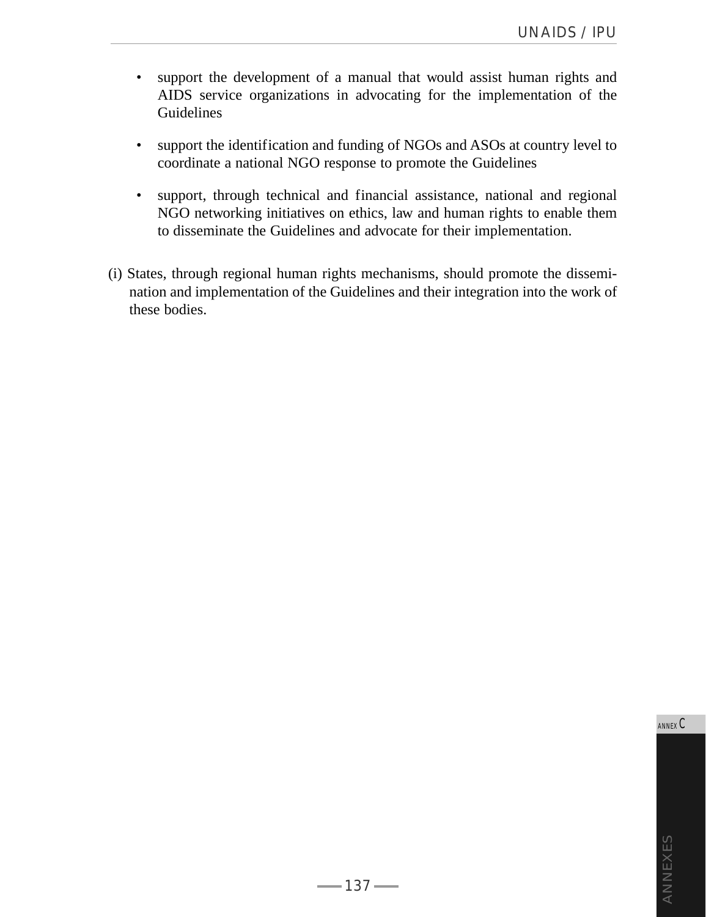- support the development of a manual that would assist human rights and AIDS service organizations in advocating for the implementation of the Guidelines

- support the identification and funding of NGOs and ASOs at country level to coordinate a national NGO response to promote the Guidelines

- support, through technical and financial assistance, national and regional NGO networking initiatives on ethics, law and human rights to enable them to disseminate the Guidelines and advocate for their implementation.

(i) States, through regional human rights mechanisms, should promote the dissemination and implementation of the Guidelines and their integration into the work of these bodies.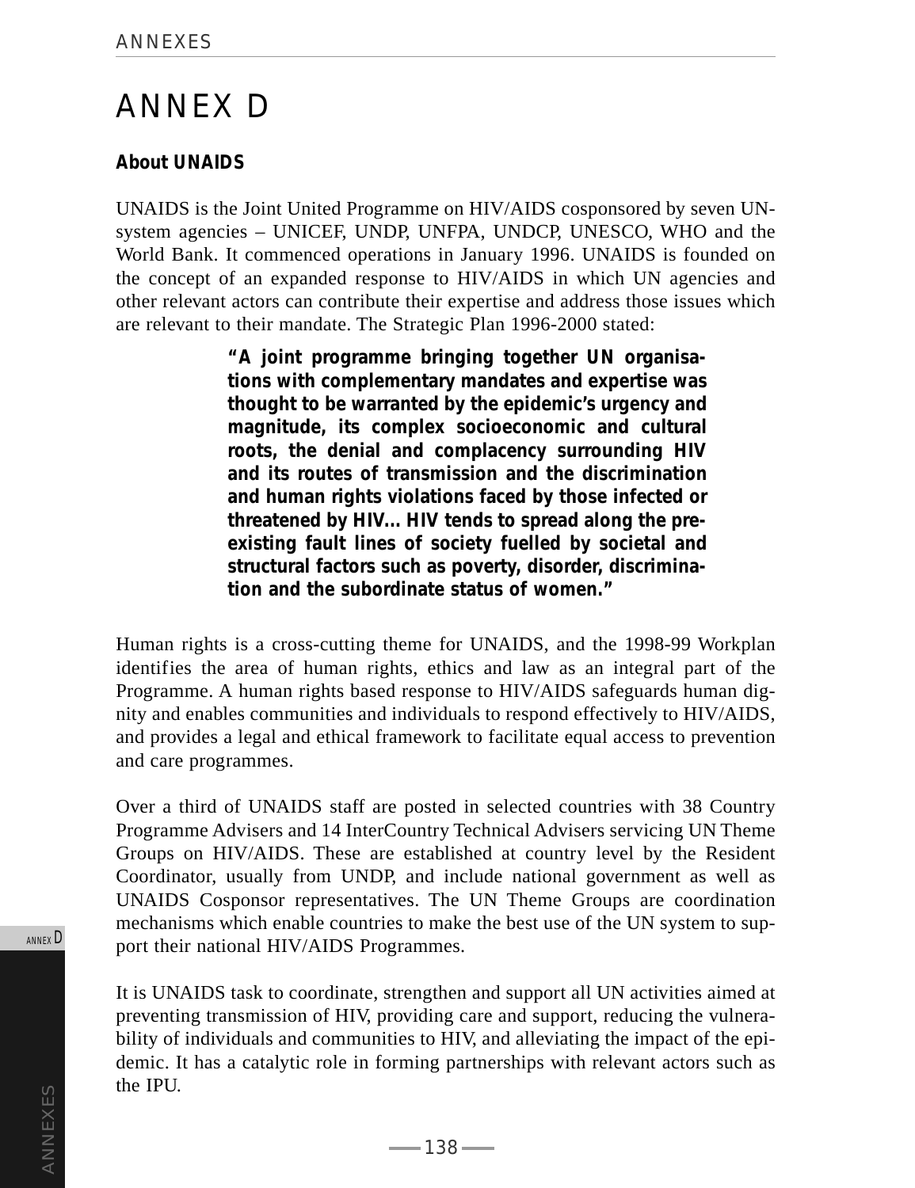# ANNEX D

**About UNAIDS**

UNAIDS is the Joint United Programme on HIV/AIDS cosponsored by seven UN-system agencies – UNICEF, UNDP, UNFPA, UNDCP, UNESCO, WHO and the World Bank. It commenced operations in January 1996. UNAIDS is founded on the concept of an expanded response to HIV/AIDS in which UN agencies and other relevant actors can contribute their expertise and address those issues which are relevant to their mandate. The Strategic Plan 1996-2000 stated:

> **"A joint programme bringing together UN organisations with complementary mandates and expertise was thought to be warranted by the epidemic's urgency and magnitude, its complex socioeconomic and cultural roots, the denial and complacency surrounding HIV and its routes of transmission and the discrimination and human rights violations faced by those infected or threatened by HIV... HIV tends to spread along the pre-existing fault lines of society fuelled by societal and structural factors such as poverty, disorder, discrimination and the subordinate status of women."**

Human rights is a cross-cutting theme for UNAIDS, and the 1998-99 Workplan identifies the area of human rights, ethics and law as an integral part of the Programme. A human rights based response to HIV/AIDS safeguards human dignity and enables communities and individuals to respond effectively to HIV/AIDS, and provides a legal and ethical framework to facilitate equal access to prevention and care programmes.

Over a third of UNAIDS staff are posted in selected countries with 38 Country Programme Advisers and 14 InterCountry Technical Advisers servicing UN Theme Groups on HIV/AIDS. These are established at country level by the Resident Coordinator, usually from UNDP, and include national government as well as UNAIDS Cosponsor representatives. The UN Theme Groups are coordination mechanisms which enable countries to make the best use of the UN system to support their national HIV/AIDS Programmes.

It is UNAIDS task to coordinate, strengthen and support all UN activities aimed at preventing transmission of HIV, providing care and support, reducing the vulnerability of individuals and communities to HIV, and alleviating the impact of the epidemic. It has a catalytic role in forming partnerships with relevant actors such as the IPU.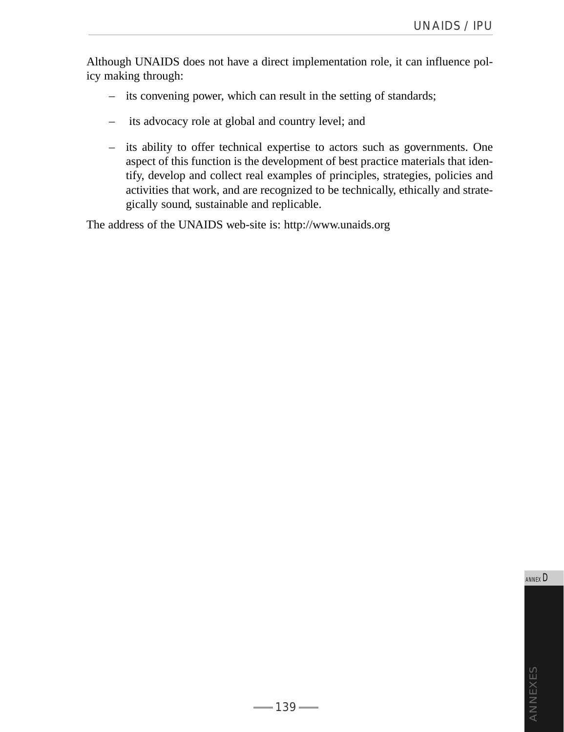Although UNAIDS does not have a direct implementation role, it can influence policy making through:

- its convening power, which can result in the setting of standards;
- its advocacy role at global and country level; and
- its ability to offer technical expertise to actors such as governments. One aspect of this function is the development of best practice materials that identify, develop and collect real examples of principles, strategies, policies and activities that work, and are recognized to be technically, ethically and strategically sound, sustainable and replicable.

The address of the UNAIDS web-site is: http://www.unaids.org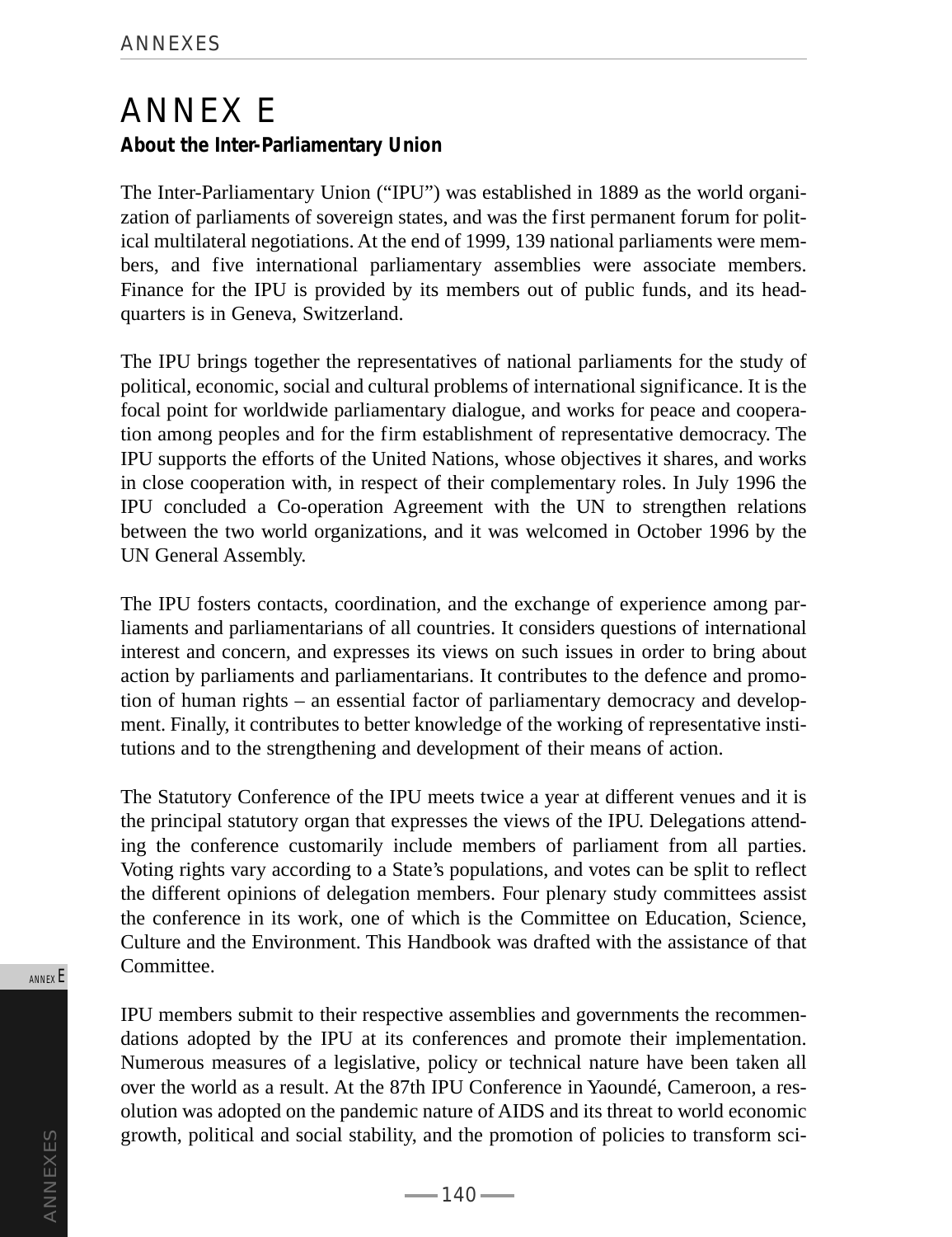# ANNEX E

**About the Inter-Parliamentary Union**

The Inter-Parliamentary Union ("IPU") was established in 1889 as the world organization of parliaments of sovereign states, and was the first permanent forum for political multilateral negotiations. At the end of 1999, 139 national parliaments were members, and five international parliamentary assemblies were associate members. Finance for the IPU is provided by its members out of public funds, and its headquarters is in Geneva, Switzerland.

The IPU brings together the representatives of national parliaments for the study of political, economic, social and cultural problems of international significance. It is the focal point for worldwide parliamentary dialogue, and works for peace and cooperation among peoples and for the firm establishment of representative democracy. The IPU supports the efforts of the United Nations, whose objectives it shares, and works in close cooperation with, in respect of their complementary roles. In July 1996 the IPU concluded a Co-operation Agreement with the UN to strengthen relations between the two world organizations, and it was welcomed in October 1996 by the UN General Assembly.

The IPU fosters contacts, coordination, and the exchange of experience among parliaments and parliamentarians of all countries. It considers questions of international interest and concern, and expresses its views on such issues in order to bring about action by parliaments and parliamentarians. It contributes to the defence and promotion of human rights – an essential factor of parliamentary democracy and development. Finally, it contributes to better knowledge of the working of representative institutions and to the strengthening and development of their means of action.

The Statutory Conference of the IPU meets twice a year at different venues and it is the principal statutory organ that expresses the views of the IPU. Delegations attending the conference customarily include members of parliament from all parties. Voting rights vary according to a State's populations, and votes can be split to reflect the different opinions of delegation members. Four plenary study committees assist the conference in its work, one of which is the Committee on Education, Science, Culture and the Environment. This Handbook was drafted with the assistance of that Committee.

IPU members submit to their respective assemblies and governments the recommendations adopted by the IPU at its conferences and promote their implementation. Numerous measures of a legislative, policy or technical nature have been taken all over the world as a result. At the 87th IPU Conference in Yaoundé, Cameroon, a resolution was adopted on the pandemic nature of AIDS and its threat to world economic growth, political and social stability, and the promotion of policies to transform sci-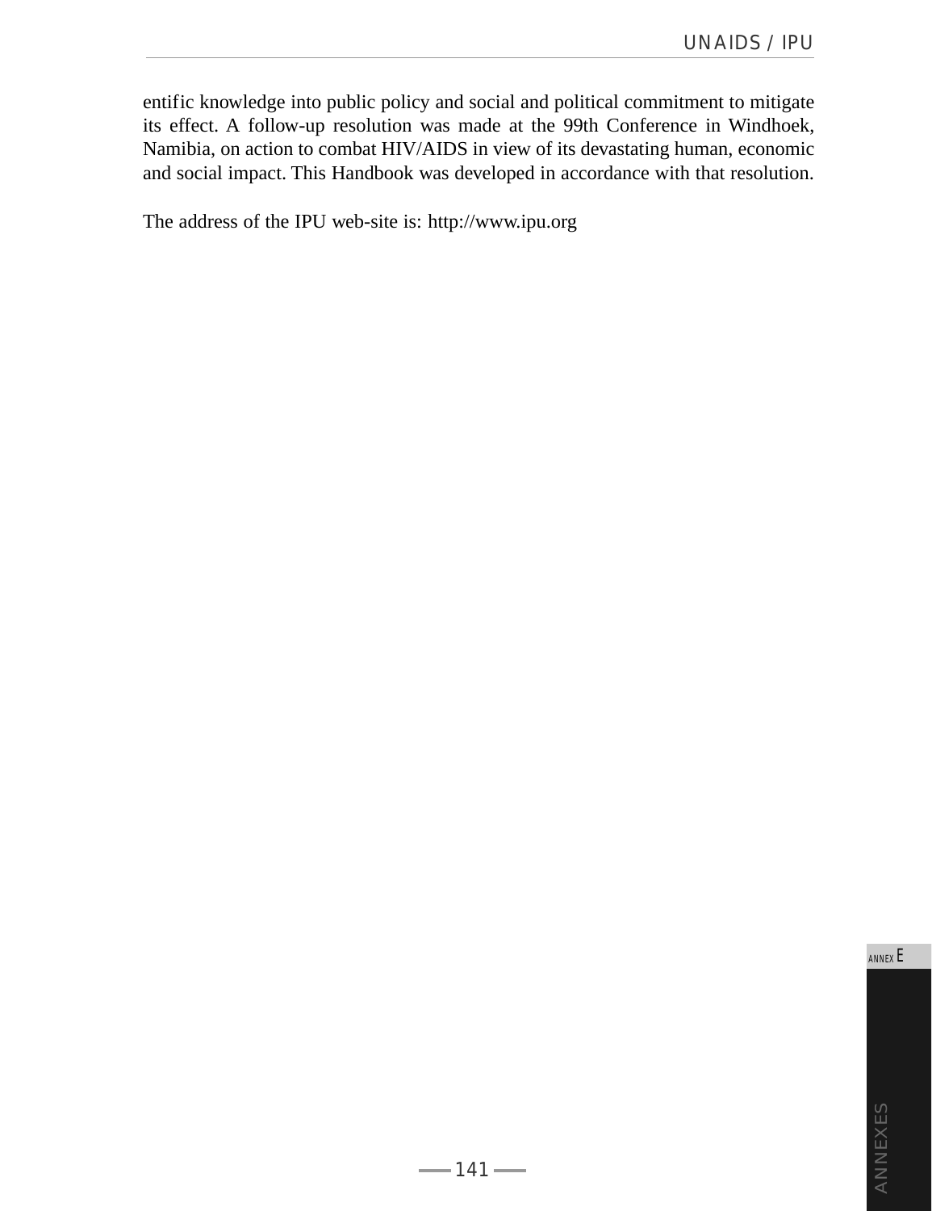entific knowledge into public policy and social and political commitment to mitigate its effect. A follow-up resolution was made at the 99th Conference in Windhoek, Namibia, on action to combat HIV/AIDS in view of its devastating human, economic and social impact. This Handbook was developed in accordance with that resolution.

The address of the IPU web-site is: http://www.ipu.org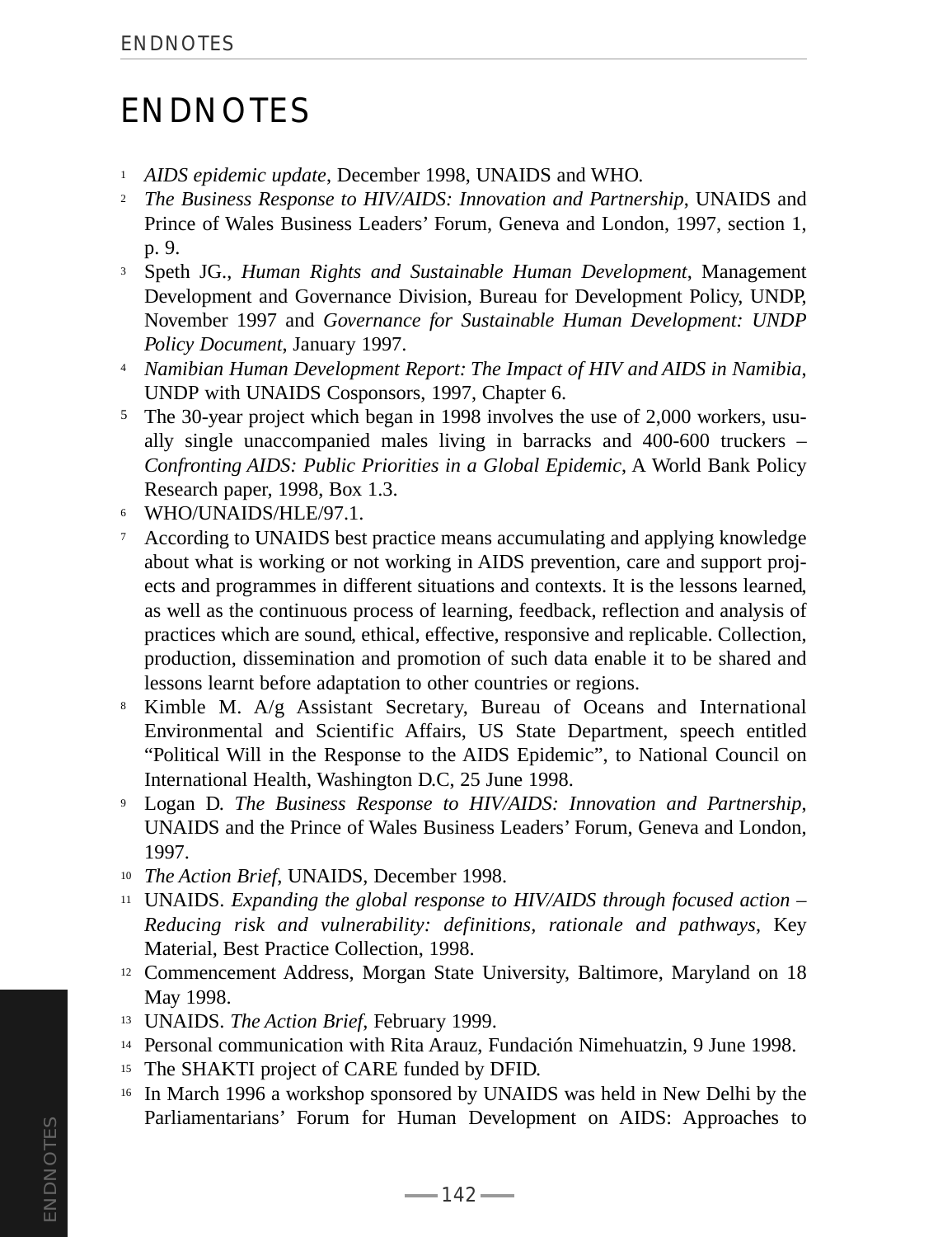# ENDNOTES

1. *AIDS epidemic update*, December 1998, UNAIDS and WHO.
2. *The Business Response to HIV/AIDS: Innovation and Partnership*, UNAIDS and Prince of Wales Business Leaders' Forum, Geneva and London, 1997, section 1, p. 9.
3. Speth JG., *Human Rights and Sustainable Human Development*, Management Development and Governance Division, Bureau for Development Policy, UNDP, November 1997 and *Governance for Sustainable Human Development: UNDP Policy Document*, January 1997.
4. *Namibian Human Development Report: The Impact of HIV and AIDS in Namibia*, UNDP with UNAIDS Cosponsors, 1997, Chapter 6.
5. The 30-year project which began in 1998 involves the use of 2,000 workers, usually single unaccompanied males living in barracks and 400-600 truckers – *Confronting AIDS: Public Priorities in a Global Epidemic*, A World Bank Policy Research paper, 1998, Box 1.3.
6. WHO/UNAIDS/HLE/97.1.
7. According to UNAIDS best practice means accumulating and applying knowledge about what is working or not working in AIDS prevention, care and support projects and programmes in different situations and contexts. It is the lessons learned, as well as the continuous process of learning, feedback, reflection and analysis of practices which are sound, ethical, effective, responsive and replicable. Collection, production, dissemination and promotion of such data enable it to be shared and lessons learnt before adaptation to other countries or regions.
8. Kimble M. A/g Assistant Secretary, Bureau of Oceans and International Environmental and Scientific Affairs, US State Department, speech entitled "Political Will in the Response to the AIDS Epidemic", to National Council on International Health, Washington D.C, 25 June 1998.
9. Logan D. *The Business Response to HIV/AIDS: Innovation and Partnership*, UNAIDS and the Prince of Wales Business Leaders' Forum, Geneva and London, 1997.
10. *The Action Brief*, UNAIDS, December 1998.
11. UNAIDS. *Expanding the global response to HIV/AIDS through focused action – Reducing risk and vulnerability: definitions, rationale and pathways*, Key Material, Best Practice Collection, 1998.
12. Commencement Address, Morgan State University, Baltimore, Maryland on 18 May 1998.
13. UNAIDS. *The Action Brief*, February 1999.
14. Personal communication with Rita Arauz, Fundación Nimehuatzin, 9 June 1998.
15. The SHAKTI project of CARE funded by DFID.
16. In March 1996 a workshop sponsored by UNAIDS was held in New Delhi by the Parliamentarians' Forum for Human Development on AIDS: Approaches to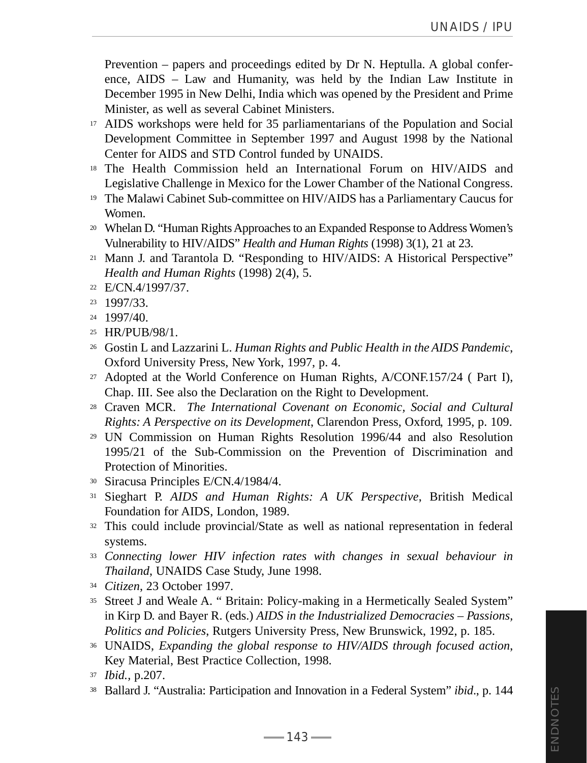Prevention – papers and proceedings edited by Dr N. Heptulla. A global conference, AIDS – Law and Humanity, was held by the Indian Law Institute in December 1995 in New Delhi, India which was opened by the President and Prime Minister, as well as several Cabinet Ministers.

17 AIDS workshops were held for 35 parliamentarians of the Population and Social Development Committee in September 1997 and August 1998 by the National Center for AIDS and STD Control funded by UNAIDS.

18 The Health Commission held an International Forum on HIV/AIDS and Legislative Challenge in Mexico for the Lower Chamber of the National Congress.

19 The Malawi Cabinet Sub-committee on HIV/AIDS has a Parliamentary Caucus for Women.

20 Whelan D. "Human Rights Approaches to an Expanded Response to Address Women's Vulnerability to HIV/AIDS" *Health and Human Rights* (1998) 3(1), 21 at 23.

21 Mann J. and Tarantola D. "Responding to HIV/AIDS: A Historical Perspective" *Health and Human Rights* (1998) 2(4), 5.

22 E/CN.4/1997/37.

23 1997/33.

24 1997/40.

25 HR/PUB/98/1.

26 Gostin L and Lazzarini L. *Human Rights and Public Health in the AIDS Pandemic*, Oxford University Press, New York, 1997, p. 4.

27 Adopted at the World Conference on Human Rights, A/CONF.157/24 ( Part I), Chap. III. See also the Declaration on the Right to Development.

28 Craven MCR. *The International Covenant on Economic, Social and Cultural Rights: A Perspective on its Development*, Clarendon Press, Oxford, 1995, p. 109.

29 UN Commission on Human Rights Resolution 1996/44 and also Resolution 1995/21 of the Sub-Commission on the Prevention of Discrimination and Protection of Minorities.

30 Siracusa Principles E/CN.4/1984/4.

31 Sieghart P. *AIDS and Human Rights: A UK Perspective*, British Medical Foundation for AIDS, London, 1989.

32 This could include provincial/State as well as national representation in federal systems.

33 *Connecting lower HIV infection rates with changes in sexual behaviour in Thailand*, UNAIDS Case Study, June 1998.

34 *Citizen*, 23 October 1997.

35 Street J and Weale A. " Britain: Policy-making in a Hermetically Sealed System" in Kirp D. and Bayer R. (eds.) *AIDS in the Industrialized Democracies – Passions, Politics and Policies*, Rutgers University Press, New Brunswick, 1992, p. 185.

36 UNAIDS, *Expanding the global response to HIV/AIDS through focused action*, Key Material, Best Practice Collection, 1998.

37 *Ibid.*, p.207.

38 Ballard J. "Australia: Participation and Innovation in a Federal System" *ibid*., p. 144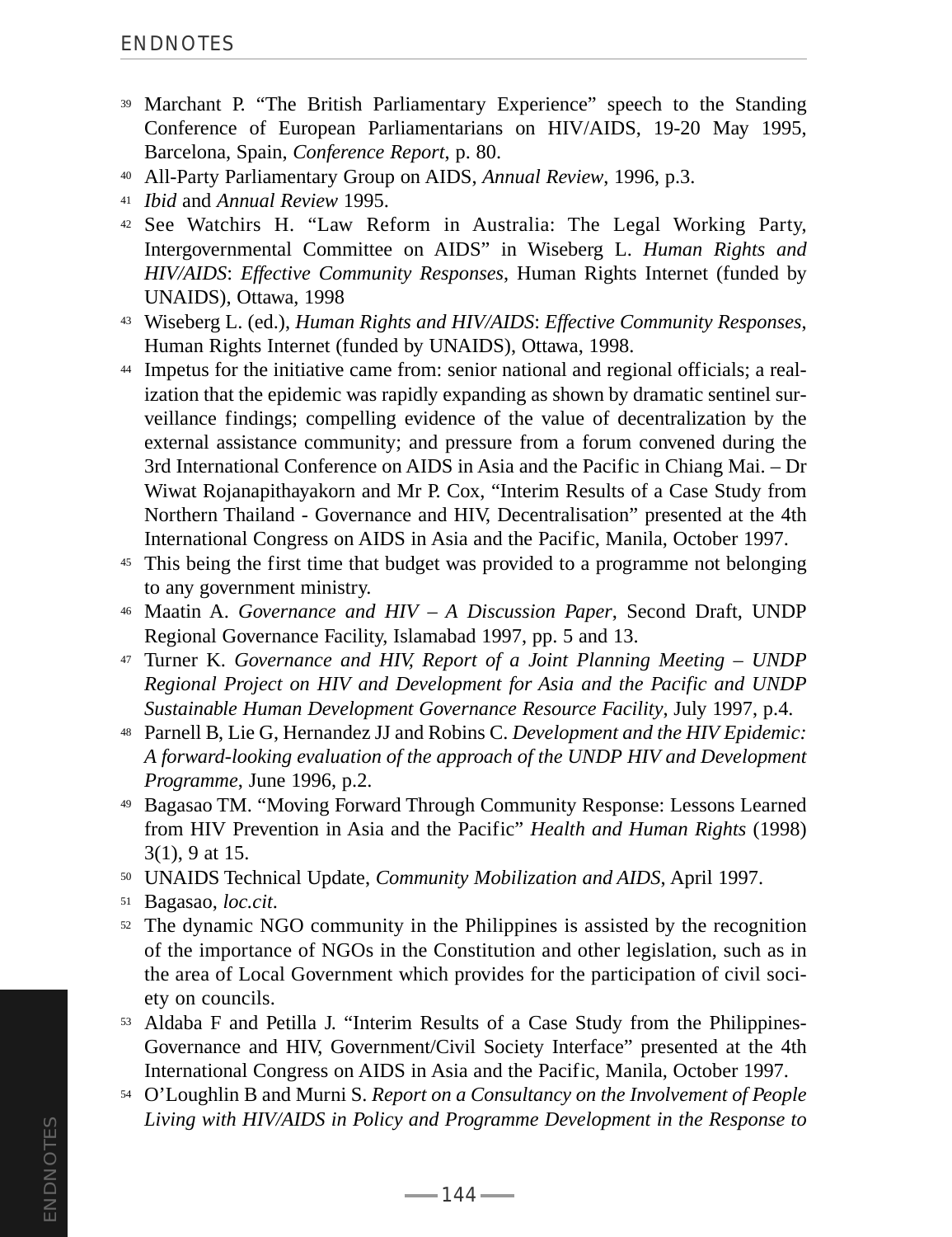39 Marchant P. "The British Parliamentary Experience" speech to the Standing Conference of European Parliamentarians on HIV/AIDS, 19-20 May 1995, Barcelona, Spain, *Conference Report*, p. 80.

40 All-Party Parliamentary Group on AIDS, *Annual Review*, 1996, p.3.

41 *Ibid* and *Annual Review* 1995.

42 See Watchirs H. "Law Reform in Australia: The Legal Working Party, Intergovernmental Committee on AIDS" in Wiseberg L. *Human Rights and HIV/AIDS*: *Effective Community Responses*, Human Rights Internet (funded by UNAIDS), Ottawa, 1998

43 Wiseberg L. (ed.), *Human Rights and HIV/AIDS*: *Effective Community Responses*, Human Rights Internet (funded by UNAIDS), Ottawa, 1998.

44 Impetus for the initiative came from: senior national and regional officials; a realization that the epidemic was rapidly expanding as shown by dramatic sentinel surveillance findings; compelling evidence of the value of decentralization by the external assistance community; and pressure from a forum convened during the 3rd International Conference on AIDS in Asia and the Pacific in Chiang Mai. – Dr Wiwat Rojanapithayakorn and Mr P. Cox, "Interim Results of a Case Study from Northern Thailand - Governance and HIV, Decentralisation" presented at the 4th International Congress on AIDS in Asia and the Pacific, Manila, October 1997.

45 This being the first time that budget was provided to a programme not belonging to any government ministry.

46 Maatin A. *Governance and HIV – A Discussion Paper*, Second Draft, UNDP Regional Governance Facility, Islamabad 1997, pp. 5 and 13.

47 Turner K. *Governance and HIV, Report of a Joint Planning Meeting – UNDP Regional Project on HIV and Development for Asia and the Pacific and UNDP Sustainable Human Development Governance Resource Facility*, July 1997, p.4.

48 Parnell B, Lie G, Hernandez JJ and Robins C. *Development and the HIV Epidemic: A forward-looking evaluation of the approach of the UNDP HIV and Development Programme*, June 1996, p.2.

49 Bagasao TM. "Moving Forward Through Community Response: Lessons Learned from HIV Prevention in Asia and the Pacific" *Health and Human Rights* (1998) 3(1), 9 at 15.

50 UNAIDS Technical Update, *Community Mobilization and AIDS*, April 1997.

51 Bagasao, *loc.cit*.

52 The dynamic NGO community in the Philippines is assisted by the recognition of the importance of NGOs in the Constitution and other legislation, such as in the area of Local Government which provides for the participation of civil society on councils.

53 Aldaba F and Petilla J. "Interim Results of a Case Study from the Philippines-Governance and HIV, Government/Civil Society Interface" presented at the 4th International Congress on AIDS in Asia and the Pacific, Manila, October 1997.

54 O'Loughlin B and Murni S. *Report on a Consultancy on the Involvement of People Living with HIV/AIDS in Policy and Programme Development in the Response to*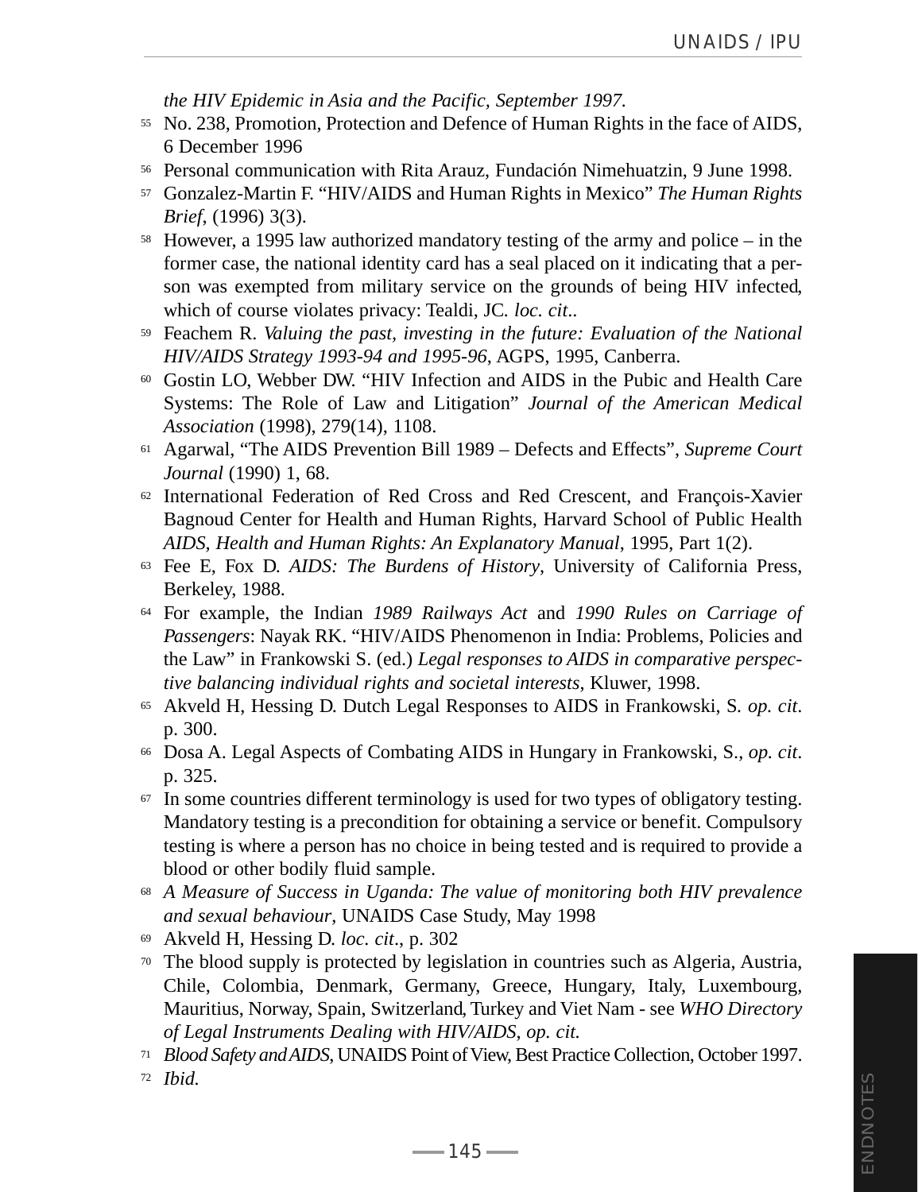*the HIV Epidemic in Asia and the Pacific, September 1997.*

55 No. 238, Promotion, Protection and Defence of Human Rights in the face of AIDS, 6 December 1996

56 Personal communication with Rita Arauz, Fundación Nimehuatzin, 9 June 1998.

57 Gonzalez-Martin F. "HIV/AIDS and Human Rights in Mexico" *The Human Rights Brief*, (1996) 3(3).

58 However, a 1995 law authorized mandatory testing of the army and police – in the former case, the national identity card has a seal placed on it indicating that a person was exempted from military service on the grounds of being HIV infected, which of course violates privacy: Tealdi, JC. *loc. cit*..

59 Feachem R. *Valuing the past, investing in the future: Evaluation of the National HIV/AIDS Strategy 1993-94 and 1995-96*, AGPS, 1995, Canberra.

60 Gostin LO, Webber DW. "HIV Infection and AIDS in the Pubic and Health Care Systems: The Role of Law and Litigation" *Journal of the American Medical Association* (1998), 279(14), 1108.

61 Agarwal, "The AIDS Prevention Bill 1989 – Defects and Effects", *Supreme Court Journal* (1990) 1, 68.

62 International Federation of Red Cross and Red Crescent, and François-Xavier Bagnoud Center for Health and Human Rights, Harvard School of Public Health *AIDS, Health and Human Rights: An Explanatory Manual*, 1995, Part 1(2).

63 Fee E, Fox D. *AIDS: The Burdens of History*, University of California Press, Berkeley, 1988.

64 For example, the Indian *1989 Railways Act* and *1990 Rules on Carriage of Passengers*: Nayak RK. "HIV/AIDS Phenomenon in India: Problems, Policies and the Law" in Frankowski S. (ed.) *Legal responses to AIDS in comparative perspective balancing individual rights and societal interests*, Kluwer, 1998.

65 Akveld H, Hessing D. Dutch Legal Responses to AIDS in Frankowski, S. *op. cit*. p. 300.

66 Dosa A. Legal Aspects of Combating AIDS in Hungary in Frankowski, S., *op. cit*. p. 325.

67 In some countries different terminology is used for two types of obligatory testing. Mandatory testing is a precondition for obtaining a service or benefit. Compulsory testing is where a person has no choice in being tested and is required to provide a blood or other bodily fluid sample.

68 *A Measure of Success in Uganda: The value of monitoring both HIV prevalence and sexual behaviour*, UNAIDS Case Study, May 1998

69 Akveld H, Hessing D. *loc. cit*., p. 302

70 The blood supply is protected by legislation in countries such as Algeria, Austria, Chile, Colombia, Denmark, Germany, Greece, Hungary, Italy, Luxembourg, Mauritius, Norway, Spain, Switzerland, Turkey and Viet Nam - see *WHO Directory of Legal Instruments Dealing with HIV/AIDS*, *op. cit.*

71 *Blood Safety and AIDS*, UNAIDS Point of View, Best Practice Collection, October 1997.

72 *Ibid.*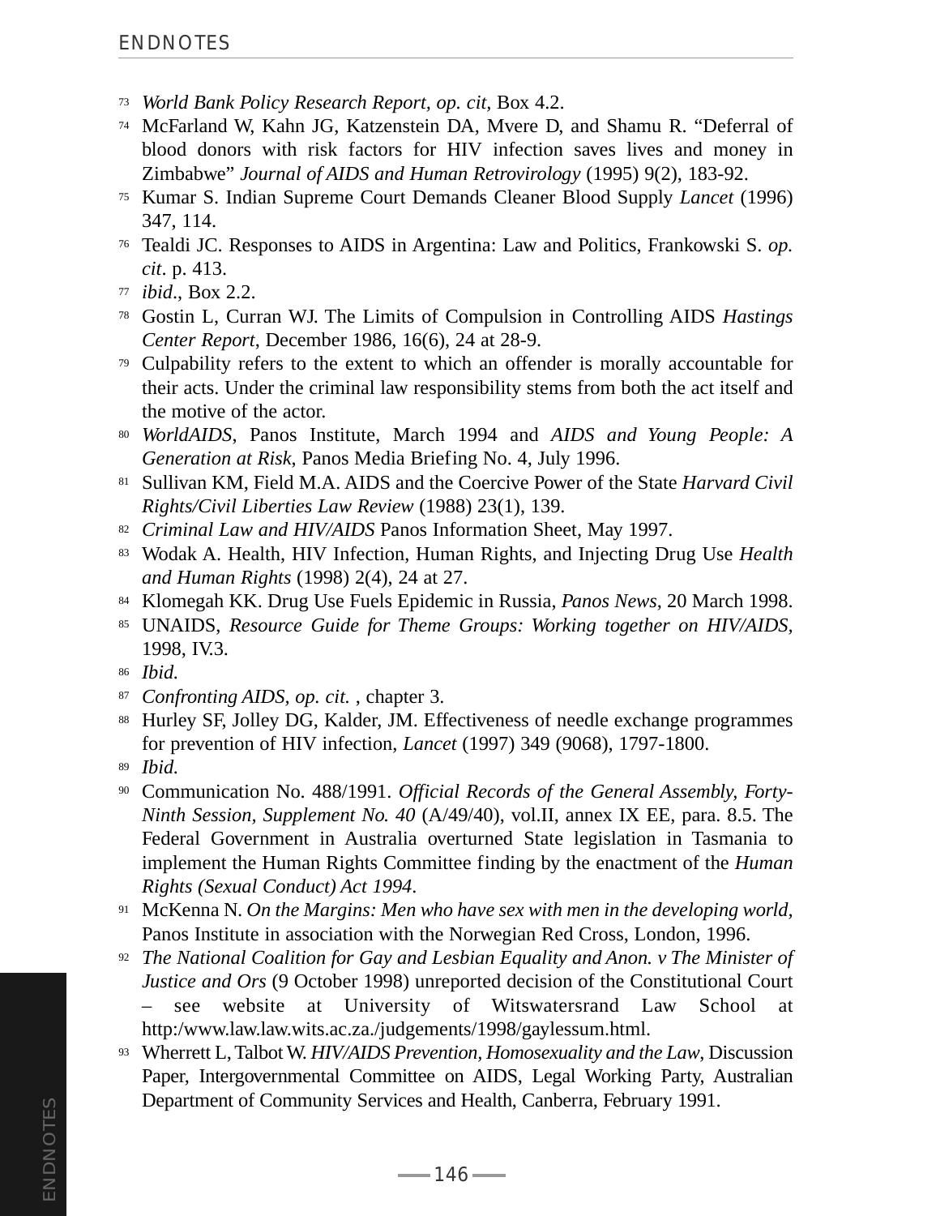73 *World Bank Policy Research Report, op. cit*, Box 4.2.

74 McFarland W, Kahn JG, Katzenstein DA, Mvere D, and Shamu R. "Deferral of blood donors with risk factors for HIV infection saves lives and money in Zimbabwe" *Journal of AIDS and Human Retrovirology* (1995) 9(2), 183-92.

75 Kumar S. Indian Supreme Court Demands Cleaner Blood Supply *Lancet* (1996) 347, 114.

76 Tealdi JC. Responses to AIDS in Argentina: Law and Politics, Frankowski S. *op. cit*. p. 413.

77 *ibid*., Box 2.2.

78 Gostin L, Curran WJ. The Limits of Compulsion in Controlling AIDS *Hastings Center Report*, December 1986, 16(6), 24 at 28-9.

79 Culpability refers to the extent to which an offender is morally accountable for their acts. Under the criminal law responsibility stems from both the act itself and the motive of the actor.

80 *WorldAIDS*, Panos Institute, March 1994 and *AIDS and Young People: A Generation at Risk*, Panos Media Briefing No. 4, July 1996.

81 Sullivan KM, Field M.A. AIDS and the Coercive Power of the State *Harvard Civil Rights/Civil Liberties Law Review* (1988) 23(1), 139.

82 *Criminal Law and HIV/AIDS* Panos Information Sheet, May 1997.

83 Wodak A. Health, HIV Infection, Human Rights, and Injecting Drug Use *Health and Human Rights* (1998) 2(4), 24 at 27.

84 Klomegah KK. Drug Use Fuels Epidemic in Russia, *Panos News*, 20 March 1998.

85 UNAIDS, *Resource Guide for Theme Groups: Working together on HIV/AIDS*, 1998, IV.3.

86 *Ibid.*

87 *Confronting AIDS*, *op. cit.* , chapter 3.

88 Hurley SF, Jolley DG, Kalder, JM. Effectiveness of needle exchange programmes for prevention of HIV infection, *Lancet* (1997) 349 (9068), 1797-1800.

89 *Ibid.*

90 Communication No. 488/1991. *Official Records of the General Assembly, Forty-Ninth Session, Supplement No. 40* (A/49/40), vol.II, annex IX EE, para. 8.5. The Federal Government in Australia overturned State legislation in Tasmania to implement the Human Rights Committee finding by the enactment of the *Human Rights (Sexual Conduct) Act 1994*.

91 McKenna N. *On the Margins: Men who have sex with men in the developing world,* Panos Institute in association with the Norwegian Red Cross, London, 1996.

92 *The National Coalition for Gay and Lesbian Equality and Anon. v The Minister of Justice and Ors* (9 October 1998) unreported decision of the Constitutional Court – see website at University of Witswatersrand Law School at http:/www.law.law.wits.ac.za./judgements/1998/gaylessum.html.

93 Wherrett L, Talbot W. *HIV/AIDS Prevention, Homosexuality and the Law*, Discussion Paper, Intergovernmental Committee on AIDS, Legal Working Party, Australian Department of Community Services and Health, Canberra, February 1991.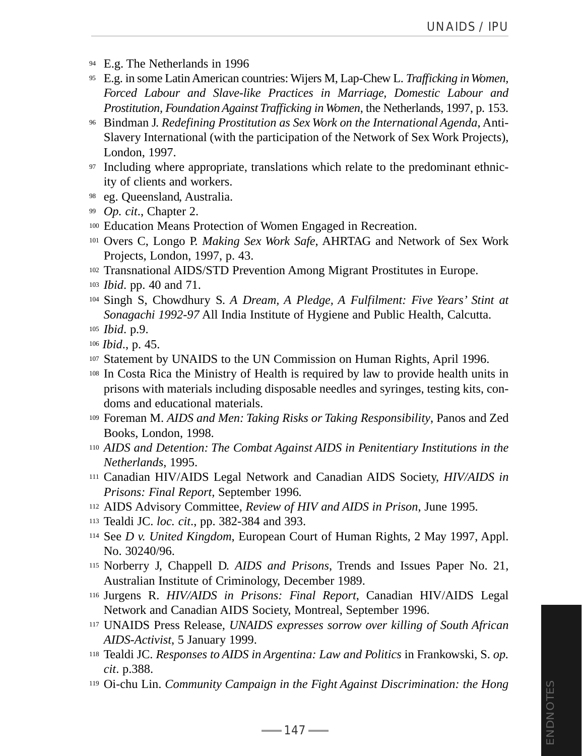94 E.g. The Netherlands in 1996

95 E.g. in some Latin American countries: Wijers M, Lap-Chew L. *Trafficking in Women, Forced Labour and Slave-like Practices in Marriage, Domestic Labour and Prostitution, Foundation Against Trafficking in Women*, the Netherlands, 1997, p. 153.

96 Bindman J. *Redefining Prostitution as Sex Work on the International Agenda*, Anti-Slavery International (with the participation of the Network of Sex Work Projects), London, 1997.

97 Including where appropriate, translations which relate to the predominant ethnicity of clients and workers.

98 eg. Queensland, Australia.

99 *Op. cit*., Chapter 2.

100 Education Means Protection of Women Engaged in Recreation.

101 Overs C, Longo P. *Making Sex Work Safe*, AHRTAG and Network of Sex Work Projects, London, 1997, p. 43.

102 Transnational AIDS/STD Prevention Among Migrant Prostitutes in Europe.

103 *Ibid*. pp. 40 and 71.

104 Singh S, Chowdhury S. *A Dream, A Pledge, A Fulfilment: Five Years' Stint at Sonagachi 1992-97* All India Institute of Hygiene and Public Health, Calcutta.

105 *Ibid*. p.9.

106 *Ibid*., p. 45.

107 Statement by UNAIDS to the UN Commission on Human Rights, April 1996.

108 In Costa Rica the Ministry of Health is required by law to provide health units in prisons with materials including disposable needles and syringes, testing kits, condoms and educational materials.

109 Foreman M. *AIDS and Men: Taking Risks or Taking Responsibility*, Panos and Zed Books, London, 1998.

110 *AIDS and Detention: The Combat Against AIDS in Penitentiary Institutions in the Netherlands*, 1995.

111 Canadian HIV/AIDS Legal Network and Canadian AIDS Society, *HIV/AIDS in Prisons: Final Report,* September 1996.

112 AIDS Advisory Committee, *Review of HIV and AIDS in Prison*, June 1995.

113 Tealdi JC. *loc. cit*., pp. 382-384 and 393.

114 See *D v. United Kingdom*, European Court of Human Rights, 2 May 1997, Appl. No. 30240/96.

115 Norberry J, Chappell D. *AIDS and Prisons*, Trends and Issues Paper No. 21, Australian Institute of Criminology, December 1989.

116 Jurgens R. *HIV/AIDS in Prisons: Final Report*, Canadian HIV/AIDS Legal Network and Canadian AIDS Society, Montreal, September 1996.

117 UNAIDS Press Release, *UNAIDS expresses sorrow over killing of South African AIDS-Activist*, 5 January 1999.

118 Tealdi JC. *Responses to AIDS in Argentina: Law and Politics* in Frankowski, S. *op. cit*. p.388.

119 Oi-chu Lin. *Community Campaign in the Fight Against Discrimination: the Hong*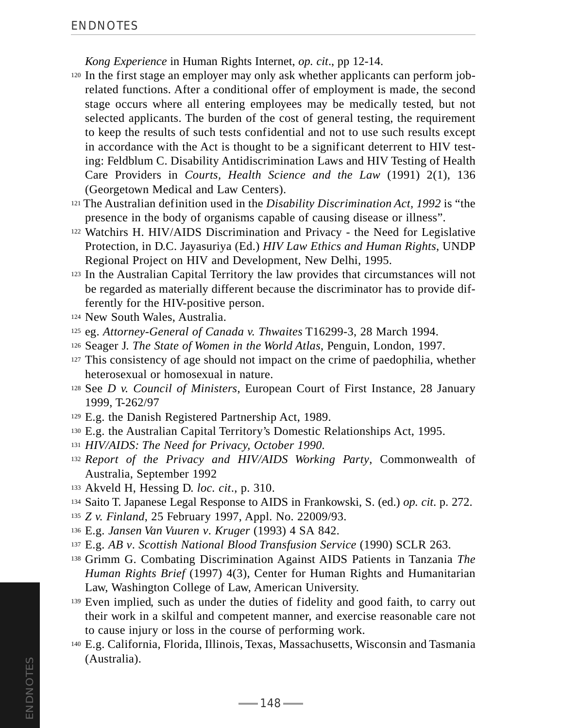*Kong Experience* in Human Rights Internet, *op. cit*., pp 12-14.

120 In the first stage an employer may only ask whether applicants can perform job-related functions. After a conditional offer of employment is made, the second stage occurs where all entering employees may be medically tested, but not selected applicants. The burden of the cost of general testing, the requirement to keep the results of such tests confidential and not to use such results except in accordance with the Act is thought to be a significant deterrent to HIV testing: Feldblum C. Disability Antidiscrimination Laws and HIV Testing of Health Care Providers in *Courts, Health Science and the Law* (1991) 2(1), 136 (Georgetown Medical and Law Centers).

121 The Australian definition used in the *Disability Discrimination Act, 1992* is "the presence in the body of organisms capable of causing disease or illness".

122 Watchirs H. HIV/AIDS Discrimination and Privacy - the Need for Legislative Protection, in D.C. Jayasuriya (Ed.) *HIV Law Ethics and Human Rights*, UNDP Regional Project on HIV and Development, New Delhi, 1995.

123 In the Australian Capital Territory the law provides that circumstances will not be regarded as materially different because the discriminator has to provide differently for the HIV-positive person.

124 New South Wales, Australia.

125 eg. *Attorney-General of Canada v. Thwaites* T16299-3, 28 March 1994.

126 Seager J. *The State of Women in the World Atlas*, Penguin, London, 1997.

127 This consistency of age should not impact on the crime of paedophilia, whether heterosexual or homosexual in nature.

128 See *D v. Council of Ministers*, European Court of First Instance, 28 January 1999, T-262/97

129 E.g. the Danish Registered Partnership Act, 1989.

130 E.g. the Australian Capital Territory's Domestic Relationships Act, 1995.

131 *HIV/AIDS: The Need for Privacy, October 1990.*

132 *Report of the Privacy and HIV/AIDS Working Party*, Commonwealth of Australia, September 1992

133 Akveld H, Hessing D. *loc. cit*., p. 310.

134 Saito T. Japanese Legal Response to AIDS in Frankowski, S. (ed.) *op. cit*. p. 272.

135 *Z v. Finland*, 25 February 1997, Appl. No. 22009/93.

136 E.g. *Jansen Van Vuuren v. Kruger* (1993) 4 SA 842.

137 E.g. *AB v. Scottish National Blood Transfusion Service* (1990) SCLR 263.

138 Grimm G. Combating Discrimination Against AIDS Patients in Tanzania *The Human Rights Brief* (1997) 4(3), Center for Human Rights and Humanitarian Law, Washington College of Law, American University.

139 Even implied, such as under the duties of fidelity and good faith, to carry out their work in a skilful and competent manner, and exercise reasonable care not to cause injury or loss in the course of performing work.

140 E.g. California, Florida, Illinois, Texas, Massachusetts, Wisconsin and Tasmania (Australia).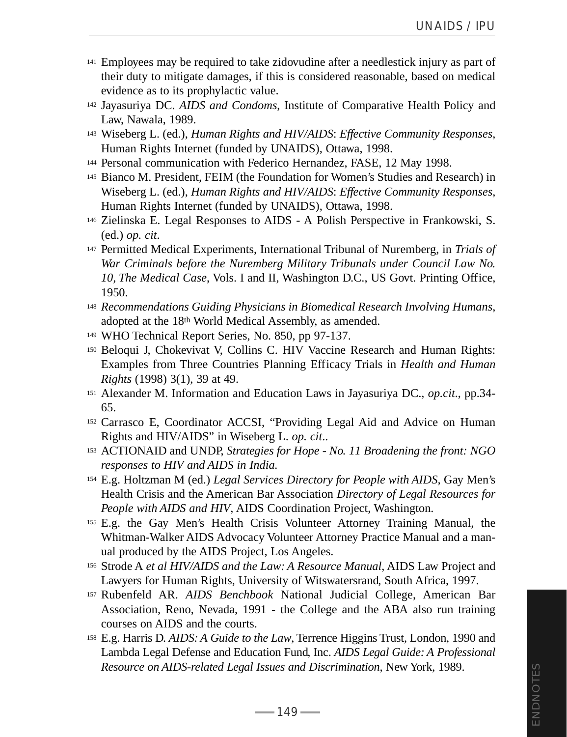141 Employees may be required to take zidovudine after a needlestick injury as part of their duty to mitigate damages, if this is considered reasonable, based on medical evidence as to its prophylactic value.

142 Jayasuriya DC. *AIDS and Condoms*, Institute of Comparative Health Policy and Law, Nawala, 1989.

143 Wiseberg L. (ed.), *Human Rights and HIV/AIDS*: *Effective Community Responses*, Human Rights Internet (funded by UNAIDS), Ottawa, 1998.

144 Personal communication with Federico Hernandez, FASE, 12 May 1998.

145 Bianco M. President, FEIM (the Foundation for Women's Studies and Research) in Wiseberg L. (ed.), *Human Rights and HIV/AIDS*: *Effective Community Responses*, Human Rights Internet (funded by UNAIDS), Ottawa, 1998.

146 Zielinska E. Legal Responses to AIDS - A Polish Perspective in Frankowski, S. (ed.) *op. cit*.

147 Permitted Medical Experiments, International Tribunal of Nuremberg, in *Trials of War Criminals before the Nuremberg Military Tribunals under Council Law No. 10, The Medical Case*, Vols. I and II, Washington D.C., US Govt. Printing Office, 1950.

148 *Recommendations Guiding Physicians in Biomedical Research Involving Humans*, adopted at the 18th World Medical Assembly, as amended.

149 WHO Technical Report Series, No. 850, pp 97-137.

150 Beloqui J, Chokevivat V, Collins C. HIV Vaccine Research and Human Rights: Examples from Three Countries Planning Efficacy Trials in *Health and Human Rights* (1998) 3(1), 39 at 49.

151 Alexander M. Information and Education Laws in Jayasuriya DC., *op.cit*., pp.34-65.

152 Carrasco E, Coordinator ACCSI, "Providing Legal Aid and Advice on Human Rights and HIV/AIDS" in Wiseberg L. *op. cit*..

153 ACTIONAID and UNDP, *Strategies for Hope - No. 11 Broadening the front: NGO responses to HIV and AIDS in India.*

154 E.g. Holtzman M (ed.) *Legal Services Directory for People with AIDS*, Gay Men's Health Crisis and the American Bar Association *Directory of Legal Resources for People with AIDS and HIV*, AIDS Coordination Project, Washington.

155 E.g. the Gay Men's Health Crisis Volunteer Attorney Training Manual, the Whitman-Walker AIDS Advocacy Volunteer Attorney Practice Manual and a manual produced by the AIDS Project, Los Angeles.

156 Strode A *et al HIV/AIDS and the Law: A Resource Manual*, AIDS Law Project and Lawyers for Human Rights, University of Witswatersrand, South Africa, 1997.

157 Rubenfeld AR. *AIDS Benchbook* National Judicial College, American Bar Association, Reno, Nevada, 1991 - the College and the ABA also run training courses on AIDS and the courts.

158 E.g. Harris D. *AIDS: A Guide to the Law*, Terrence Higgins Trust, London, 1990 and Lambda Legal Defense and Education Fund, Inc. *AIDS Legal Guide: A Professional Resource on AIDS-related Legal Issues and Discrimination*, New York, 1989.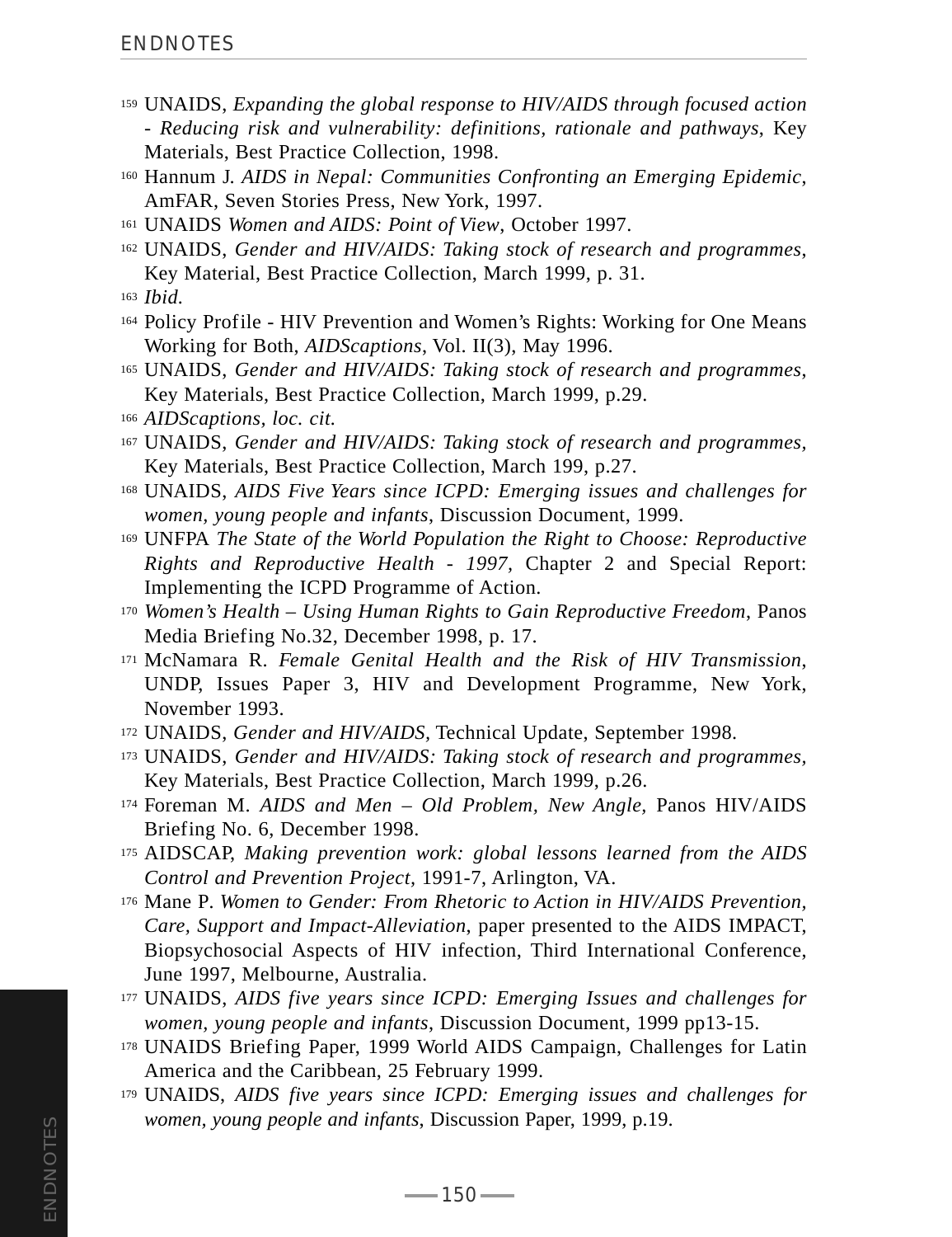159 UNAIDS, *Expanding the global response to HIV/AIDS through focused action - Reducing risk and vulnerability: definitions, rationale and pathways*, Key Materials, Best Practice Collection, 1998.

160 Hannum J. *AIDS in Nepal: Communities Confronting an Emerging Epidemic*, AmFAR, Seven Stories Press, New York, 1997.

161 UNAIDS *Women and AIDS: Point of View*, October 1997.

162 UNAIDS, *Gender and HIV/AIDS: Taking stock of research and programmes*, Key Material, Best Practice Collection, March 1999, p. 31.

163 *Ibid.*

164 Policy Profile - HIV Prevention and Women's Rights: Working for One Means Working for Both, *AIDScaptions*, Vol. II(3), May 1996.

165 UNAIDS, *Gender and HIV/AIDS: Taking stock of research and programmes*, Key Materials, Best Practice Collection, March 1999, p.29.

166 *AIDScaptions*, *loc. cit.*

167 UNAIDS, *Gender and HIV/AIDS: Taking stock of research and programmes,* Key Materials, Best Practice Collection, March 199, p.27.

168 UNAIDS, *AIDS Five Years since ICPD: Emerging issues and challenges for women, young people and infants*, Discussion Document, 1999.

169 UNFPA *The State of the World Population the Right to Choose: Reproductive Rights and Reproductive Health - 1997*, Chapter 2 and Special Report: Implementing the ICPD Programme of Action.

170 *Women's Health – Using Human Rights to Gain Reproductive Freedom*, Panos Media Briefing No.32, December 1998, p. 17.

171 McNamara R. *Female Genital Health and the Risk of HIV Transmission*, UNDP, Issues Paper 3, HIV and Development Programme, New York, November 1993.

172 UNAIDS, *Gender and HIV/AIDS*, Technical Update, September 1998.

173 UNAIDS, *Gender and HIV/AIDS: Taking stock of research and programmes,* Key Materials, Best Practice Collection, March 1999, p.26.

174 Foreman M. *AIDS and Men – Old Problem, New Angle,* Panos HIV/AIDS Briefing No. 6, December 1998.

175 AIDSCAP, *Making prevention work: global lessons learned from the AIDS Control and Prevention Project*, 1991-7, Arlington, VA.

176 Mane P. *Women to Gender: From Rhetoric to Action in HIV/AIDS Prevention, Care, Support and Impact-Alleviation*, paper presented to the AIDS IMPACT, Biopsychosocial Aspects of HIV infection, Third International Conference, June 1997, Melbourne, Australia.

177 UNAIDS, *AIDS five years since ICPD: Emerging Issues and challenges for women, young people and infants*, Discussion Document, 1999 pp13-15.

178 UNAIDS Briefing Paper, 1999 World AIDS Campaign, Challenges for Latin America and the Caribbean, 25 February 1999.

179 UNAIDS, *AIDS five years since ICPD: Emerging issues and challenges for women, young people and infants*, Discussion Paper, 1999, p.19.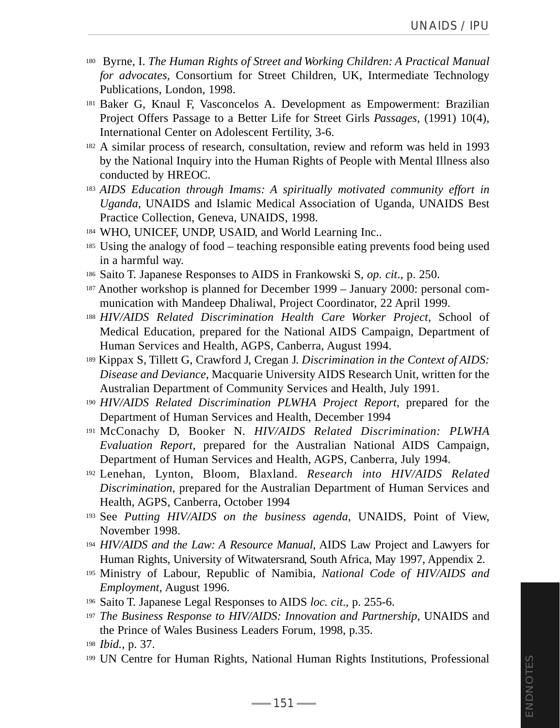180 Byrne, I. *The Human Rights of Street and Working Children: A Practical Manual for advocates,* Consortium for Street Children, UK, Intermediate Technology Publications, London, 1998.

181 Baker G, Knaul F, Vasconcelos A. Development as Empowerment: Brazilian Project Offers Passage to a Better Life for Street Girls *Passages*, (1991) 10(4), International Center on Adolescent Fertility, 3-6.

182 A similar process of research, consultation, review and reform was held in 1993 by the National Inquiry into the Human Rights of People with Mental Illness also conducted by HREOC.

183 *AIDS Education through Imams: A spiritually motivated community effort in Uganda*, UNAIDS and Islamic Medical Association of Uganda, UNAIDS Best Practice Collection, Geneva, UNAIDS, 1998.

184 WHO, UNICEF, UNDP, USAID, and World Learning Inc..

185 Using the analogy of food – teaching responsible eating prevents food being used in a harmful way.

186 Saito T. Japanese Responses to AIDS in Frankowski S, *op. cit*., p. 250.

187 Another workshop is planned for December 1999 – January 2000: personal communication with Mandeep Dhaliwal, Project Coordinator, 22 April 1999.

188 *HIV/AIDS Related Discrimination Health Care Worker Project*, School of Medical Education, prepared for the National AIDS Campaign, Department of Human Services and Health, AGPS, Canberra, August 1994.

189 Kippax S, Tillett G, Crawford J, Cregan J. *Discrimination in the Context of AIDS: Disease and Deviance*, Macquarie University AIDS Research Unit, written for the Australian Department of Community Services and Health, July 1991.

190 *HIV/AIDS Related Discrimination PLWHA Project Report*, prepared for the Department of Human Services and Health, December 1994

191 McConachy D, Booker N. *HIV/AIDS Related Discrimination: PLWHA Evaluation Report*, prepared for the Australian National AIDS Campaign, Department of Human Services and Health, AGPS, Canberra, July 1994.

192 Lenehan, Lynton, Bloom, Blaxland. *Research into HIV/AIDS Related Discrimination*, prepared for the Australian Department of Human Services and Health, AGPS, Canberra, October 1994

193 See *Putting HIV/AIDS on the business agenda*, UNAIDS, Point of View, November 1998.

194 *HIV/AIDS and the Law: A Resource Manual*, AIDS Law Project and Lawyers for Human Rights, University of Witwatersrand, South Africa, May 1997, Appendix 2.

195 Ministry of Labour, Republic of Namibia, *National Code of HIV/AIDS and Employment*, August 1996.

196 Saito T. Japanese Legal Responses to AIDS *loc. cit*., p. 255-6.

197 *The Business Response to HIV/AIDS: Innovation and Partnership*, UNAIDS and the Prince of Wales Business Leaders Forum, 1998, p.35.

198 *Ibid.*, p. 37.

199 UN Centre for Human Rights, National Human Rights Institutions, Professional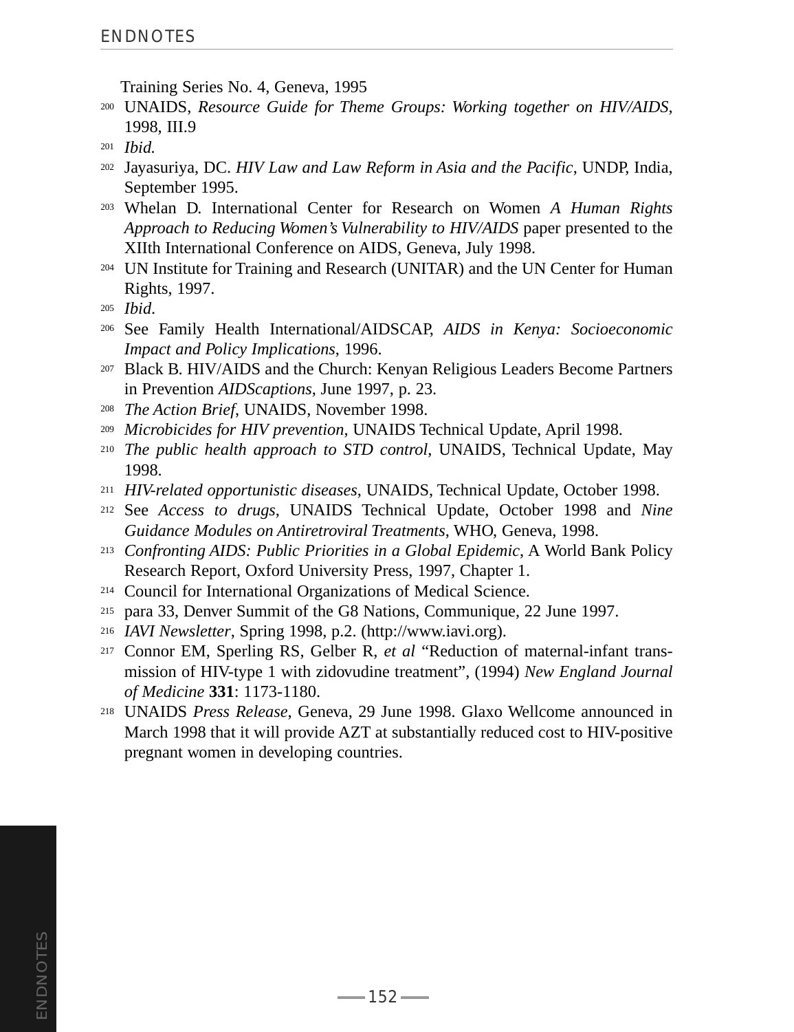Training Series No. 4, Geneva, 1995

200 UNAIDS, *Resource Guide for Theme Groups: Working together on HIV/AIDS*, 1998, III.9

201 *Ibid.*

202 Jayasuriya, DC. *HIV Law and Law Reform in Asia and the Pacific*, UNDP, India, September 1995.

203 Whelan D. International Center for Research on Women *A Human Rights Approach to Reducing Women's Vulnerability to HIV/AIDS* paper presented to the XIIth International Conference on AIDS, Geneva, July 1998.

204 UN Institute for Training and Research (UNITAR) and the UN Center for Human Rights, 1997.

205 *Ibid*.

206 See Family Health International/AIDSCAP, *AIDS in Kenya: Socioeconomic Impact and Policy Implications*, 1996.

207 Black B. HIV/AIDS and the Church: Kenyan Religious Leaders Become Partners in Prevention *AIDScaptions*, June 1997, p. 23.

208 *The Action Brief*, UNAIDS, November 1998.

209 *Microbicides for HIV prevention*, UNAIDS Technical Update, April 1998.

210 *The public health approach to STD control*, UNAIDS, Technical Update, May 1998.

211 *HIV-related opportunistic diseases*, UNAIDS, Technical Update, October 1998.

212 See *Access to drugs*, UNAIDS Technical Update, October 1998 and *Nine Guidance Modules on Antiretroviral Treatments*, WHO, Geneva, 1998.

213 *Confronting AIDS: Public Priorities in a Global Epidemic*, A World Bank Policy Research Report, Oxford University Press, 1997, Chapter 1.

214 Council for International Organizations of Medical Science.

215 para 33, Denver Summit of the G8 Nations, Communique, 22 June 1997.

216 *IAVI Newsletter*, Spring 1998, p.2. (http://www.iavi.org).

217 Connor EM, Sperling RS, Gelber R, *et al* "Reduction of maternal-infant transmission of HIV-type 1 with zidovudine treatment", (1994) *New England Journal of Medicine* **331**: 1173-1180.

218 UNAIDS *Press Release*, Geneva, 29 June 1998. Glaxo Wellcome announced in March 1998 that it will provide AZT at substantially reduced cost to HIV-positive pregnant women in developing countries.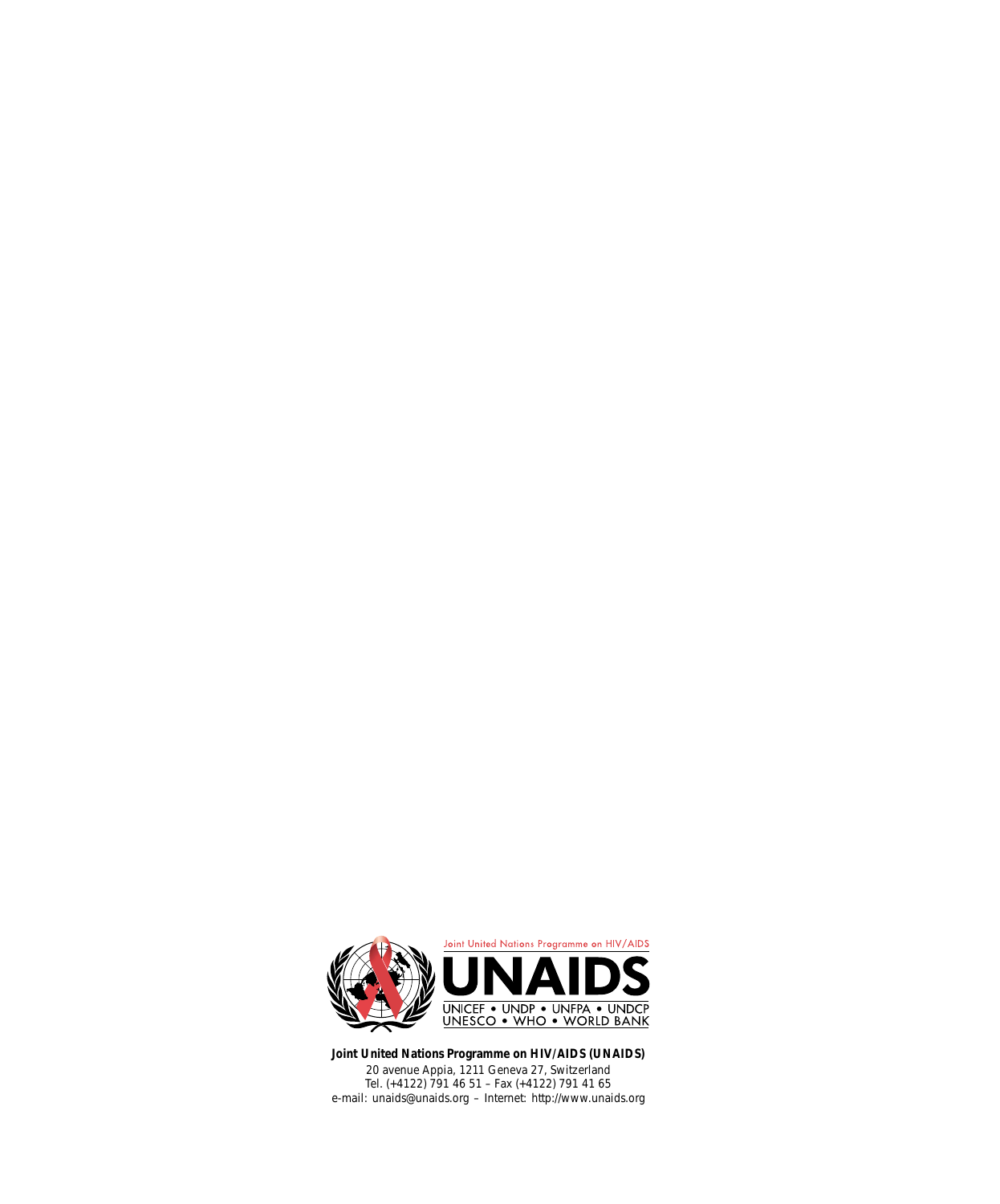Joint United Nations Programme on HIV/AIDS

UNAIDS

UNICEF • UNDP • UNFPA • UNDCP
UNESCO • WHO • WORLD BANK

**Joint United Nations Programme on HIV/AIDS (UNAIDS)**
20 avenue Appia, 1211 Geneva 27, Switzerland
Tel. (+4122) 791 46 51 – Fax (+4122) 791 41 65
e-mail: unaids@unaids.org – Internet: http://www.unaids.org